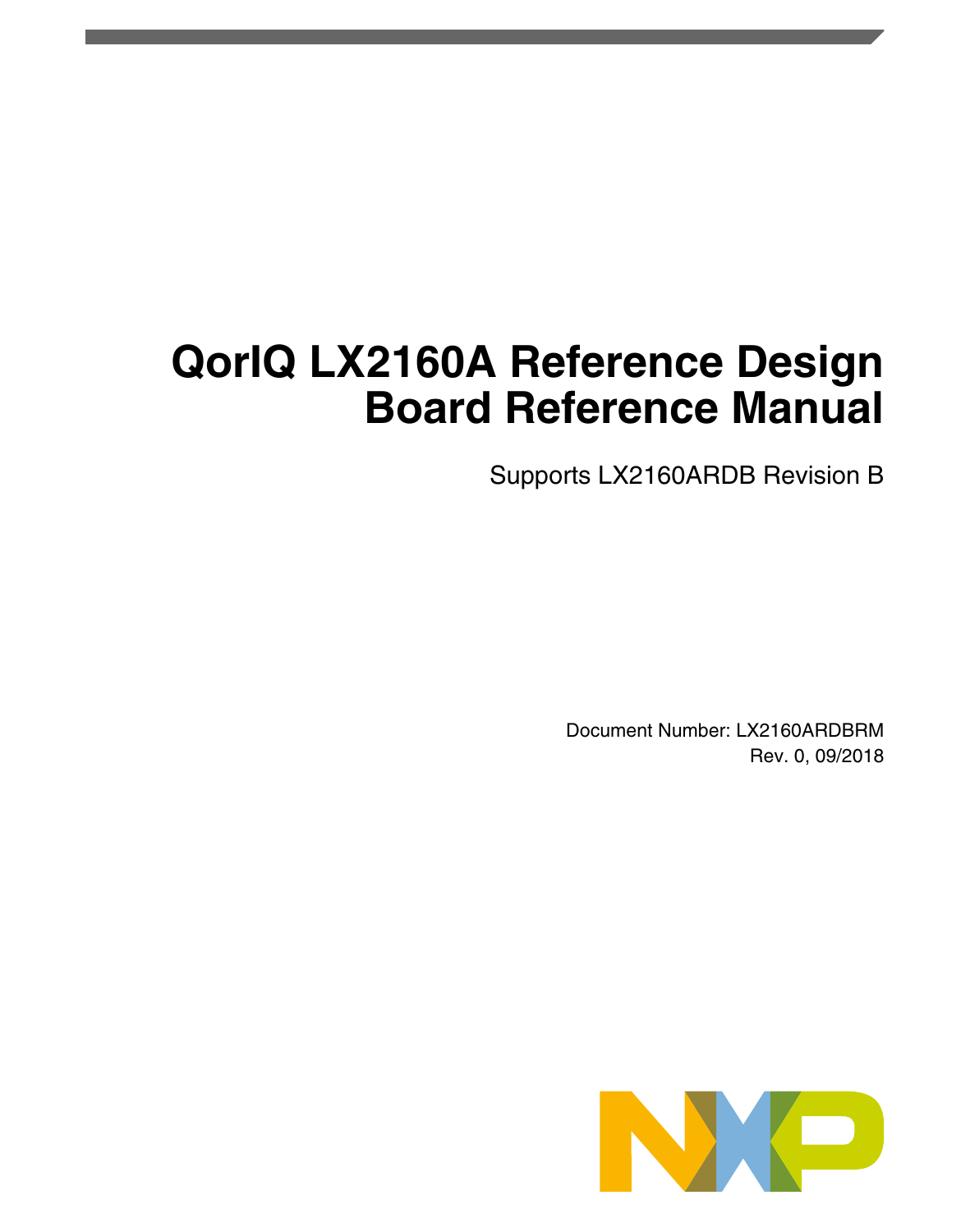# QorIQ LX2160A Reference Design Board Reference Manual

Supports LX2160ARDB Revision B

Document Number: LX2160ARDBRM
Rev. 0, 09/2018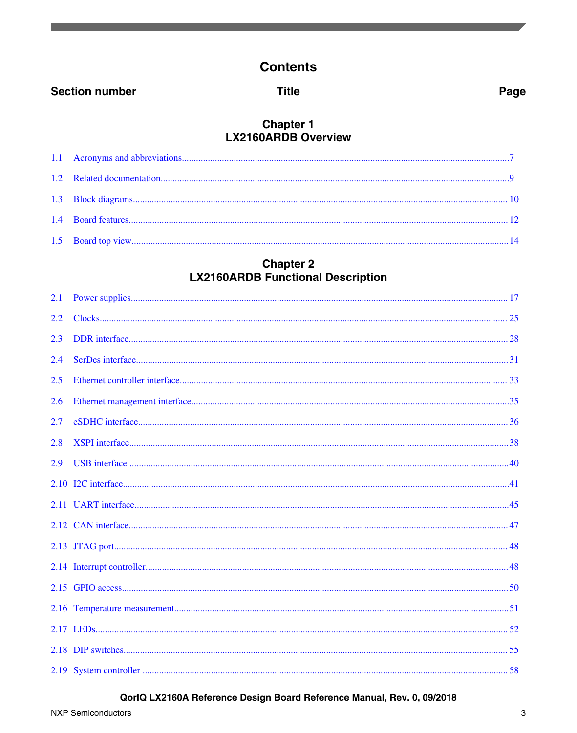# Contents

| Section number | Title | Page |
|---|---|---|

## Chapter 1
## LX2160ARDB Overview

| | | |
|---|---|---|
| 1.1 | Acronyms and abbreviations | 7 |
| 1.2 | Related documentation | 9 |
| 1.3 | Block diagrams | 10 |
| 1.4 | Board features | 12 |
| 1.5 | Board top view | 14 |

## Chapter 2
## LX2160ARDB Functional Description

| | | |
|---|---|---|
| 2.1 | Power supplies | 17 |
| 2.2 | Clocks | 25 |
| 2.3 | DDR interface | 28 |
| 2.4 | SerDes interface | 31 |
| 2.5 | Ethernet controller interface | 33 |
| 2.6 | Ethernet management interface | 35 |
| 2.7 | eSDHC interface | 36 |
| 2.8 | XSPI interface | 38 |
| 2.9 | USB interface | 40 |
| 2.10 | I2C interface | 41 |
| 2.11 | UART interface | 45 |
| 2.12 | CAN interface | 47 |
| 2.13 | JTAG port | 48 |
| 2.14 | Interrupt controller | 48 |
| 2.15 | GPIO access | 50 |
| 2.16 | Temperature measurement | 51 |
| 2.17 | LEDs | 52 |
| 2.18 | DIP switches | 55 |
| 2.19 | System controller | 58 |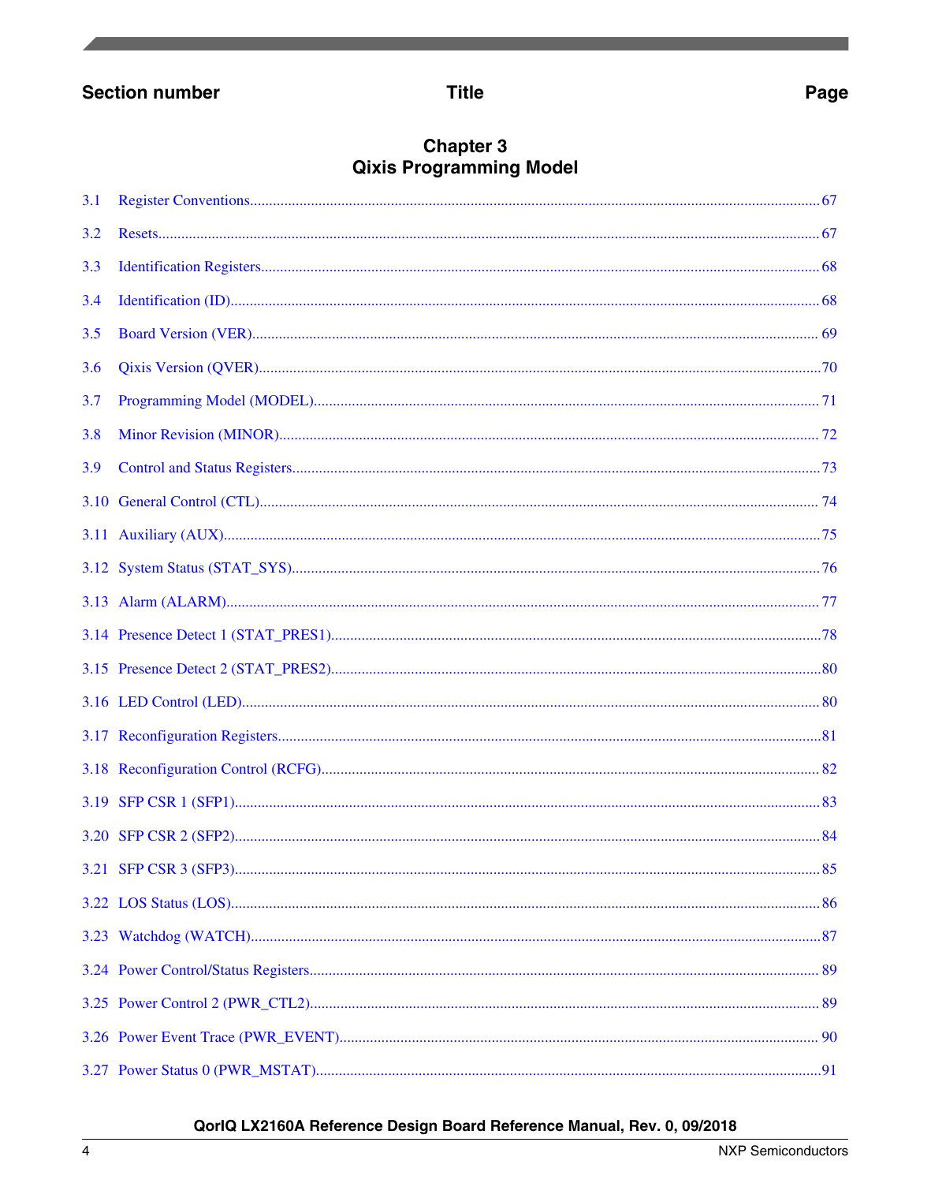| Section number | Title | Page |
|---|---|---|

## Chapter 3
## Qixis Programming Model

| | | |
|---|---|---|
| 3.1 | Register Conventions | 67 |
| 3.2 | Resets | 67 |
| 3.3 | Identification Registers | 68 |
| 3.4 | Identification (ID) | 68 |
| 3.5 | Board Version (VER) | 69 |
| 3.6 | Qixis Version (QVER) | 70 |
| 3.7 | Programming Model (MODEL) | 71 |
| 3.8 | Minor Revision (MINOR) | 72 |
| 3.9 | Control and Status Registers | 73 |
| 3.10 | General Control (CTL) | 74 |
| 3.11 | Auxiliary (AUX) | 75 |
| 3.12 | System Status (STAT_SYS) | 76 |
| 3.13 | Alarm (ALARM) | 77 |
| 3.14 | Presence Detect 1 (STAT_PRES1) | 78 |
| 3.15 | Presence Detect 2 (STAT_PRES2) | 80 |
| 3.16 | LED Control (LED) | 80 |
| 3.17 | Reconfiguration Registers | 81 |
| 3.18 | Reconfiguration Control (RCFG) | 82 |
| 3.19 | SFP CSR 1 (SFP1) | 83 |
| 3.20 | SFP CSR 2 (SFP2) | 84 |
| 3.21 | SFP CSR 3 (SFP3) | 85 |
| 3.22 | LOS Status (LOS) | 86 |
| 3.23 | Watchdog (WATCH) | 87 |
| 3.24 | Power Control/Status Registers | 89 |
| 3.25 | Power Control 2 (PWR_CTL2) | 89 |
| 3.26 | Power Event Trace (PWR_EVENT) | 90 |
| 3.27 | Power Status 0 (PWR_MSTAT) | 91 |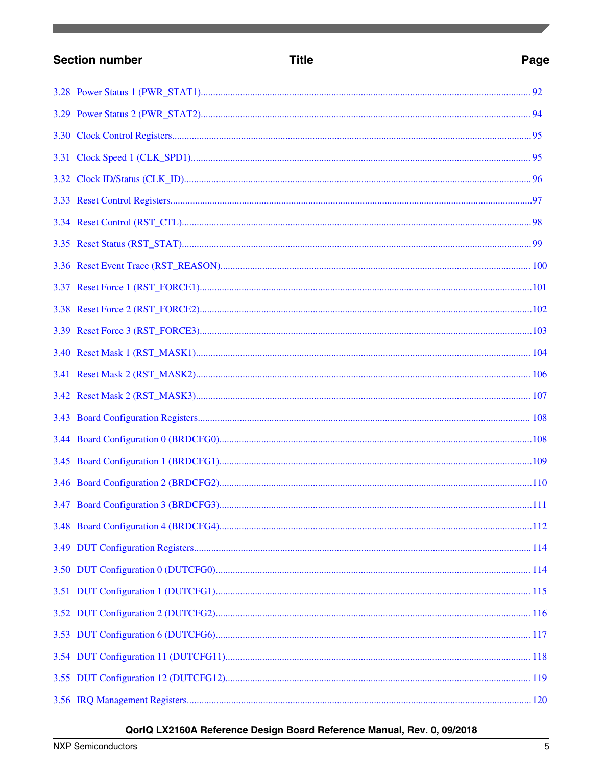| Section number | Title | Page |
|---|---|---|
| 3.28 | Power Status 1 (PWR_STAT1) | 92 |
| 3.29 | Power Status 2 (PWR_STAT2) | 94 |
| 3.30 | Clock Control Registers | 95 |
| 3.31 | Clock Speed 1 (CLK_SPD1) | 95 |
| 3.32 | Clock ID/Status (CLK_ID) | 96 |
| 3.33 | Reset Control Registers | 97 |
| 3.34 | Reset Control (RST_CTL) | 98 |
| 3.35 | Reset Status (RST_STAT) | 99 |
| 3.36 | Reset Event Trace (RST_REASON) | 100 |
| 3.37 | Reset Force 1 (RST_FORCE1) | 101 |
| 3.38 | Reset Force 2 (RST_FORCE2) | 102 |
| 3.39 | Reset Force 3 (RST_FORCE3) | 103 |
| 3.40 | Reset Mask 1 (RST_MASK1) | 104 |
| 3.41 | Reset Mask 2 (RST_MASK2) | 106 |
| 3.42 | Reset Mask 2 (RST_MASK3) | 107 |
| 3.43 | Board Configuration Registers | 108 |
| 3.44 | Board Configuration 0 (BRDCFG0) | 108 |
| 3.45 | Board Configuration 1 (BRDCFG1) | 109 |
| 3.46 | Board Configuration 2 (BRDCFG2) | 110 |
| 3.47 | Board Configuration 3 (BRDCFG3) | 111 |
| 3.48 | Board Configuration 4 (BRDCFG4) | 112 |
| 3.49 | DUT Configuration Registers | 114 |
| 3.50 | DUT Configuration 0 (DUTCFG0) | 114 |
| 3.51 | DUT Configuration 1 (DUTCFG1) | 115 |
| 3.52 | DUT Configuration 2 (DUTCFG2) | 116 |
| 3.53 | DUT Configuration 6 (DUTCFG6) | 117 |
| 3.54 | DUT Configuration 11 (DUTCFG11) | 118 |
| 3.55 | DUT Configuration 12 (DUTCFG12) | 119 |
| 3.56 | IRQ Management Registers | 120 |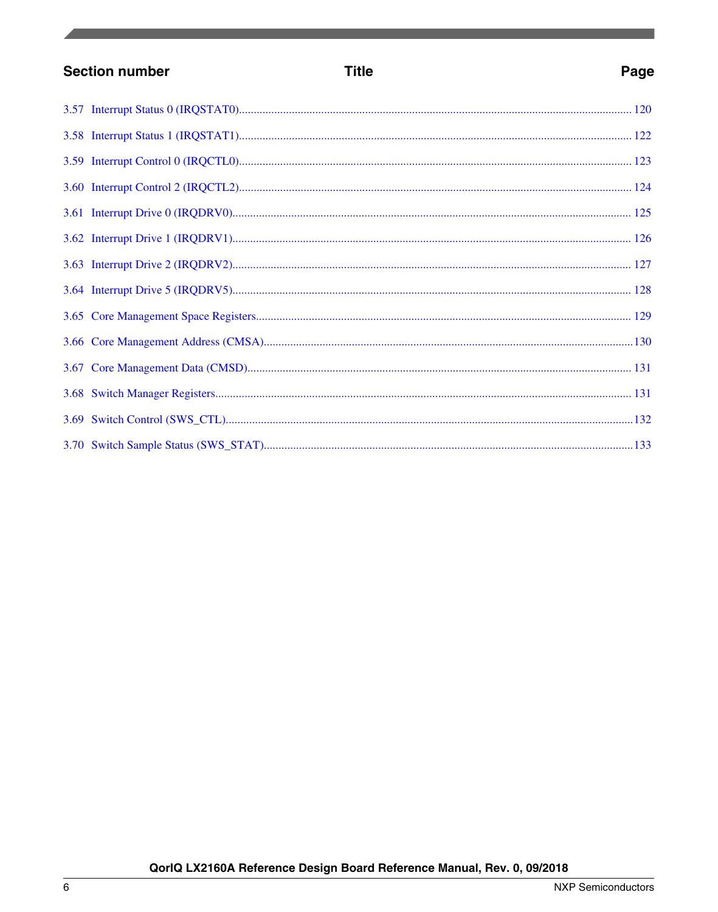| Section number | Title | Page |
|---|---|---|
| 3.57 | Interrupt Status 0 (IRQSTAT0) | 120 |
| 3.58 | Interrupt Status 1 (IRQSTAT1) | 122 |
| 3.59 | Interrupt Control 0 (IRQCTL0) | 123 |
| 3.60 | Interrupt Control 2 (IRQCTL2) | 124 |
| 3.61 | Interrupt Drive 0 (IRQDRV0) | 125 |
| 3.62 | Interrupt Drive 1 (IRQDRV1) | 126 |
| 3.63 | Interrupt Drive 2 (IRQDRV2) | 127 |
| 3.64 | Interrupt Drive 5 (IRQDRV5) | 128 |
| 3.65 | Core Management Space Registers | 129 |
| 3.66 | Core Management Address (CMSA) | 130 |
| 3.67 | Core Management Data (CMSD) | 131 |
| 3.68 | Switch Manager Registers | 131 |
| 3.69 | Switch Control (SWS_CTL) | 132 |
| 3.70 | Switch Sample Status (SWS_STAT) | 133 |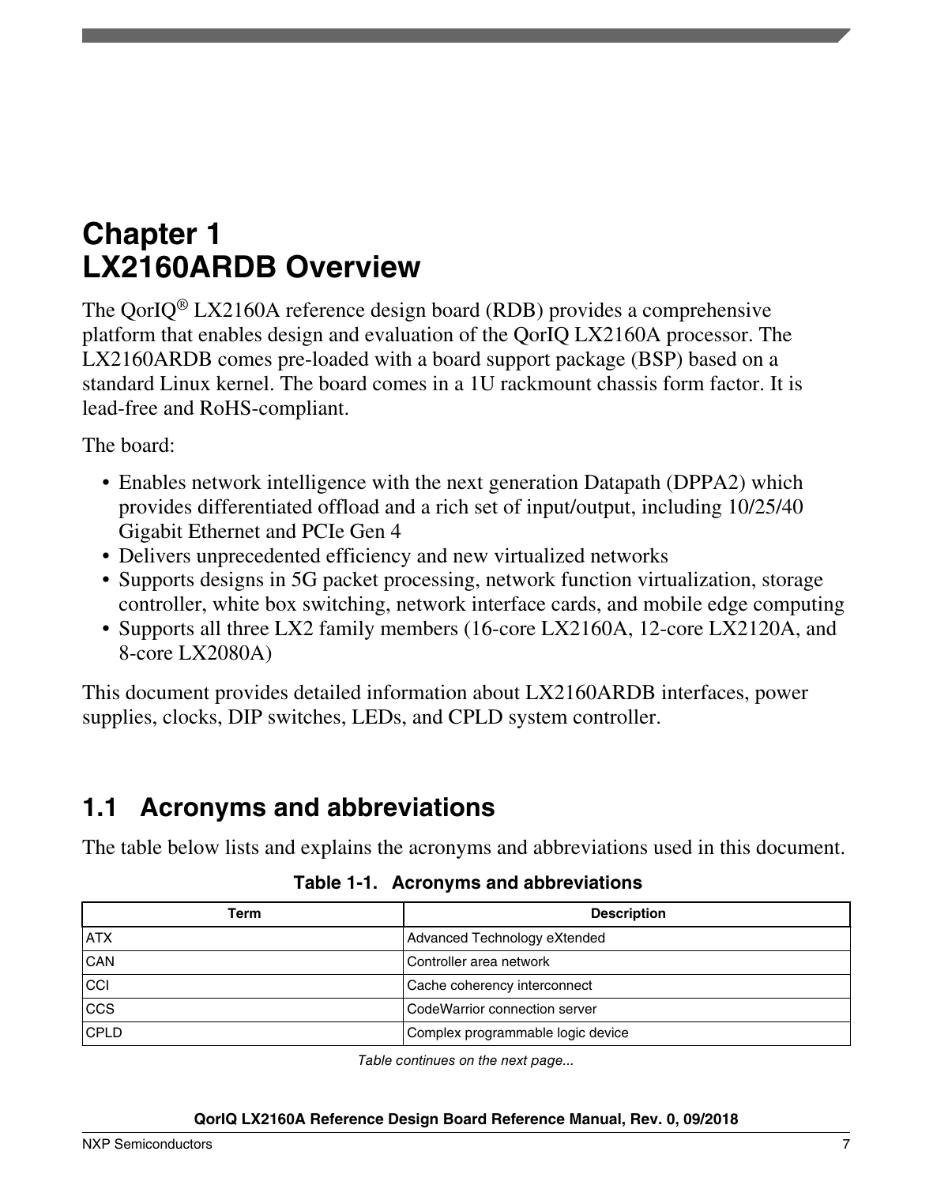# Chapter 1 LX2160ARDB Overview

The QorIQ® LX2160A reference design board (RDB) provides a comprehensive platform that enables design and evaluation of the QorIQ LX2160A processor. The LX2160ARDB comes pre-loaded with a board support package (BSP) based on a standard Linux kernel. The board comes in a 1U rackmount chassis form factor. It is lead-free and RoHS-compliant.

The board:

- Enables network intelligence with the next generation Datapath (DPPA2) which provides differentiated offload and a rich set of input/output, including 10/25/40 Gigabit Ethernet and PCIe Gen 4
- Delivers unprecedented efficiency and new virtualized networks
- Supports designs in 5G packet processing, network function virtualization, storage controller, white box switching, network interface cards, and mobile edge computing
- Supports all three LX2 family members (16-core LX2160A, 12-core LX2120A, and 8-core LX2080A)

This document provides detailed information about LX2160ARDB interfaces, power supplies, clocks, DIP switches, LEDs, and CPLD system controller.

## 1.1 Acronyms and abbreviations

The table below lists and explains the acronyms and abbreviations used in this document.

**Table 1-1. Acronyms and abbreviations**

| Term | Description |
|---|---|
| ATX | Advanced Technology eXtended |
| CAN | Controller area network |
| CCI | Cache coherency interconnect |
| CCS | CodeWarrior connection server |
| CPLD | Complex programmable logic device |

*Table continues on the next page...*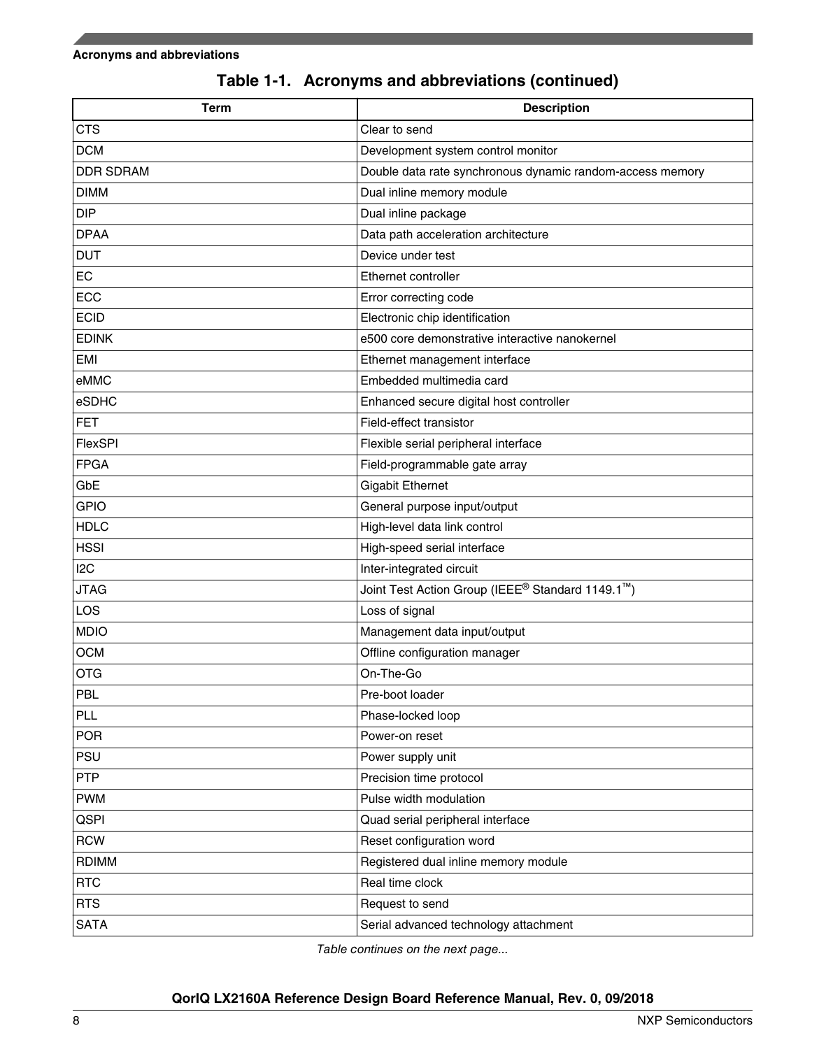**Table 1-1. Acronyms and abbreviations (continued)**

| Term | Description |
|---|---|
| CTS | Clear to send |
| DCM | Development system control monitor |
| DDR SDRAM | Double data rate synchronous dynamic random-access memory |
| DIMM | Dual inline memory module |
| DIP | Dual inline package |
| DPAA | Data path acceleration architecture |
| DUT | Device under test |
| EC | Ethernet controller |
| ECC | Error correcting code |
| ECID | Electronic chip identification |
| EDINK | e500 core demonstrative interactive nanokernel |
| EMI | Ethernet management interface |
| eMMC | Embedded multimedia card |
| eSDHC | Enhanced secure digital host controller |
| FET | Field-effect transistor |
| FlexSPI | Flexible serial peripheral interface |
| FPGA | Field-programmable gate array |
| GbE | Gigabit Ethernet |
| GPIO | General purpose input/output |
| HDLC | High-level data link control |
| HSSI | High-speed serial interface |
| I2C | Inter-integrated circuit |
| JTAG | Joint Test Action Group (IEEE® Standard 1149.1™) |
| LOS | Loss of signal |
| MDIO | Management data input/output |
| OCM | Offline configuration manager |
| OTG | On-The-Go |
| PBL | Pre-boot loader |
| PLL | Phase-locked loop |
| POR | Power-on reset |
| PSU | Power supply unit |
| PTP | Precision time protocol |
| PWM | Pulse width modulation |
| QSPI | Quad serial peripheral interface |
| RCW | Reset configuration word |
| RDIMM | Registered dual inline memory module |
| RTC | Real time clock |
| RTS | Request to send |
| SATA | Serial advanced technology attachment |

*Table continues on the next page...*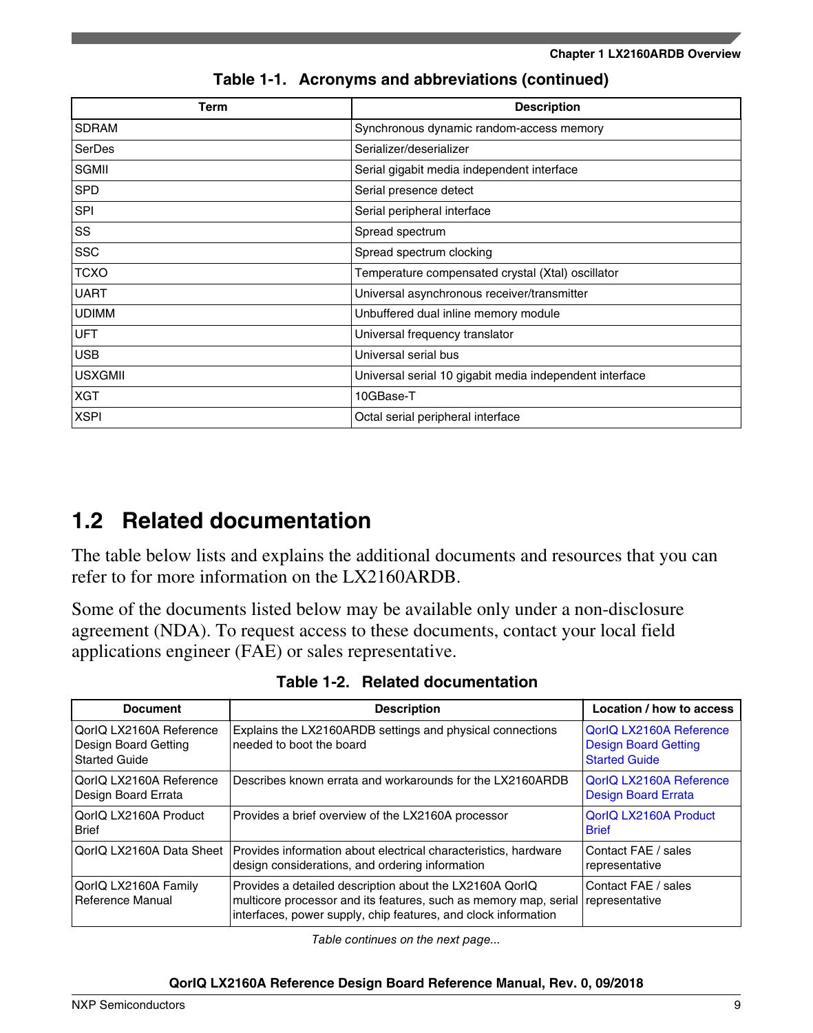**Table 1-1. Acronyms and abbreviations (continued)**

| Term | Description |
|---|---|
| SDRAM | Synchronous dynamic random-access memory |
| SerDes | Serializer/deserializer |
| SGMII | Serial gigabit media independent interface |
| SPD | Serial presence detect |
| SPI | Serial peripheral interface |
| SS | Spread spectrum |
| SSC | Spread spectrum clocking |
| TCXO | Temperature compensated crystal (Xtal) oscillator |
| UART | Universal asynchronous receiver/transmitter |
| UDIMM | Unbuffered dual inline memory module |
| UFT | Universal frequency translator |
| USB | Universal serial bus |
| USXGMII | Universal serial 10 gigabit media independent interface |
| XGT | 10GBase-T |
| XSPI | Octal serial peripheral interface |

## 1.2 Related documentation

The table below lists and explains the additional documents and resources that you can refer to for more information on the LX2160ARDB.

Some of the documents listed below may be available only under a non-disclosure agreement (NDA). To request access to these documents, contact your local field applications engineer (FAE) or sales representative.

**Table 1-2. Related documentation**

| Document | Description | Location / how to access |
|---|---|---|
| QorIQ LX2160A Reference Design Board Getting Started Guide | Explains the LX2160ARDB settings and physical connections needed to boot the board | QorIQ LX2160A Reference Design Board Getting Started Guide |
| QorIQ LX2160A Reference Design Board Errata | Describes known errata and workarounds for the LX2160ARDB | QorIQ LX2160A Reference Design Board Errata |
| QorIQ LX2160A Product Brief | Provides a brief overview of the LX2160A processor | QorIQ LX2160A Product Brief |
| QorIQ LX2160A Data Sheet | Provides information about electrical characteristics, hardware design considerations, and ordering information | Contact FAE / sales representative |
| QorIQ LX2160A Family Reference Manual | Provides a detailed description about the LX2160A QorIQ multicore processor and its features, such as memory map, serial interfaces, power supply, chip features, and clock information | Contact FAE / sales representative |

*Table continues on the next page...*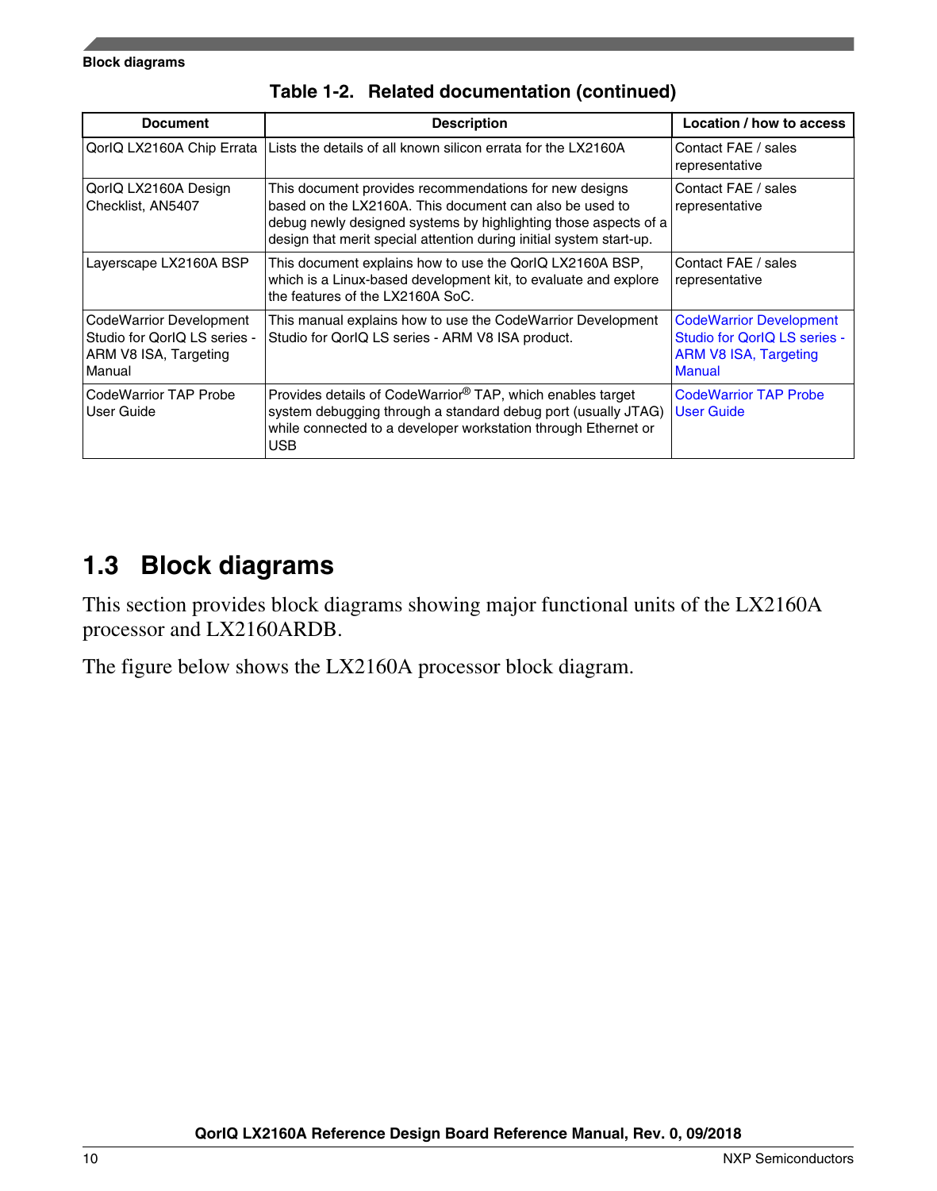**Table 1-2. Related documentation (continued)**

| Document | Description | Location / how to access |
|---|---|---|
| QorIQ LX2160A Chip Errata | Lists the details of all known silicon errata for the LX2160A | Contact FAE / sales representative |
| QorIQ LX2160A Design Checklist, AN5407 | This document provides recommendations for new designs based on the LX2160A. This document can also be used to debug newly designed systems by highlighting those aspects of a design that merit special attention during initial system start-up. | Contact FAE / sales representative |
| Layerscape LX2160A BSP | This document explains how to use the QorIQ LX2160A BSP, which is a Linux-based development kit, to evaluate and explore the features of the LX2160A SoC. | Contact FAE / sales representative |
| CodeWarrior Development Studio for QorIQ LS series - ARM V8 ISA, Targeting Manual | This manual explains how to use the CodeWarrior Development Studio for QorIQ LS series - ARM V8 ISA product. | CodeWarrior Development Studio for QorIQ LS series - ARM V8 ISA, Targeting Manual |
| CodeWarrior TAP Probe User Guide | Provides details of CodeWarrior® TAP, which enables target system debugging through a standard debug port (usually JTAG) while connected to a developer workstation through Ethernet or USB | CodeWarrior TAP Probe User Guide |

## 1.3 Block diagrams

This section provides block diagrams showing major functional units of the LX2160A processor and LX2160ARDB.

The figure below shows the LX2160A processor block diagram.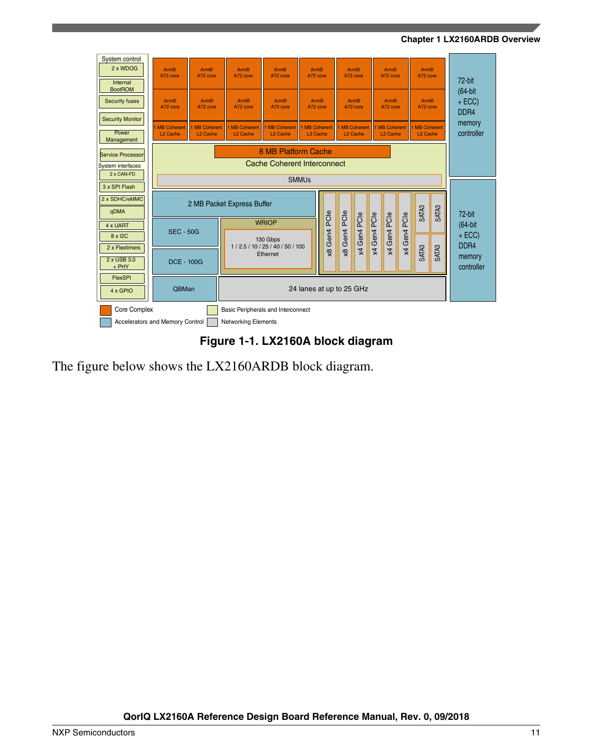**Figure 1-1. LX2160A block diagram**

The figure below shows the LX2160ARDB block diagram.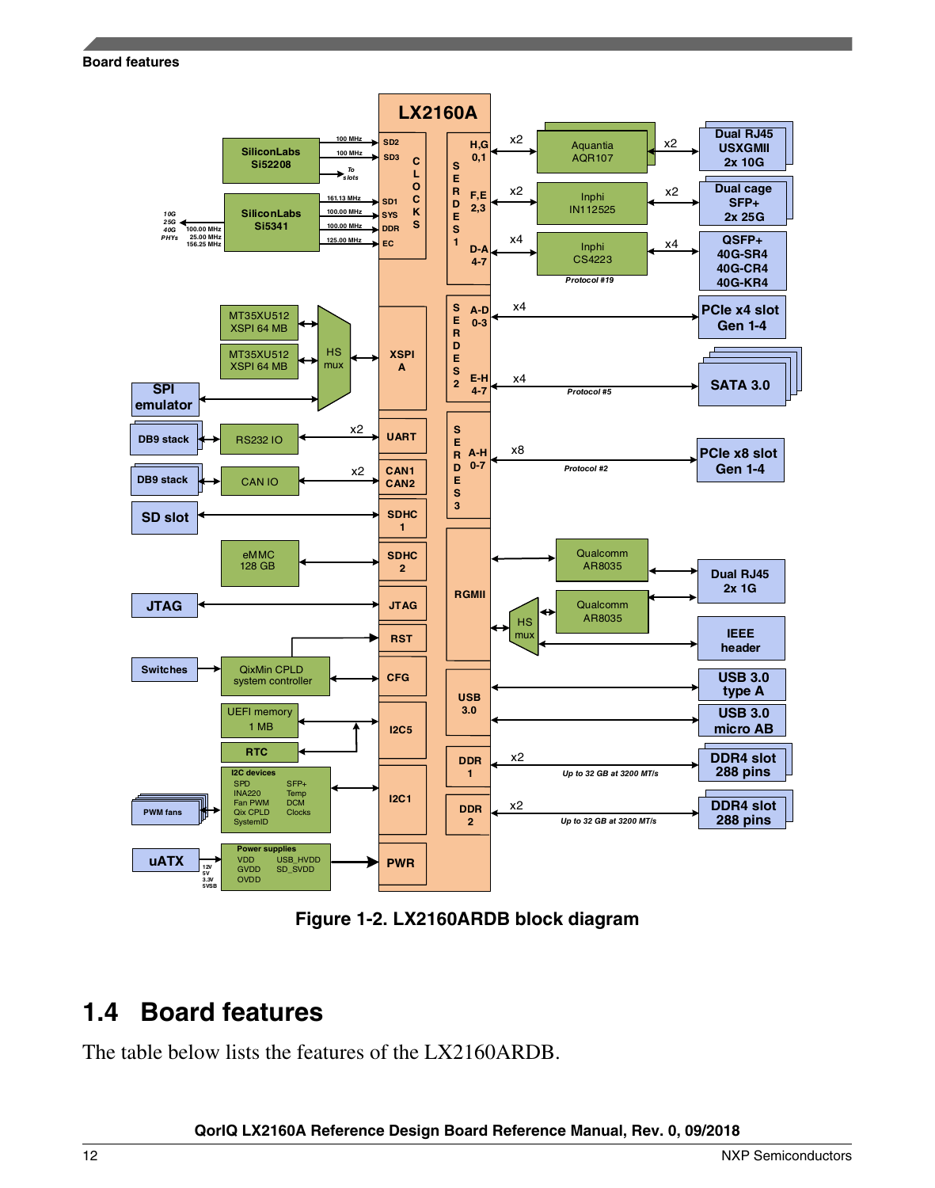Figure 1-2. LX2160ARDB block diagram

## 1.4 Board features

The table below lists the features of the LX2160ARDB.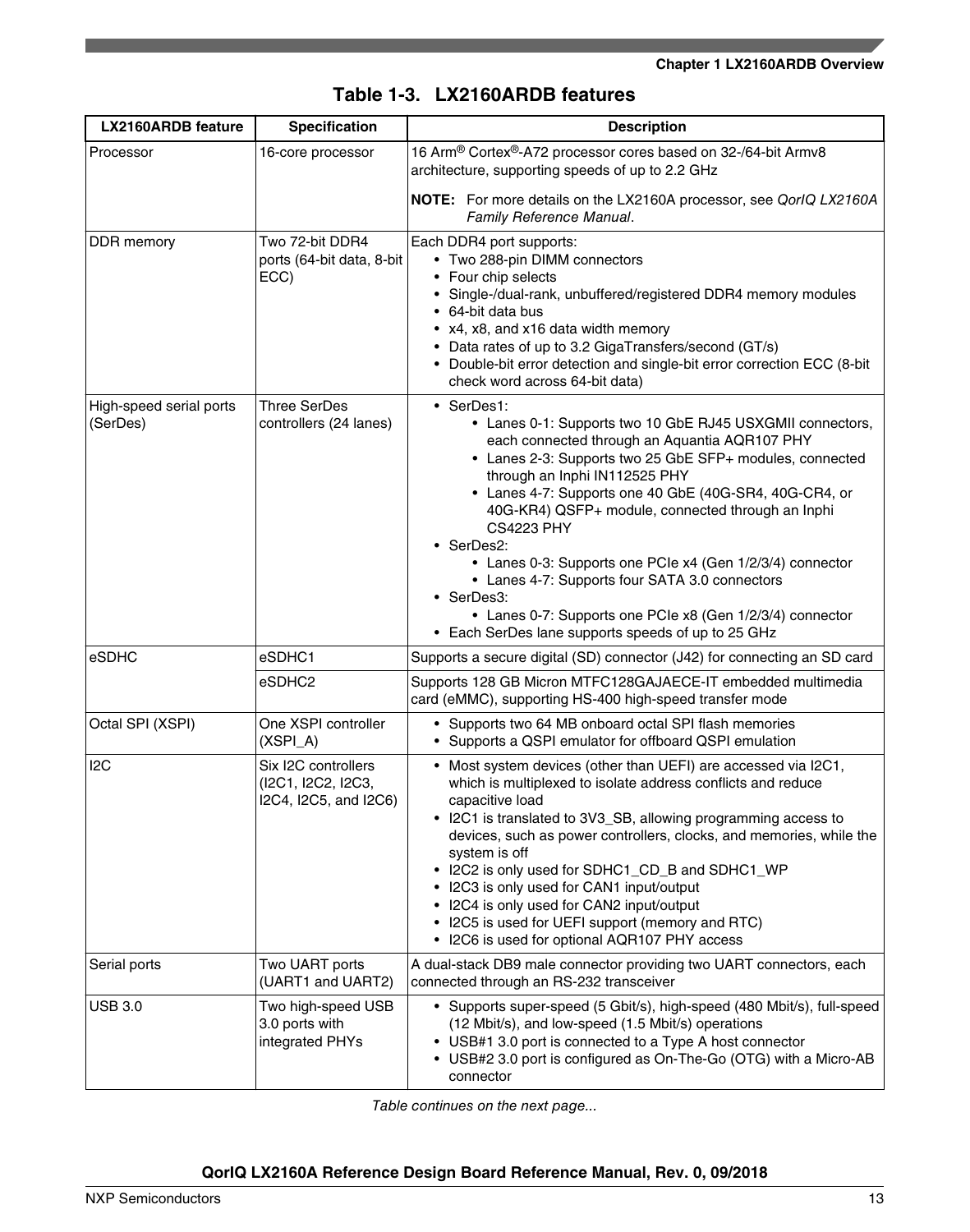**Table 1-3. LX2160ARDB features**

| LX2160ARDB feature | Specification | Description |
|---|---|---|
| Processor | 16-core processor | 16 Arm® Cortex®-A72 processor cores based on 32-/64-bit Armv8 architecture, supporting speeds of up to 2.2 GHz<br><br>**NOTE:** For more details on the LX2160A processor, see *QorIQ LX2160A Family Reference Manual*. |
| DDR memory | Two 72-bit DDR4 ports (64-bit data, 8-bit ECC) | Each DDR4 port supports:<br>• Two 288-pin DIMM connectors<br>• Four chip selects<br>• Single-/dual-rank, unbuffered/registered DDR4 memory modules<br>• 64-bit data bus<br>• x4, x8, and x16 data width memory<br>• Data rates of up to 3.2 GigaTransfers/second (GT/s)<br>• Double-bit error detection and single-bit error correction ECC (8-bit check word across 64-bit data) |
| High-speed serial ports (SerDes) | Three SerDes controllers (24 lanes) | • SerDes1:<br>  • Lanes 0-1: Supports two 10 GbE RJ45 USXGMII connectors, each connected through an Aquantia AQR107 PHY<br>  • Lanes 2-3: Supports two 25 GbE SFP+ modules, connected through an Inphi IN112525 PHY<br>  • Lanes 4-7: Supports one 40 GbE (40G-SR4, 40G-CR4, or 40G-KR4) QSFP+ module, connected through an Inphi CS4223 PHY<br>• SerDes2:<br>  • Lanes 0-3: Supports one PCIe x4 (Gen 1/2/3/4) connector<br>  • Lanes 4-7: Supports four SATA 3.0 connectors<br>• SerDes3:<br>  • Lanes 0-7: Supports one PCIe x8 (Gen 1/2/3/4) connector<br>• Each SerDes lane supports speeds of up to 25 GHz |
| eSDHC | eSDHC1 | Supports a secure digital (SD) connector (J42) for connecting an SD card |
| | eSDHC2 | Supports 128 GB Micron MTFC128GAJAECE-IT embedded multimedia card (eMMC), supporting HS-400 high-speed transfer mode |
| Octal SPI (XSPI) | One XSPI controller (XSPI_A) | • Supports two 64 MB onboard octal SPI flash memories<br>• Supports a QSPI emulator for offboard QSPI emulation |
| I2C | Six I2C controllers (I2C1, I2C2, I2C3, I2C4, I2C5, and I2C6) | • Most system devices (other than UEFI) are accessed via I2C1, which is multiplexed to isolate address conflicts and reduce capacitive load<br>• I2C1 is translated to 3V3_SB, allowing programming access to devices, such as power controllers, clocks, and memories, while the system is off<br>• I2C2 is only used for SDHC1_CD_B and SDHC1_WP<br>• I2C3 is only used for CAN1 input/output<br>• I2C4 is only used for CAN2 input/output<br>• I2C5 is used for UEFI support (memory and RTC)<br>• I2C6 is used for optional AQR107 PHY access |
| Serial ports | Two UART ports (UART1 and UART2) | A dual-stack DB9 male connector providing two UART connectors, each connected through an RS-232 transceiver |
| USB 3.0 | Two high-speed USB 3.0 ports with integrated PHYs | • Supports super-speed (5 Gbit/s), high-speed (480 Mbit/s), full-speed (12 Mbit/s), and low-speed (1.5 Mbit/s) operations<br>• USB#1 3.0 port is connected to a Type A host connector<br>• USB#2 3.0 port is configured as On-The-Go (OTG) with a Micro-AB connector |

*Table continues on the next page...*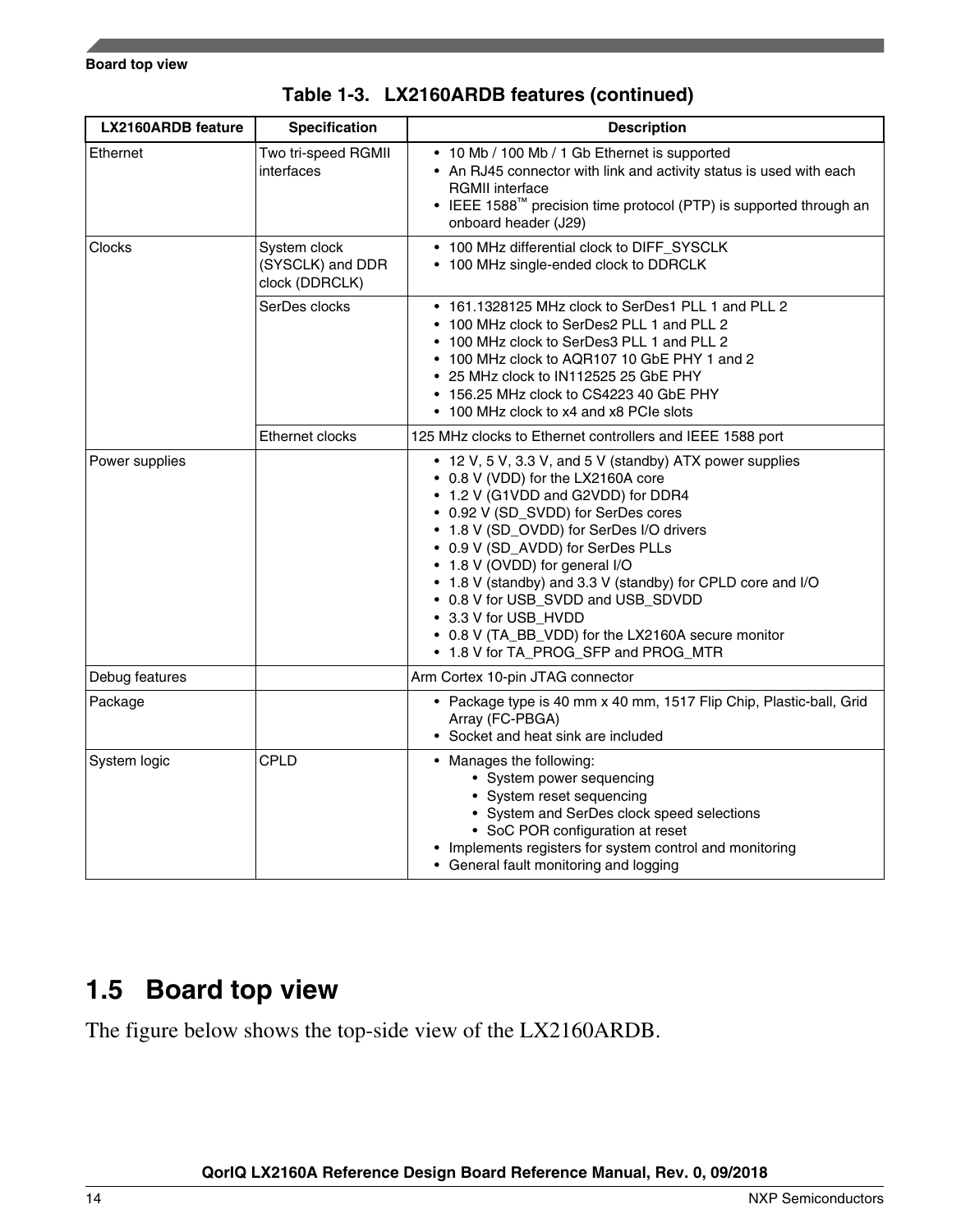**Table 1-3. LX2160ARDB features (continued)**

| LX2160ARDB feature | Specification | Description |
|---|---|---|
| Ethernet | Two tri-speed RGMII interfaces | • 10 Mb / 100 Mb / 1 Gb Ethernet is supported<br>• An RJ45 connector with link and activity status is used with each RGMII interface<br>• IEEE 1588™ precision time protocol (PTP) is supported through an onboard header (J29) |
| Clocks | System clock (SYSCLK) and DDR clock (DDRCLK) | • 100 MHz differential clock to DIFF_SYSCLK<br>• 100 MHz single-ended clock to DDRCLK |
| | SerDes clocks | • 161.1328125 MHz clock to SerDes1 PLL 1 and PLL 2<br>• 100 MHz clock to SerDes2 PLL 1 and PLL 2<br>• 100 MHz clock to SerDes3 PLL 1 and PLL 2<br>• 100 MHz clock to AQR107 10 GbE PHY 1 and 2<br>• 25 MHz clock to IN112525 25 GbE PHY<br>• 156.25 MHz clock to CS4223 40 GbE PHY<br>• 100 MHz clock to x4 and x8 PCIe slots |
| | Ethernet clocks | 125 MHz clocks to Ethernet controllers and IEEE 1588 port |
| Power supplies | | • 12 V, 5 V, 3.3 V, and 5 V (standby) ATX power supplies<br>• 0.8 V (VDD) for the LX2160A core<br>• 1.2 V (G1VDD and G2VDD) for DDR4<br>• 0.92 V (SD_SVDD) for SerDes cores<br>• 1.8 V (SD_OVDD) for SerDes I/O drivers<br>• 0.9 V (SD_AVDD) for SerDes PLLs<br>• 1.8 V (OVDD) for general I/O<br>• 1.8 V (standby) and 3.3 V (standby) for CPLD core and I/O<br>• 0.8 V for USB_SVDD and USB_SDVDD<br>• 3.3 V for USB_HVDD<br>• 0.8 V (TA_BB_VDD) for the LX2160A secure monitor<br>• 1.8 V for TA_PROG_SFP and PROG_MTR |
| Debug features | | Arm Cortex 10-pin JTAG connector |
| Package | | • Package type is 40 mm x 40 mm, 1517 Flip Chip, Plastic-ball, Grid Array (FC-PBGA)<br>• Socket and heat sink are included |
| System logic | CPLD | • Manages the following:<br>&nbsp;&nbsp;&nbsp;&nbsp;• System power sequencing<br>&nbsp;&nbsp;&nbsp;&nbsp;• System reset sequencing<br>&nbsp;&nbsp;&nbsp;&nbsp;• System and SerDes clock speed selections<br>&nbsp;&nbsp;&nbsp;&nbsp;• SoC POR configuration at reset<br>• Implements registers for system control and monitoring<br>• General fault monitoring and logging |

## 1.5 Board top view

The figure below shows the top-side view of the LX2160ARDB.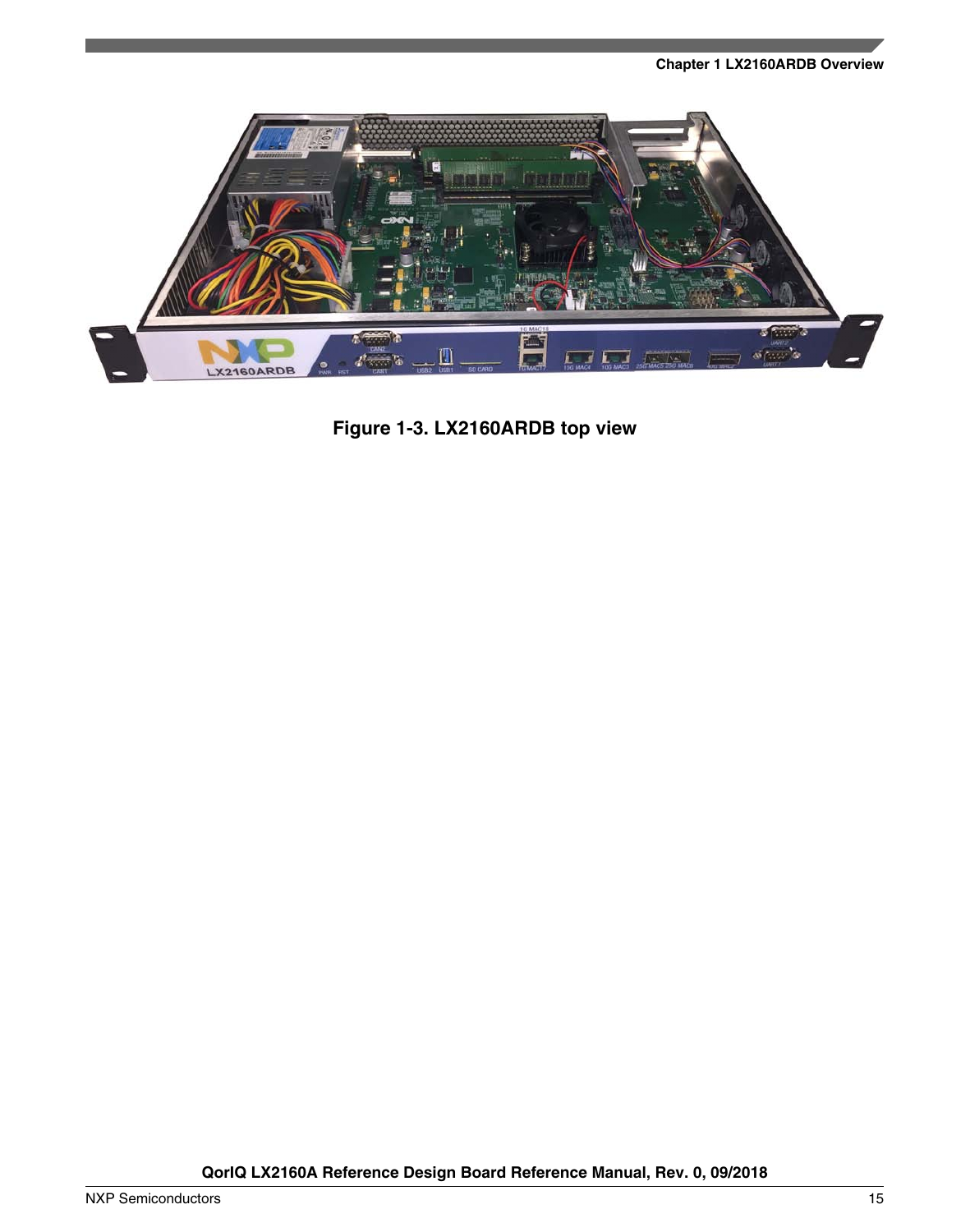Figure 1-3. LX2160ARDB top view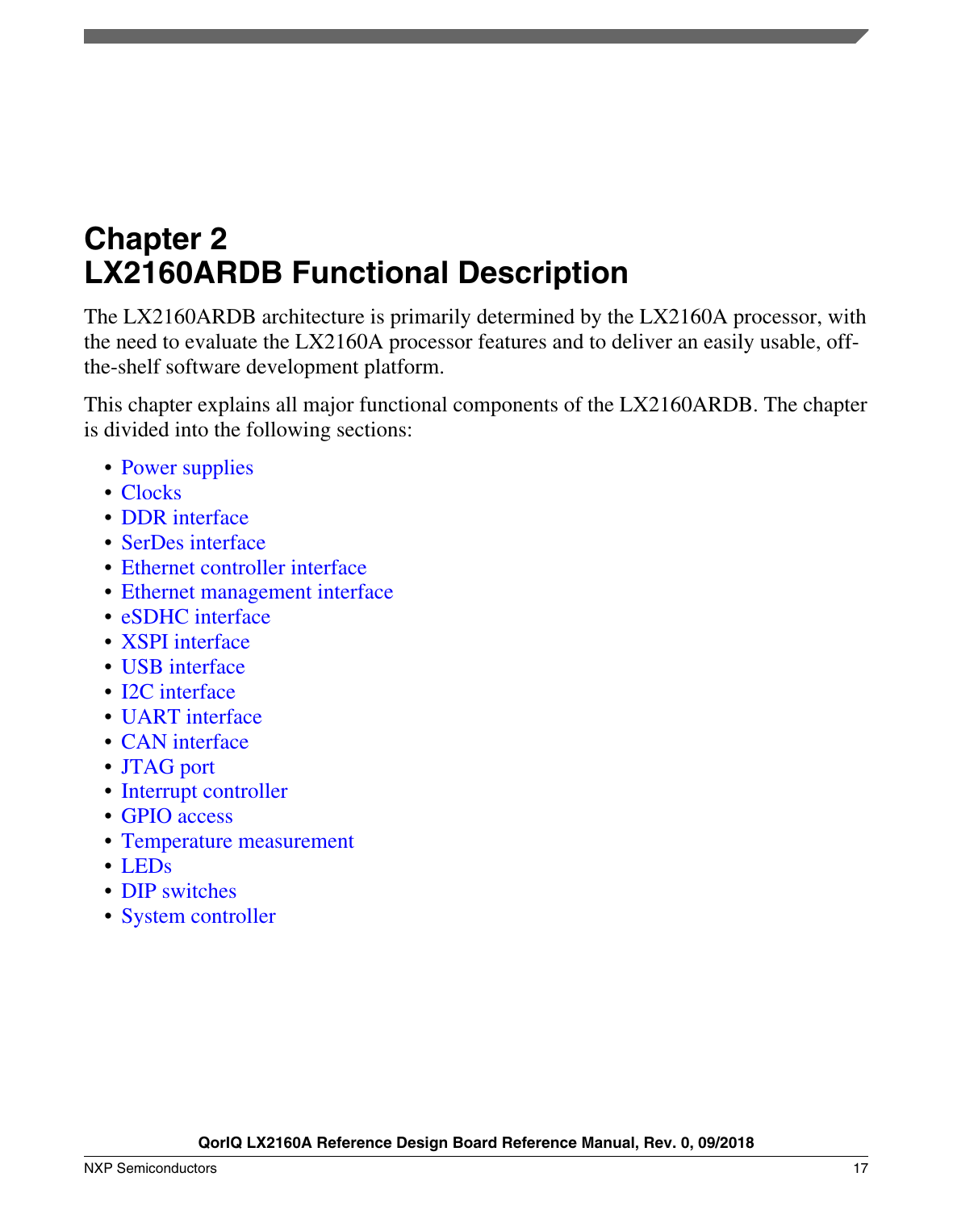# Chapter 2
# LX2160ARDB Functional Description

The LX2160ARDB architecture is primarily determined by the LX2160A processor, with the need to evaluate the LX2160A processor features and to deliver an easily usable, off-the-shelf software development platform.

This chapter explains all major functional components of the LX2160ARDB. The chapter is divided into the following sections:

- Power supplies
- Clocks
- DDR interface
- SerDes interface
- Ethernet controller interface
- Ethernet management interface
- eSDHC interface
- XSPI interface
- USB interface
- I2C interface
- UART interface
- CAN interface
- JTAG port
- Interrupt controller
- GPIO access
- Temperature measurement
- LEDs
- DIP switches
- System controller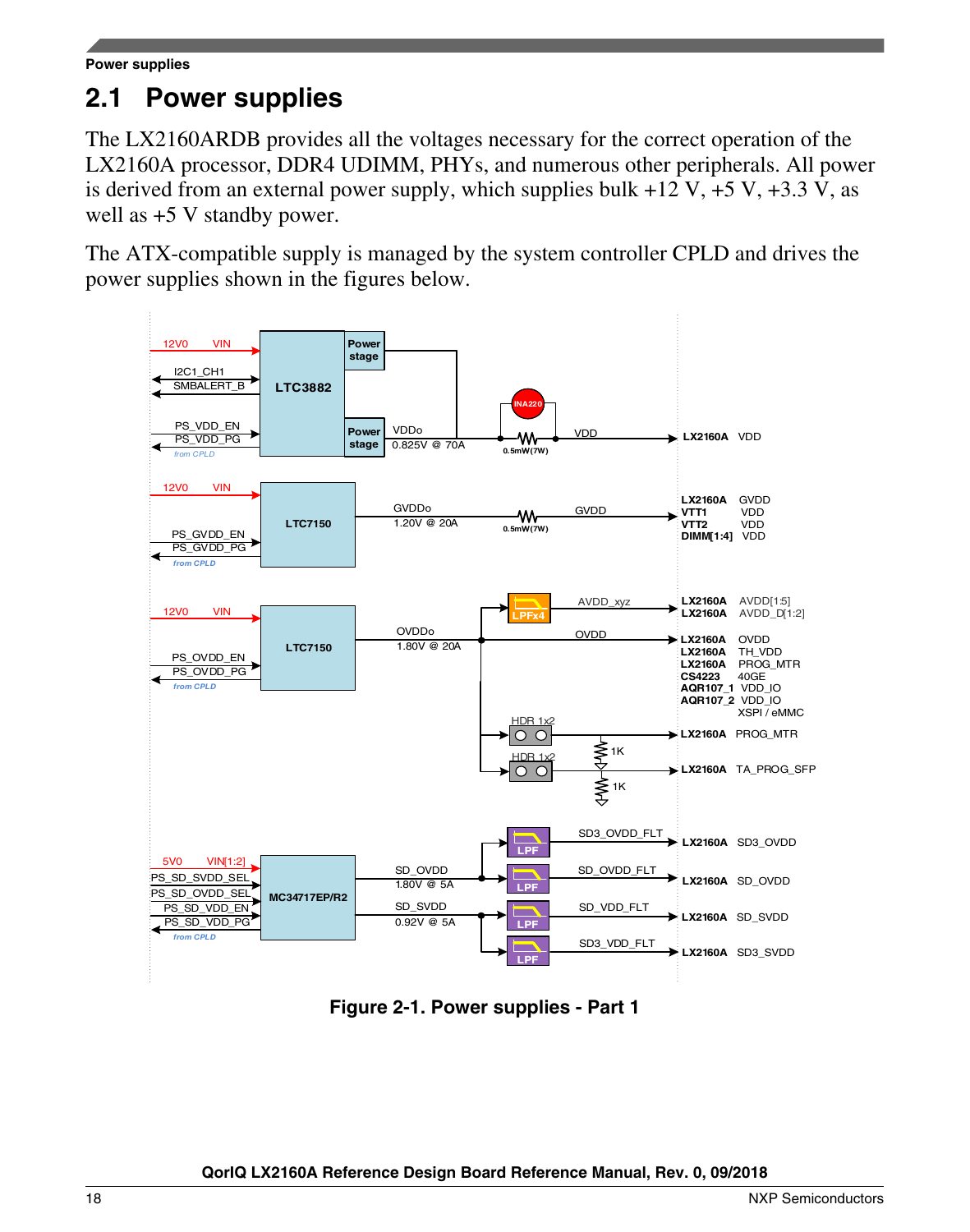## 2.1 Power supplies

The LX2160ARDB provides all the voltages necessary for the correct operation of the LX2160A processor, DDR4 UDIMM, PHYs, and numerous other peripherals. All power is derived from an external power supply, which supplies bulk +12 V, +5 V, +3.3 V, as well as +5 V standby power.

The ATX-compatible supply is managed by the system controller CPLD and drives the power supplies shown in the figures below.

Figure 2-1. Power supplies - Part 1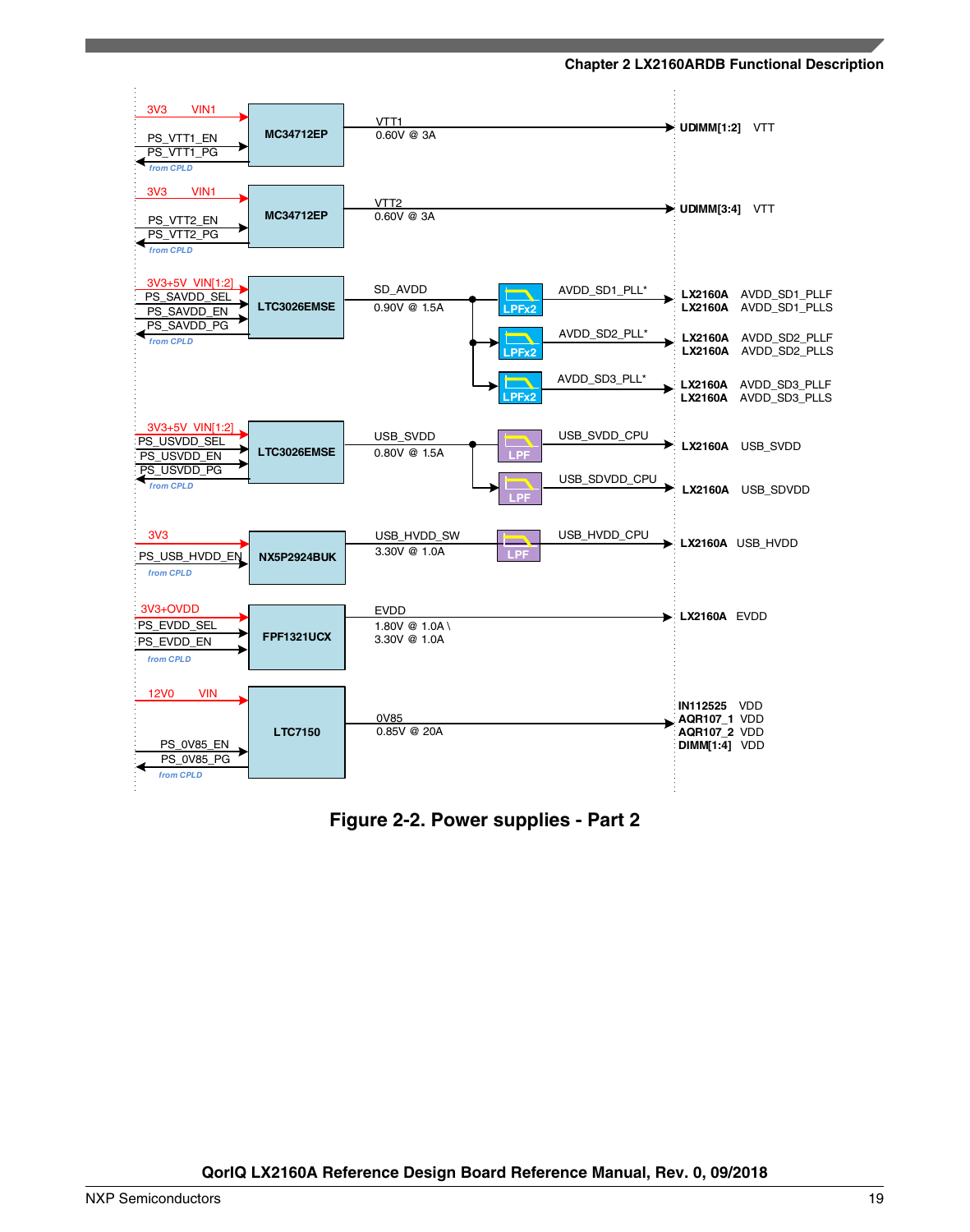Figure 2-2. Power supplies - Part 2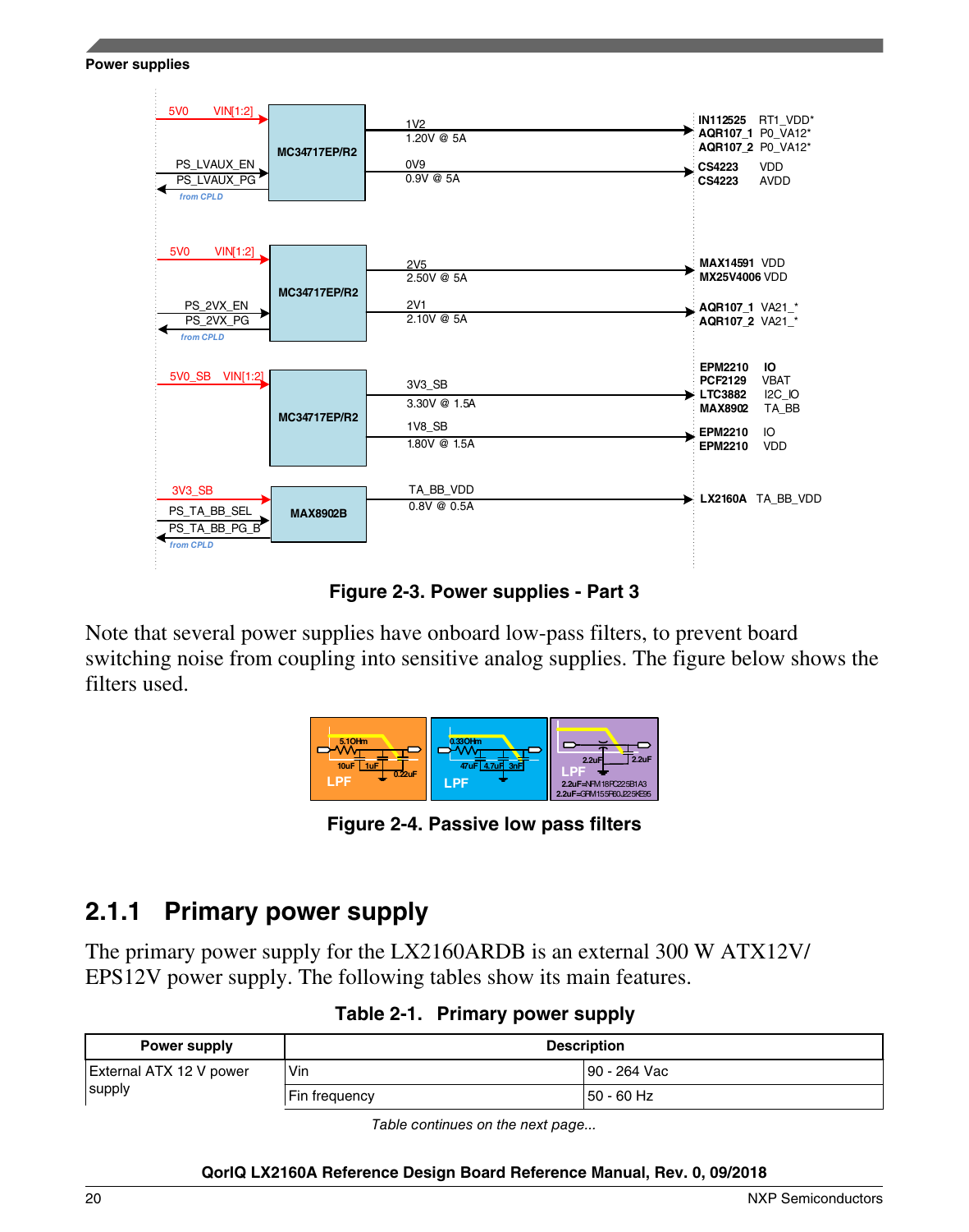Figure 2-3. Power supplies - Part 3

Note that several power supplies have onboard low-pass filters, to prevent board switching noise from coupling into sensitive analog supplies. The figure below shows the filters used.

Figure 2-4. Passive low pass filters

## 2.1.1 Primary power supply

The primary power supply for the LX2160ARDB is an external 300 W ATX12V/EPS12V power supply. The following tables show its main features.

**Table 2-1. Primary power supply**

| Power supply | Description | |
|---|---|---|
| External ATX 12 V power supply | Vin | 90 - 264 Vac |
| | Fin frequency | 50 - 60 Hz |

*Table continues on the next page...*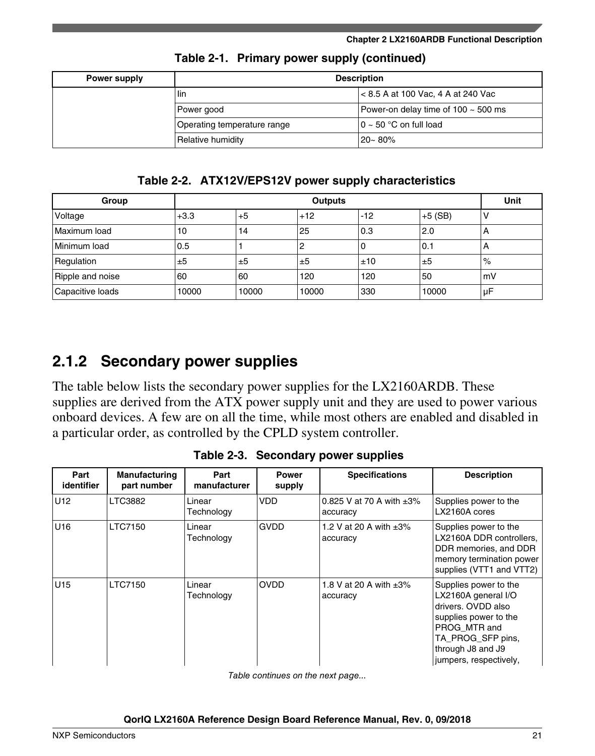**Table 2-1. Primary power supply (continued)**

| Power supply | Description | |
|---|---|---|
| | Iin | < 8.5 A at 100 Vac, 4 A at 240 Vac |
| | Power good | Power-on delay time of 100 ~ 500 ms |
| | Operating temperature range | 0 ~ 50 °C on full load |
| | Relative humidity | 20~ 80% |

**Table 2-2. ATX12V/EPS12V power supply characteristics**

| Group | Outputs | | | | | Unit |
|---|---|---|---|---|---|---|
| Voltage | +3.3 | +5 | +12 | -12 | +5 (SB) | V |
| Maximum load | 10 | 14 | 25 | 0.3 | 2.0 | A |
| Minimum load | 0.5 | 1 | 2 | 0 | 0.1 | A |
| Regulation | ±5 | ±5 | ±5 | ±10 | ±5 | % |
| Ripple and noise | 60 | 60 | 120 | 120 | 50 | mV |
| Capacitive loads | 10000 | 10000 | 10000 | 330 | 10000 | μF |

## 2.1.2 Secondary power supplies

The table below lists the secondary power supplies for the LX2160ARDB. These supplies are derived from the ATX power supply unit and they are used to power various onboard devices. A few are on all the time, while most others are enabled and disabled in a particular order, as controlled by the CPLD system controller.

**Table 2-3. Secondary power supplies**

| Part identifier | Manufacturing part number | Part manufacturer | Power supply | Specifications | Description |
|---|---|---|---|---|---|
| U12 | LTC3882 | Linear Technology | VDD | 0.825 V at 70 A with ±3% accuracy | Supplies power to the LX2160A cores |
| U16 | LTC7150 | Linear Technology | GVDD | 1.2 V at 20 A with ±3% accuracy | Supplies power to the LX2160A DDR controllers, DDR memories, and DDR memory termination power supplies (VTT1 and VTT2) |
| U15 | LTC7150 | Linear Technology | OVDD | 1.8 V at 20 A with ±3% accuracy | Supplies power to the LX2160A general I/O drivers. OVDD also supplies power to the PROG_MTR and TA_PROG_SFP pins, through J8 and J9 jumpers, respectively, |

*Table continues on the next page...*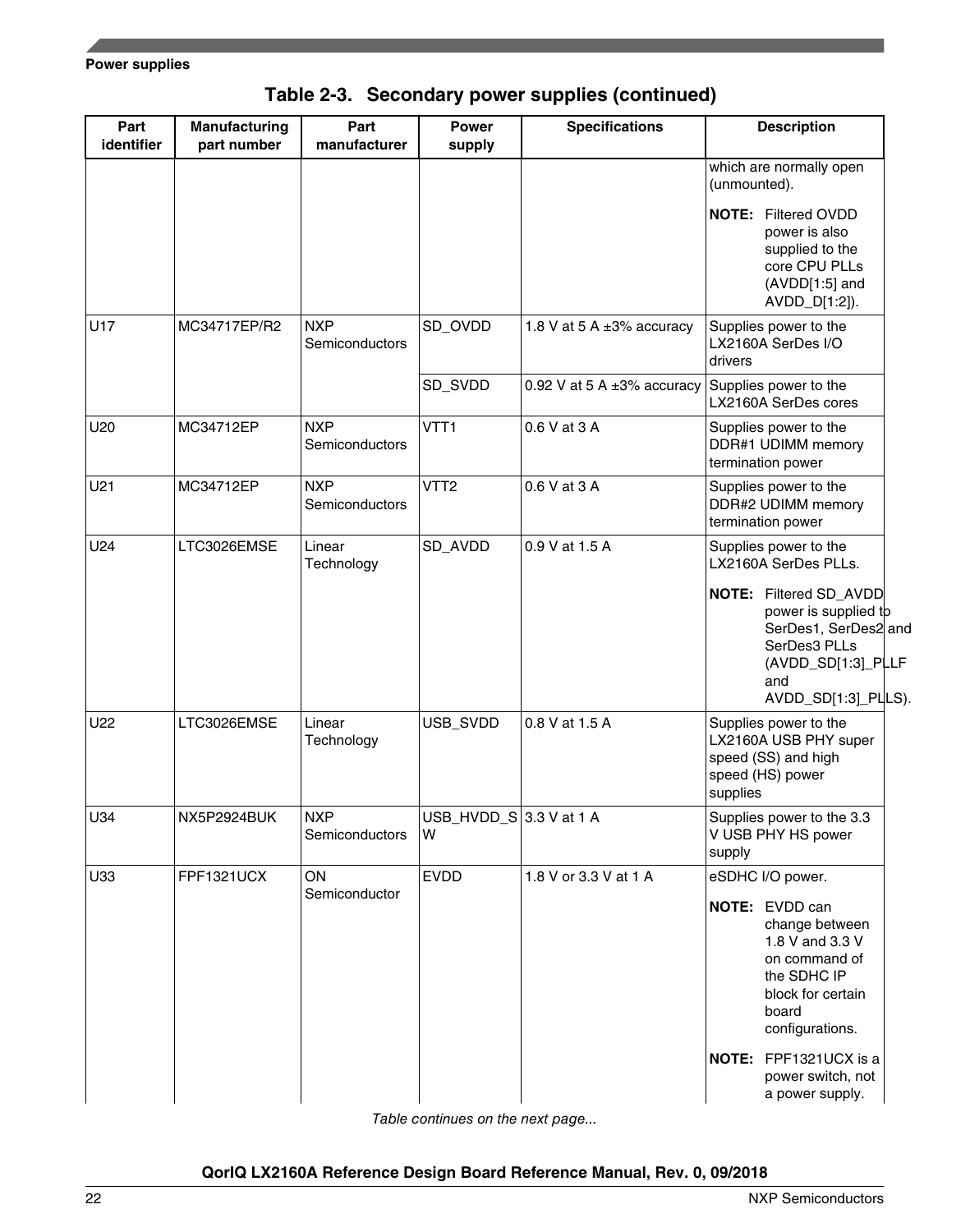**Table 2-3. Secondary power supplies (continued)**

| Part identifier | Manufacturing part number | Part manufacturer | Power supply | Specifications | Description |
|---|---|---|---|---|---|
| | | | | | which are normally open (unmounted). **NOTE:** Filtered OVDD power is also supplied to the core CPU PLLs (AVDD[1:5] and AVDD_D[1:2]). |
| U17 | MC34717EP/R2 | NXP Semiconductors | SD_OVDD | 1.8 V at 5 A ±3% accuracy | Supplies power to the LX2160A SerDes I/O drivers |
| | | | SD_SVDD | 0.92 V at 5 A ±3% accuracy | Supplies power to the LX2160A SerDes cores |
| U20 | MC34712EP | NXP Semiconductors | VTT1 | 0.6 V at 3 A | Supplies power to the DDR#1 UDIMM memory termination power |
| U21 | MC34712EP | NXP Semiconductors | VTT2 | 0.6 V at 3 A | Supplies power to the DDR#2 UDIMM memory termination power |
| U24 | LTC3026EMSE | Linear Technology | SD_AVDD | 0.9 V at 1.5 A | Supplies power to the LX2160A SerDes PLLs. **NOTE:** Filtered SD_AVDD power is supplied to SerDes1, SerDes2 and SerDes3 PLLs (AVDD_SD[1:3]_PLLF and AVDD_SD[1:3]_PLLS). |
| U22 | LTC3026EMSE | Linear Technology | USB_SVDD | 0.8 V at 1.5 A | Supplies power to the LX2160A USB PHY super speed (SS) and high speed (HS) power supplies |
| U34 | NX5P2924BUK | NXP Semiconductors | USB_HVDD_SW | 3.3 V at 1 A | Supplies power to the 3.3 V USB PHY HS power supply |
| U33 | FPF1321UCX | ON Semiconductor | EVDD | 1.8 V or 3.3 V at 1 A | eSDHC I/O power. **NOTE:** EVDD can change between 1.8 V and 3.3 V on command of the SDHC IP block for certain board configurations. **NOTE:** FPF1321UCX is a power switch, not a power supply. |

*Table continues on the next page...*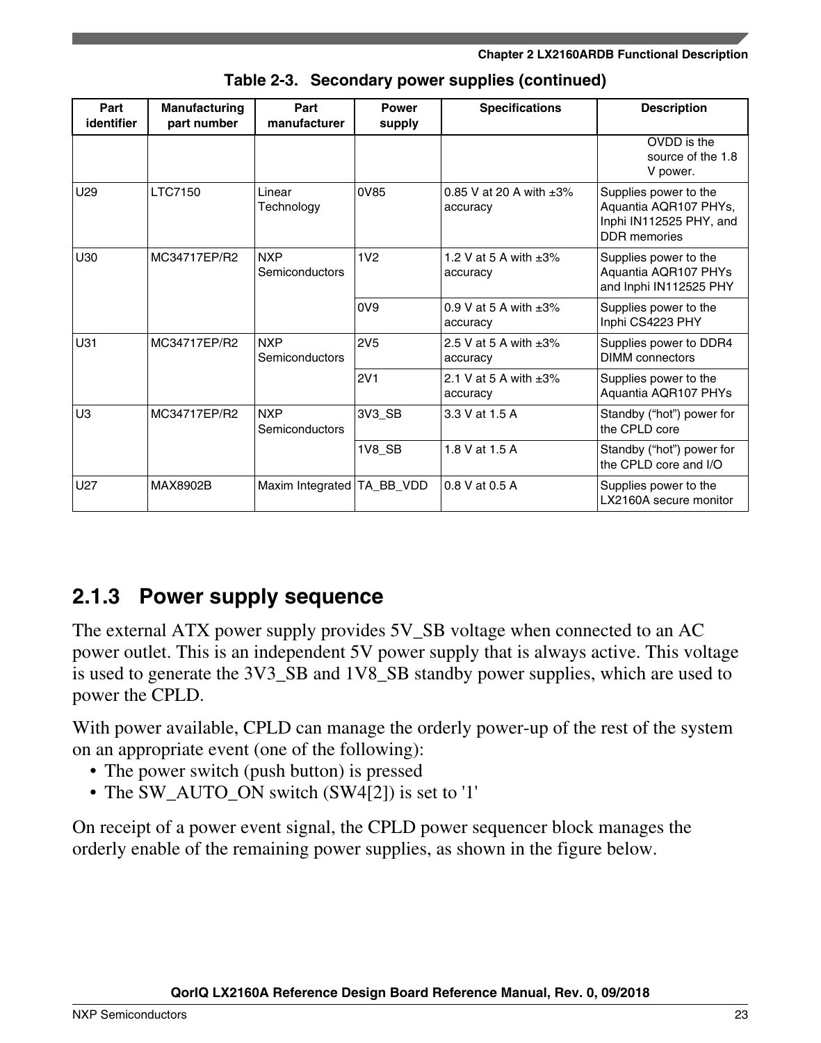**Table 2-3. Secondary power supplies (continued)**

| Part identifier | Manufacturing part number | Part manufacturer | Power supply | Specifications | Description |
|---|---|---|---|---|---|
| | | | | | OVDD is the source of the 1.8 V power. |
| U29 | LTC7150 | Linear Technology | 0V85 | 0.85 V at 20 A with ±3% accuracy | Supplies power to the Aquantia AQR107 PHYs, Inphi IN112525 PHY, and DDR memories |
| U30 | MC34717EP/R2 | NXP Semiconductors | 1V2 | 1.2 V at 5 A with ±3% accuracy | Supplies power to the Aquantia AQR107 PHYs and Inphi IN112525 PHY |
| | | | 0V9 | 0.9 V at 5 A with ±3% accuracy | Supplies power to the Inphi CS4223 PHY |
| U31 | MC34717EP/R2 | NXP Semiconductors | 2V5 | 2.5 V at 5 A with ±3% accuracy | Supplies power to DDR4 DIMM connectors |
| | | | 2V1 | 2.1 V at 5 A with ±3% accuracy | Supplies power to the Aquantia AQR107 PHYs |
| U3 | MC34717EP/R2 | NXP Semiconductors | 3V3_SB | 3.3 V at 1.5 A | Standby ("hot") power for the CPLD core |
| | | | 1V8_SB | 1.8 V at 1.5 A | Standby ("hot") power for the CPLD core and I/O |
| U27 | MAX8902B | Maxim Integrated | TA_BB_VDD | 0.8 V at 0.5 A | Supplies power to the LX2160A secure monitor |

### 2.1.3 Power supply sequence

The external ATX power supply provides 5V_SB voltage when connected to an AC power outlet. This is an independent 5V power supply that is always active. This voltage is used to generate the 3V3_SB and 1V8_SB standby power supplies, which are used to power the CPLD.

With power available, CPLD can manage the orderly power-up of the rest of the system on an appropriate event (one of the following):

- The power switch (push button) is pressed
- The SW_AUTO_ON switch (SW4[2]) is set to '1'

On receipt of a power event signal, the CPLD power sequencer block manages the orderly enable of the remaining power supplies, as shown in the figure below.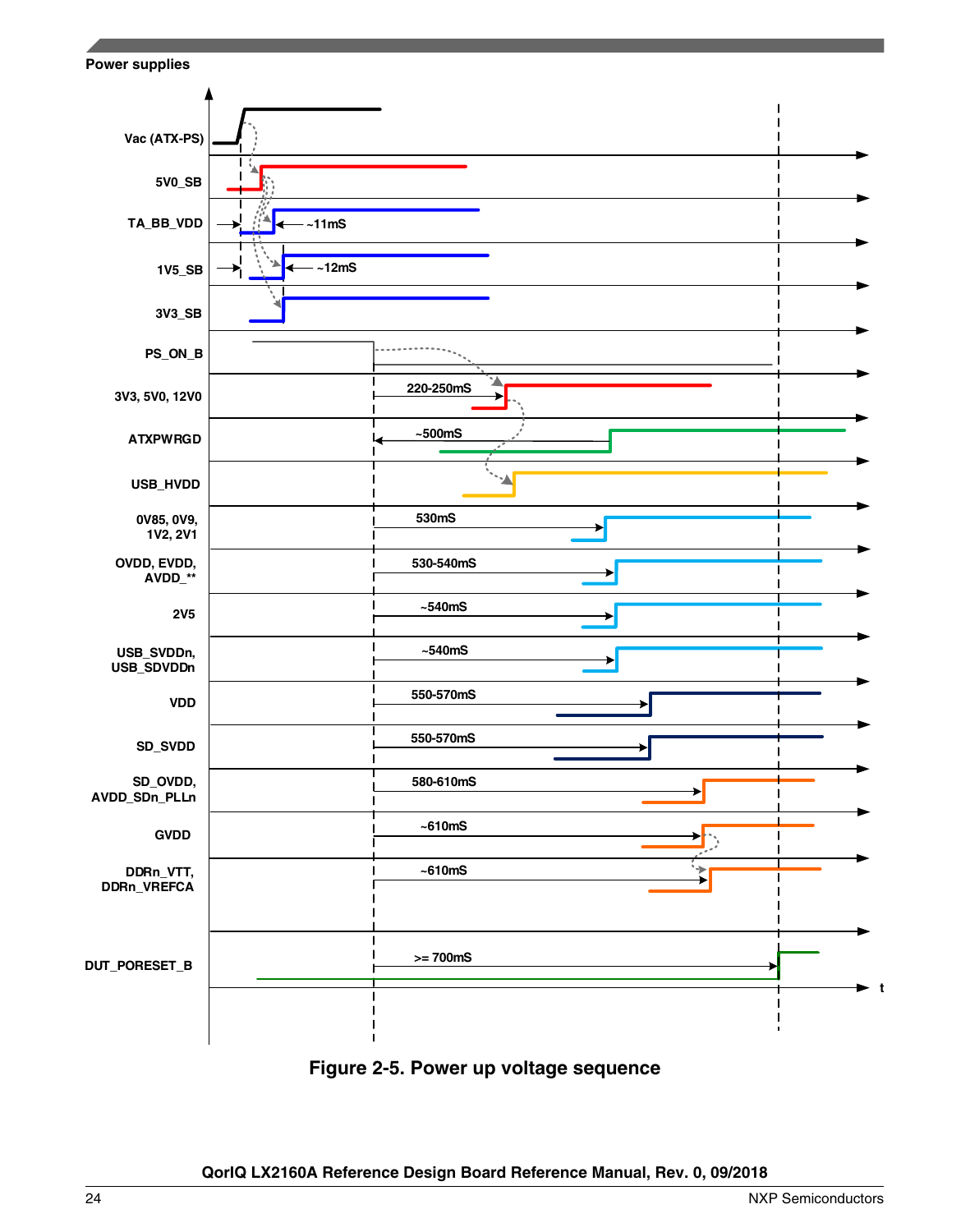Figure 2-5. Power up voltage sequence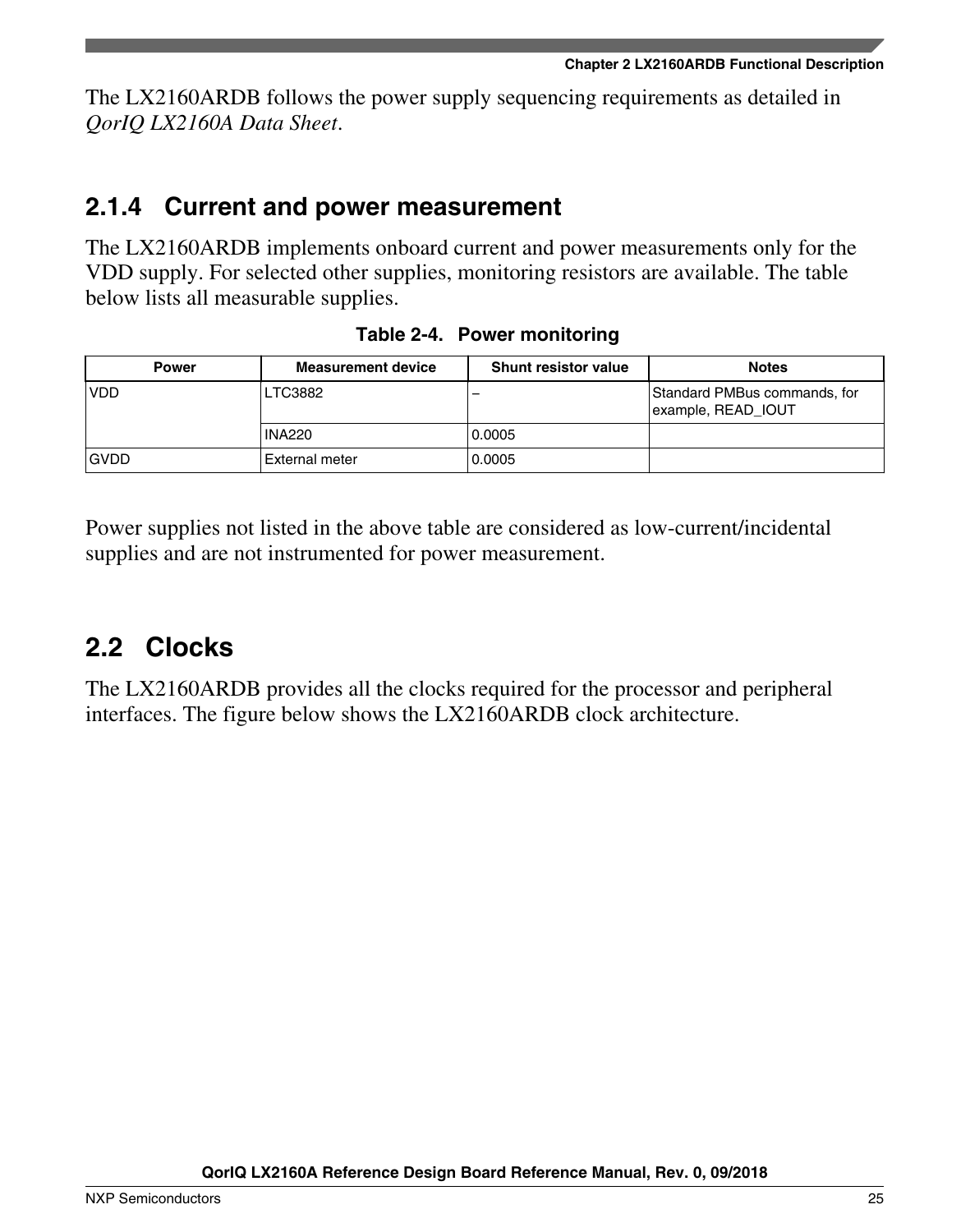The LX2160ARDB follows the power supply sequencing requirements as detailed in *QorIQ LX2160A Data Sheet*.

### 2.1.4 Current and power measurement

The LX2160ARDB implements onboard current and power measurements only for the VDD supply. For selected other supplies, monitoring resistors are available. The table below lists all measurable supplies.

**Table 2-4. Power monitoring**

| Power | Measurement device | Shunt resistor value | Notes |
|---|---|---|---|
| VDD | LTC3882 | – | Standard PMBus commands, for example, READ_IOUT |
| | INA220 | 0.0005 | |
| GVDD | External meter | 0.0005 | |

Power supplies not listed in the above table are considered as low-current/incidental supplies and are not instrumented for power measurement.

## 2.2 Clocks

The LX2160ARDB provides all the clocks required for the processor and peripheral interfaces. The figure below shows the LX2160ARDB clock architecture.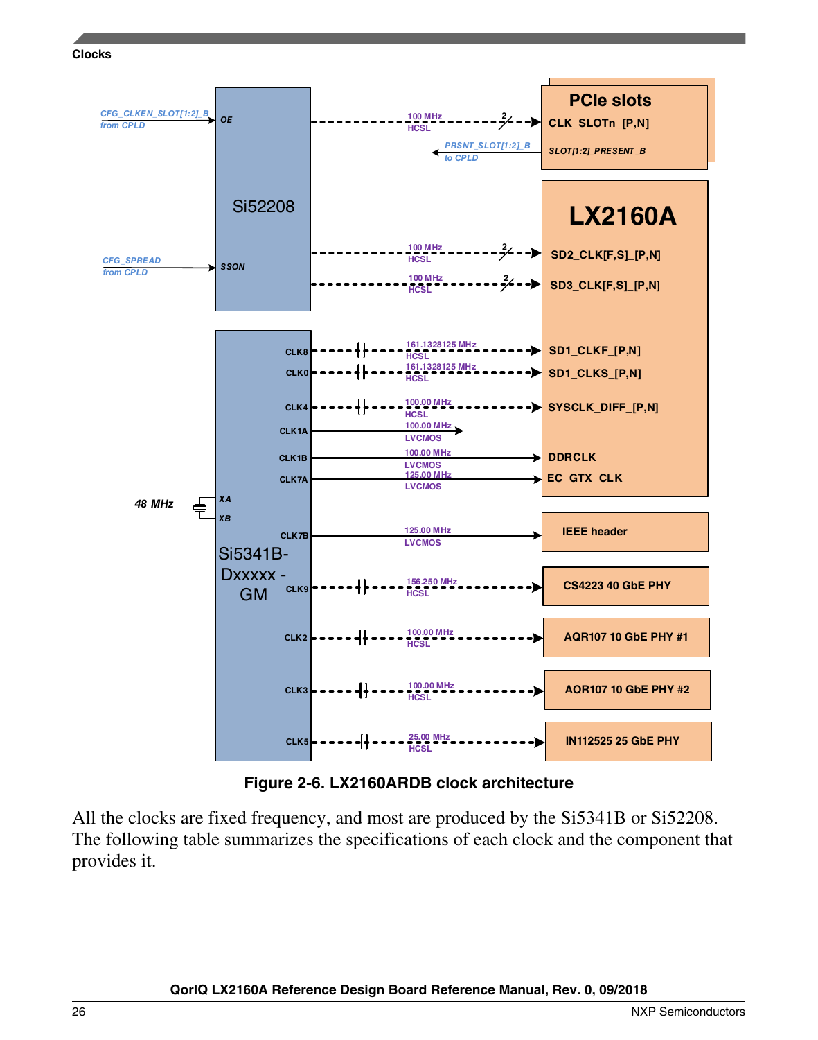Figure 2-6. LX2160ARDB clock architecture

All the clocks are fixed frequency, and most are produced by the Si5341B or Si52208. The following table summarizes the specifications of each clock and the component that provides it.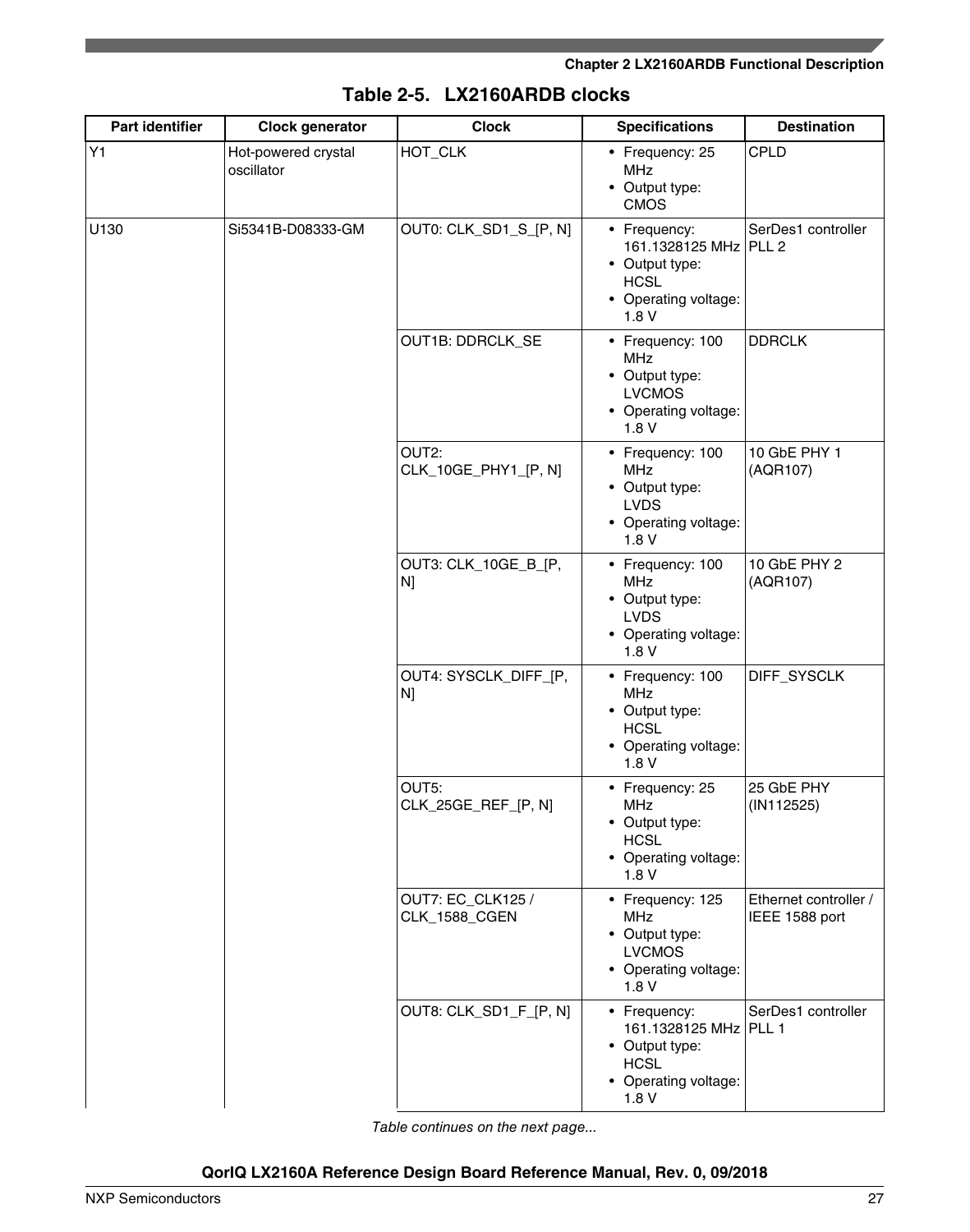**Table 2-5. LX2160ARDB clocks**

| Part identifier | Clock generator | Clock | Specifications | Destination |
|---|---|---|---|---|
| Y1 | Hot-powered crystal oscillator | HOT_CLK | • Frequency: 25 MHz<br>• Output type: CMOS | CPLD |
| U130 | Si5341B-D08333-GM | OUT0: CLK_SD1_S_[P, N] | • Frequency: 161.1328125 MHz<br>• Output type: HCSL<br>• Operating voltage: 1.8 V | SerDes1 controller PLL 2 |
| | | OUT1B: DDRCLK_SE | • Frequency: 100 MHz<br>• Output type: LVCMOS<br>• Operating voltage: 1.8 V | DDRCLK |
| | | OUT2: CLK_10GE_PHY1_[P, N] | • Frequency: 100 MHz<br>• Output type: LVDS<br>• Operating voltage: 1.8 V | 10 GbE PHY 1 (AQR107) |
| | | OUT3: CLK_10GE_B_[P, N] | • Frequency: 100 MHz<br>• Output type: LVDS<br>• Operating voltage: 1.8 V | 10 GbE PHY 2 (AQR107) |
| | | OUT4: SYSCLK_DIFF_[P, N] | • Frequency: 100 MHz<br>• Output type: HCSL<br>• Operating voltage: 1.8 V | DIFF_SYSCLK |
| | | OUT5: CLK_25GE_REF_[P, N] | • Frequency: 25 MHz<br>• Output type: HCSL<br>• Operating voltage: 1.8 V | 25 GbE PHY (IN112525) |
| | | OUT7: EC_CLK125 / CLK_1588_CGEN | • Frequency: 125 MHz<br>• Output type: LVCMOS<br>• Operating voltage: 1.8 V | Ethernet controller / IEEE 1588 port |
| | | OUT8: CLK_SD1_F_[P, N] | • Frequency: 161.1328125 MHz<br>• Output type: HCSL<br>• Operating voltage: 1.8 V | SerDes1 controller PLL 1 |

*Table continues on the next page...*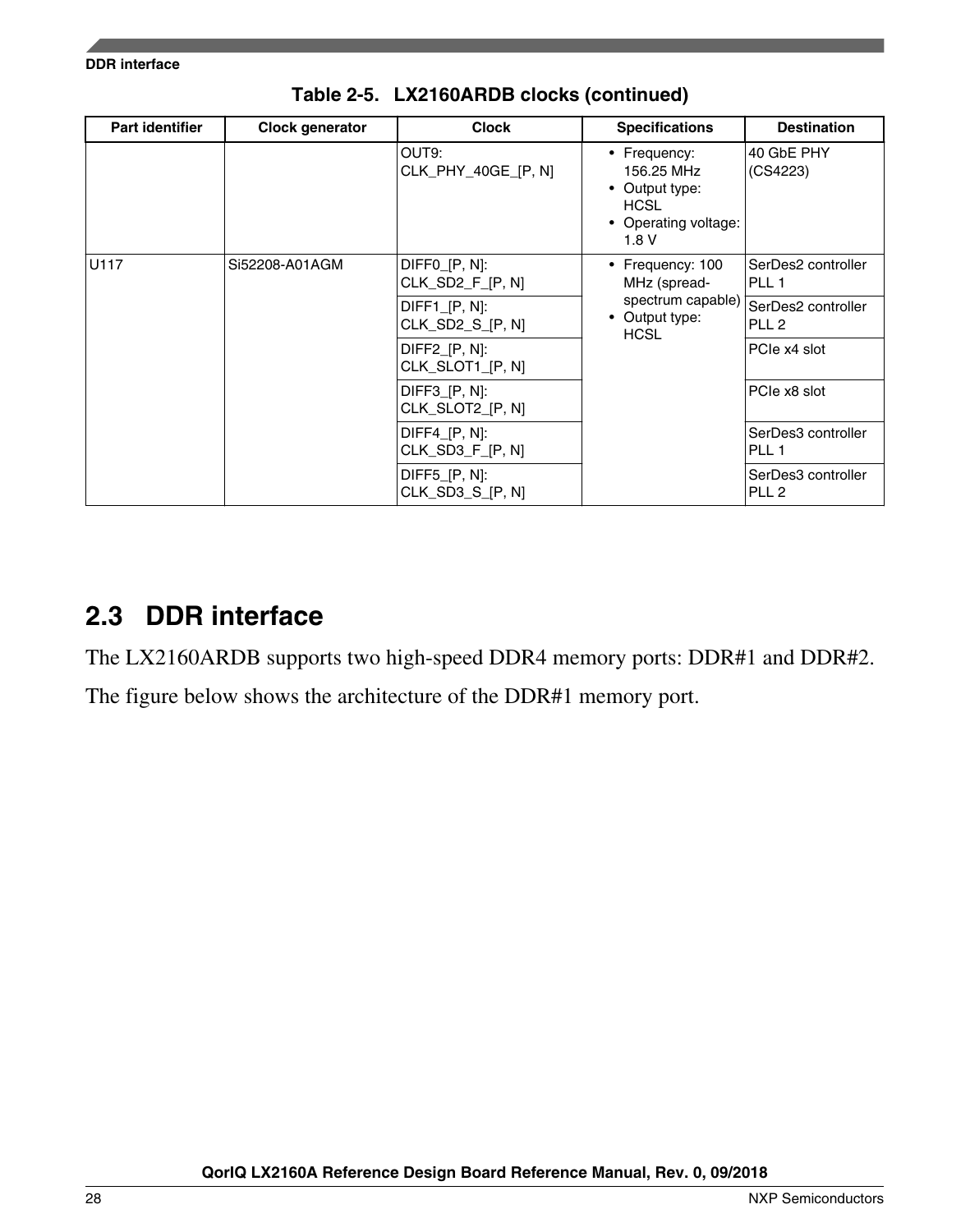**Table 2-5. LX2160ARDB clocks (continued)**

| Part identifier | Clock generator | Clock | Specifications | Destination |
|---|---|---|---|---|
| | | OUT9: CLK_PHY_40GE_[P, N] | • Frequency: 156.25 MHz<br>• Output type: HCSL<br>• Operating voltage: 1.8 V | 40 GbE PHY (CS4223) |
| U117 | Si52208-A01AGM | DIFF0_[P, N]: CLK_SD2_F_[P, N] | • Frequency: 100 MHz (spread-spectrum capable)<br>• Output type: HCSL | SerDes2 controller PLL 1 |
| | | DIFF1_[P, N]: CLK_SD2_S_[P, N] | | SerDes2 controller PLL 2 |
| | | DIFF2_[P, N]: CLK_SLOT1_[P, N] | | PCIe x4 slot |
| | | DIFF3_[P, N]: CLK_SLOT2_[P, N] | | PCIe x8 slot |
| | | DIFF4_[P, N]: CLK_SD3_F_[P, N] | | SerDes3 controller PLL 1 |
| | | DIFF5_[P, N]: CLK_SD3_S_[P, N] | | SerDes3 controller PLL 2 |

## 2.3 DDR interface

The LX2160ARDB supports two high-speed DDR4 memory ports: DDR#1 and DDR#2.

The figure below shows the architecture of the DDR#1 memory port.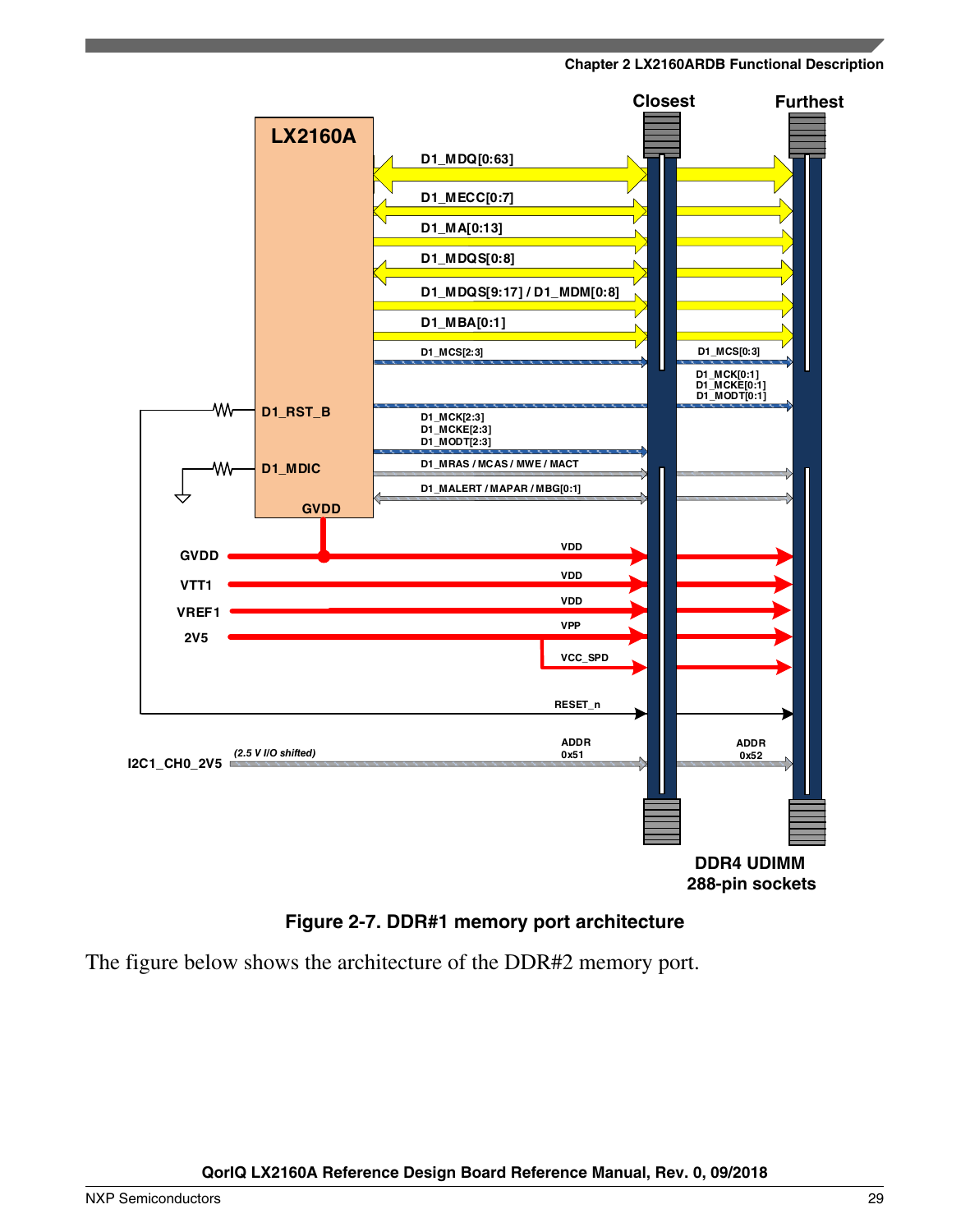Figure 2-7. DDR#1 memory port architecture

The figure below shows the architecture of the DDR#2 memory port.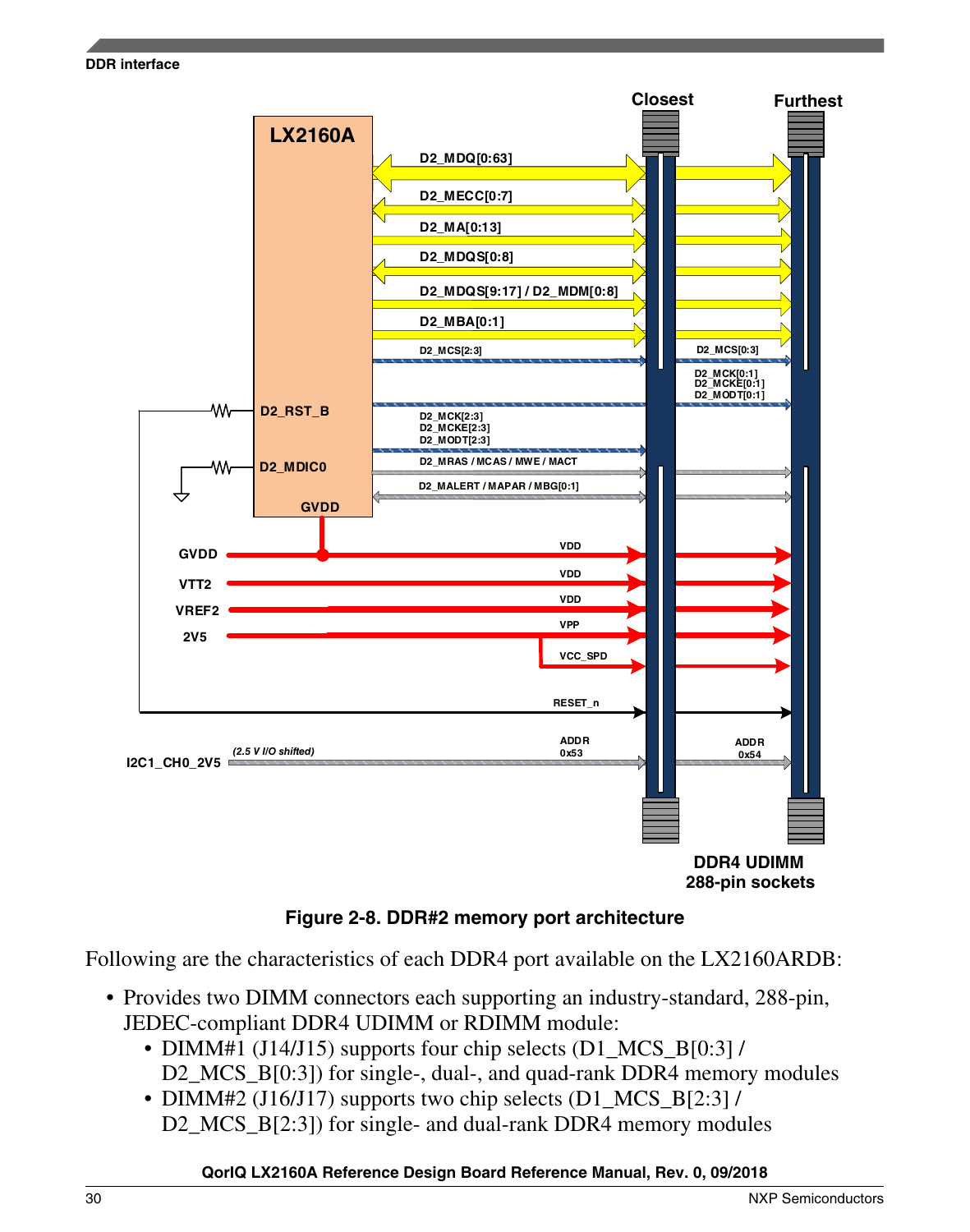Figure 2-8. DDR#2 memory port architecture

Following are the characteristics of each DDR4 port available on the LX2160ARDB:

- Provides two DIMM connectors each supporting an industry-standard, 288-pin, JEDEC-compliant DDR4 UDIMM or RDIMM module:
  - DIMM#1 (J14/J15) supports four chip selects (D1_MCS_B[0:3] / D2_MCS_B[0:3]) for single-, dual-, and quad-rank DDR4 memory modules
  - DIMM#2 (J16/J17) supports two chip selects (D1_MCS_B[2:3] / D2_MCS_B[2:3]) for single- and dual-rank DDR4 memory modules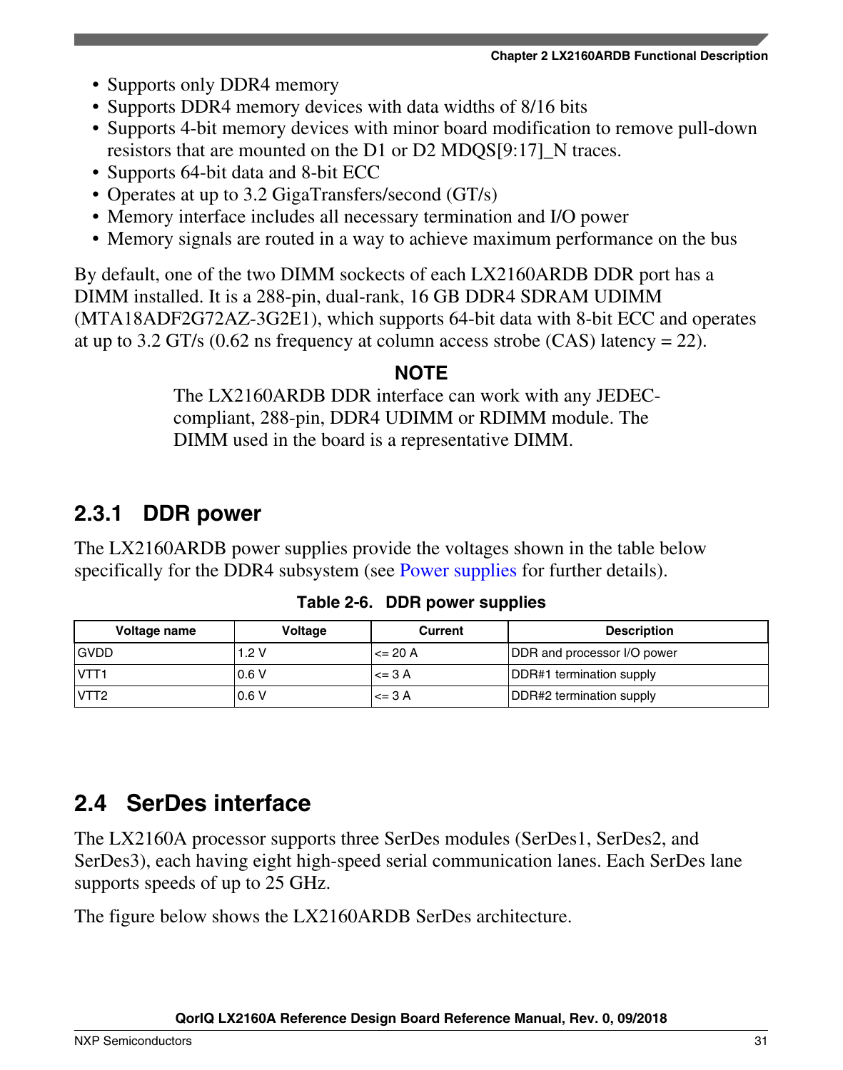- Supports only DDR4 memory
- Supports DDR4 memory devices with data widths of 8/16 bits
- Supports 4-bit memory devices with minor board modification to remove pull-down resistors that are mounted on the D1 or D2 MDQS[9:17]_N traces.
- Supports 64-bit data and 8-bit ECC
- Operates at up to 3.2 GigaTransfers/second (GT/s)
- Memory interface includes all necessary termination and I/O power
- Memory signals are routed in a way to achieve maximum performance on the bus

By default, one of the two DIMM sockects of each LX2160ARDB DDR port has a DIMM installed. It is a 288-pin, dual-rank, 16 GB DDR4 SDRAM UDIMM (MTA18ADF2G72AZ-3G2E1), which supports 64-bit data with 8-bit ECC and operates at up to 3.2 GT/s (0.62 ns frequency at column access strobe (CAS) latency = 22).

**NOTE**

The LX2160ARDB DDR interface can work with any JEDEC-compliant, 288-pin, DDR4 UDIMM or RDIMM module. The DIMM used in the board is a representative DIMM.

### 2.3.1 DDR power

The LX2160ARDB power supplies provide the voltages shown in the table below specifically for the DDR4 subsystem (see Power supplies for further details).

**Table 2-6. DDR power supplies**

| Voltage name | Voltage | Current | Description |
|---|---|---|---|
| GVDD | 1.2 V | <= 20 A | DDR and processor I/O power |
| VTT1 | 0.6 V | <= 3 A | DDR#1 termination supply |
| VTT2 | 0.6 V | <= 3 A | DDR#2 termination supply |

## 2.4 SerDes interface

The LX2160A processor supports three SerDes modules (SerDes1, SerDes2, and SerDes3), each having eight high-speed serial communication lanes. Each SerDes lane supports speeds of up to 25 GHz.

The figure below shows the LX2160ARDB SerDes architecture.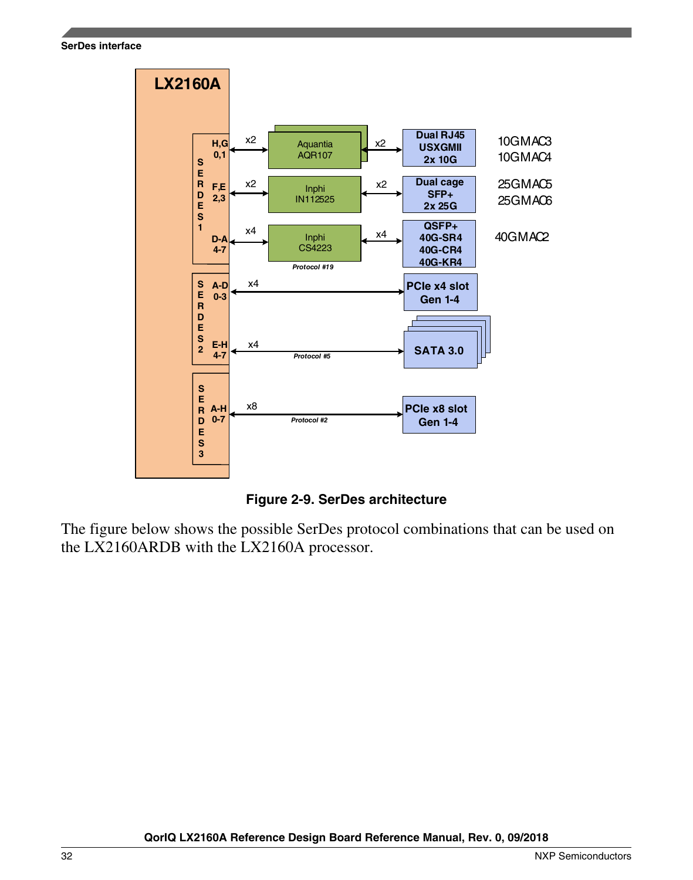Figure 2-9. SerDes architecture

The figure below shows the possible SerDes protocol combinations that can be used on the LX2160ARDB with the LX2160A processor.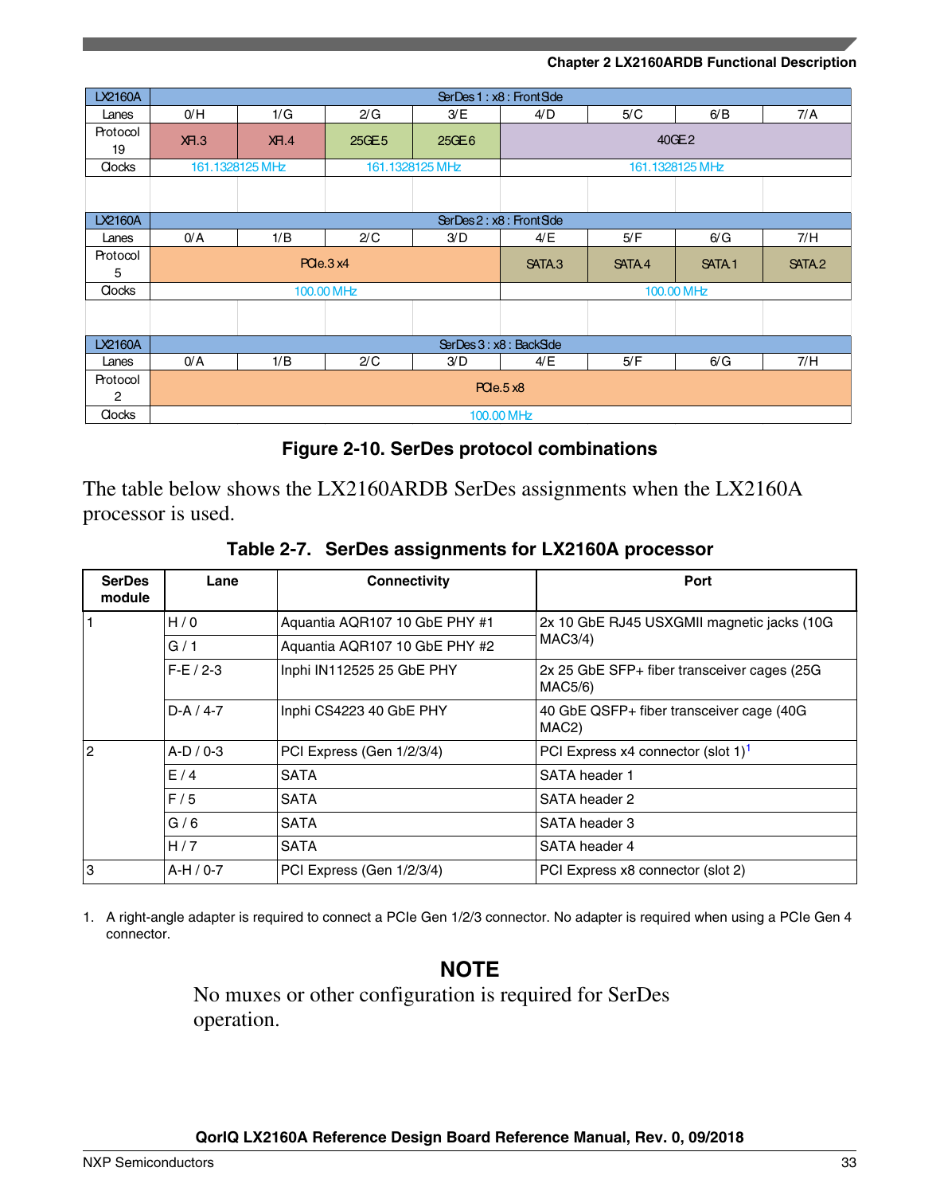| LX2160A | SerDes 1 : x8 : Front Side | | | | | | | |
|---|---|---|---|---|---|---|---|---|
| Lanes | 0/H | 1/G | 2/G | 3/E | 4/D | 5/C | 6/B | 7/A |
| Protocol 19 | XFI.3 | XFI.4 | 25GE.5 | 25GE.6 | 40GE.2 | | | |
| Clocks | 161.1328125 MHz | | 161.1328125 MHz | | 161.1328125 MHz | | | |

| LX2160A | SerDes 2 : x8 : Front Side | | | | | | | |
|---|---|---|---|---|---|---|---|---|
| Lanes | 0/A | 1/B | 2/C | 3/D | 4/E | 5/F | 6/G | 7/H |
| Protocol 5 | PCIe.3 x4 | | | | SATA.3 | SATA.4 | SATA.1 | SATA.2 |
| Clocks | 100.00 MHz | | | | 100.00 MHz | | | |

| LX2160A | SerDes 3 : x8 : Back Side | | | | | | | |
|---|---|---|---|---|---|---|---|---|
| Lanes | 0/A | 1/B | 2/C | 3/D | 4/E | 5/F | 6/G | 7/H |
| Protocol 2 | PCIe.5 x8 | | | | | | | |
| Clocks | 100.00 MHz | | | | | | | |

**Figure 2-10. SerDes protocol combinations**

The table below shows the LX2160ARDB SerDes assignments when the LX2160A processor is used.

**Table 2-7. SerDes assignments for LX2160A processor**

| SerDes module | Lane | Connectivity | Port |
|---|---|---|---|
| 1 | H / 0 | Aquantia AQR107 10 GbE PHY #1 | 2x 10 GbE RJ45 USXGMII magnetic jacks (10G MAC3/4) |
| | G / 1 | Aquantia AQR107 10 GbE PHY #2 | |
| | F-E / 2-3 | Inphi IN112525 25 GbE PHY | 2x 25 GbE SFP+ fiber transceiver cages (25G MAC5/6) |
| | D-A / 4-7 | Inphi CS4223 40 GbE PHY | 40 GbE QSFP+ fiber transceiver cage (40G MAC2) |
| 2 | A-D / 0-3 | PCI Express (Gen 1/2/3/4) | PCI Express x4 connector (slot 1)[1] |
| | E / 4 | SATA | SATA header 1 |
| | F / 5 | SATA | SATA header 2 |
| | G / 6 | SATA | SATA header 3 |
| | H / 7 | SATA | SATA header 4 |
| 3 | A-H / 0-7 | PCI Express (Gen 1/2/3/4) | PCI Express x8 connector (slot 2) |

1. A right-angle adapter is required to connect a PCIe Gen 1/2/3 connector. No adapter is required when using a PCIe Gen 4 connector.

**NOTE**

No muxes or other configuration is required for SerDes operation.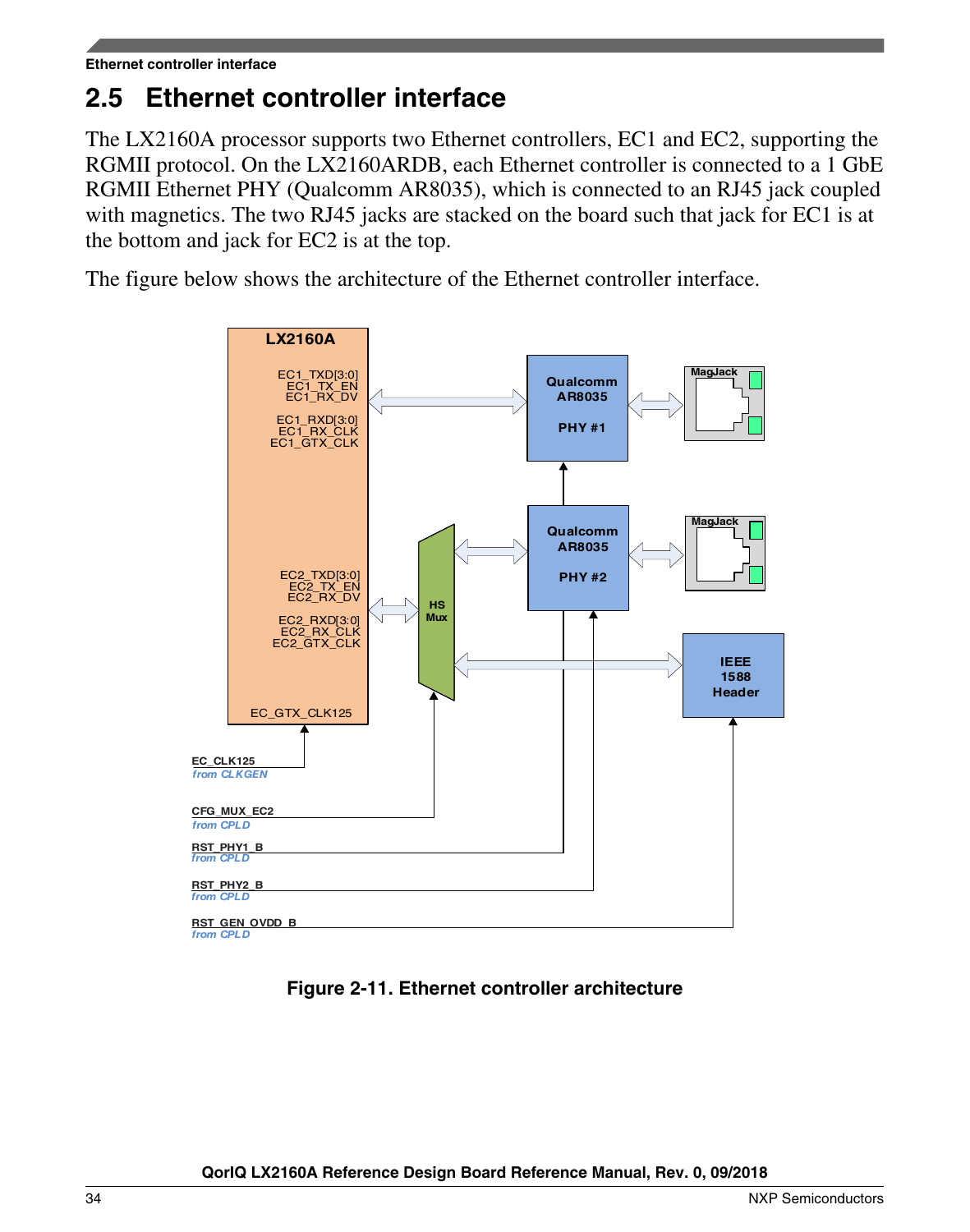## 2.5 Ethernet controller interface

The LX2160A processor supports two Ethernet controllers, EC1 and EC2, supporting the RGMII protocol. On the LX2160ARDB, each Ethernet controller is connected to a 1 GbE RGMII Ethernet PHY (Qualcomm AR8035), which is connected to an RJ45 jack coupled with magnetics. The two RJ45 jacks are stacked on the board such that jack for EC1 is at the bottom and jack for EC2 is at the top.

The figure below shows the architecture of the Ethernet controller interface.

**Figure 2-11. Ethernet controller architecture**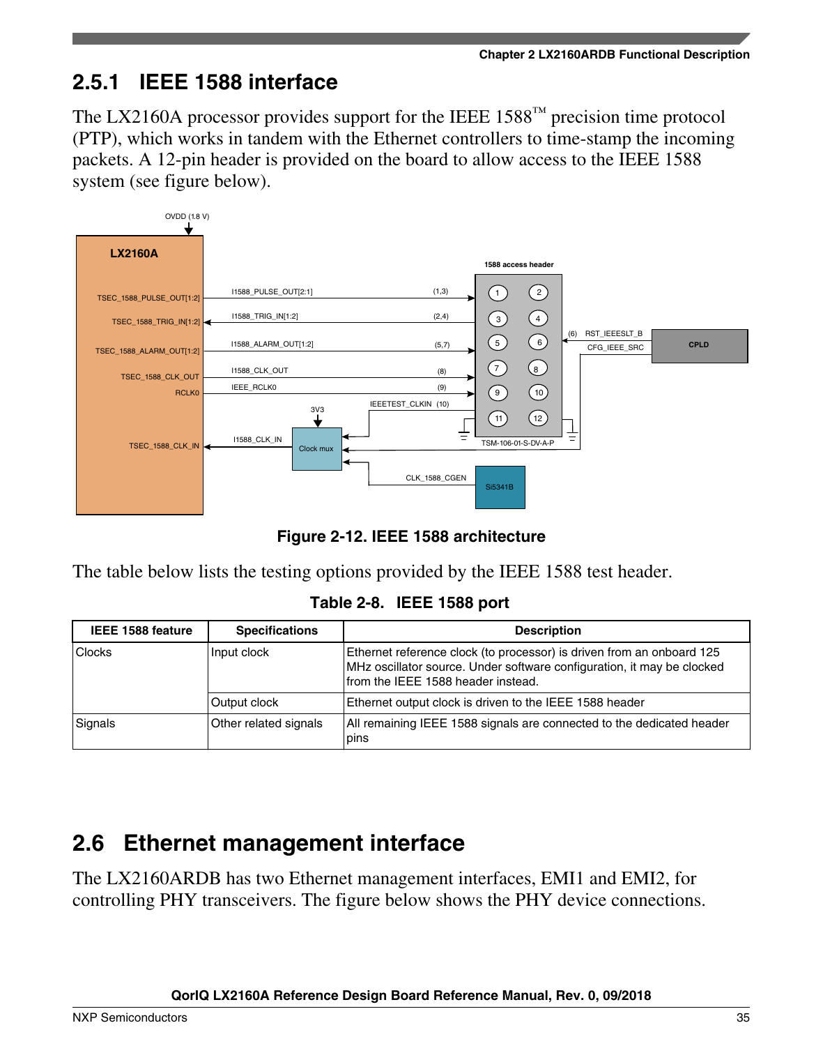## 2.5.1 IEEE 1588 interface

The LX2160A processor provides support for the IEEE 1588™ precision time protocol (PTP), which works in tandem with the Ethernet controllers to time-stamp the incoming packets. A 12-pin header is provided on the board to allow access to the IEEE 1588 system (see figure below).

**Figure 2-12. IEEE 1588 architecture**

The table below lists the testing options provided by the IEEE 1588 test header.

**Table 2-8. IEEE 1588 port**

| IEEE 1588 feature | Specifications | Description |
|---|---|---|
| Clocks | Input clock | Ethernet reference clock (to processor) is driven from an onboard 125 MHz oscillator source. Under software configuration, it may be clocked from the IEEE 1588 header instead. |
| | Output clock | Ethernet output clock is driven to the IEEE 1588 header |
| Signals | Other related signals | All remaining IEEE 1588 signals are connected to the dedicated header pins |

# 2.6 Ethernet management interface

The LX2160ARDB has two Ethernet management interfaces, EMI1 and EMI2, for controlling PHY transceivers. The figure below shows the PHY device connections.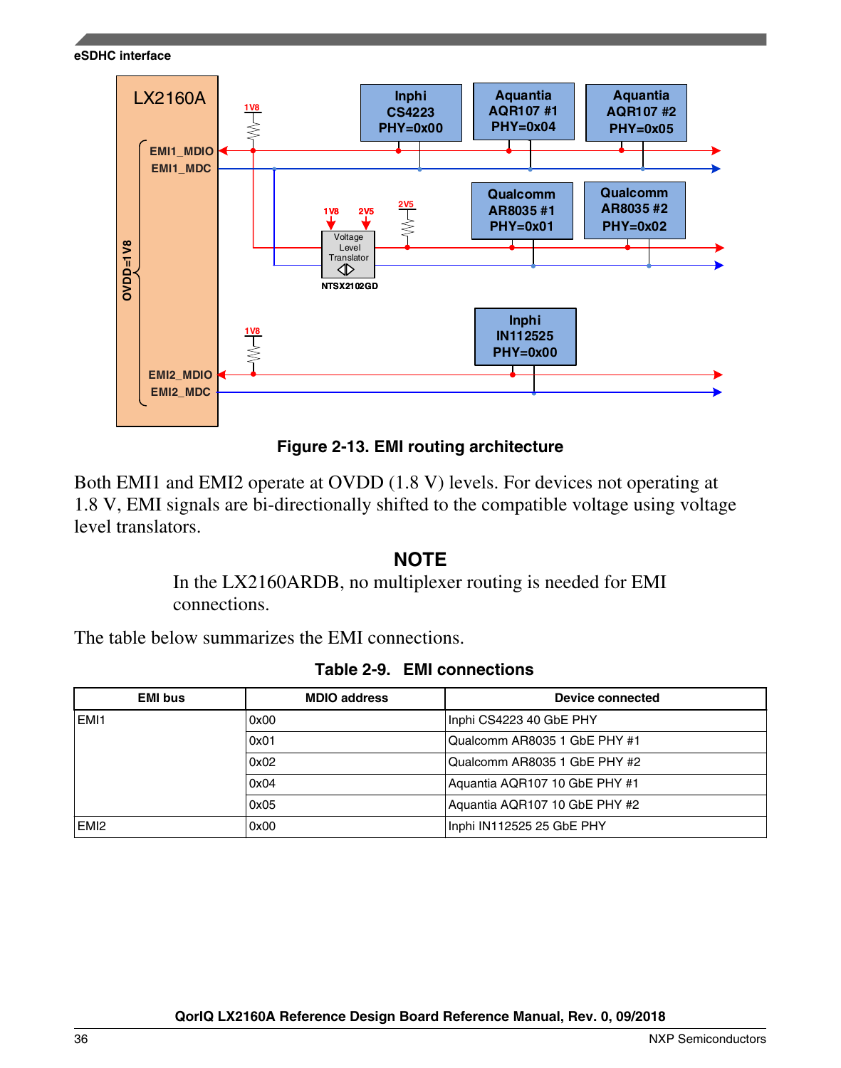Figure 2-13. EMI routing architecture

Both EMI1 and EMI2 operate at OVDD (1.8 V) levels. For devices not operating at 1.8 V, EMI signals are bi-directionally shifted to the compatible voltage using voltage level translators.

**NOTE**

In the LX2160ARDB, no multiplexer routing is needed for EMI connections.

The table below summarizes the EMI connections.

**Table 2-9. EMI connections**

| EMI bus | MDIO address | Device connected |
|---|---|---|
| EMI1 | 0x00 | Inphi CS4223 40 GbE PHY |
| | 0x01 | Qualcomm AR8035 1 GbE PHY #1 |
| | 0x02 | Qualcomm AR8035 1 GbE PHY #2 |
| | 0x04 | Aquantia AQR107 10 GbE PHY #1 |
| | 0x05 | Aquantia AQR107 10 GbE PHY #2 |
| EMI2 | 0x00 | Inphi IN112525 25 GbE PHY |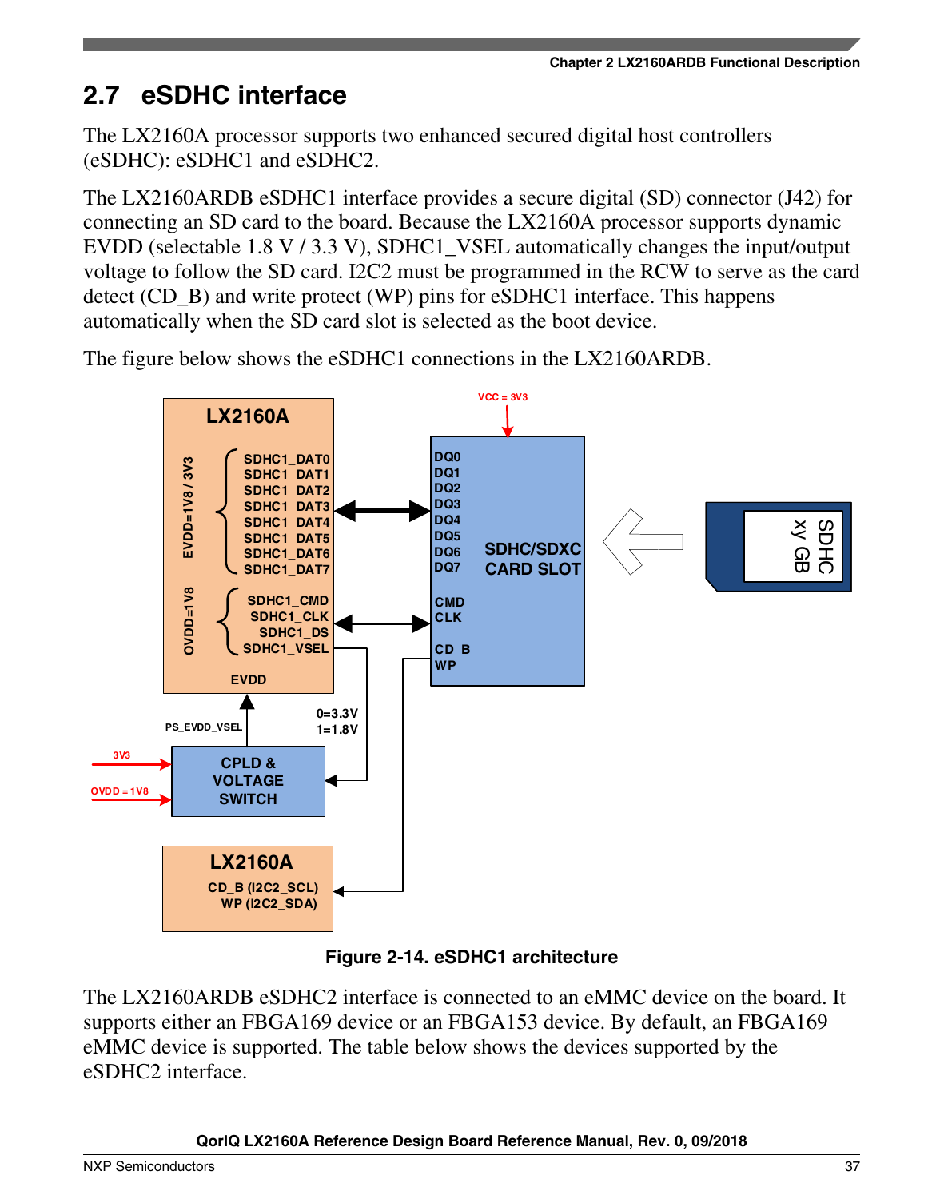## 2.7 eSDHC interface

The LX2160A processor supports two enhanced secured digital host controllers (eSDHC): eSDHC1 and eSDHC2.

The LX2160ARDB eSDHC1 interface provides a secure digital (SD) connector (J42) for connecting an SD card to the board. Because the LX2160A processor supports dynamic EVDD (selectable 1.8 V / 3.3 V), SDHC1_VSEL automatically changes the input/output voltage to follow the SD card. I2C2 must be programmed in the RCW to serve as the card detect (CD_B) and write protect (WP) pins for eSDHC1 interface. This happens automatically when the SD card slot is selected as the boot device.

The figure below shows the eSDHC1 connections in the LX2160ARDB.

**Figure 2-14. eSDHC1 architecture**

The LX2160ARDB eSDHC2 interface is connected to an eMMC device on the board. It supports either an FBGA169 device or an FBGA153 device. By default, an FBGA169 eMMC device is supported. The table below shows the devices supported by the eSDHC2 interface.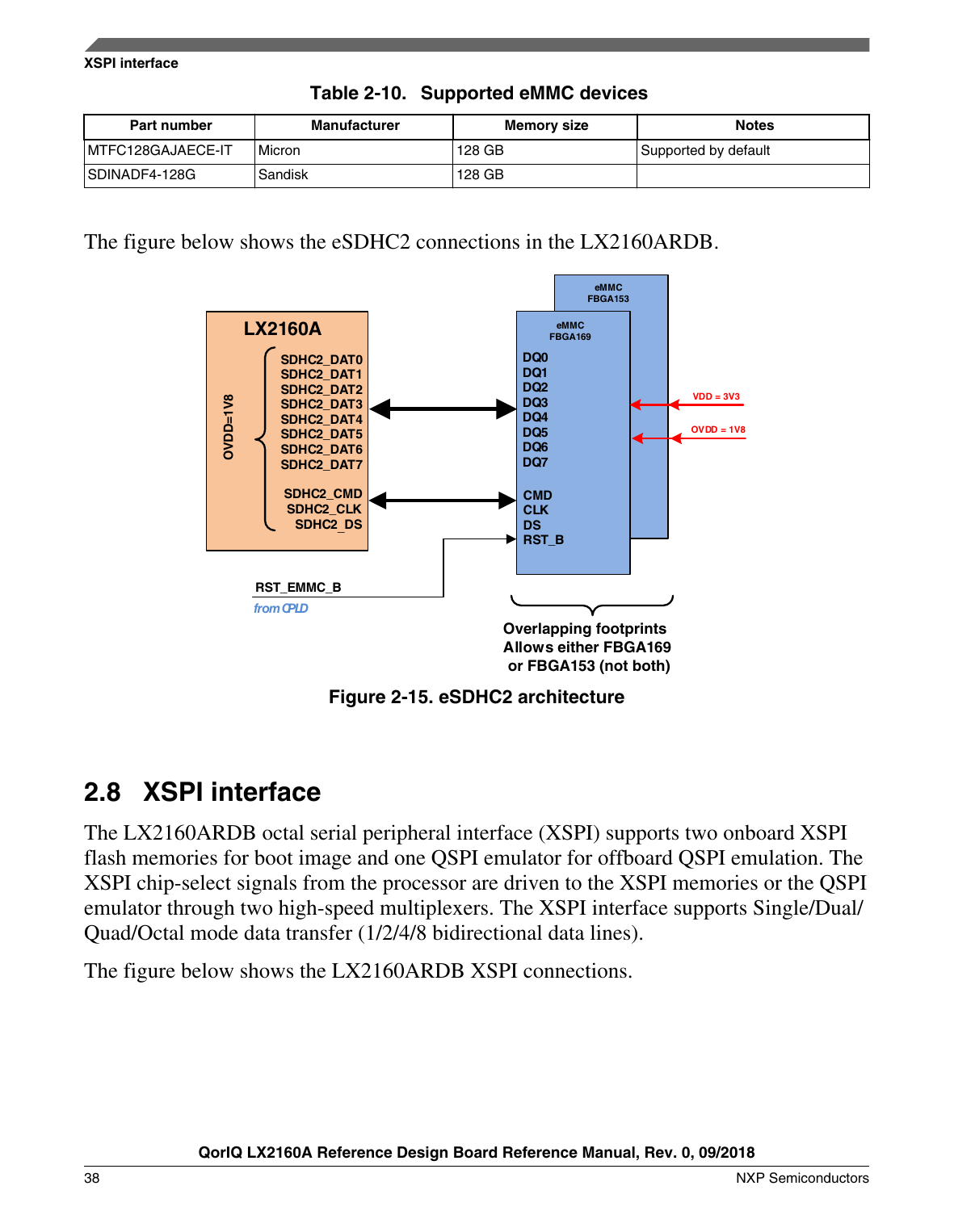**Table 2-10. Supported eMMC devices**

| Part number | Manufacturer | Memory size | Notes |
|---|---|---|---|
| MTFC128GAJAECE-IT | Micron | 128 GB | Supported by default |
| SDINADF4-128G | Sandisk | 128 GB | |

The figure below shows the eSDHC2 connections in the LX2160ARDB.

**Figure 2-15. eSDHC2 architecture**

## 2.8 XSPI interface

The LX2160ARDB octal serial peripheral interface (XSPI) supports two onboard XSPI flash memories for boot image and one QSPI emulator for offboard QSPI emulation. The XSPI chip-select signals from the processor are driven to the XSPI memories or the QSPI emulator through two high-speed multiplexers. The XSPI interface supports Single/Dual/Quad/Octal mode data transfer (1/2/4/8 bidirectional data lines).

The figure below shows the LX2160ARDB XSPI connections.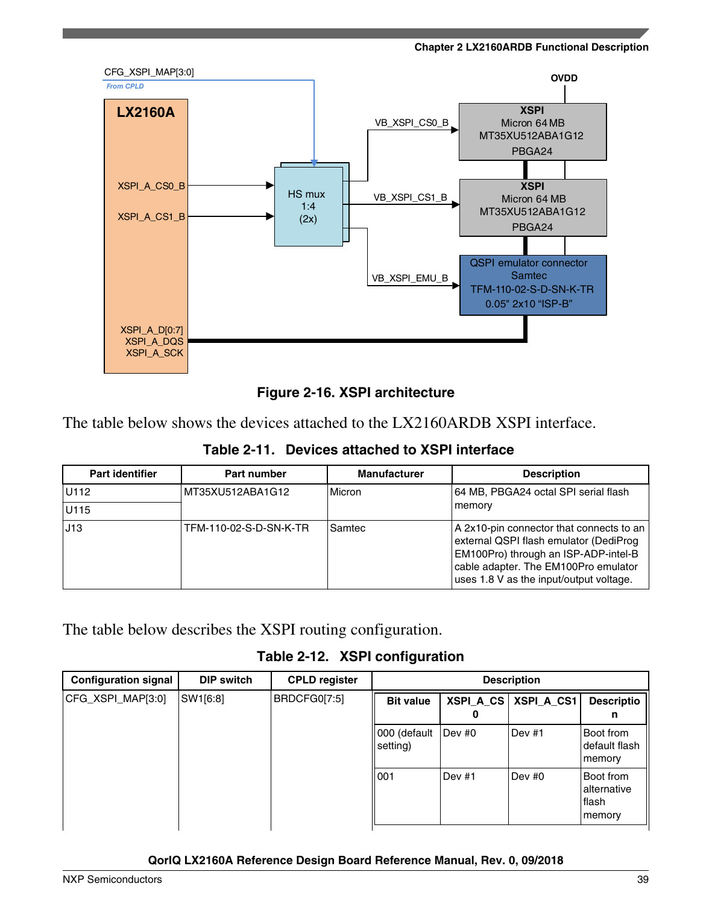CFG_XSPI_MAP[3:0]

*From CPLD*

LX2160A

XSPI_A_CS0_B

XSPI_A_CS1_B

XSPI_A_D[0:7]
XSPI_A_DQS
XSPI_A_SCK

HS mux
1:4
(2x)

VB_XSPI_CS0_B

VB_XSPI_CS1_B

VB_XSPI_EMU_B

OVDD

XSPI
Micron 64 MB
MT35XU512ABA1G12
PBGA24

XSPI
Micron 64 MB
MT35XU512ABA1G12
PBGA24

QSPI emulator connector
Samtec
TFM-110-02-S-D-SN-K-TR
0.05" 2x10 "ISP-B"

**Figure 2-16. XSPI architecture**

The table below shows the devices attached to the LX2160ARDB XSPI interface.

**Table 2-11. Devices attached to XSPI interface**

| Part identifier | Part number | Manufacturer | Description |
|---|---|---|---|
| U112 | MT35XU512ABA1G12 | Micron | 64 MB, PBGA24 octal SPI serial flash memory |
| U115 | | | |
| J13 | TFM-110-02-S-D-SN-K-TR | Samtec | A 2x10-pin connector that connects to an external QSPI flash emulator (DediProg EM100Pro) through an ISP-ADP-intel-B cable adapter. The EM100Pro emulator uses 1.8 V as the input/output voltage. |

The table below describes the XSPI routing configuration.

**Table 2-12. XSPI configuration**

| Configuration signal | DIP switch | CPLD register | Description | | | |
|---|---|---|---|---|---|---|
| | | | **Bit value** | **XSPI_A_CS0** | **XSPI_A_CS1** | **Description** |
| CFG_XSPI_MAP[3:0] | SW1[6:8] | BRDCFG0[7:5] | 000 (default setting) | Dev #0 | Dev #1 | Boot from default flash memory |
| | | | 001 | Dev #1 | Dev #0 | Boot from alternative flash memory |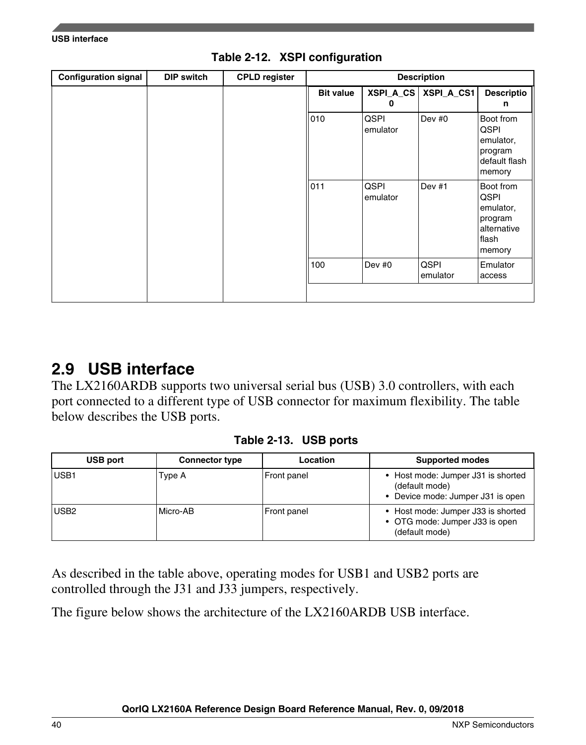**Table 2-12. XSPI configuration**

| Configuration signal | DIP switch | CPLD register | Description | | | |
|---|---|---|---|---|---|---|
| | | | **Bit value** | **XSPI_A_CS0** | **XSPI_A_CS1** | **Description** |
| | | | 010 | QSPI emulator | Dev #0 | Boot from QSPI emulator, program default flash memory |
| | | | 011 | QSPI emulator | Dev #1 | Boot from QSPI emulator, program alternative flash memory |
| | | | 100 | Dev #0 | QSPI emulator | Emulator access |

## 2.9 USB interface

The LX2160ARDB supports two universal serial bus (USB) 3.0 controllers, with each port connected to a different type of USB connector for maximum flexibility. The table below describes the USB ports.

**Table 2-13. USB ports**

| USB port | Connector type | Location | Supported modes |
|---|---|---|---|
| USB1 | Type A | Front panel | • Host mode: Jumper J31 is shorted (default mode)<br>• Device mode: Jumper J31 is open |
| USB2 | Micro-AB | Front panel | • Host mode: Jumper J33 is shorted<br>• OTG mode: Jumper J33 is open (default mode) |

As described in the table above, operating modes for USB1 and USB2 ports are controlled through the J31 and J33 jumpers, respectively.

The figure below shows the architecture of the LX2160ARDB USB interface.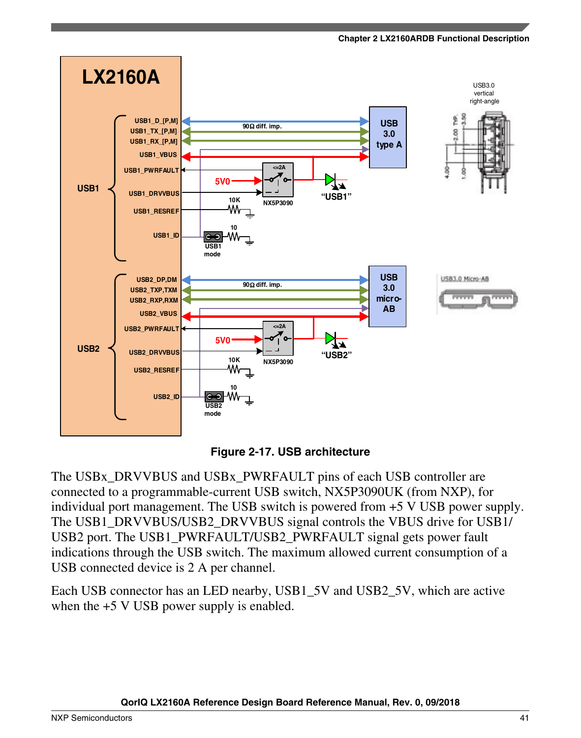Figure 2-17. USB architecture

The USBx_DRVVBUS and USBx_PWRFAULT pins of each USB controller are connected to a programmable-current USB switch, NX5P3090UK (from NXP), for individual port management. The USB switch is powered from +5 V USB power supply. The USB1_DRVVBUS/USB2_DRVVBUS signal controls the VBUS drive for USB1/USB2 port. The USB1_PWRFAULT/USB2_PWRFAULT signal gets power fault indications through the USB switch. The maximum allowed current consumption of a USB connected device is 2 A per channel.

Each USB connector has an LED nearby, USB1_5V and USB2_5V, which are active when the +5 V USB power supply is enabled.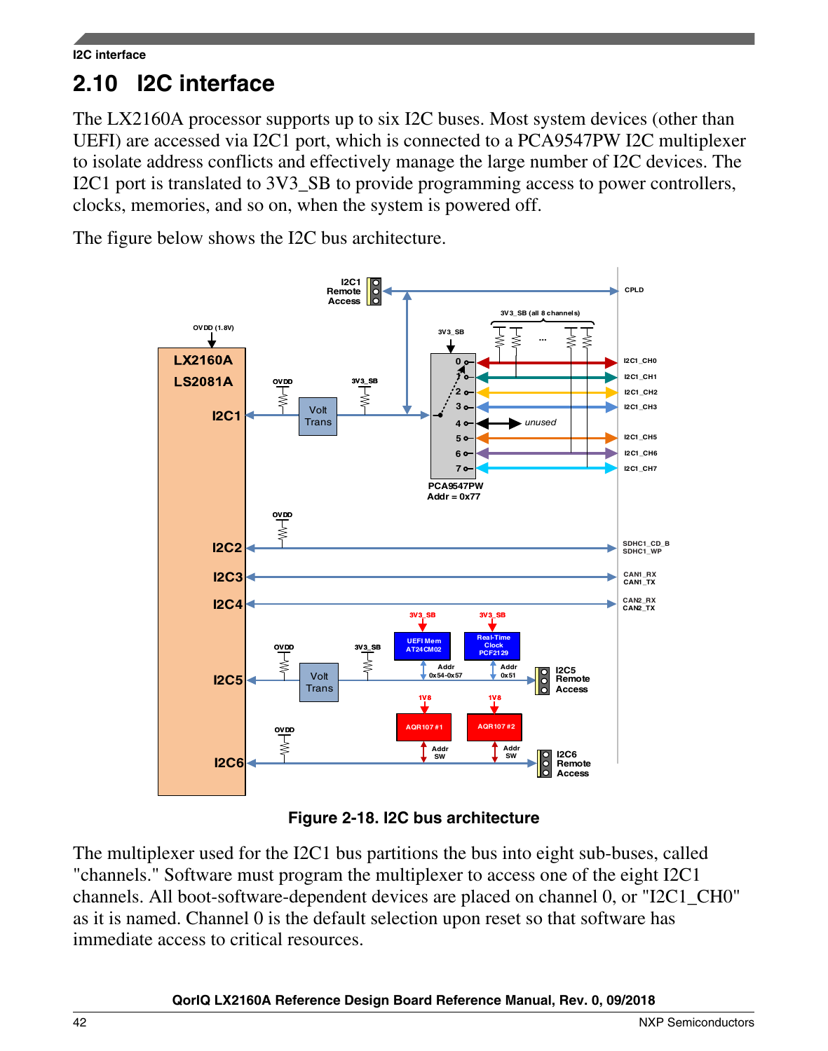## 2.10 I2C interface

The LX2160A processor supports up to six I2C buses. Most system devices (other than UEFI) are accessed via I2C1 port, which is connected to a PCA9547PW I2C multiplexer to isolate address conflicts and effectively manage the large number of I2C devices. The I2C1 port is translated to 3V3_SB to provide programming access to power controllers, clocks, memories, and so on, when the system is powered off.

The figure below shows the I2C bus architecture.

**Figure 2-18. I2C bus architecture**

The multiplexer used for the I2C1 bus partitions the bus into eight sub-buses, called "channels." Software must program the multiplexer to access one of the eight I2C1 channels. All boot-software-dependent devices are placed on channel 0, or "I2C1_CH0" as it is named. Channel 0 is the default selection upon reset so that software has immediate access to critical resources.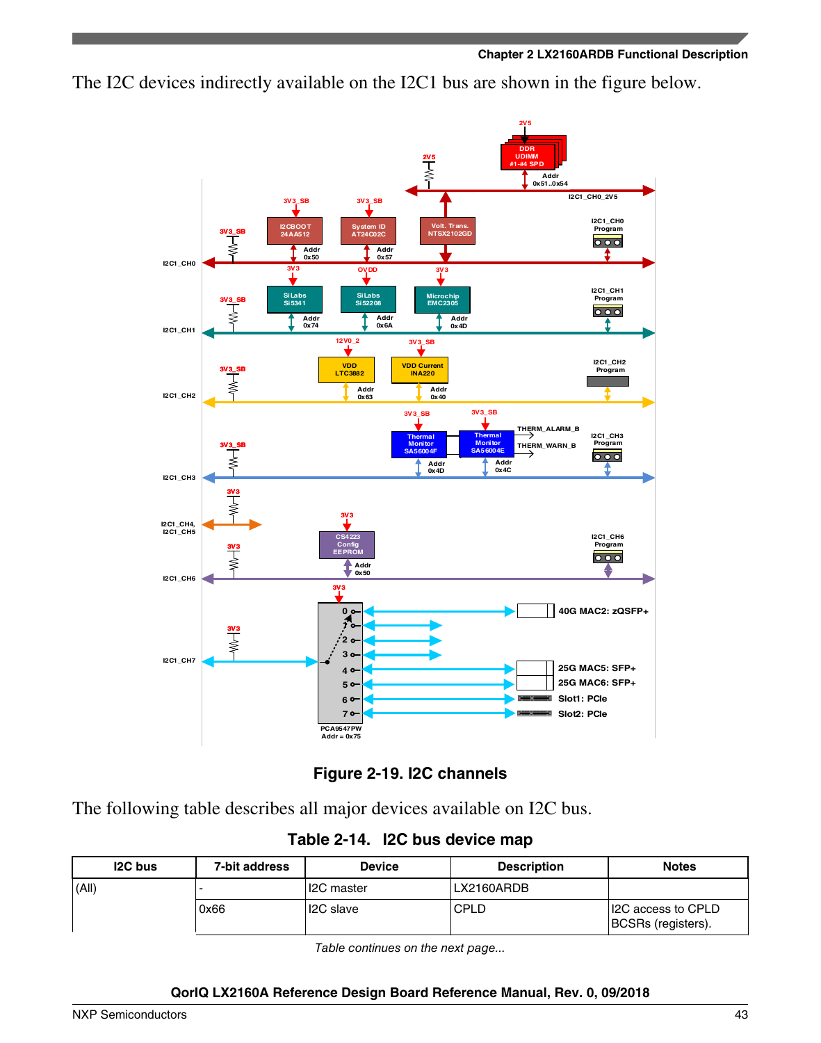The I2C devices indirectly available on the I2C1 bus are shown in the figure below.

**Figure 2-19. I2C channels**

The following table describes all major devices available on I2C bus.

**Table 2-14. I2C bus device map**

| I2C bus | 7-bit address | Device | Description | Notes |
|---|---|---|---|---|
| (All) | - | I2C master | LX2160ARDB | |
| | 0x66 | I2C slave | CPLD | I2C access to CPLD BCSRs (registers). |

*Table continues on the next page...*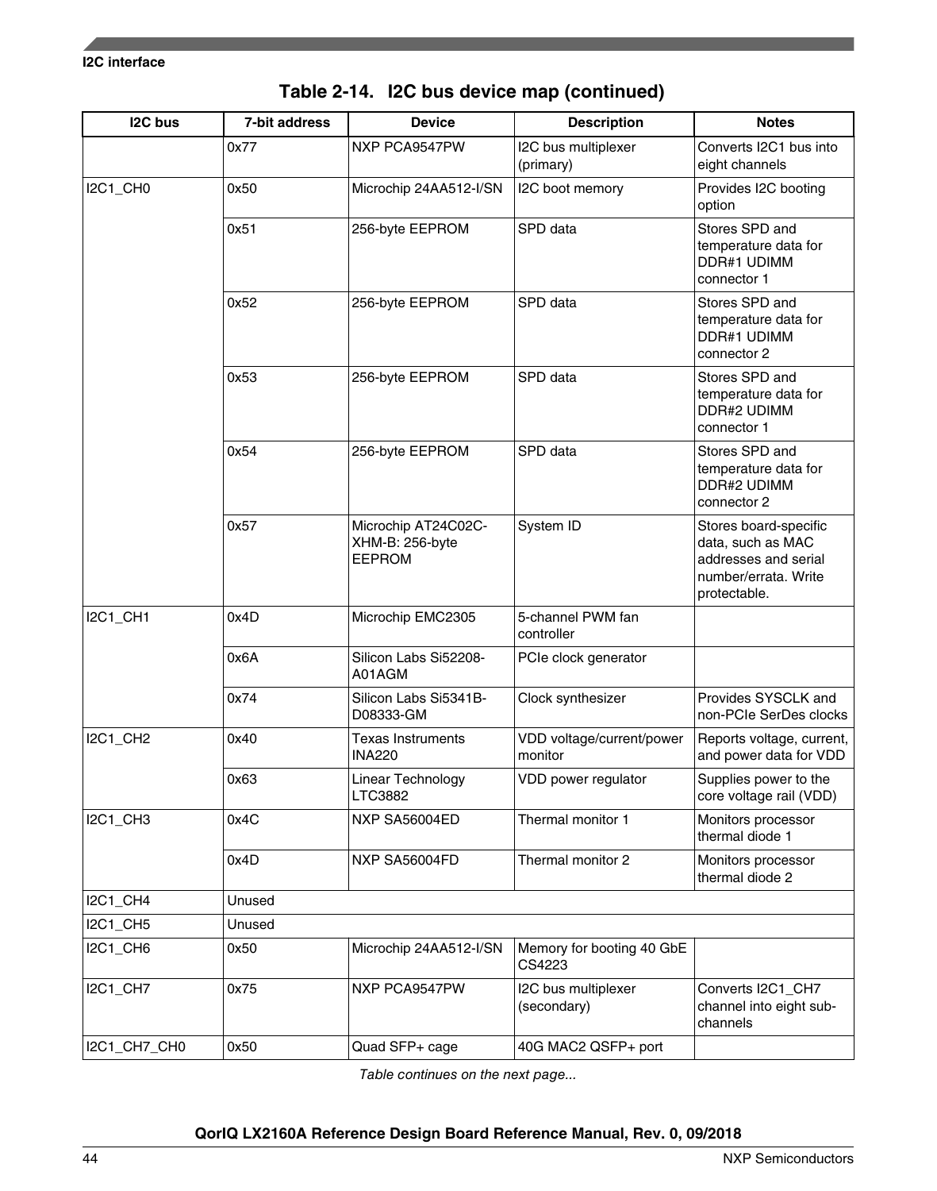**Table 2-14. I2C bus device map (continued)**

| I2C bus | 7-bit address | Device | Description | Notes |
|---|---|---|---|---|
| | 0x77 | NXP PCA9547PW | I2C bus multiplexer (primary) | Converts I2C1 bus into eight channels |
| I2C1_CH0 | 0x50 | Microchip 24AA512-I/SN | I2C boot memory | Provides I2C booting option |
| | 0x51 | 256-byte EEPROM | SPD data | Stores SPD and temperature data for DDR#1 UDIMM connector 1 |
| | 0x52 | 256-byte EEPROM | SPD data | Stores SPD and temperature data for DDR#1 UDIMM connector 2 |
| | 0x53 | 256-byte EEPROM | SPD data | Stores SPD and temperature data for DDR#2 UDIMM connector 1 |
| | 0x54 | 256-byte EEPROM | SPD data | Stores SPD and temperature data for DDR#2 UDIMM connector 2 |
| | 0x57 | Microchip AT24C02C-XHM-B: 256-byte EEPROM | System ID | Stores board-specific data, such as MAC addresses and serial number/errata. Write protectable. |
| I2C1_CH1 | 0x4D | Microchip EMC2305 | 5-channel PWM fan controller | |
| | 0x6A | Silicon Labs Si52208-A01AGM | PCIe clock generator | |
| | 0x74 | Silicon Labs Si5341B-D08333-GM | Clock synthesizer | Provides SYSCLK and non-PCIe SerDes clocks |
| I2C1_CH2 | 0x40 | Texas Instruments INA220 | VDD voltage/current/power monitor | Reports voltage, current, and power data for VDD |
| | 0x63 | Linear Technology LTC3882 | VDD power regulator | Supplies power to the core voltage rail (VDD) |
| I2C1_CH3 | 0x4C | NXP SA56004ED | Thermal monitor 1 | Monitors processor thermal diode 1 |
| | 0x4D | NXP SA56004FD | Thermal monitor 2 | Monitors processor thermal diode 2 |
| I2C1_CH4 | Unused | | | |
| I2C1_CH5 | Unused | | | |
| I2C1_CH6 | 0x50 | Microchip 24AA512-I/SN | Memory for booting 40 GbE CS4223 | |
| I2C1_CH7 | 0x75 | NXP PCA9547PW | I2C bus multiplexer (secondary) | Converts I2C1_CH7 channel into eight sub-channels |
| I2C1_CH7_CH0 | 0x50 | Quad SFP+ cage | 40G MAC2 QSFP+ port | |

*Table continues on the next page...*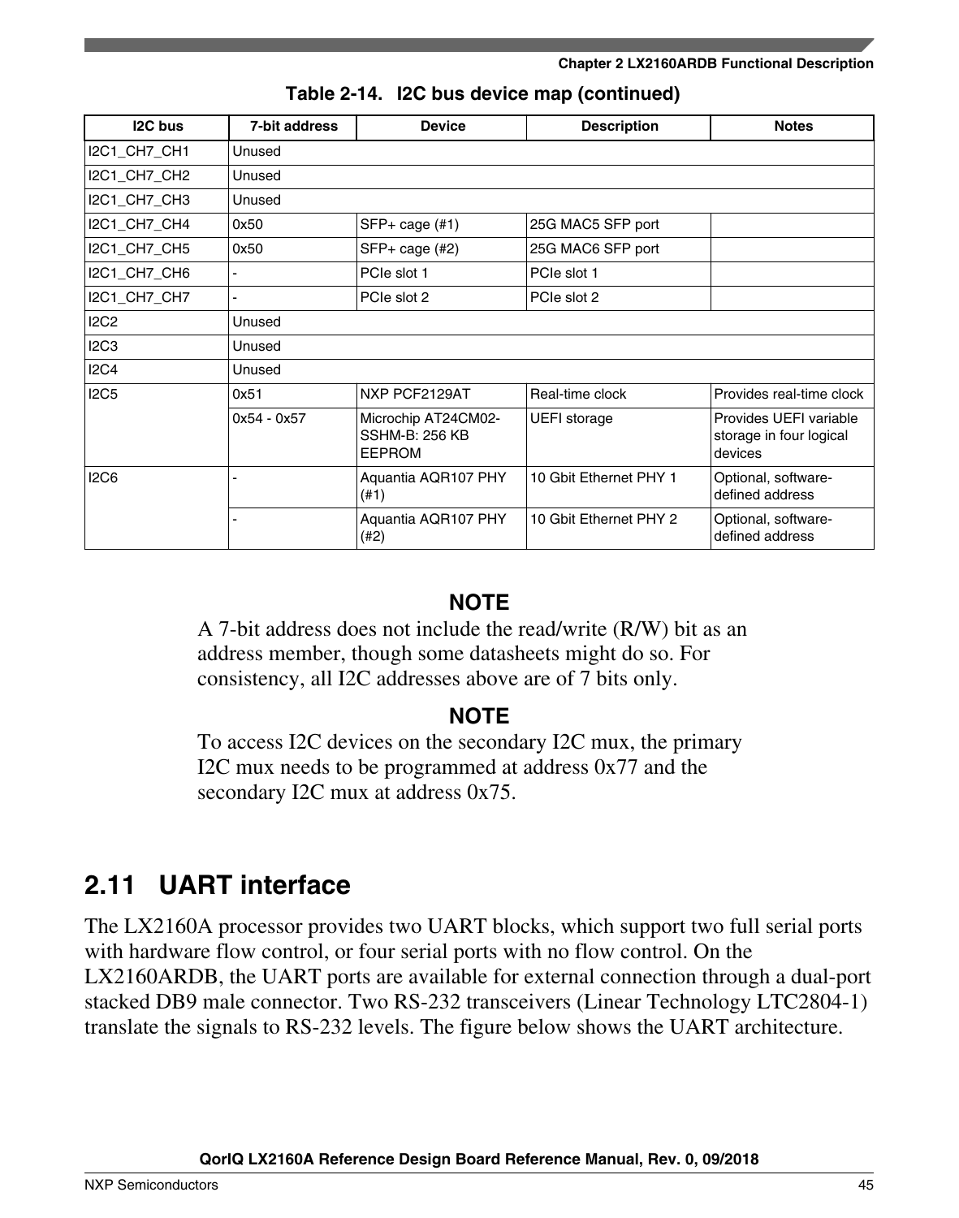**Table 2-14. I2C bus device map (continued)**

| I2C bus | 7-bit address | Device | Description | Notes |
| --- | --- | --- | --- | --- |
| I2C1_CH7_CH1 | Unused | | | |
| I2C1_CH7_CH2 | Unused | | | |
| I2C1_CH7_CH3 | Unused | | | |
| I2C1_CH7_CH4 | 0x50 | SFP+ cage (#1) | 25G MAC5 SFP port | |
| I2C1_CH7_CH5 | 0x50 | SFP+ cage (#2) | 25G MAC6 SFP port | |
| I2C1_CH7_CH6 | - | PCIe slot 1 | PCIe slot 1 | |
| I2C1_CH7_CH7 | - | PCIe slot 2 | PCIe slot 2 | |
| I2C2 | Unused | | | |
| I2C3 | Unused | | | |
| I2C4 | Unused | | | |
| I2C5 | 0x51 | NXP PCF2129AT | Real-time clock | Provides real-time clock |
| | 0x54 - 0x57 | Microchip AT24CM02-SSHM-B: 256 KB EEPROM | UEFI storage | Provides UEFI variable storage in four logical devices |
| I2C6 | - | Aquantia AQR107 PHY (#1) | 10 Gbit Ethernet PHY 1 | Optional, software-defined address |
| | - | Aquantia AQR107 PHY (#2) | 10 Gbit Ethernet PHY 2 | Optional, software-defined address |

**NOTE**

A 7-bit address does not include the read/write (R/W) bit as an address member, though some datasheets might do so. For consistency, all I2C addresses above are of 7 bits only.

**NOTE**

To access I2C devices on the secondary I2C mux, the primary I2C mux needs to be programmed at address 0x77 and the secondary I2C mux at address 0x75.

## 2.11 UART interface

The LX2160A processor provides two UART blocks, which support two full serial ports with hardware flow control, or four serial ports with no flow control. On the LX2160ARDB, the UART ports are available for external connection through a dual-port stacked DB9 male connector. Two RS-232 transceivers (Linear Technology LTC2804-1) translate the signals to RS-232 levels. The figure below shows the UART architecture.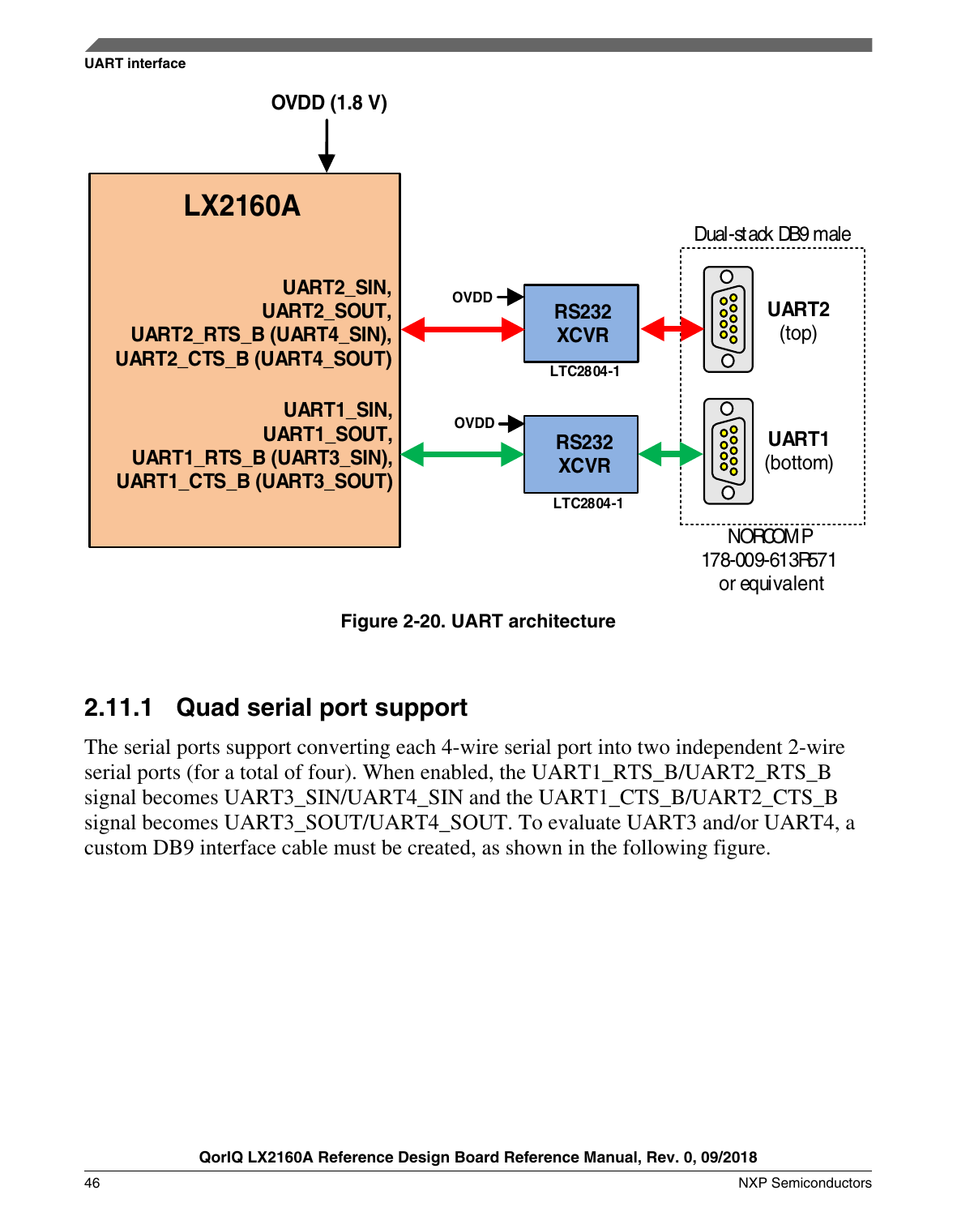Figure 2-20. UART architecture

## 2.11.1 Quad serial port support

The serial ports support converting each 4-wire serial port into two independent 2-wire serial ports (for a total of four). When enabled, the UART1_RTS_B/UART2_RTS_B signal becomes UART3_SIN/UART4_SIN and the UART1_CTS_B/UART2_CTS_B signal becomes UART3_SOUT/UART4_SOUT. To evaluate UART3 and/or UART4, a custom DB9 interface cable must be created, as shown in the following figure.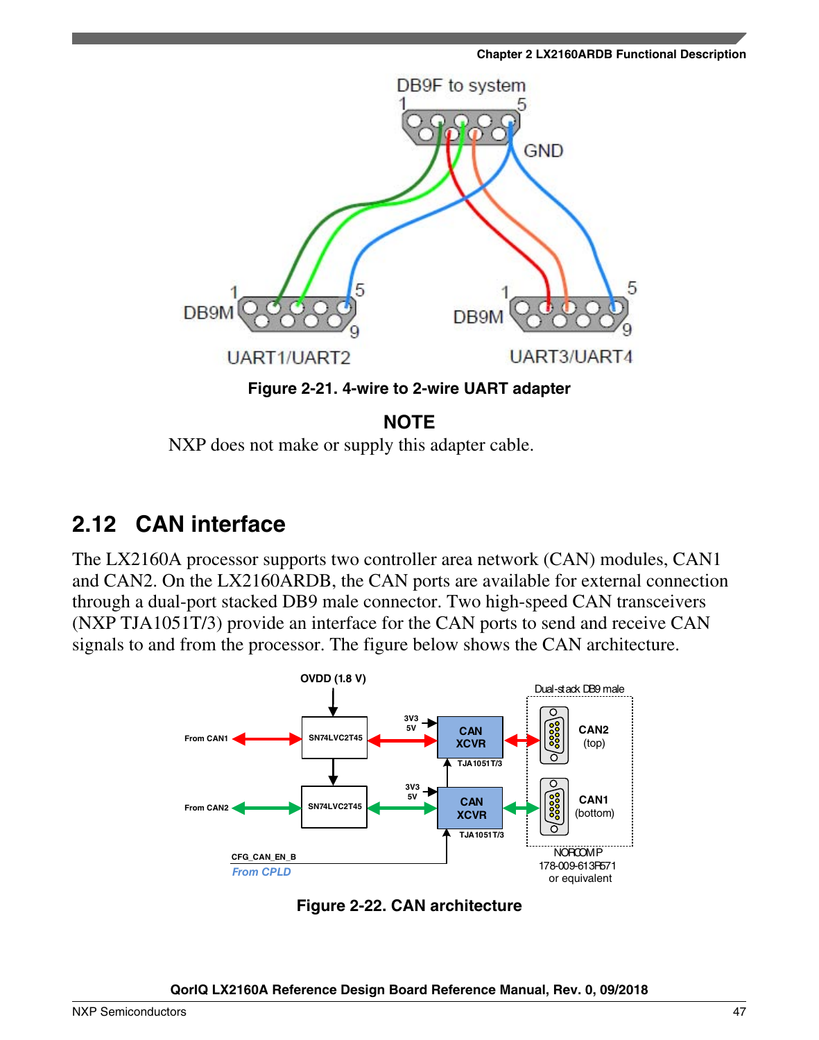Figure 2-21. 4-wire to 2-wire UART adapter

**NOTE**

NXP does not make or supply this adapter cable.

## 2.12 CAN interface

The LX2160A processor supports two controller area network (CAN) modules, CAN1 and CAN2. On the LX2160ARDB, the CAN ports are available for external connection through a dual-port stacked DB9 male connector. Two high-speed CAN transceivers (NXP TJA1051T/3) provide an interface for the CAN ports to send and receive CAN signals to and from the processor. The figure below shows the CAN architecture.

Figure 2-22. CAN architecture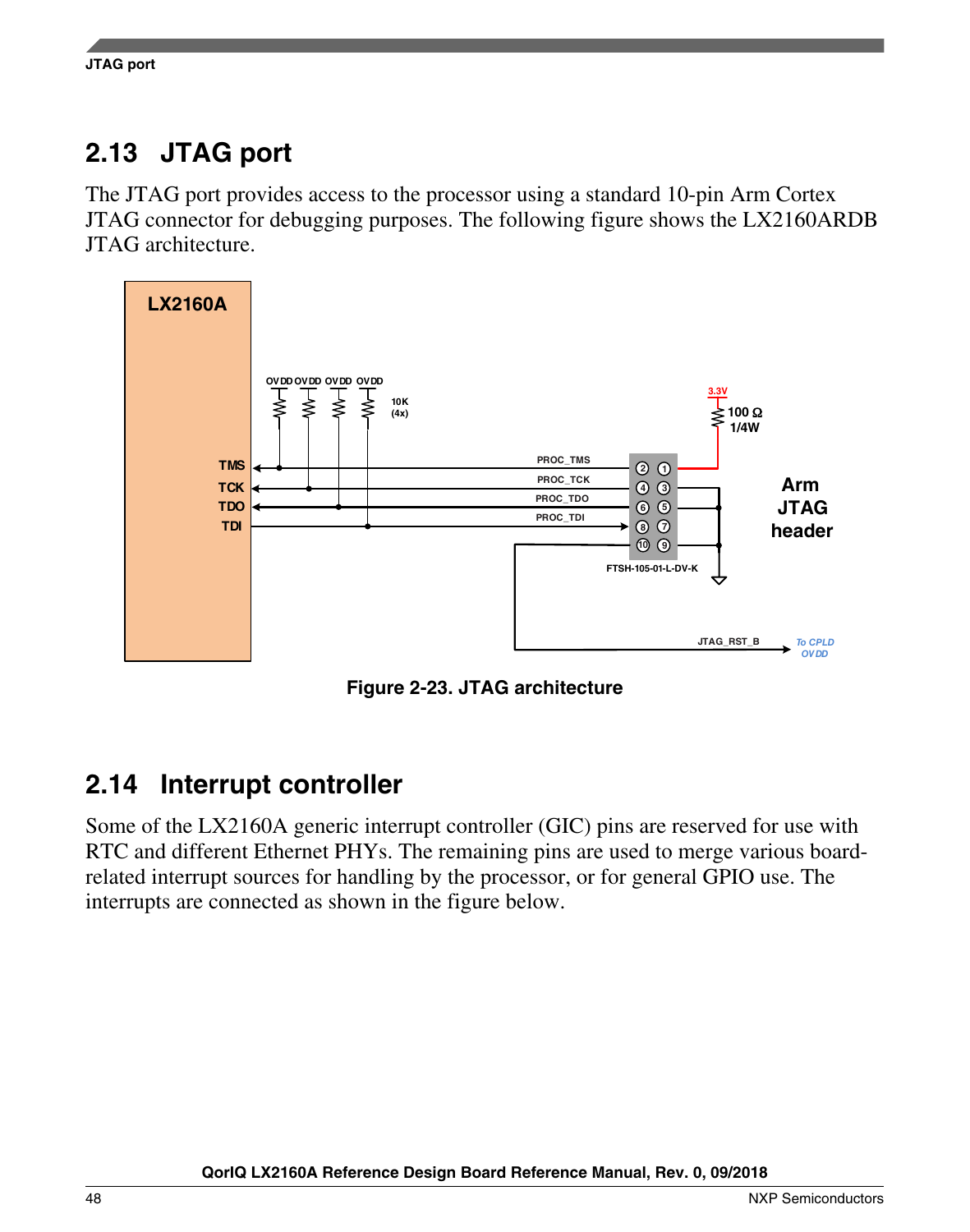## 2.13 JTAG port

The JTAG port provides access to the processor using a standard 10-pin Arm Cortex JTAG connector for debugging purposes. The following figure shows the LX2160ARDB JTAG architecture.

**Figure 2-23. JTAG architecture**

## 2.14 Interrupt controller

Some of the LX2160A generic interrupt controller (GIC) pins are reserved for use with RTC and different Ethernet PHYs. The remaining pins are used to merge various board-related interrupt sources for handling by the processor, or for general GPIO use. The interrupts are connected as shown in the figure below.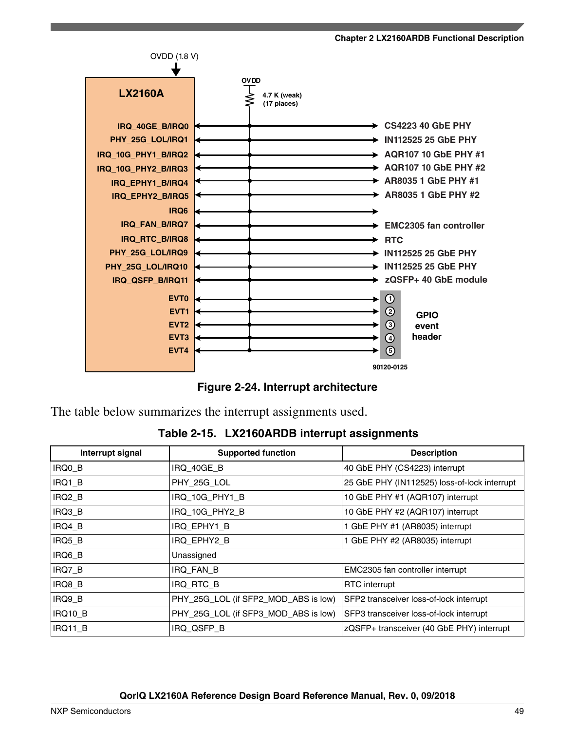Figure 2-24. Interrupt architecture

The table below summarizes the interrupt assignments used.

**Table 2-15. LX2160ARDB interrupt assignments**

| Interrupt signal | Supported function | Description |
|---|---|---|
| IRQ0_B | IRQ_40GE_B | 40 GbE PHY (CS4223) interrupt |
| IRQ1_B | PHY_25G_LOL | 25 GbE PHY (IN112525) loss-of-lock interrupt |
| IRQ2_B | IRQ_10G_PHY1_B | 10 GbE PHY #1 (AQR107) interrupt |
| IRQ3_B | IRQ_10G_PHY2_B | 10 GbE PHY #2 (AQR107) interrupt |
| IRQ4_B | IRQ_EPHY1_B | 1 GbE PHY #1 (AR8035) interrupt |
| IRQ5_B | IRQ_EPHY2_B | 1 GbE PHY #2 (AR8035) interrupt |
| IRQ6_B | Unassigned | |
| IRQ7_B | IRQ_FAN_B | EMC2305 fan controller interrupt |
| IRQ8_B | IRQ_RTC_B | RTC interrupt |
| IRQ9_B | PHY_25G_LOL (if SFP2_MOD_ABS is low) | SFP2 transceiver loss-of-lock interrupt |
| IRQ10_B | PHY_25G_LOL (if SFP3_MOD_ABS is low) | SFP3 transceiver loss-of-lock interrupt |
| IRQ11_B | IRQ_QSFP_B | zQSFP+ transceiver (40 GbE PHY) interrupt |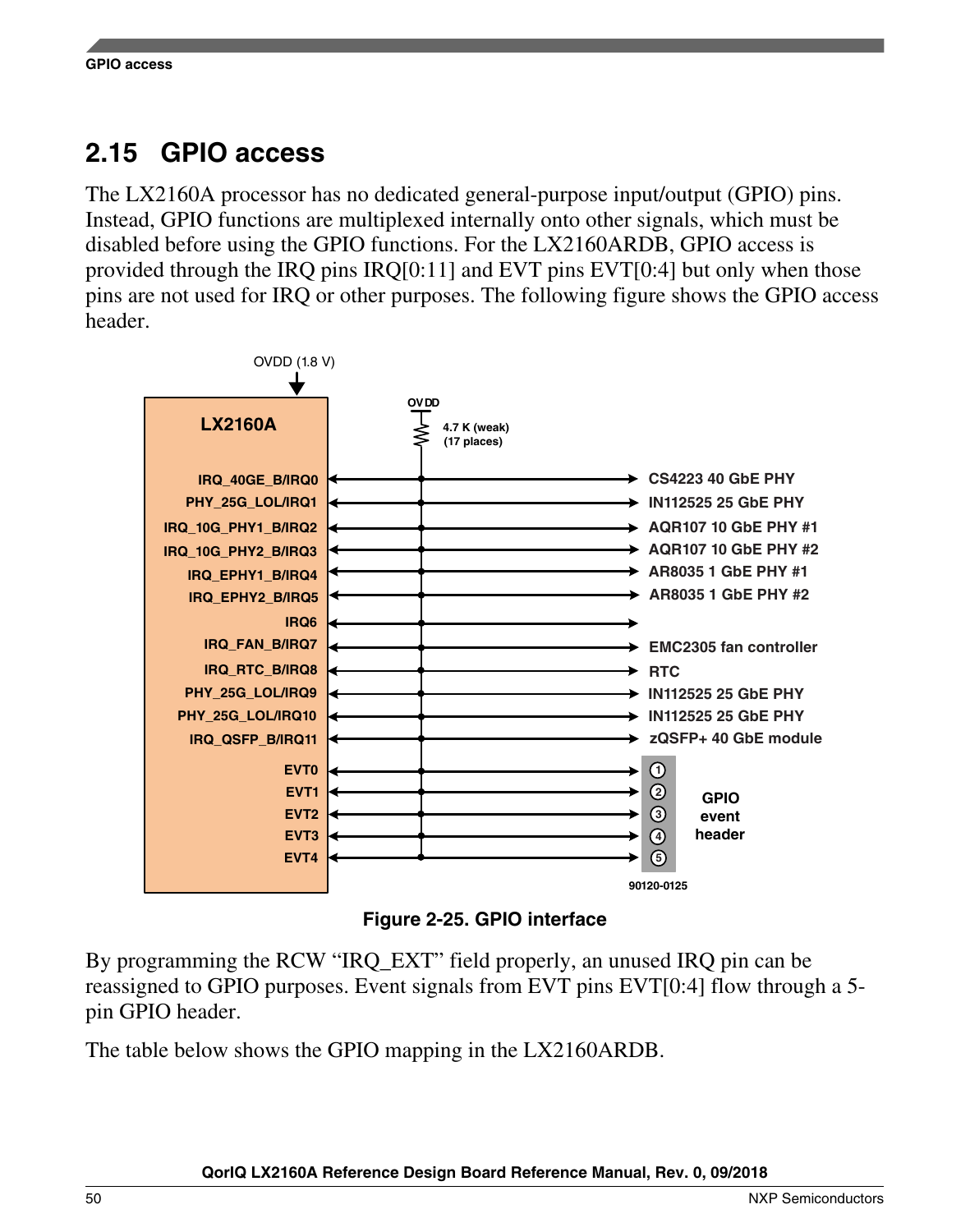## 2.15 GPIO access

The LX2160A processor has no dedicated general-purpose input/output (GPIO) pins. Instead, GPIO functions are multiplexed internally onto other signals, which must be disabled before using the GPIO functions. For the LX2160ARDB, GPIO access is provided through the IRQ pins IRQ[0:11] and EVT pins EVT[0:4] but only when those pins are not used for IRQ or other purposes. The following figure shows the GPIO access header.

Figure 2-25. GPIO interface

By programming the RCW "IRQ_EXT" field properly, an unused IRQ pin can be reassigned to GPIO purposes. Event signals from EVT pins EVT[0:4] flow through a 5-pin GPIO header.

The table below shows the GPIO mapping in the LX2160ARDB.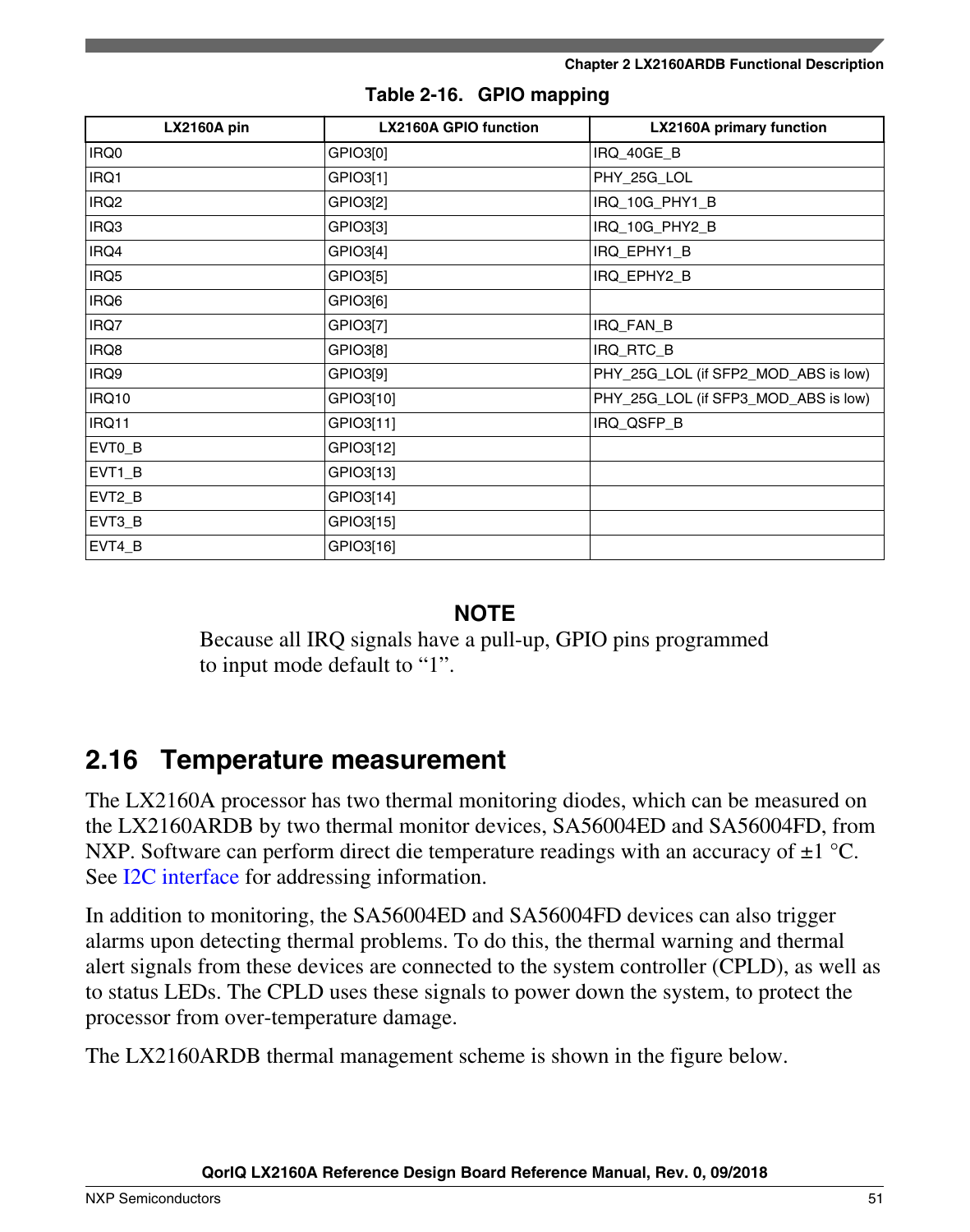**Table 2-16. GPIO mapping**

| LX2160A pin | LX2160A GPIO function | LX2160A primary function |
|---|---|---|
| IRQ0 | GPIO3[0] | IRQ_40GE_B |
| IRQ1 | GPIO3[1] | PHY_25G_LOL |
| IRQ2 | GPIO3[2] | IRQ_10G_PHY1_B |
| IRQ3 | GPIO3[3] | IRQ_10G_PHY2_B |
| IRQ4 | GPIO3[4] | IRQ_EPHY1_B |
| IRQ5 | GPIO3[5] | IRQ_EPHY2_B |
| IRQ6 | GPIO3[6] | |
| IRQ7 | GPIO3[7] | IRQ_FAN_B |
| IRQ8 | GPIO3[8] | IRQ_RTC_B |
| IRQ9 | GPIO3[9] | PHY_25G_LOL (if SFP2_MOD_ABS is low) |
| IRQ10 | GPIO3[10] | PHY_25G_LOL (if SFP3_MOD_ABS is low) |
| IRQ11 | GPIO3[11] | IRQ_QSFP_B |
| EVT0_B | GPIO3[12] | |
| EVT1_B | GPIO3[13] | |
| EVT2_B | GPIO3[14] | |
| EVT3_B | GPIO3[15] | |
| EVT4_B | GPIO3[16] | |

**NOTE**

Because all IRQ signals have a pull-up, GPIO pins programmed to input mode default to “1”.

## 2.16 Temperature measurement

The LX2160A processor has two thermal monitoring diodes, which can be measured on the LX2160ARDB by two thermal monitor devices, SA56004ED and SA56004FD, from NXP. Software can perform direct die temperature readings with an accuracy of ±1 °C. See I2C interface for addressing information.

In addition to monitoring, the SA56004ED and SA56004FD devices can also trigger alarms upon detecting thermal problems. To do this, the thermal warning and thermal alert signals from these devices are connected to the system controller (CPLD), as well as to status LEDs. The CPLD uses these signals to power down the system, to protect the processor from over-temperature damage.

The LX2160ARDB thermal management scheme is shown in the figure below.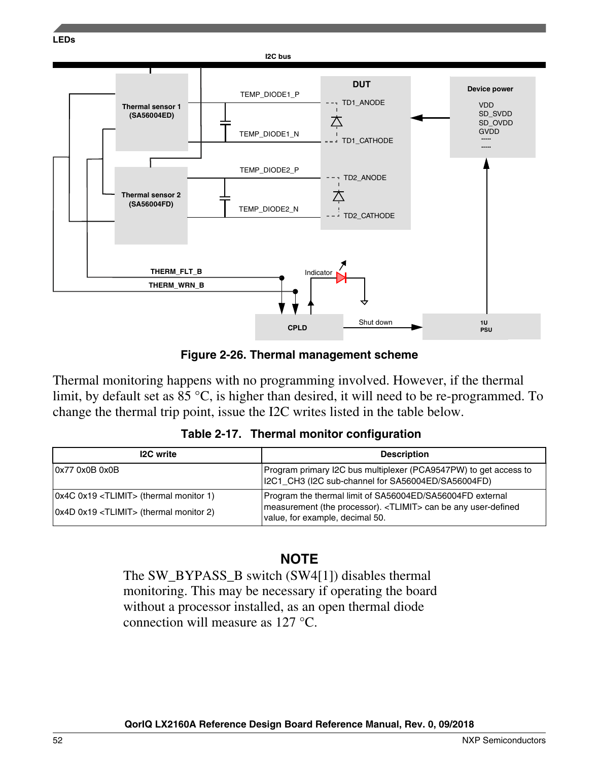Figure 2-26. Thermal management scheme

Thermal monitoring happens with no programming involved. However, if the thermal limit, by default set as 85 °C, is higher than desired, it will need to be re-programmed. To change the thermal trip point, issue the I2C writes listed in the table below.

**Table 2-17. Thermal monitor configuration**

| I2C write | Description |
|---|---|
| 0x77 0x0B 0x0B | Program primary I2C bus multiplexer (PCA9547PW) to get access to I2C1_CH3 (I2C sub-channel for SA56004ED/SA56004FD) |
| 0x4C 0x19 <TLIMIT> (thermal monitor 1)<br>0x4D 0x19 <TLIMIT> (thermal monitor 2) | Program the thermal limit of SA56004ED/SA56004FD external measurement (the processor). <TLIMIT> can be any user-defined value, for example, decimal 50. |

**NOTE**

The SW_BYPASS_B switch (SW4[1]) disables thermal monitoring. This may be necessary if operating the board without a processor installed, as an open thermal diode connection will measure as 127 °C.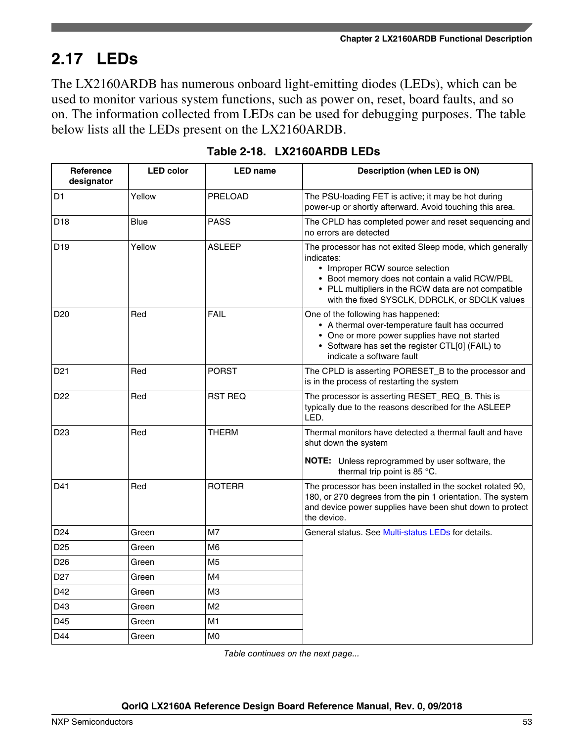## 2.17 LEDs

The LX2160ARDB has numerous onboard light-emitting diodes (LEDs), which can be used to monitor various system functions, such as power on, reset, board faults, and so on. The information collected from LEDs can be used for debugging purposes. The table below lists all the LEDs present on the LX2160ARDB.

**Table 2-18. LX2160ARDB LEDs**

| Reference designator | LED color | LED name | Description (when LED is ON) |
|---|---|---|---|
| D1 | Yellow | PRELOAD | The PSU-loading FET is active; it may be hot during power-up or shortly afterward. Avoid touching this area. |
| D18 | Blue | PASS | The CPLD has completed power and reset sequencing and no errors are detected |
| D19 | Yellow | ASLEEP | The processor has not exited Sleep mode, which generally indicates:<br>• Improper RCW source selection<br>• Boot memory does not contain a valid RCW/PBL<br>• PLL multipliers in the RCW data are not compatible with the fixed SYSCLK, DDRCLK, or SDCLK values |
| D20 | Red | FAIL | One of the following has happened:<br>• A thermal over-temperature fault has occurred<br>• One or more power supplies have not started<br>• Software has set the register CTL[0] (FAIL) to indicate a software fault |
| D21 | Red | PORST | The CPLD is asserting PORESET_B to the processor and is in the process of restarting the system |
| D22 | Red | RST REQ | The processor is asserting RESET_REQ_B. This is typically due to the reasons described for the ASLEEP LED. |
| D23 | Red | THERM | Thermal monitors have detected a thermal fault and have shut down the system<br>**NOTE:** Unless reprogrammed by user software, the thermal trip point is 85 °C. |
| D41 | Red | ROTERR | The processor has been installed in the socket rotated 90, 180, or 270 degrees from the pin 1 orientation. The system and device power supplies have been shut down to protect the device. |
| D24 | Green | M7 | General status. See Multi-status LEDs for details. |
| D25 | Green | M6 | |
| D26 | Green | M5 | |
| D27 | Green | M4 | |
| D42 | Green | M3 | |
| D43 | Green | M2 | |
| D45 | Green | M1 | |
| D44 | Green | M0 | |

*Table continues on the next page...*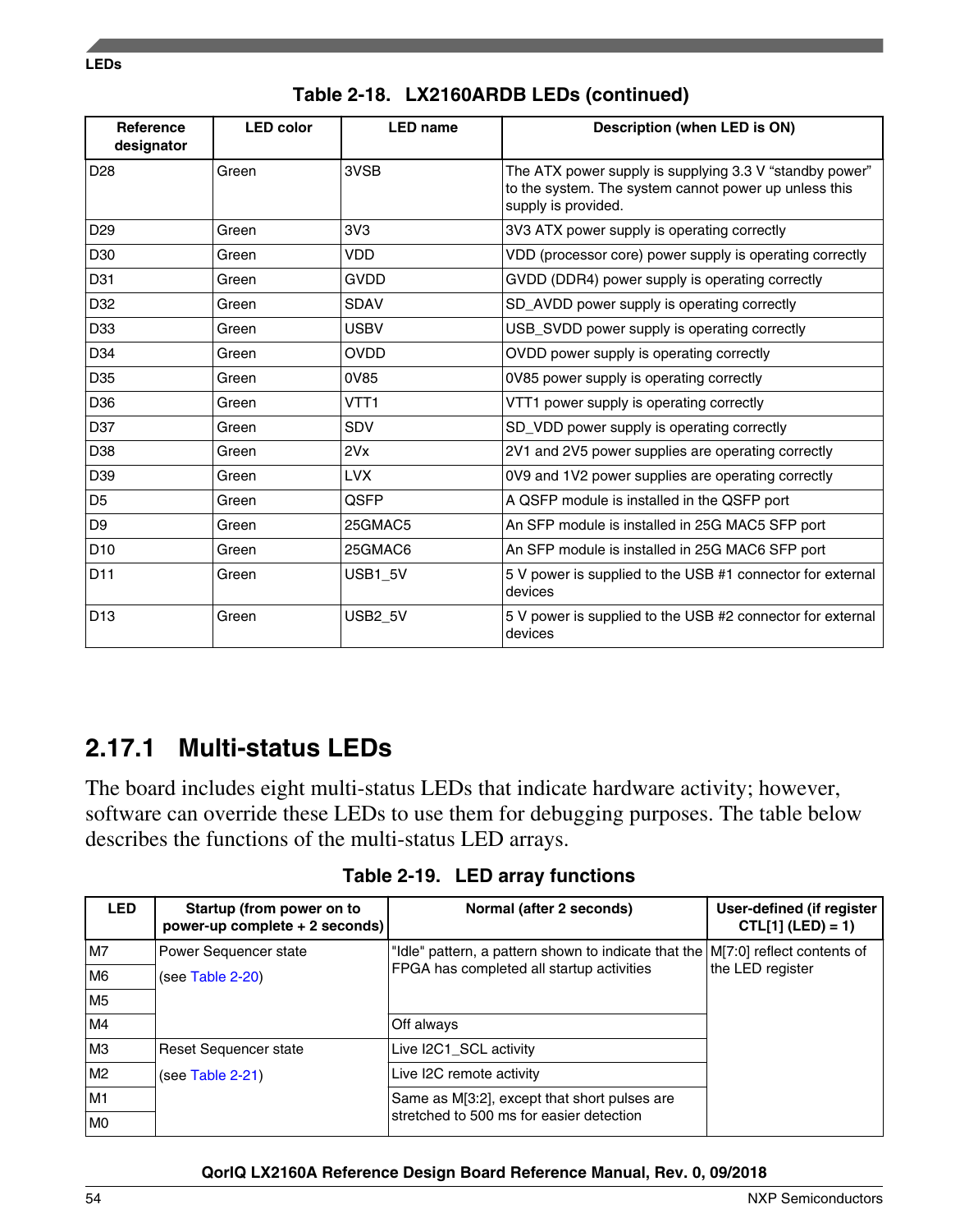**Table 2-18. LX2160ARDB LEDs (continued)**

| Reference designator | LED color | LED name | Description (when LED is ON) |
|---|---|---|---|
| D28 | Green | 3VSB | The ATX power supply is supplying 3.3 V “standby power” to the system. The system cannot power up unless this supply is provided. |
| D29 | Green | 3V3 | 3V3 ATX power supply is operating correctly |
| D30 | Green | VDD | VDD (processor core) power supply is operating correctly |
| D31 | Green | GVDD | GVDD (DDR4) power supply is operating correctly |
| D32 | Green | SDAV | SD_AVDD power supply is operating correctly |
| D33 | Green | USBV | USB_SVDD power supply is operating correctly |
| D34 | Green | OVDD | OVDD power supply is operating correctly |
| D35 | Green | 0V85 | 0V85 power supply is operating correctly |
| D36 | Green | VTT1 | VTT1 power supply is operating correctly |
| D37 | Green | SDV | SD_VDD power supply is operating correctly |
| D38 | Green | 2Vx | 2V1 and 2V5 power supplies are operating correctly |
| D39 | Green | LVX | 0V9 and 1V2 power supplies are operating correctly |
| D5 | Green | QSFP | A QSFP module is installed in the QSFP port |
| D9 | Green | 25GMAC5 | An SFP module is installed in 25G MAC5 SFP port |
| D10 | Green | 25GMAC6 | An SFP module is installed in 25G MAC6 SFP port |
| D11 | Green | USB1_5V | 5 V power is supplied to the USB #1 connector for external devices |
| D13 | Green | USB2_5V | 5 V power is supplied to the USB #2 connector for external devices |

## 2.17.1 Multi-status LEDs

The board includes eight multi-status LEDs that indicate hardware activity; however, software can override these LEDs to use them for debugging purposes. The table below describes the functions of the multi-status LED arrays.

**Table 2-19. LED array functions**

| LED | Startup (from power on to power-up complete + 2 seconds) | Normal (after 2 seconds) | User-defined (if register CTL[1] (LED) = 1) |
|---|---|---|---|
| M7 | Power Sequencer state (see Table 2-20) | "Idle" pattern, a pattern shown to indicate that the FPGA has completed all startup activities | M[7:0] reflect contents of the LED register |
| M6 | | | |
| M5 | | | |
| M4 | | Off always | |
| M3 | Reset Sequencer state (see Table 2-21) | Live I2C1_SCL activity | |
| M2 | | Live I2C remote activity | |
| M1 | | Same as M[3:2], except that short pulses are stretched to 500 ms for easier detection | |
| M0 | | | |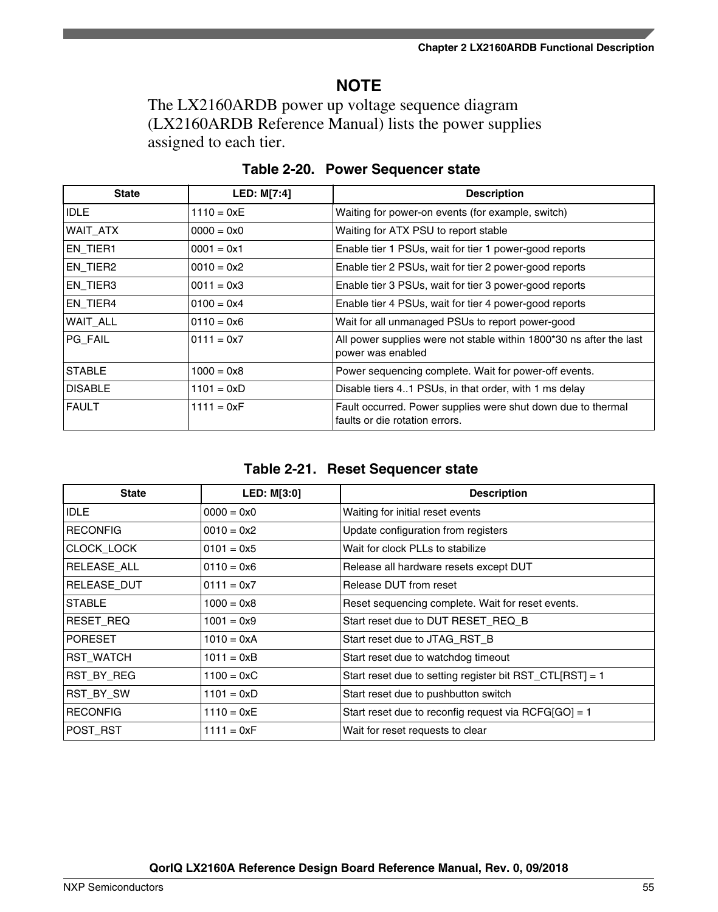**NOTE**

The LX2160ARDB power up voltage sequence diagram (LX2160ARDB Reference Manual) lists the power supplies assigned to each tier.

**Table 2-20. Power Sequencer state**

| State | LED: M[7:4] | Description |
| --- | --- | --- |
| IDLE | 1110 = 0xE | Waiting for power-on events (for example, switch) |
| WAIT_ATX | 0000 = 0x0 | Waiting for ATX PSU to report stable |
| EN_TIER1 | 0001 = 0x1 | Enable tier 1 PSUs, wait for tier 1 power-good reports |
| EN_TIER2 | 0010 = 0x2 | Enable tier 2 PSUs, wait for tier 2 power-good reports |
| EN_TIER3 | 0011 = 0x3 | Enable tier 3 PSUs, wait for tier 3 power-good reports |
| EN_TIER4 | 0100 = 0x4 | Enable tier 4 PSUs, wait for tier 4 power-good reports |
| WAIT_ALL | 0110 = 0x6 | Wait for all unmanaged PSUs to report power-good |
| PG_FAIL | 0111 = 0x7 | All power supplies were not stable within 1800*30 ns after the last power was enabled |
| STABLE | 1000 = 0x8 | Power sequencing complete. Wait for power-off events. |
| DISABLE | 1101 = 0xD | Disable tiers 4..1 PSUs, in that order, with 1 ms delay |
| FAULT | 1111 = 0xF | Fault occurred. Power supplies were shut down due to thermal faults or die rotation errors. |

**Table 2-21. Reset Sequencer state**

| State | LED: M[3:0] | Description |
| --- | --- | --- |
| IDLE | 0000 = 0x0 | Waiting for initial reset events |
| RECONFIG | 0010 = 0x2 | Update configuration from registers |
| CLOCK_LOCK | 0101 = 0x5 | Wait for clock PLLs to stabilize |
| RELEASE_ALL | 0110 = 0x6 | Release all hardware resets except DUT |
| RELEASE_DUT | 0111 = 0x7 | Release DUT from reset |
| STABLE | 1000 = 0x8 | Reset sequencing complete. Wait for reset events. |
| RESET_REQ | 1001 = 0x9 | Start reset due to DUT RESET_REQ_B |
| PORESET | 1010 = 0xA | Start reset due to JTAG_RST_B |
| RST_WATCH | 1011 = 0xB | Start reset due to watchdog timeout |
| RST_BY_REG | 1100 = 0xC | Start reset due to setting register bit RST_CTL[RST] = 1 |
| RST_BY_SW | 1101 = 0xD | Start reset due to pushbutton switch |
| RECONFIG | 1110 = 0xE | Start reset due to reconfig request via RCFG[GO] = 1 |
| POST_RST | 1111 = 0xF | Wait for reset requests to clear |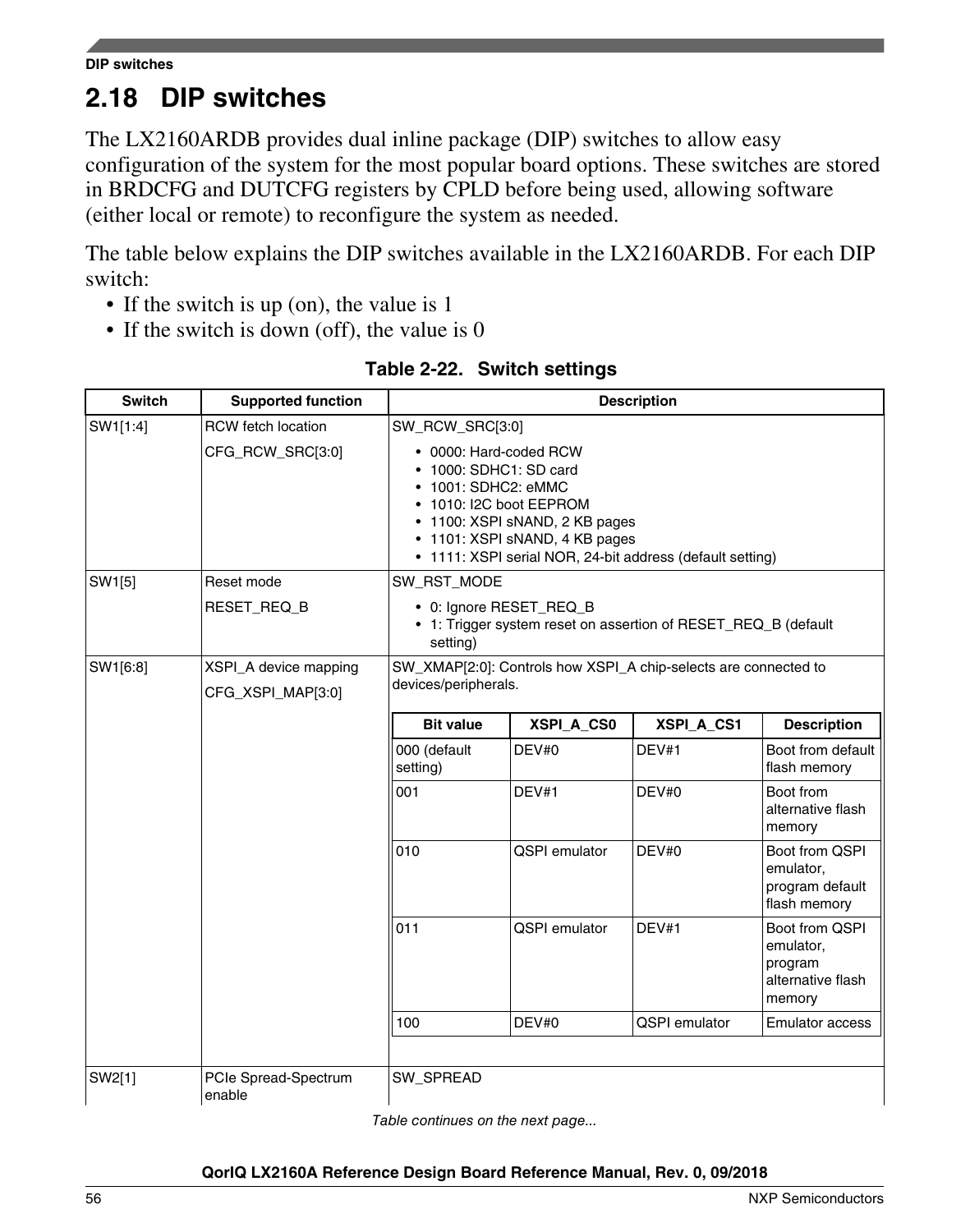## 2.18 DIP switches

The LX2160ARDB provides dual inline package (DIP) switches to allow easy configuration of the system for the most popular board options. These switches are stored in BRDCFG and DUTCFG registers by CPLD before being used, allowing software (either local or remote) to reconfigure the system as needed.

The table below explains the DIP switches available in the LX2160ARDB. For each DIP switch:

- If the switch is up (on), the value is 1
- If the switch is down (off), the value is 0

**Table 2-22. Switch settings**

| Switch | Supported function | Description |
|---|---|---|
| SW1[1:4] | RCW fetch location<br><br>CFG_RCW_SRC[3:0] | SW_RCW_SRC[3:0]<br><br>• 0000: Hard-coded RCW<br>• 1000: SDHC1: SD card<br>• 1001: SDHC2: eMMC<br>• 1010: I2C boot EEPROM<br>• 1100: XSPI sNAND, 2 KB pages<br>• 1101: XSPI sNAND, 4 KB pages<br>• 1111: XSPI serial NOR, 24-bit address (default setting) |
| SW1[5] | Reset mode<br><br>RESET_REQ_B | SW_RST_MODE<br><br>• 0: Ignore RESET_REQ_B<br>• 1: Trigger system reset on assertion of RESET_REQ_B (default setting) |
| SW1[6:8] | XSPI_A device mapping<br><br>CFG_XSPI_MAP[3:0] | SW_XMAP[2:0]: Controls how XSPI_A chip-selects are connected to devices/peripherals.<br><br>**Bit value / XSPI_A_CS0 / XSPI_A_CS1 / Description:**<br>• 000 (default setting) / DEV#0 / DEV#1 / Boot from default flash memory<br>• 001 / DEV#1 / DEV#0 / Boot from alternative flash memory<br>• 010 / QSPI emulator / DEV#0 / Boot from QSPI emulator, program default flash memory<br>• 011 / QSPI emulator / DEV#1 / Boot from QSPI emulator, program alternative flash memory<br>• 100 / DEV#0 / QSPI emulator / Emulator access |
| SW2[1] | PCIe Spread-Spectrum enable | SW_SPREAD |

*Table continues on the next page...*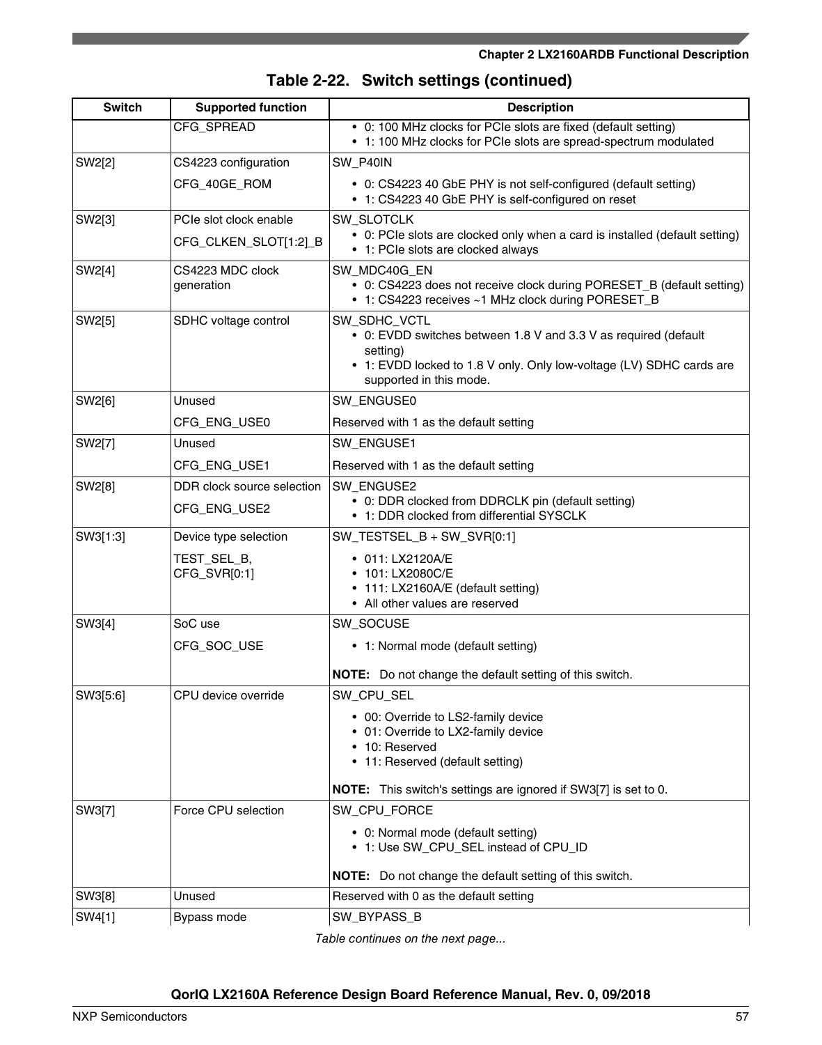**Table 2-22. Switch settings (continued)**

| Switch | Supported function | Description |
|---|---|---|
| | CFG_SPREAD | • 0: 100 MHz clocks for PCIe slots are fixed (default setting)<br>• 1: 100 MHz clocks for PCIe slots are spread-spectrum modulated |
| SW2[2] | CS4223 configuration<br><br>CFG_40GE_ROM | SW_P40IN<br><br>• 0: CS4223 40 GbE PHY is not self-configured (default setting)<br>• 1: CS4223 40 GbE PHY is self-configured on reset |
| SW2[3] | PCIe slot clock enable<br><br>CFG_CLKEN_SLOT[1:2]_B | SW_SLOTCLK<br>• 0: PCIe slots are clocked only when a card is installed (default setting)<br>• 1: PCIe slots are clocked always |
| SW2[4] | CS4223 MDC clock generation | SW_MDC40G_EN<br>• 0: CS4223 does not receive clock during PORESET_B (default setting)<br>• 1: CS4223 receives ~1 MHz clock during PORESET_B |
| SW2[5] | SDHC voltage control | SW_SDHC_VCTL<br>• 0: EVDD switches between 1.8 V and 3.3 V as required (default setting)<br>• 1: EVDD locked to 1.8 V only. Only low-voltage (LV) SDHC cards are supported in this mode. |
| SW2[6] | Unused<br><br>CFG_ENG_USE0 | SW_ENGUSE0<br><br>Reserved with 1 as the default setting |
| SW2[7] | Unused<br><br>CFG_ENG_USE1 | SW_ENGUSE1<br><br>Reserved with 1 as the default setting |
| SW2[8] | DDR clock source selection<br><br>CFG_ENG_USE2 | SW_ENGUSE2<br>• 0: DDR clocked from DDRCLK pin (default setting)<br>• 1: DDR clocked from differential SYSCLK |
| SW3[1:3] | Device type selection<br><br>TEST_SEL_B, CFG_SVR[0:1] | SW_TESTSEL_B + SW_SVR[0:1]<br><br>• 011: LX2120A/E<br>• 101: LX2080C/E<br>• 111: LX2160A/E (default setting)<br>• All other values are reserved |
| SW3[4] | SoC use<br><br>CFG_SOC_USE | SW_SOCUSE<br><br>• 1: Normal mode (default setting)<br><br>**NOTE:** Do not change the default setting of this switch. |
| SW3[5:6] | CPU device override | SW_CPU_SEL<br><br>• 00: Override to LS2-family device<br>• 01: Override to LX2-family device<br>• 10: Reserved<br>• 11: Reserved (default setting)<br><br>**NOTE:** This switch's settings are ignored if SW3[7] is set to 0. |
| SW3[7] | Force CPU selection | SW_CPU_FORCE<br><br>• 0: Normal mode (default setting)<br>• 1: Use SW_CPU_SEL instead of CPU_ID<br><br>**NOTE:** Do not change the default setting of this switch. |
| SW3[8] | Unused | Reserved with 0 as the default setting |
| SW4[1] | Bypass mode | SW_BYPASS_B |

*Table continues on the next page...*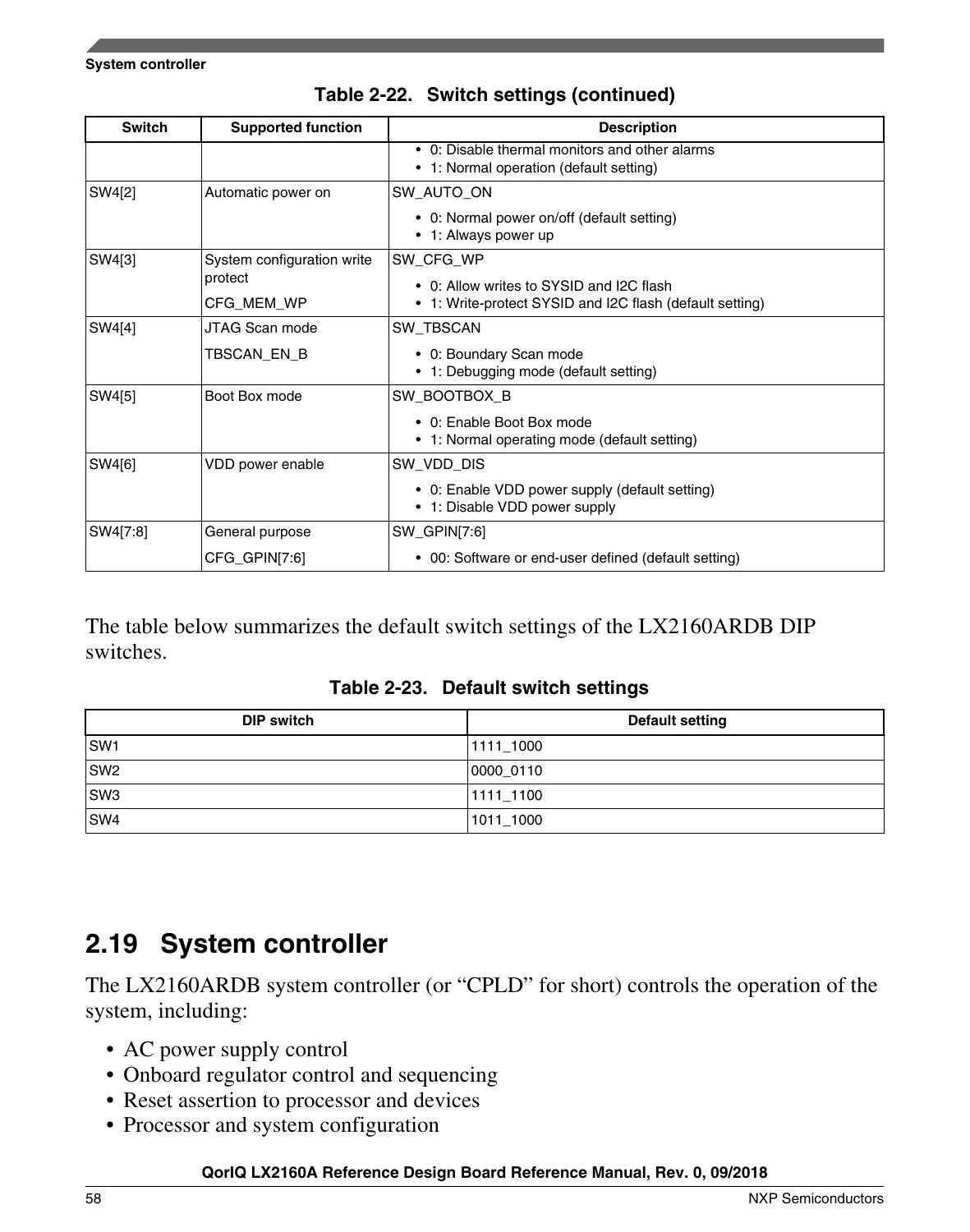**Table 2-22. Switch settings (continued)**

| Switch | Supported function | Description |
|---|---|---|
| | | • 0: Disable thermal monitors and other alarms<br>• 1: Normal operation (default setting) |
| SW4[2] | Automatic power on | SW_AUTO_ON<br>• 0: Normal power on/off (default setting)<br>• 1: Always power up |
| SW4[3] | System configuration write protect<br>CFG_MEM_WP | SW_CFG_WP<br>• 0: Allow writes to SYSID and I2C flash<br>• 1: Write-protect SYSID and I2C flash (default setting) |
| SW4[4] | JTAG Scan mode<br>TBSCAN_EN_B | SW_TBSCAN<br>• 0: Boundary Scan mode<br>• 1: Debugging mode (default setting) |
| SW4[5] | Boot Box mode | SW_BOOTBOX_B<br>• 0: Enable Boot Box mode<br>• 1: Normal operating mode (default setting) |
| SW4[6] | VDD power enable | SW_VDD_DIS<br>• 0: Enable VDD power supply (default setting)<br>• 1: Disable VDD power supply |
| SW4[7:8] | General purpose<br>CFG_GPIN[7:6] | SW_GPIN[7:6]<br>• 00: Software or end-user defined (default setting) |

The table below summarizes the default switch settings of the LX2160ARDB DIP switches.

**Table 2-23. Default switch settings**

| DIP switch | Default setting |
|---|---|
| SW1 | 1111_1000 |
| SW2 | 0000_0110 |
| SW3 | 1111_1100 |
| SW4 | 1011_1000 |

## 2.19 System controller

The LX2160ARDB system controller (or "CPLD" for short) controls the operation of the system, including:

- AC power supply control
- Onboard regulator control and sequencing
- Reset assertion to processor and devices
- Processor and system configuration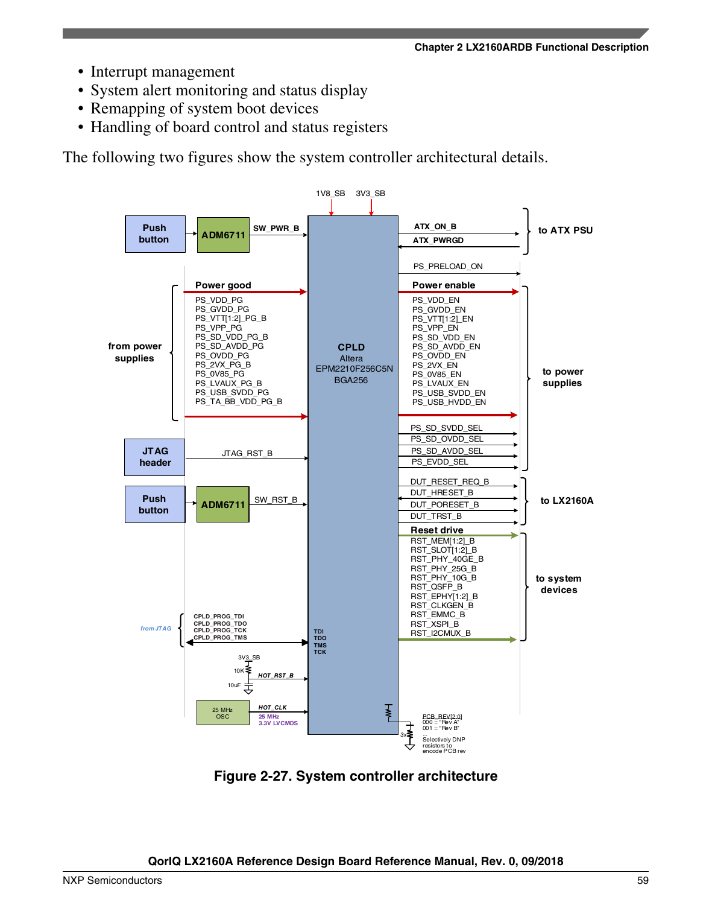- Interrupt management
- System alert monitoring and status display
- Remapping of system boot devices
- Handling of board control and status registers

The following two figures show the system controller architectural details.

**Figure 2-27. System controller architecture**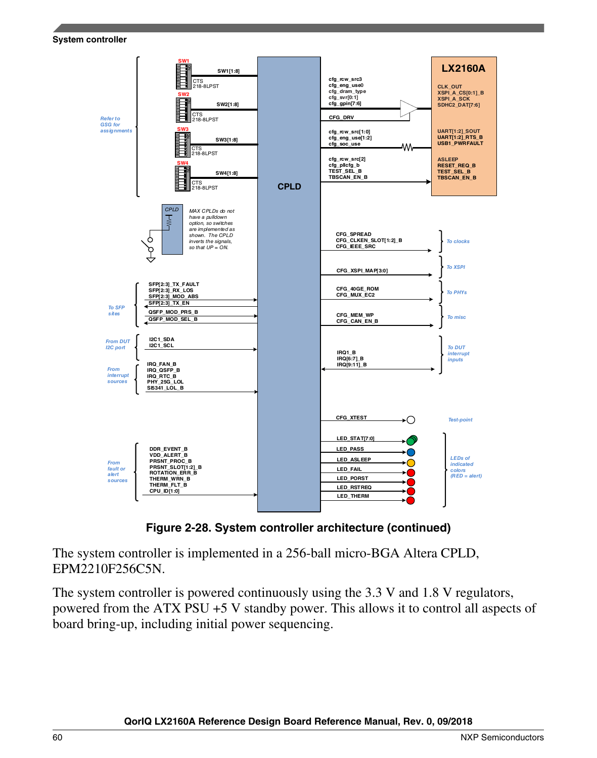Figure 2-28. System controller architecture (continued)

The system controller is implemented in a 256-ball micro-BGA Altera CPLD, EPM2210F256C5N.

The system controller is powered continuously using the 3.3 V and 1.8 V regulators, powered from the ATX PSU +5 V standby power. This allows it to control all aspects of board bring-up, including initial power sequencing.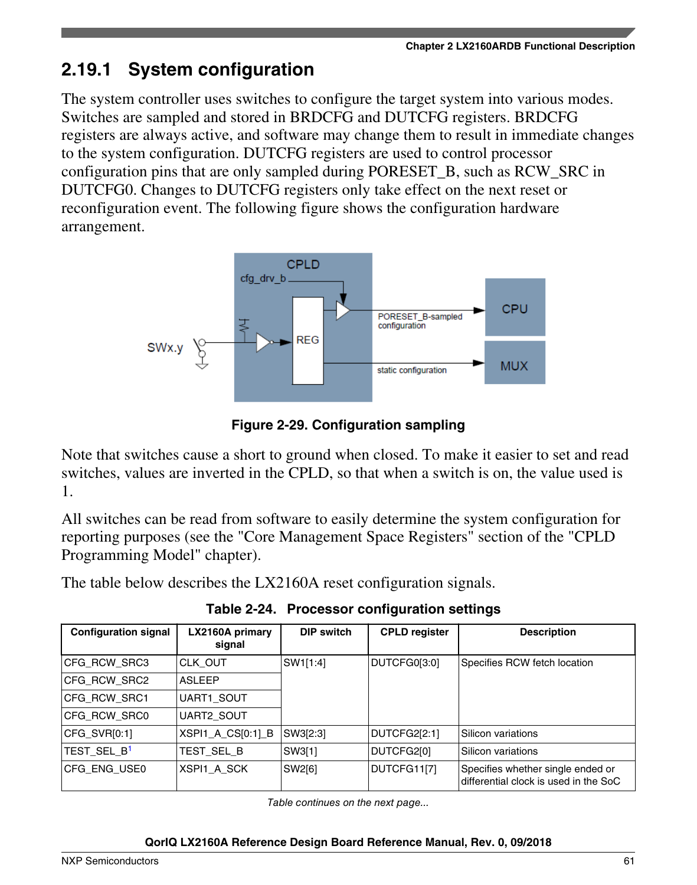## 2.19.1 System configuration

The system controller uses switches to configure the target system into various modes. Switches are sampled and stored in BRDCFG and DUTCFG registers. BRDCFG registers are always active, and software may change them to result in immediate changes to the system configuration. DUTCFG registers are used to control processor configuration pins that are only sampled during PORESET_B, such as RCW_SRC in DUTCFG0. Changes to DUTCFG registers only take effect on the next reset or reconfiguration event. The following figure shows the configuration hardware arrangement.

**Figure 2-29. Configuration sampling**

Note that switches cause a short to ground when closed. To make it easier to set and read switches, values are inverted in the CPLD, so that when a switch is on, the value used is 1.

All switches can be read from software to easily determine the system configuration for reporting purposes (see the "Core Management Space Registers" section of the "CPLD Programming Model" chapter).

The table below describes the LX2160A reset configuration signals.

**Table 2-24. Processor configuration settings**

| Configuration signal | LX2160A primary signal | DIP switch | CPLD register | Description |
|---|---|---|---|---|
| CFG_RCW_SRC3 | CLK_OUT | SW1[1:4] | DUTCFG0[3:0] | Specifies RCW fetch location |
| CFG_RCW_SRC2 | ASLEEP | | | |
| CFG_RCW_SRC1 | UART1_SOUT | | | |
| CFG_RCW_SRC0 | UART2_SOUT | | | |
| CFG_SVR[0:1] | XSPI1_A_CS[0:1]_B | SW3[2:3] | DUTCFG2[2:1] | Silicon variations |
| TEST_SEL_B[1] | TEST_SEL_B | SW3[1] | DUTCFG2[0] | Silicon variations |
| CFG_ENG_USE0 | XSPI1_A_SCK | SW2[6] | DUTCFG11[7] | Specifies whether single ended or differential clock is used in the SoC |

*Table continues on the next page...*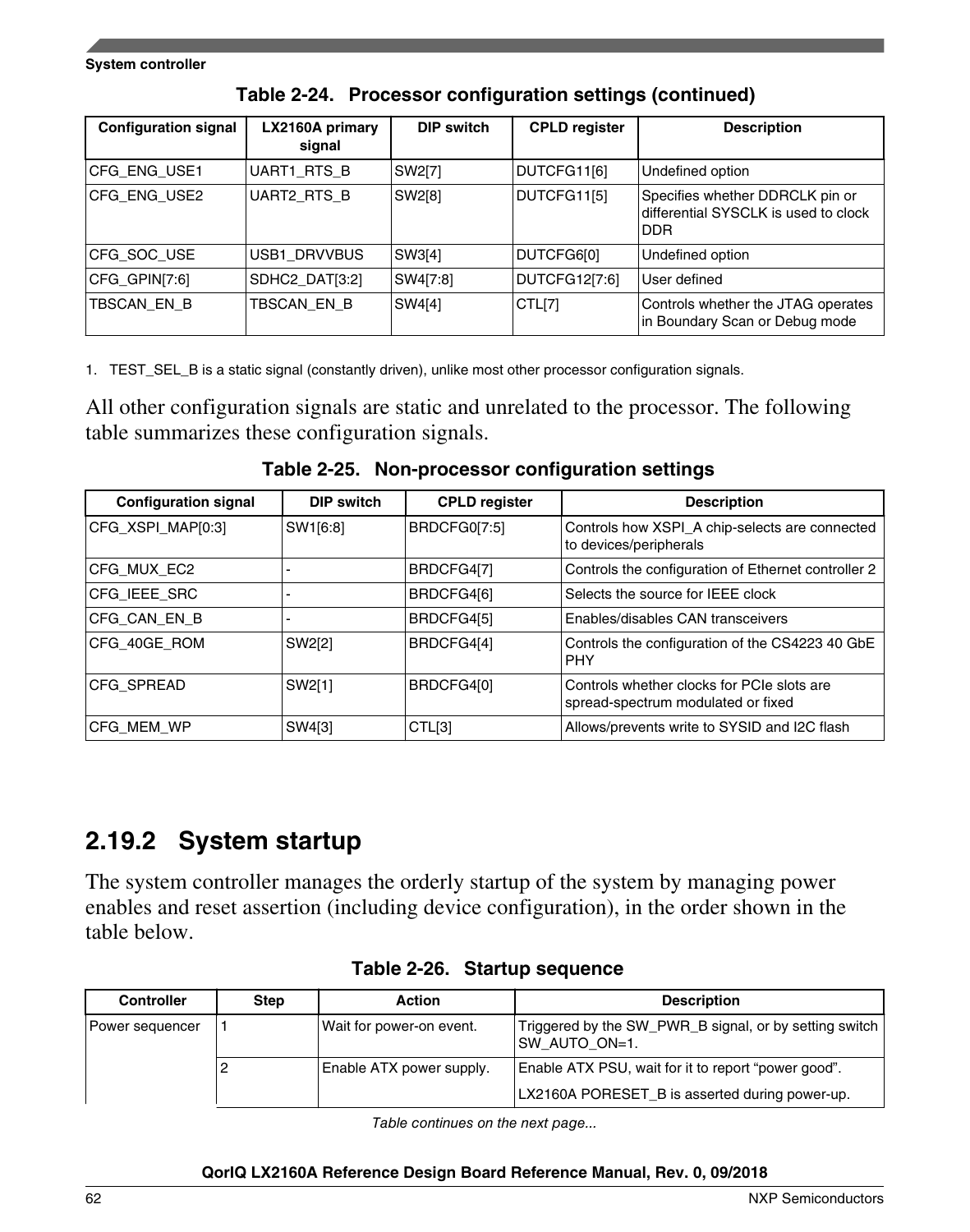**Table 2-24. Processor configuration settings (continued)**

| Configuration signal | LX2160A primary signal | DIP switch | CPLD register | Description |
|---|---|---|---|---|
| CFG_ENG_USE1 | UART1_RTS_B | SW2[7] | DUTCFG11[6] | Undefined option |
| CFG_ENG_USE2 | UART2_RTS_B | SW2[8] | DUTCFG11[5] | Specifies whether DDRCLK pin or differential SYSCLK is used to clock DDR |
| CFG_SOC_USE | USB1_DRVVBUS | SW3[4] | DUTCFG6[0] | Undefined option |
| CFG_GPIN[7:6] | SDHC2_DAT[3:2] | SW4[7:8] | DUTCFG12[7:6] | User defined |
| TBSCAN_EN_B | TBSCAN_EN_B | SW4[4] | CTL[7] | Controls whether the JTAG operates in Boundary Scan or Debug mode |

1. TEST_SEL_B is a static signal (constantly driven), unlike most other processor configuration signals.

All other configuration signals are static and unrelated to the processor. The following table summarizes these configuration signals.

**Table 2-25. Non-processor configuration settings**

| Configuration signal | DIP switch | CPLD register | Description |
|---|---|---|---|
| CFG_XSPI_MAP[0:3] | SW1[6:8] | BRDCFG0[7:5] | Controls how XSPI_A chip-selects are connected to devices/peripherals |
| CFG_MUX_EC2 | - | BRDCFG4[7] | Controls the configuration of Ethernet controller 2 |
| CFG_IEEE_SRC | - | BRDCFG4[6] | Selects the source for IEEE clock |
| CFG_CAN_EN_B | - | BRDCFG4[5] | Enables/disables CAN transceivers |
| CFG_40GE_ROM | SW2[2] | BRDCFG4[4] | Controls the configuration of the CS4223 40 GbE PHY |
| CFG_SPREAD | SW2[1] | BRDCFG4[0] | Controls whether clocks for PCIe slots are spread-spectrum modulated or fixed |
| CFG_MEM_WP | SW4[3] | CTL[3] | Allows/prevents write to SYSID and I2C flash |

## 2.19.2 System startup

The system controller manages the orderly startup of the system by managing power enables and reset assertion (including device configuration), in the order shown in the table below.

**Table 2-26. Startup sequence**

| Controller | Step | Action | Description |
|---|---|---|---|
| Power sequencer | 1 | Wait for power-on event. | Triggered by the SW_PWR_B signal, or by setting switch SW_AUTO_ON=1. |
| | 2 | Enable ATX power supply. | Enable ATX PSU, wait for it to report "power good".<br>LX2160A PORESET_B is asserted during power-up. |

*Table continues on the next page...*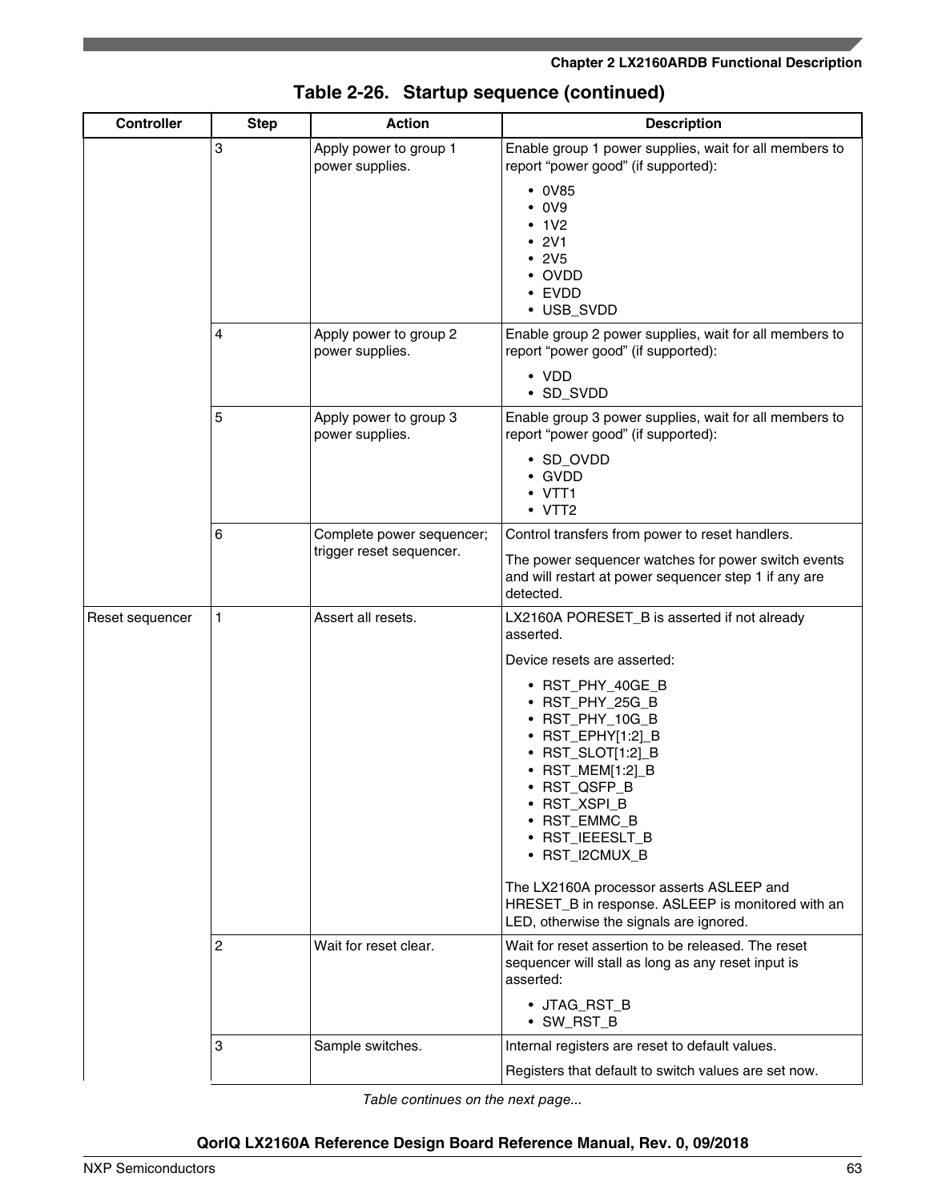**Table 2-26. Startup sequence (continued)**

| Controller | Step | Action | Description |
|---|---|---|---|
| | 3 | Apply power to group 1 power supplies. | Enable group 1 power supplies, wait for all members to report "power good" (if supported):<br>• 0V85<br>• 0V9<br>• 1V2<br>• 2V1<br>• 2V5<br>• OVDD<br>• EVDD<br>• USB_SVDD |
| | 4 | Apply power to group 2 power supplies. | Enable group 2 power supplies, wait for all members to report "power good" (if supported):<br>• VDD<br>• SD_SVDD |
| | 5 | Apply power to group 3 power supplies. | Enable group 3 power supplies, wait for all members to report "power good" (if supported):<br>• SD_OVDD<br>• GVDD<br>• VTT1<br>• VTT2 |
| | 6 | Complete power sequencer; trigger reset sequencer. | Control transfers from power to reset handlers.<br><br>The power sequencer watches for power switch events and will restart at power sequencer step 1 if any are detected. |
| Reset sequencer | 1 | Assert all resets. | LX2160A PORESET_B is asserted if not already asserted.<br><br>Device resets are asserted:<br>• RST_PHY_40GE_B<br>• RST_PHY_25G_B<br>• RST_PHY_10G_B<br>• RST_EPHY[1:2]_B<br>• RST_SLOT[1:2]_B<br>• RST_MEM[1:2]_B<br>• RST_QSFP_B<br>• RST_XSPI_B<br>• RST_EMMC_B<br>• RST_IEEESLT_B<br>• RST_I2CMUX_B<br><br>The LX2160A processor asserts ASLEEP and HRESET_B in response. ASLEEP is monitored with an LED, otherwise the signals are ignored. |
| | 2 | Wait for reset clear. | Wait for reset assertion to be released. The reset sequencer will stall as long as any reset input is asserted:<br>• JTAG_RST_B<br>• SW_RST_B |
| | 3 | Sample switches. | Internal registers are reset to default values.<br><br>Registers that default to switch values are set now. |

*Table continues on the next page...*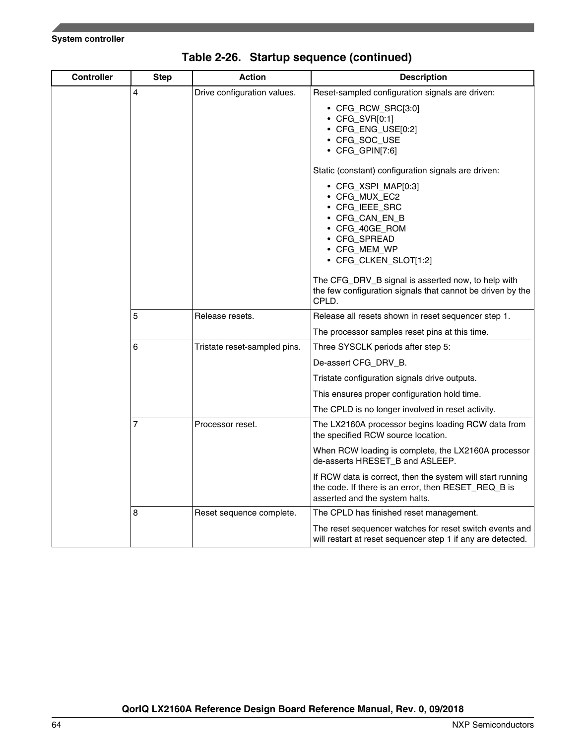**Table 2-26. Startup sequence (continued)**

| Controller | Step | Action | Description |
|---|---|---|---|
| | 4 | Drive configuration values. | Reset-sampled configuration signals are driven:<br>• CFG_RCW_SRC[3:0]<br>• CFG_SVR[0:1]<br>• CFG_ENG_USE[0:2]<br>• CFG_SOC_USE<br>• CFG_GPIN[7:6]<br><br>Static (constant) configuration signals are driven:<br>• CFG_XSPI_MAP[0:3]<br>• CFG_MUX_EC2<br>• CFG_IEEE_SRC<br>• CFG_CAN_EN_B<br>• CFG_40GE_ROM<br>• CFG_SPREAD<br>• CFG_MEM_WP<br>• CFG_CLKEN_SLOT[1:2]<br><br>The CFG_DRV_B signal is asserted now, to help with the few configuration signals that cannot be driven by the CPLD. |
| | 5 | Release resets. | Release all resets shown in reset sequencer step 1.<br><br>The processor samples reset pins at this time. |
| | 6 | Tristate reset-sampled pins. | Three SYSCLK periods after step 5:<br><br>De-assert CFG_DRV_B.<br><br>Tristate configuration signals drive outputs.<br><br>This ensures proper configuration hold time.<br><br>The CPLD is no longer involved in reset activity. |
| | 7 | Processor reset. | The LX2160A processor begins loading RCW data from the specified RCW source location.<br><br>When RCW loading is complete, the LX2160A processor de-asserts HRESET_B and ASLEEP.<br><br>If RCW data is correct, then the system will start running the code. If there is an error, then RESET_REQ_B is asserted and the system halts. |
| | 8 | Reset sequence complete. | The CPLD has finished reset management.<br><br>The reset sequencer watches for reset switch events and will restart at reset sequencer step 1 if any are detected. |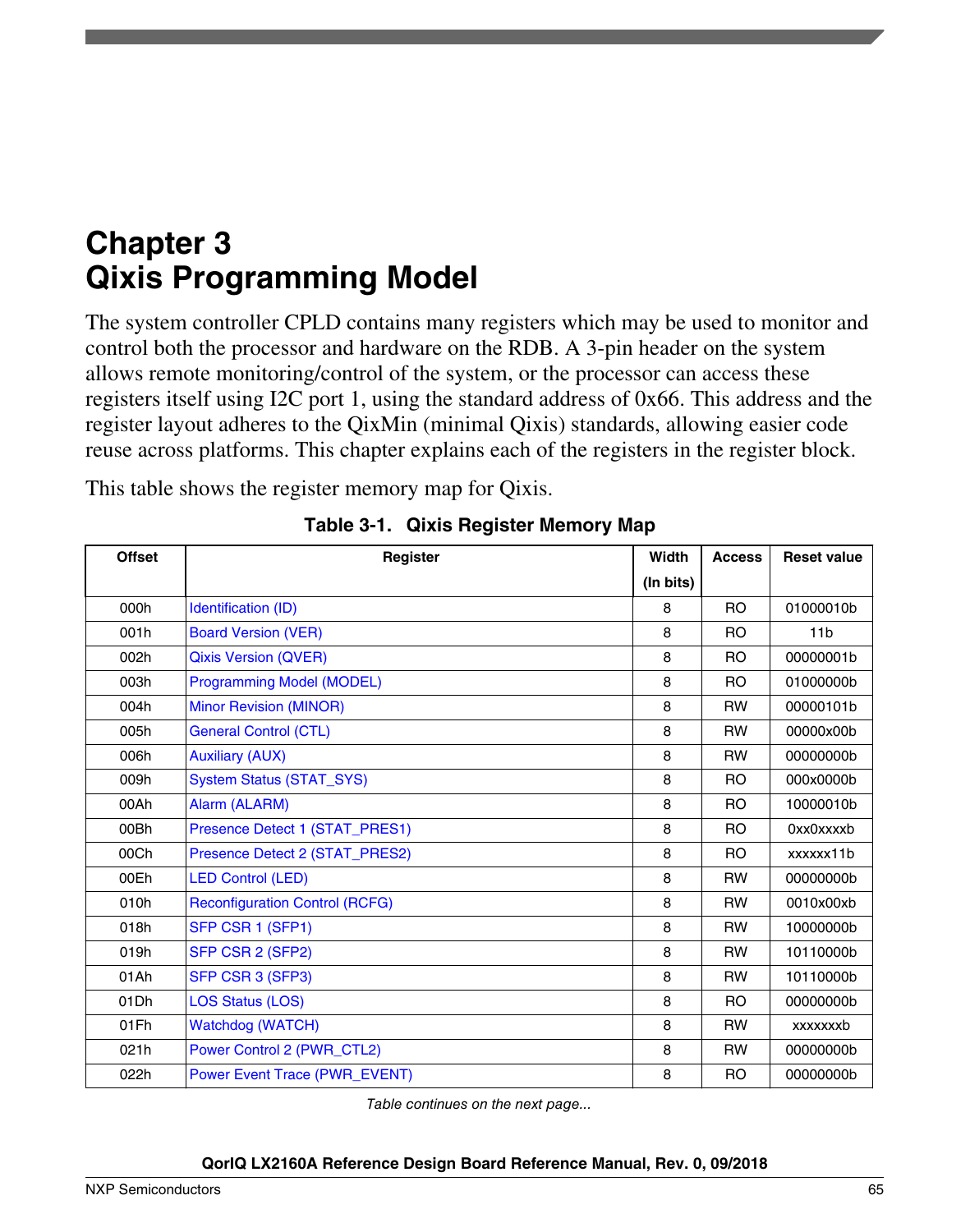# Chapter 3
# Qixis Programming Model

The system controller CPLD contains many registers which may be used to monitor and control both the processor and hardware on the RDB. A 3-pin header on the system allows remote monitoring/control of the system, or the processor can access these registers itself using I2C port 1, using the standard address of 0x66. This address and the register layout adheres to the QixMin (minimal Qixis) standards, allowing easier code reuse across platforms. This chapter explains each of the registers in the register block.

This table shows the register memory map for Qixis.

**Table 3-1. Qixis Register Memory Map**

| Offset | Register | Width (In bits) | Access | Reset value |
|---|---|---|---|---|
| 000h | Identification (ID) | 8 | RO | 01000010b |
| 001h | Board Version (VER) | 8 | RO | 11b |
| 002h | Qixis Version (QVER) | 8 | RO | 00000001b |
| 003h | Programming Model (MODEL) | 8 | RO | 01000000b |
| 004h | Minor Revision (MINOR) | 8 | RW | 00000101b |
| 005h | General Control (CTL) | 8 | RW | 00000x00b |
| 006h | Auxiliary (AUX) | 8 | RW | 00000000b |
| 009h | System Status (STAT_SYS) | 8 | RO | 000x0000b |
| 00Ah | Alarm (ALARM) | 8 | RO | 10000010b |
| 00Bh | Presence Detect 1 (STAT_PRES1) | 8 | RO | 0xx0xxxxb |
| 00Ch | Presence Detect 2 (STAT_PRES2) | 8 | RO | xxxxxx11b |
| 00Eh | LED Control (LED) | 8 | RW | 00000000b |
| 010h | Reconfiguration Control (RCFG) | 8 | RW | 0010x00xb |
| 018h | SFP CSR 1 (SFP1) | 8 | RW | 10000000b |
| 019h | SFP CSR 2 (SFP2) | 8 | RW | 10110000b |
| 01Ah | SFP CSR 3 (SFP3) | 8 | RW | 10110000b |
| 01Dh | LOS Status (LOS) | 8 | RO | 00000000b |
| 01Fh | Watchdog (WATCH) | 8 | RW | xxxxxxxb |
| 021h | Power Control 2 (PWR_CTL2) | 8 | RW | 00000000b |
| 022h | Power Event Trace (PWR_EVENT) | 8 | RO | 00000000b |

*Table continues on the next page...*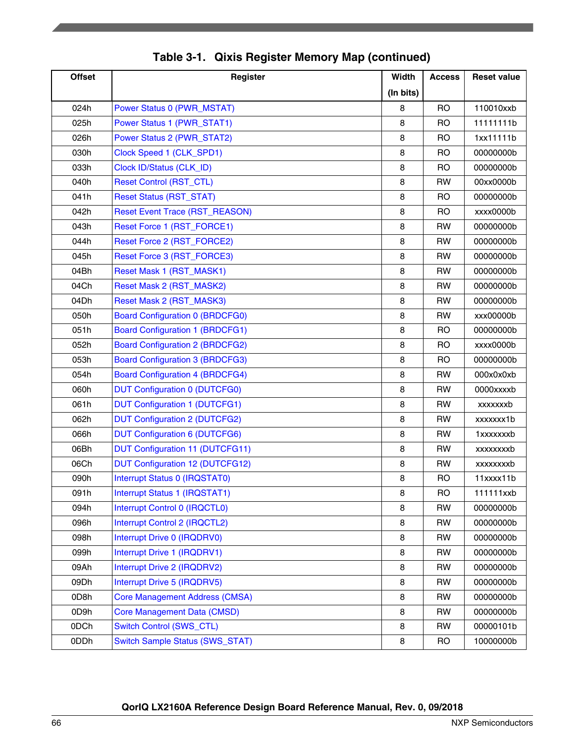**Table 3-1. Qixis Register Memory Map (continued)**

| Offset | Register | Width (In bits) | Access | Reset value |
|---|---|---|---|---|
| 024h | Power Status 0 (PWR_MSTAT) | 8 | RO | 110010xxb |
| 025h | Power Status 1 (PWR_STAT1) | 8 | RO | 11111111b |
| 026h | Power Status 2 (PWR_STAT2) | 8 | RO | 1xx11111b |
| 030h | Clock Speed 1 (CLK_SPD1) | 8 | RO | 00000000b |
| 033h | Clock ID/Status (CLK_ID) | 8 | RO | 00000000b |
| 040h | Reset Control (RST_CTL) | 8 | RW | 00xx0000b |
| 041h | Reset Status (RST_STAT) | 8 | RO | 00000000b |
| 042h | Reset Event Trace (RST_REASON) | 8 | RO | xxxx0000b |
| 043h | Reset Force 1 (RST_FORCE1) | 8 | RW | 00000000b |
| 044h | Reset Force 2 (RST_FORCE2) | 8 | RW | 00000000b |
| 045h | Reset Force 3 (RST_FORCE3) | 8 | RW | 00000000b |
| 04Bh | Reset Mask 1 (RST_MASK1) | 8 | RW | 00000000b |
| 04Ch | Reset Mask 2 (RST_MASK2) | 8 | RW | 00000000b |
| 04Dh | Reset Mask 2 (RST_MASK3) | 8 | RW | 00000000b |
| 050h | Board Configuration 0 (BRDCFG0) | 8 | RW | xxx00000b |
| 051h | Board Configuration 1 (BRDCFG1) | 8 | RO | 00000000b |
| 052h | Board Configuration 2 (BRDCFG2) | 8 | RO | xxxx0000b |
| 053h | Board Configuration 3 (BRDCFG3) | 8 | RO | 00000000b |
| 054h | Board Configuration 4 (BRDCFG4) | 8 | RW | 000x0x0xb |
| 060h | DUT Configuration 0 (DUTCFG0) | 8 | RW | 0000xxxxb |
| 061h | DUT Configuration 1 (DUTCFG1) | 8 | RW | xxxxxxxb |
| 062h | DUT Configuration 2 (DUTCFG2) | 8 | RW | xxxxxxx1b |
| 066h | DUT Configuration 6 (DUTCFG6) | 8 | RW | 1xxxxxxxb |
| 06Bh | DUT Configuration 11 (DUTCFG11) | 8 | RW | xxxxxxxxb |
| 06Ch | DUT Configuration 12 (DUTCFG12) | 8 | RW | xxxxxxxxb |
| 090h | Interrupt Status 0 (IRQSTAT0) | 8 | RO | 11xxxx11b |
| 091h | Interrupt Status 1 (IRQSTAT1) | 8 | RO | 111111xxb |
| 094h | Interrupt Control 0 (IRQCTL0) | 8 | RW | 00000000b |
| 096h | Interrupt Control 2 (IRQCTL2) | 8 | RW | 00000000b |
| 098h | Interrupt Drive 0 (IRQDRV0) | 8 | RW | 00000000b |
| 099h | Interrupt Drive 1 (IRQDRV1) | 8 | RW | 00000000b |
| 09Ah | Interrupt Drive 2 (IRQDRV2) | 8 | RW | 00000000b |
| 09Dh | Interrupt Drive 5 (IRQDRV5) | 8 | RW | 00000000b |
| 0D8h | Core Management Address (CMSA) | 8 | RW | 00000000b |
| 0D9h | Core Management Data (CMSD) | 8 | RW | 00000000b |
| 0DCh | Switch Control (SWS_CTL) | 8 | RW | 00000101b |
| 0DDh | Switch Sample Status (SWS_STAT) | 8 | RO | 10000000b |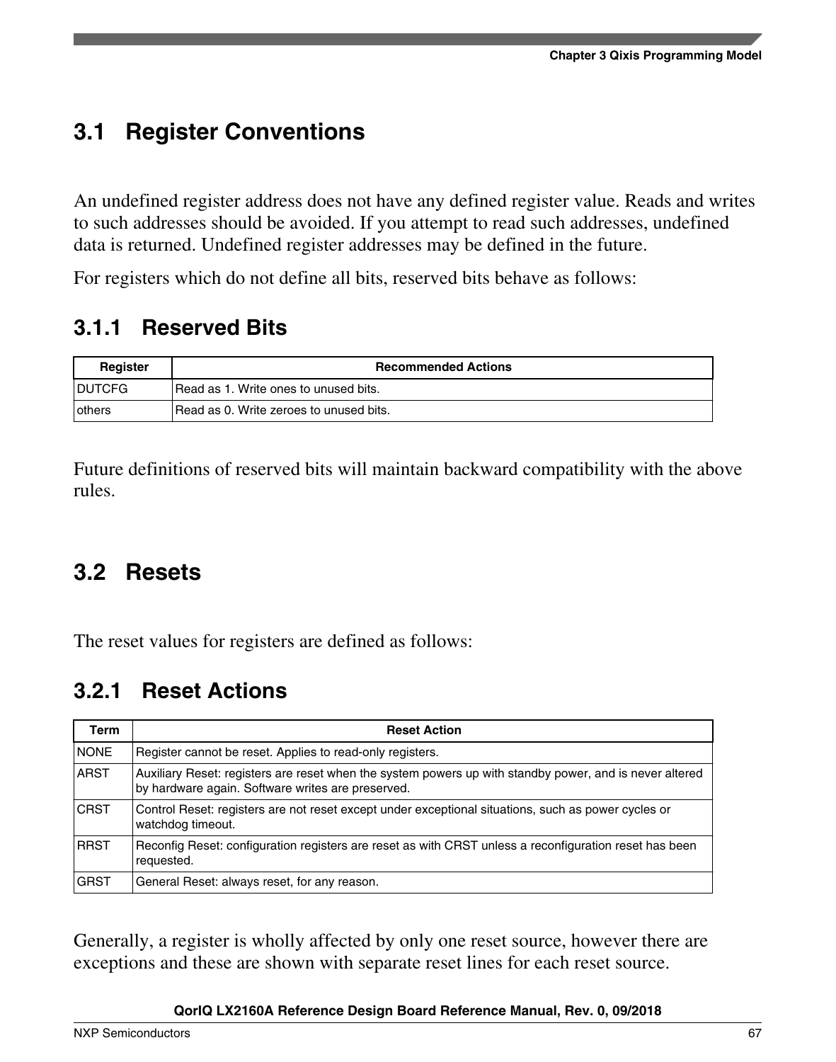## 3.1 Register Conventions

An undefined register address does not have any defined register value. Reads and writes to such addresses should be avoided. If you attempt to read such addresses, undefined data is returned. Undefined register addresses may be defined in the future.

For registers which do not define all bits, reserved bits behave as follows:

### 3.1.1 Reserved Bits

| Register | Recommended Actions |
|---|---|
| DUTCFG | Read as 1. Write ones to unused bits. |
| others | Read as 0. Write zeroes to unused bits. |

Future definitions of reserved bits will maintain backward compatibility with the above rules.

## 3.2 Resets

The reset values for registers are defined as follows:

### 3.2.1 Reset Actions

| Term | Reset Action |
|---|---|
| NONE | Register cannot be reset. Applies to read-only registers. |
| ARST | Auxiliary Reset: registers are reset when the system powers up with standby power, and is never altered by hardware again. Software writes are preserved. |
| CRST | Control Reset: registers are not reset except under exceptional situations, such as power cycles or watchdog timeout. |
| RRST | Reconfig Reset: configuration registers are reset as with CRST unless a reconfiguration reset has been requested. |
| GRST | General Reset: always reset, for any reason. |

Generally, a register is wholly affected by only one reset source, however there are exceptions and these are shown with separate reset lines for each reset source.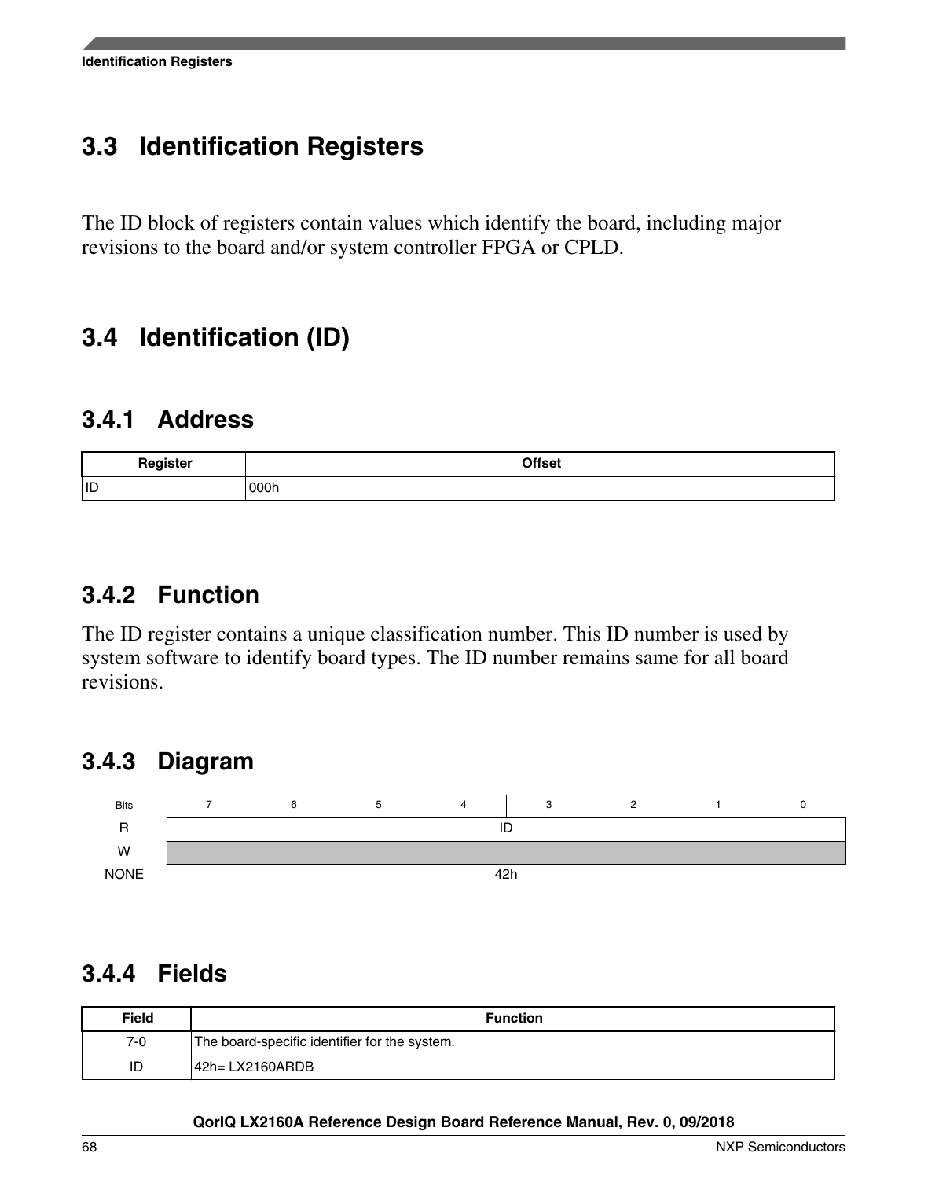## 3.3 Identification Registers

The ID block of registers contain values which identify the board, including major revisions to the board and/or system controller FPGA or CPLD.

## 3.4 Identification (ID)

### 3.4.1 Address

| Register | Offset |
|---|---|
| ID | 000h |

### 3.4.2 Function

The ID register contains a unique classification number. This ID number is used by system software to identify board types. The ID number remains same for all board revisions.

### 3.4.3 Diagram

| Bits | 7 | 6 | 5 | 4 | 3 | 2 | 1 | 0 |
|---|---|---|---|---|---|---|---|---|
| R | ID | | | | | | | |
| W | | | | | | | | |
| NONE | 42h | | | | | | | |

### 3.4.4 Fields

| Field | Function |
|---|---|
| 7-0<br>ID | The board-specific identifier for the system.<br>42h= LX2160ARDB |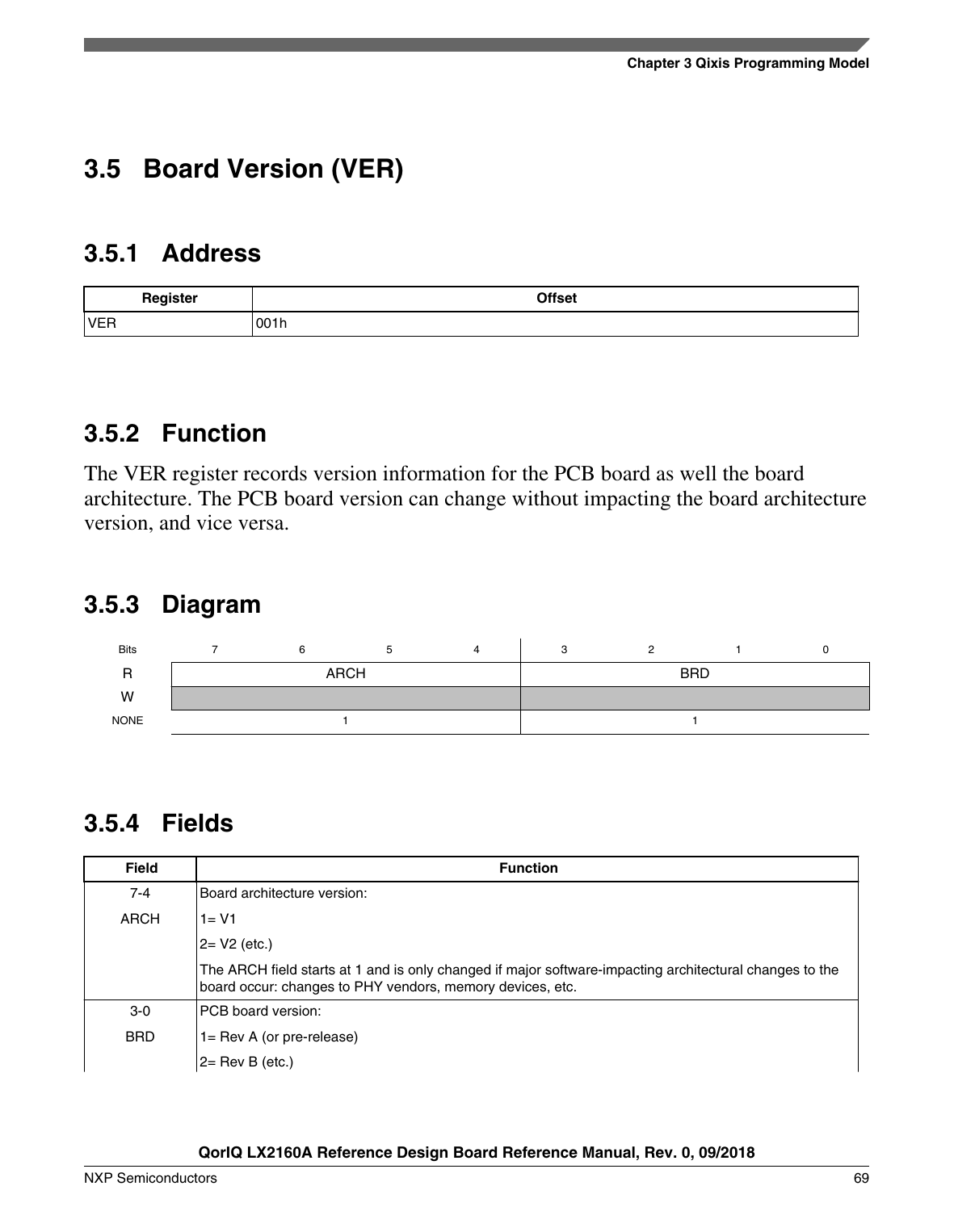## 3.5 Board Version (VER)

### 3.5.1 Address

| Register | Offset |
|---|---|
| VER | 001h |

### 3.5.2 Function

The VER register records version information for the PCB board as well the board architecture. The PCB board version can change without impacting the board architecture version, and vice versa.

### 3.5.3 Diagram

| Bits | 7 | 6 | 5 | 4 | 3 | 2 | 1 | 0 |
|---|---|---|---|---|---|---|---|---|
| R | ARCH | | | | BRD | | | |
| W | | | | | | | | |
| NONE | 1 | | | | 1 | | | |

### 3.5.4 Fields

| Field | Function |
|---|---|
| 7-4<br>ARCH | Board architecture version:<br>1= V1<br>2= V2 (etc.)<br>The ARCH field starts at 1 and is only changed if major software-impacting architectural changes to the board occur: changes to PHY vendors, memory devices, etc. |
| 3-0<br>BRD | PCB board version:<br>1= Rev A (or pre-release)<br>2= Rev B (etc.) |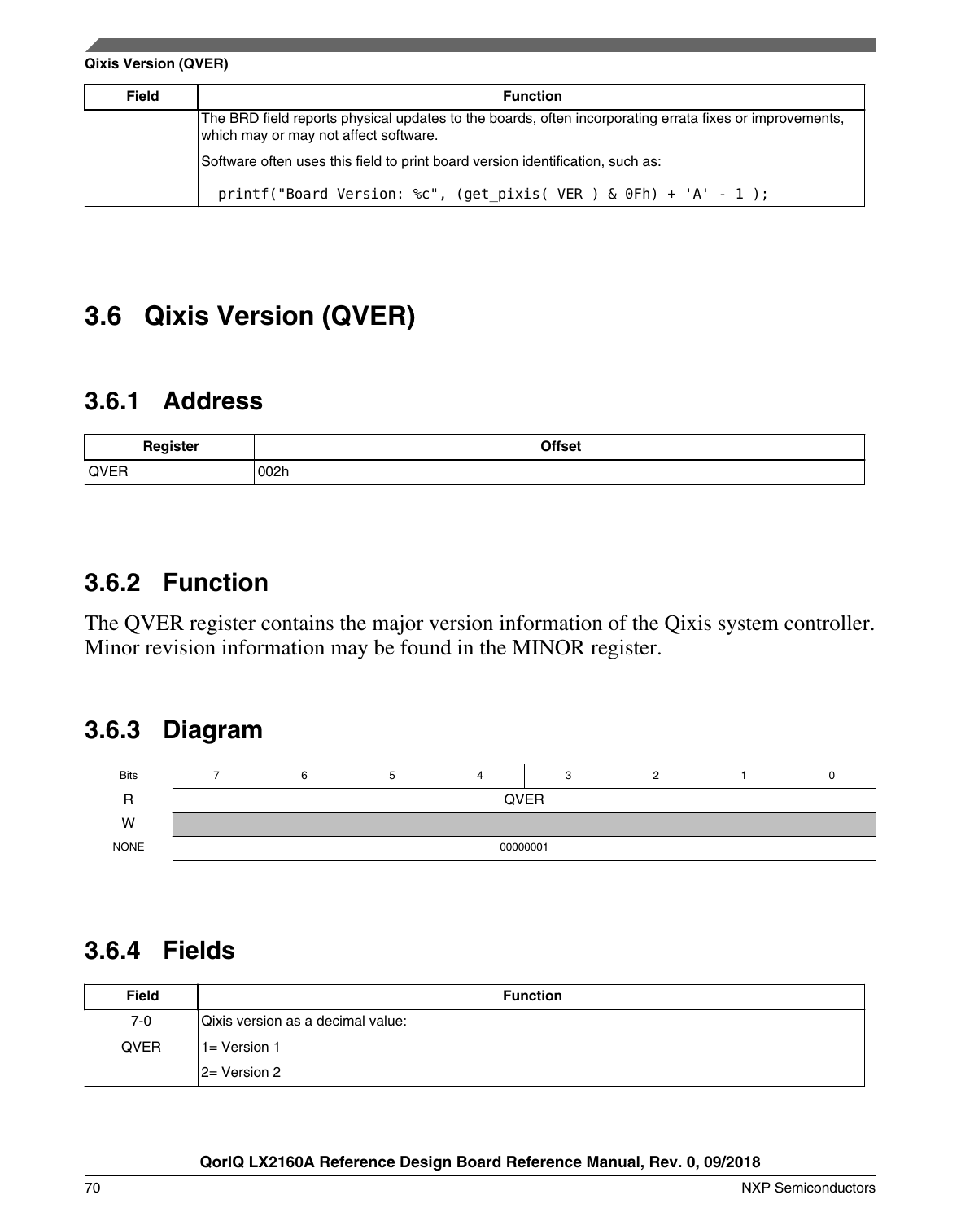| Field | Function |
| --- | --- |
| | The BRD field reports physical updates to the boards, often incorporating errata fixes or improvements, which may or may not affect software.<br><br>Software often uses this field to print board version identification, such as:<br><br>`printf("Board Version: %c", (get_pixis( VER ) & 0Fh) + 'A' - 1 );` |

## 3.6 Qixis Version (QVER)

### 3.6.1 Address

| Register | Offset |
| --- | --- |
| QVER | 002h |

### 3.6.2 Function

The QVER register contains the major version information of the Qixis system controller. Minor revision information may be found in the MINOR register.

### 3.6.3 Diagram

| Bits | 7 | 6 | 5 | 4 | 3 | 2 | 1 | 0 |
| --- | --- | --- | --- | --- | --- | --- | --- | --- |
| R | QVER | | | | | | | |
| W | | | | | | | | |
| NONE | 00000001 | | | | | | | |

### 3.6.4 Fields

| Field | Function |
| --- | --- |
| 7-0<br><br>QVER | Qixis version as a decimal value:<br><br>1= Version 1<br><br>2= Version 2 |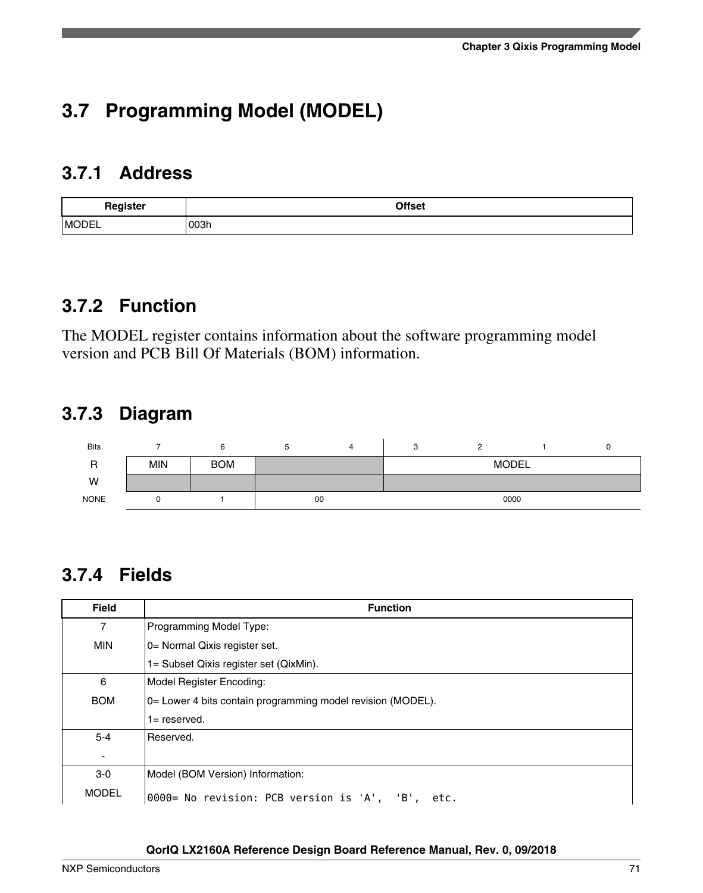## 3.7 Programming Model (MODEL)

### 3.7.1 Address

| Register | Offset |
|---|---|
| MODEL | 003h |

### 3.7.2 Function

The MODEL register contains information about the software programming model version and PCB Bill Of Materials (BOM) information.

### 3.7.3 Diagram

| Bits | 7 | 6 | 5 | 4 | 3 | 2 | 1 | 0 |
|---|---|---|---|---|---|---|---|---|
| R | MIN | BOM | | | MODEL | | | |
| W | | | | | | | | |
| NONE | 0 | 1 | 00 | | 0000 | | | |

### 3.7.4 Fields

| Field | Function |
|---|---|
| 7<br>MIN | Programming Model Type:<br>0= Normal Qixis register set.<br>1= Subset Qixis register set (QixMin). |
| 6<br>BOM | Model Register Encoding:<br>0= Lower 4 bits contain programming model revision (MODEL).<br>1= reserved. |
| 5-4<br>- | Reserved. |
| 3-0<br>MODEL | Model (BOM Version) Information:<br>`0000= No revision: PCB version is 'A', 'B', etc.` |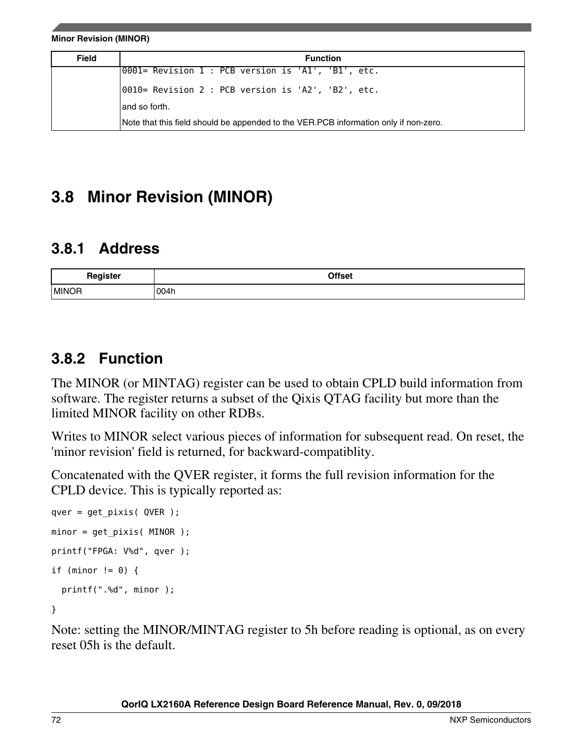**Minor Revision (MINOR)**

| Field | Function |
|---|---|
| | `0001= Revision 1 : PCB version is 'A1', 'B1', etc.`<br>`0010= Revision 2 : PCB version is 'A2', 'B2', etc.`<br>and so forth.<br>Note that this field should be appended to the VER.PCB information only if non-zero. |

## 3.8 Minor Revision (MINOR)

### 3.8.1 Address

| Register | Offset |
|---|---|
| MINOR | 004h |

### 3.8.2 Function

The MINOR (or MINTAG) register can be used to obtain CPLD build information from software. The register returns a subset of the Qixis QTAG facility but more than the limited MINOR facility on other RDBs.

Writes to MINOR select various pieces of information for subsequent read. On reset, the 'minor revision' field is returned, for backward-compatiblity.

Concatenated with the QVER register, it forms the full revision information for the CPLD device. This is typically reported as:

```
qver = get_pixis( QVER );
minor = get_pixis( MINOR );
printf("FPGA: V%d", qver );
if (minor != 0) {
  printf(".%d", minor );
}
```

Note: setting the MINOR/MINTAG register to 5h before reading is optional, as on every reset 05h is the default.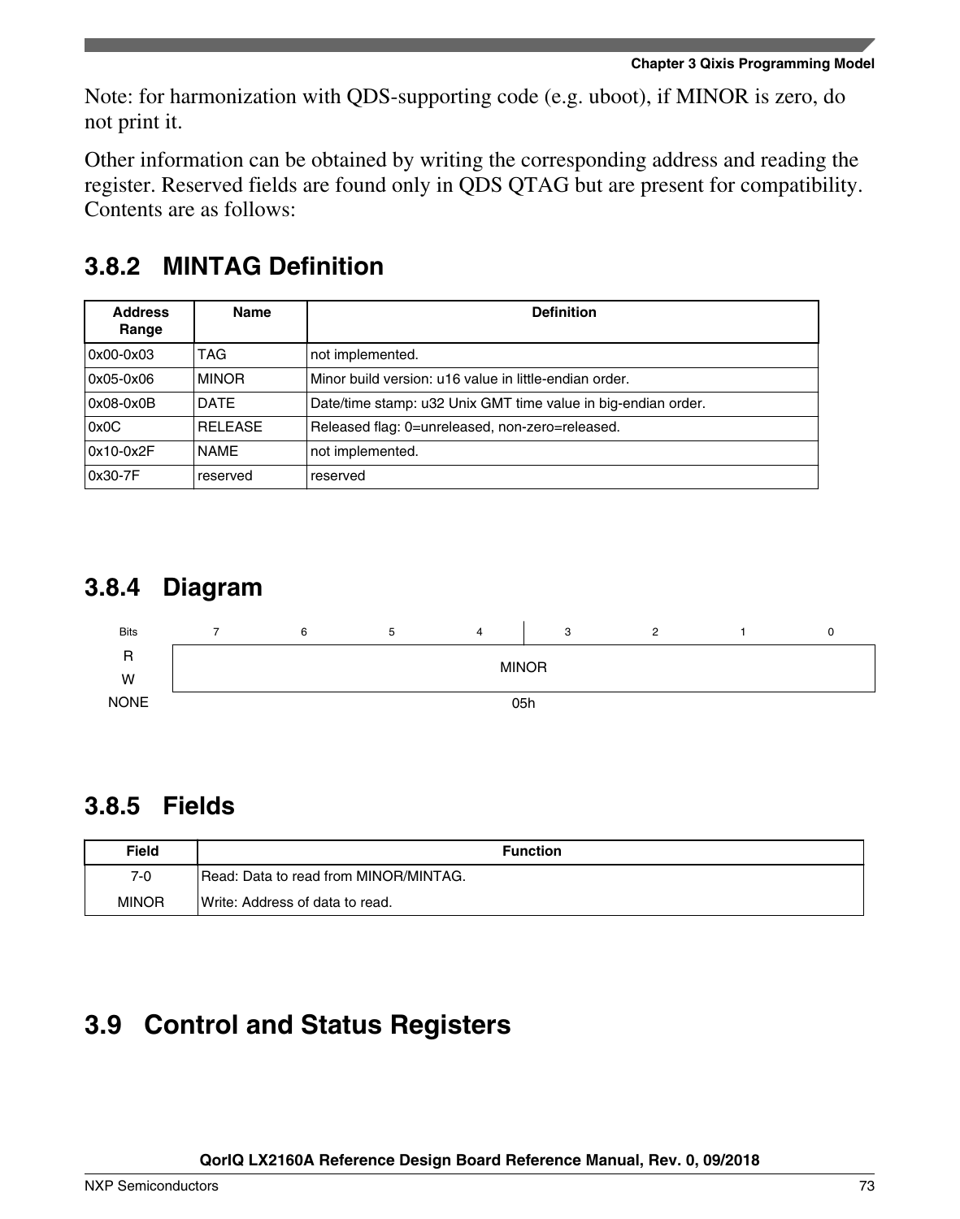Note: for harmonization with QDS-supporting code (e.g. uboot), if MINOR is zero, do not print it.

Other information can be obtained by writing the corresponding address and reading the register. Reserved fields are found only in QDS QTAG but are present for compatibility. Contents are as follows:

### 3.8.2 MINTAG Definition

| Address Range | Name | Definition |
|---|---|---|
| 0x00-0x03 | TAG | not implemented. |
| 0x05-0x06 | MINOR | Minor build version: u16 value in little-endian order. |
| 0x08-0x0B | DATE | Date/time stamp: u32 Unix GMT time value in big-endian order. |
| 0x0C | RELEASE | Released flag: 0=unreleased, non-zero=released. |
| 0x10-0x2F | NAME | not implemented. |
| 0x30-7F | reserved | reserved |

### 3.8.4 Diagram

| Bits | 7 | 6 | 5 | 4 | 3 | 2 | 1 | 0 |
|---|---|---|---|---|---|---|---|---|
| R<br>W | MINOR | | | | | | | |
| NONE | 05h | | | | | | | |

### 3.8.5 Fields

| Field | Function |
|---|---|
| 7-0<br>MINOR | Read: Data to read from MINOR/MINTAG.<br>Write: Address of data to read. |

## 3.9 Control and Status Registers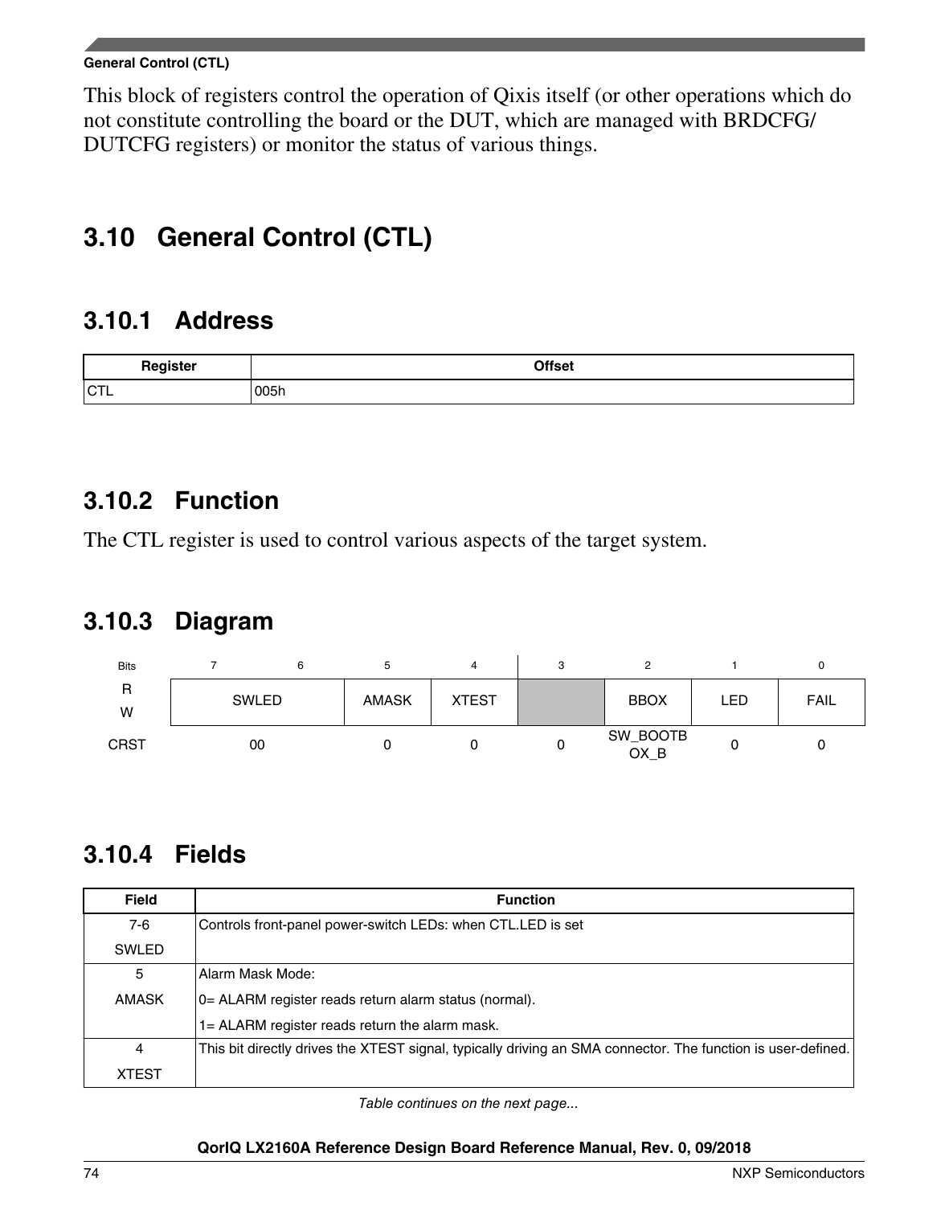This block of registers control the operation of Qixis itself (or other operations which do not constitute controlling the board or the DUT, which are managed with BRDCFG/DUTCFG registers) or monitor the status of various things.

## 3.10 General Control (CTL)

### 3.10.1 Address

| Register | Offset |
|---|---|
| CTL | 005h |

### 3.10.2 Function

The CTL register is used to control various aspects of the target system.

### 3.10.3 Diagram

| Bits | 7 | 6 | 5 | 4 | 3 | 2 | 1 | 0 |
|---|---|---|---|---|---|---|---|---|
| R<br>W | SWLED | | AMASK | XTEST | | BBOX | LED | FAIL |
| CRST | 00 | | 0 | 0 | 0 | SW_BOOTBOX_B | 0 | 0 |

### 3.10.4 Fields

| Field | Function |
|---|---|
| 7-6<br>SWLED | Controls front-panel power-switch LEDs: when CTL.LED is set |
| 5<br>AMASK | Alarm Mask Mode:<br>0= ALARM register reads return alarm status (normal).<br>1= ALARM register reads return the alarm mask. |
| 4<br>XTEST | This bit directly drives the XTEST signal, typically driving an SMA connector. The function is user-defined. |

*Table continues on the next page...*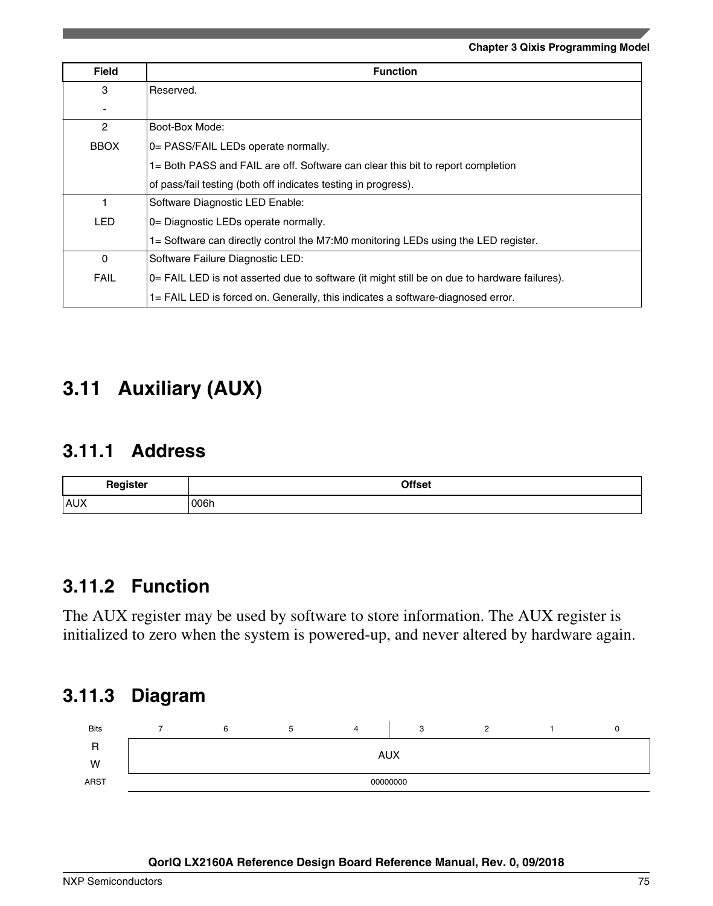| Field | Function |
| --- | --- |
| 3<br>- | Reserved. |
| 2<br>BBOX | Boot-Box Mode:<br>0= PASS/FAIL LEDs operate normally.<br>1= Both PASS and FAIL are off. Software can clear this bit to report completion<br>of pass/fail testing (both off indicates testing in progress). |
| 1<br>LED | Software Diagnostic LED Enable:<br>0= Diagnostic LEDs operate normally.<br>1= Software can directly control the M7:M0 monitoring LEDs using the LED register. |
| 0<br>FAIL | Software Failure Diagnostic LED:<br>0= FAIL LED is not asserted due to software (it might still be on due to hardware failures).<br>1= FAIL LED is forced on. Generally, this indicates a software-diagnosed error. |

## 3.11 Auxiliary (AUX)

### 3.11.1 Address

| Register | Offset |
| --- | --- |
| AUX | 006h |

### 3.11.2 Function

The AUX register may be used by software to store information. The AUX register is initialized to zero when the system is powered-up, and never altered by hardware again.

### 3.11.3 Diagram

| Bits | 7 | 6 | 5 | 4 | 3 | 2 | 1 | 0 |
| --- | --- | --- | --- | --- | --- | --- | --- | --- |
| R<br>W | AUX | | | | | | | |
| ARST | 00000000 | | | | | | | |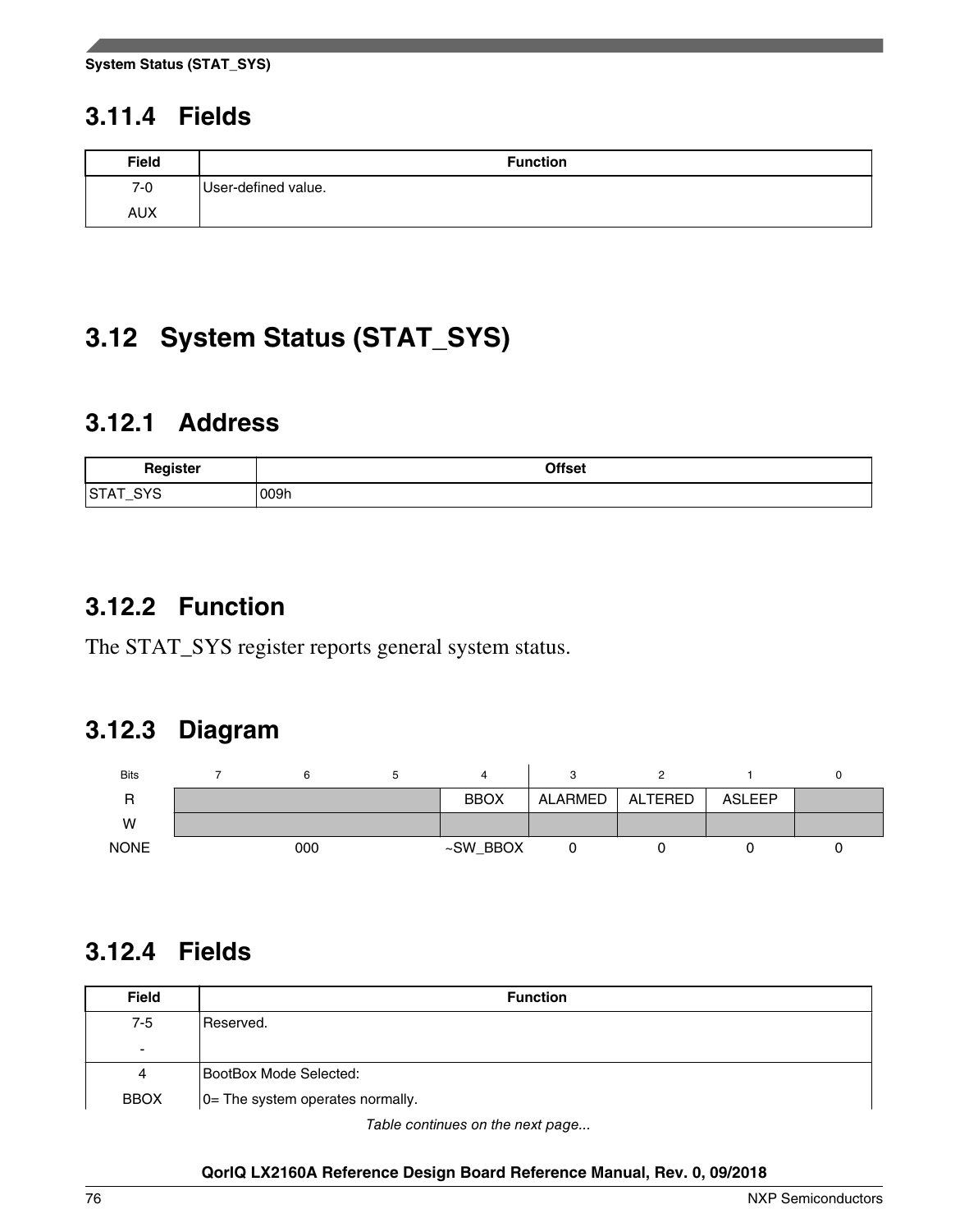### 3.11.4 Fields

| Field | Function |
|---|---|
| 7-0<br>AUX | User-defined value. |

## 3.12 System Status (STAT_SYS)

### 3.12.1 Address

| Register | Offset |
|---|---|
| STAT_SYS | 009h |

### 3.12.2 Function

The STAT_SYS register reports general system status.

### 3.12.3 Diagram

| Bits | 7 | 6 | 5 | 4 | 3 | 2 | 1 | 0 |
|---|---|---|---|---|---|---|---|---|
| R | | | | BBOX | ALARMED | ALTERED | ASLEEP | |
| W | | | | | | | | |
| NONE | 000 | | | ~SW_BBOX | 0 | 0 | 0 | 0 |

### 3.12.4 Fields

| Field | Function |
|---|---|
| 7-5<br>- | Reserved. |
| 4<br>BBOX | BootBox Mode Selected:<br>0= The system operates normally. |

*Table continues on the next page...*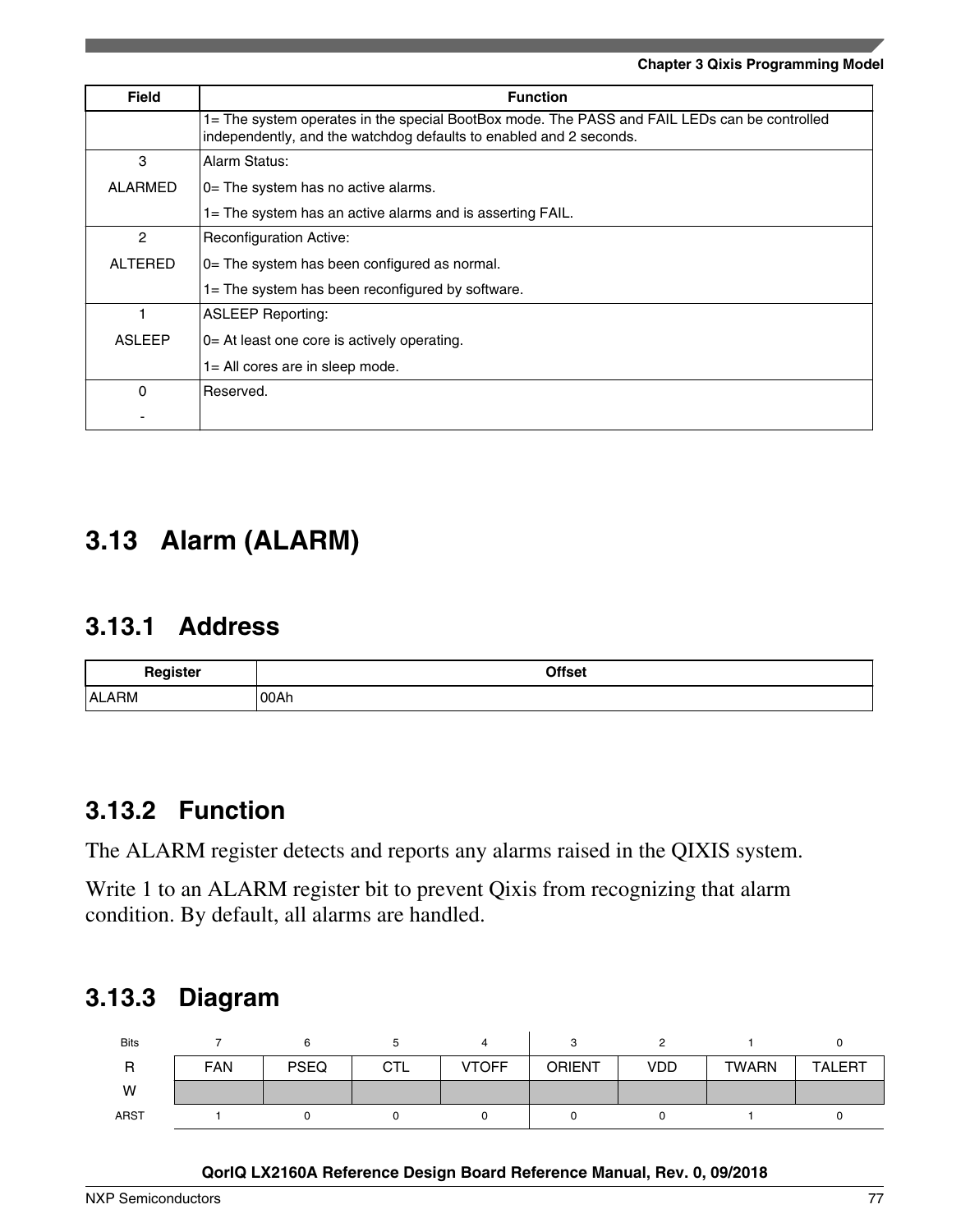| Field | Function |
|---|---|
| | 1= The system operates in the special BootBox mode. The PASS and FAIL LEDs can be controlled independently, and the watchdog defaults to enabled and 2 seconds. |
| 3<br>ALARMED | Alarm Status:<br>0= The system has no active alarms.<br>1= The system has an active alarms and is asserting FAIL. |
| 2<br>ALTERED | Reconfiguration Active:<br>0= The system has been configured as normal.<br>1= The system has been reconfigured by software. |
| 1<br>ASLEEP | ASLEEP Reporting:<br>0= At least one core is actively operating.<br>1= All cores are in sleep mode. |
| 0<br>- | Reserved. |

## 3.13 Alarm (ALARM)

### 3.13.1 Address

| Register | Offset |
|---|---|
| ALARM | 00Ah |

### 3.13.2 Function

The ALARM register detects and reports any alarms raised in the QIXIS system.

Write 1 to an ALARM register bit to prevent Qixis from recognizing that alarm condition. By default, all alarms are handled.

### 3.13.3 Diagram

| Bits | 7 | 6 | 5 | 4 | 3 | 2 | 1 | 0 |
|---|---|---|---|---|---|---|---|---|
| R | FAN | PSEQ | CTL | VTOFF | ORIENT | VDD | TWARN | TALERT |
| W | | | | | | | | |
| ARST | 1 | 0 | 0 | 0 | 0 | 0 | 1 | 0 |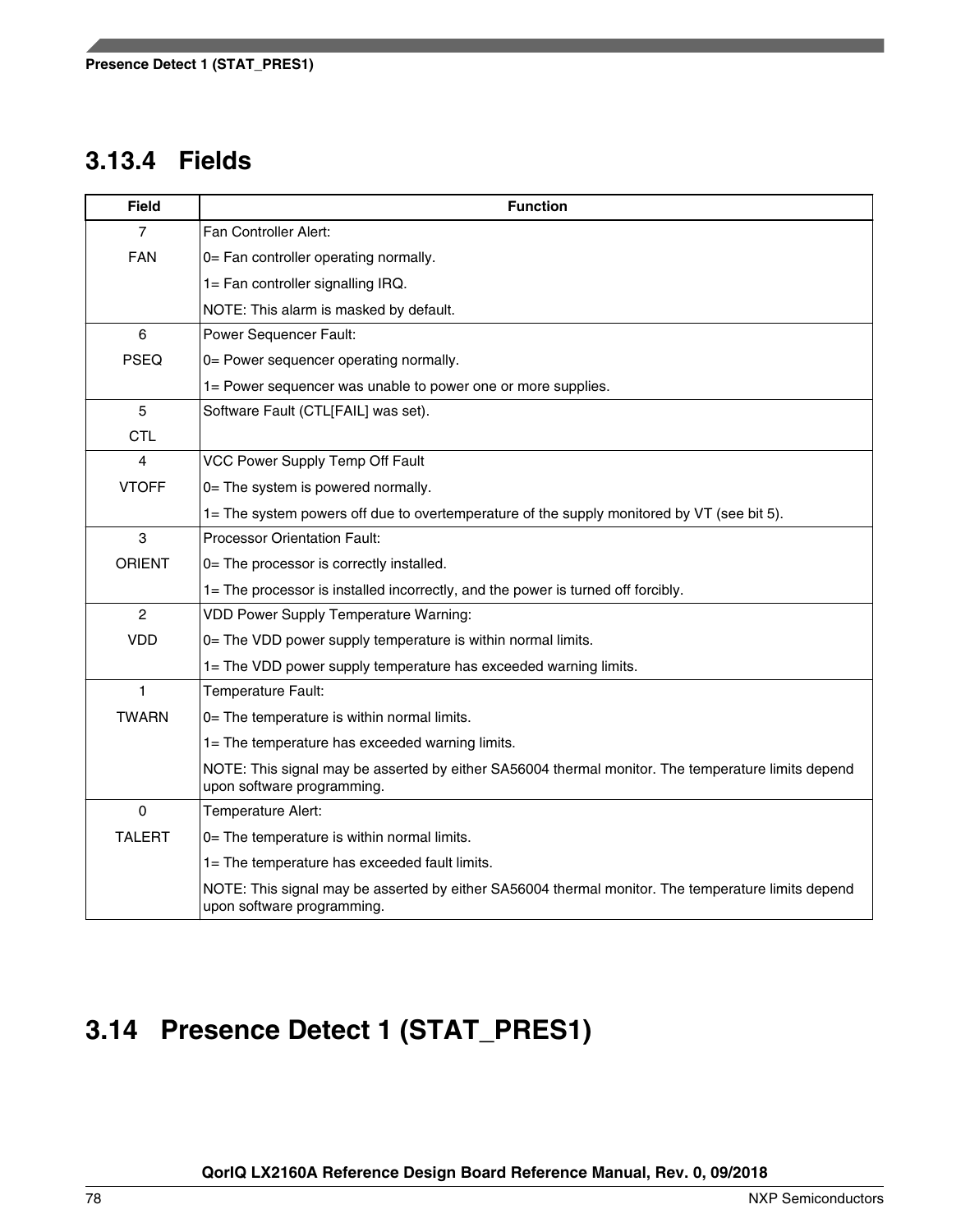### 3.13.4 Fields

| Field | Function |
|---|---|
| 7<br>FAN | Fan Controller Alert:<br>0= Fan controller operating normally.<br>1= Fan controller signalling IRQ.<br>NOTE: This alarm is masked by default. |
| 6<br>PSEQ | Power Sequencer Fault:<br>0= Power sequencer operating normally.<br>1= Power sequencer was unable to power one or more supplies. |
| 5<br>CTL | Software Fault (CTL[FAIL] was set). |
| 4<br>VTOFF | VCC Power Supply Temp Off Fault<br>0= The system is powered normally.<br>1= The system powers off due to overtemperature of the supply monitored by VT (see bit 5). |
| 3<br>ORIENT | Processor Orientation Fault:<br>0= The processor is correctly installed.<br>1= The processor is installed incorrectly, and the power is turned off forcibly. |
| 2<br>VDD | VDD Power Supply Temperature Warning:<br>0= The VDD power supply temperature is within normal limits.<br>1= The VDD power supply temperature has exceeded warning limits. |
| 1<br>TWARN | Temperature Fault:<br>0= The temperature is within normal limits.<br>1= The temperature has exceeded warning limits.<br>NOTE: This signal may be asserted by either SA56004 thermal monitor. The temperature limits depend upon software programming. |
| 0<br>TALERT | Temperature Alert:<br>0= The temperature is within normal limits.<br>1= The temperature has exceeded fault limits.<br>NOTE: This signal may be asserted by either SA56004 thermal monitor. The temperature limits depend upon software programming. |

## 3.14 Presence Detect 1 (STAT_PRES1)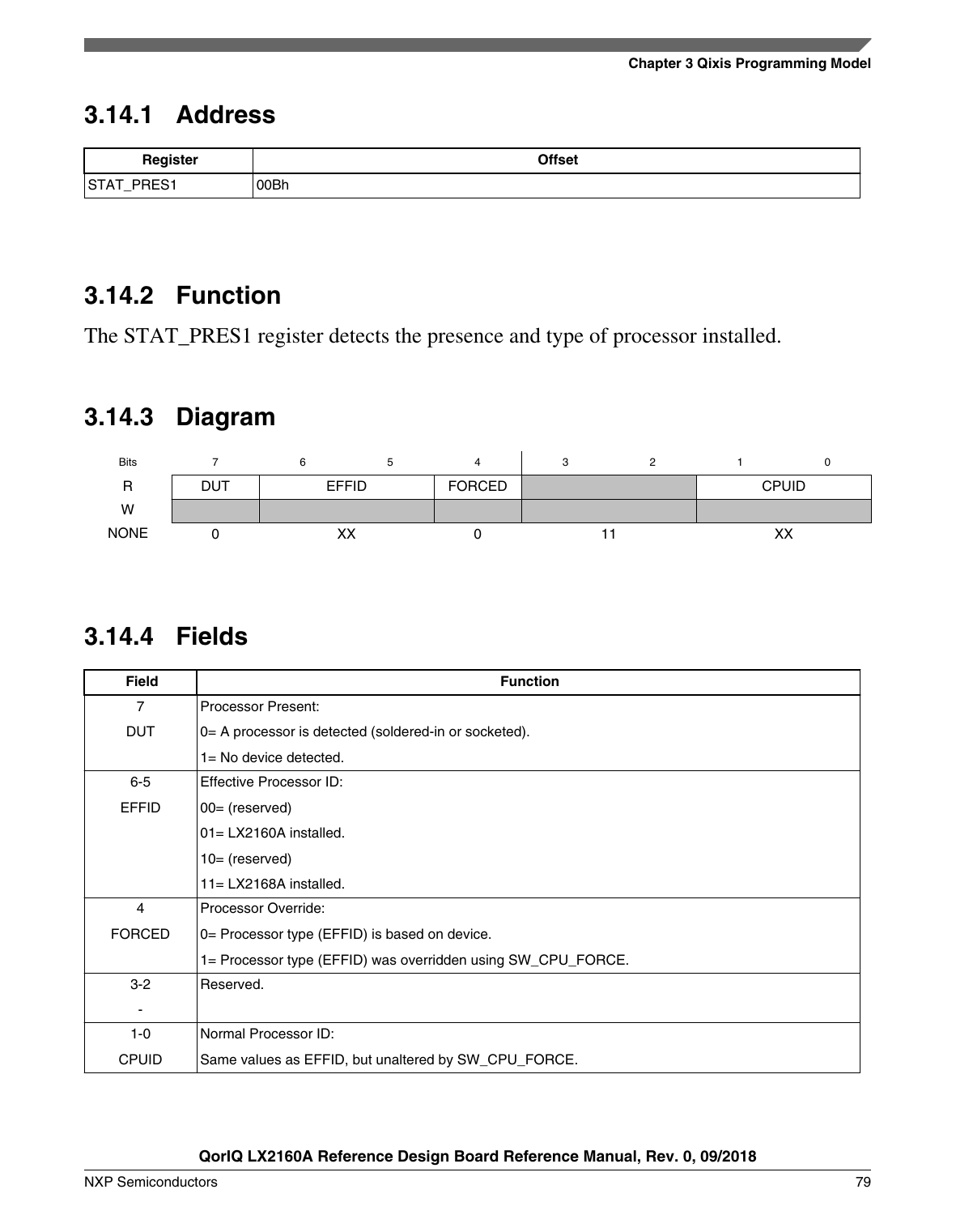## 3.14.1 Address

| Register | Offset |
| --- | --- |
| STAT_PRES1 | 00Bh |

## 3.14.2 Function

The STAT_PRES1 register detects the presence and type of processor installed.

## 3.14.3 Diagram

| Bits | 7 | 6 | 5 | 4 | 3 | 2 | 1 | 0 |
| --- | --- | --- | --- | --- | --- | --- | --- | --- |
| R | DUT | EFFID | | FORCED | | | CPUID | |
| W | | | | | | | | |
| NONE | 0 | XX | | 0 | 11 | | XX | |

## 3.14.4 Fields

| Field | Function |
| --- | --- |
| 7<br>DUT | Processor Present:<br>0= A processor is detected (soldered-in or socketed).<br>1= No device detected. |
| 6-5<br>EFFID | Effective Processor ID:<br>00= (reserved)<br>01= LX2160A installed.<br>10= (reserved)<br>11= LX2168A installed. |
| 4<br>FORCED | Processor Override:<br>0= Processor type (EFFID) is based on device.<br>1= Processor type (EFFID) was overridden using SW_CPU_FORCE. |
| 3-2<br>- | Reserved. |
| 1-0<br>CPUID | Normal Processor ID:<br>Same values as EFFID, but unaltered by SW_CPU_FORCE. |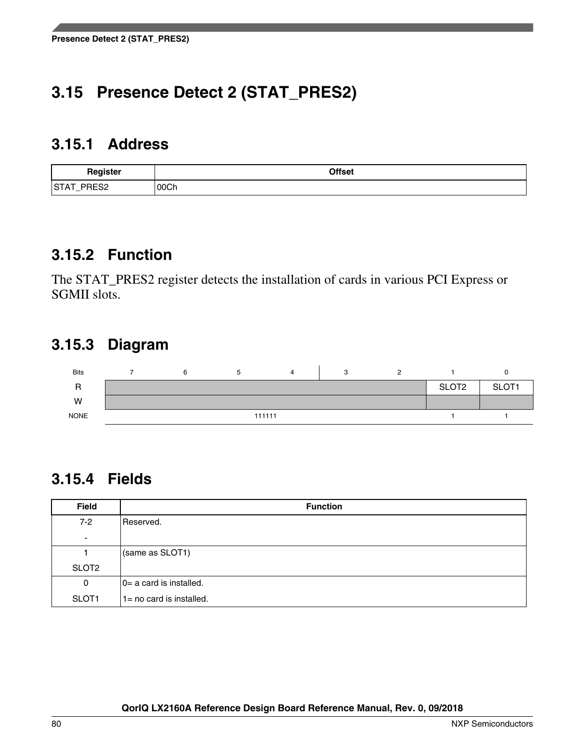## 3.15 Presence Detect 2 (STAT_PRES2)

### 3.15.1 Address

| Register | Offset |
|---|---|
| STAT_PRES2 | 00Ch |

### 3.15.2 Function

The STAT_PRES2 register detects the installation of cards in various PCI Express or SGMII slots.

### 3.15.3 Diagram

| Bits | 7 | 6 | 5 | 4 | 3 | 2 | 1 | 0 |
|---|---|---|---|---|---|---|---|---|
| R | | | | | | | SLOT2 | SLOT1 |
| W | | | | | | | | |
| NONE | 111111 | | | | | | 1 | 1 |

### 3.15.4 Fields

| Field | Function |
|---|---|
| 7-2<br>- | Reserved. |
| 1<br>SLOT2 | (same as SLOT1) |
| 0<br>SLOT1 | 0= a card is installed.<br>1= no card is installed. |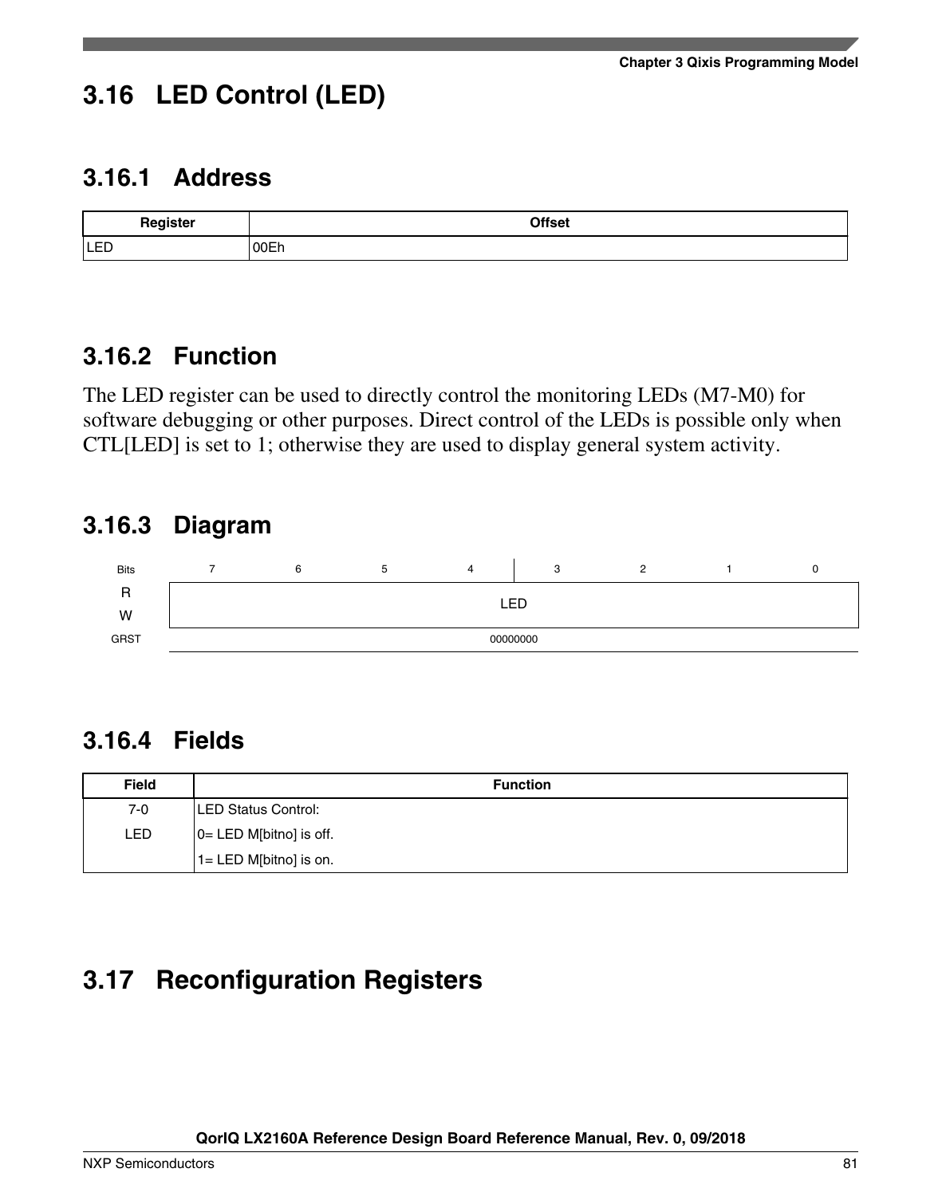## 3.16 LED Control (LED)

### 3.16.1 Address

| Register | Offset |
|---|---|
| LED | 00Eh |

### 3.16.2 Function

The LED register can be used to directly control the monitoring LEDs (M7-M0) for software debugging or other purposes. Direct control of the LEDs is possible only when CTL[LED] is set to 1; otherwise they are used to display general system activity.

### 3.16.3 Diagram

| Bits | 7 | 6 | 5 | 4 | 3 | 2 | 1 | 0 |
|---|---|---|---|---|---|---|---|---|
| R<br>W | LED | | | | | | | |
| GRST | 00000000 | | | | | | | |

### 3.16.4 Fields

| Field | Function |
|---|---|
| 7-0<br>LED | LED Status Control:<br>0= LED M[bitno] is off.<br>1= LED M[bitno] is on. |

## 3.17 Reconfiguration Registers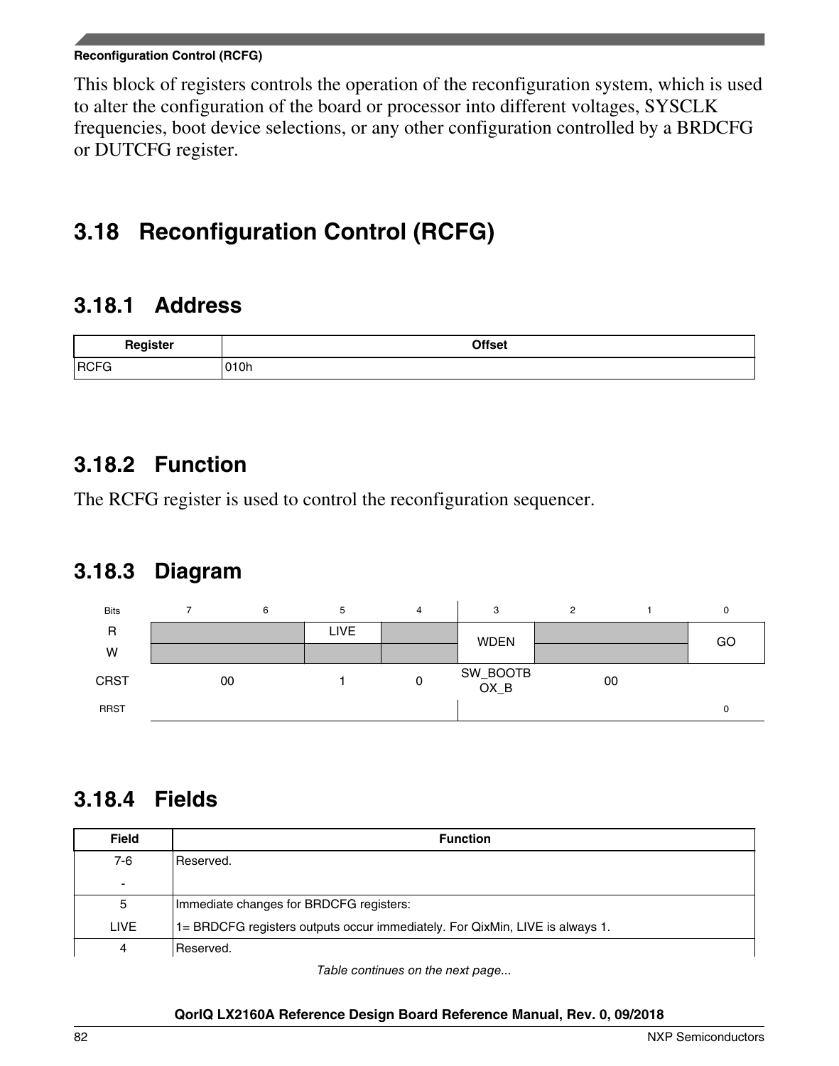This block of registers controls the operation of the reconfiguration system, which is used to alter the configuration of the board or processor into different voltages, SYSCLK frequencies, boot device selections, or any other configuration controlled by a BRDCFG or DUTCFG register.

## 3.18 Reconfiguration Control (RCFG)

### 3.18.1 Address

| Register | Offset |
|---|---|
| RCFG | 010h |

### 3.18.2 Function

The RCFG register is used to control the reconfiguration sequencer.

### 3.18.3 Diagram

| Bits | 7 | 6 | 5 | 4 | 3 | 2 | 1 | 0 |
|---|---|---|---|---|---|---|---|---|
| R | | | LIVE | | WDEN | | | GO |
| W | | | | | | | | |
| CRST | 00 | | 1 | 0 | SW_BOOTBOX_B | 00 | | |
| RRST | | | | | | | | 0 |

### 3.18.4 Fields

| Field | Function |
|---|---|
| 7-6<br>- | Reserved. |
| 5<br>LIVE | Immediate changes for BRDCFG registers:<br>1= BRDCFG registers outputs occur immediately. For QixMin, LIVE is always 1. |
| 4 | Reserved. |

*Table continues on the next page...*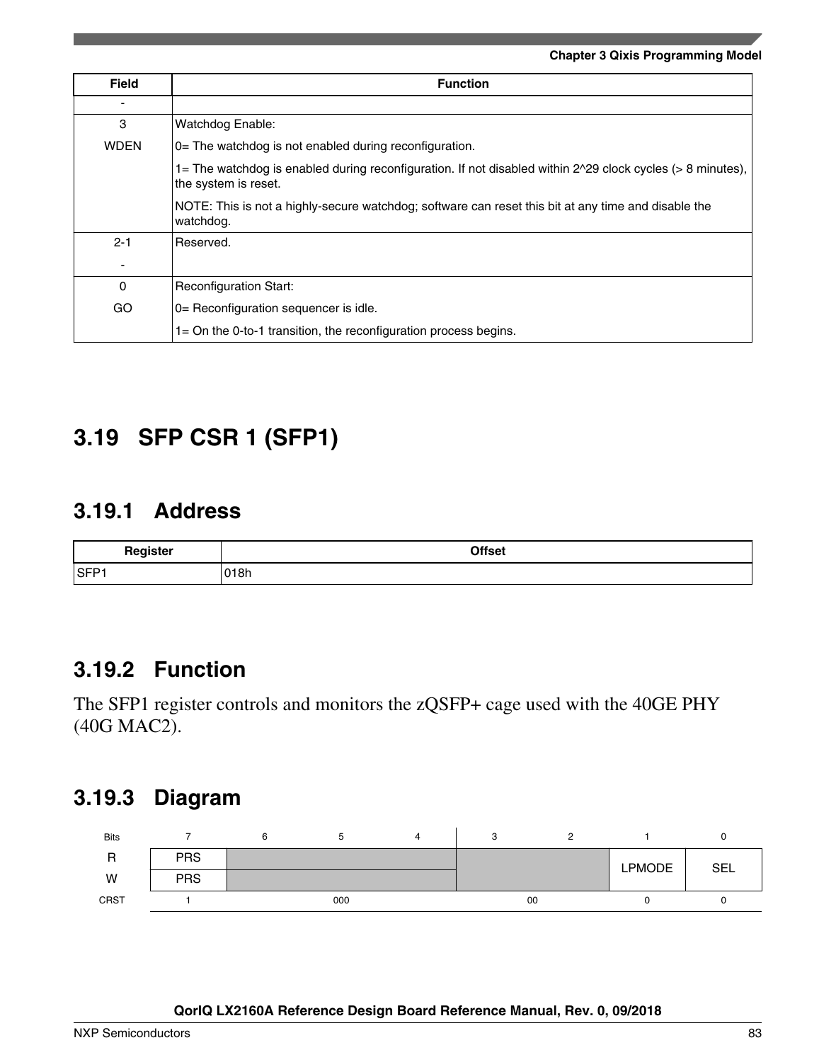| Field | Function |
|---|---|
| - | |
| 3<br>WDEN | Watchdog Enable:<br>0= The watchdog is not enabled during reconfiguration.<br>1= The watchdog is enabled during reconfiguration. If not disabled within 2^29 clock cycles (> 8 minutes), the system is reset.<br>NOTE: This is not a highly-secure watchdog; software can reset this bit at any time and disable the watchdog. |
| 2-1<br>- | Reserved. |
| 0<br>GO | Reconfiguration Start:<br>0= Reconfiguration sequencer is idle.<br>1= On the 0-to-1 transition, the reconfiguration process begins. |

## 3.19 SFP CSR 1 (SFP1)

### 3.19.1 Address

| Register | Offset |
|---|---|
| SFP1 | 018h |

### 3.19.2 Function

The SFP1 register controls and monitors the zQSFP+ cage used with the 40GE PHY (40G MAC2).

### 3.19.3 Diagram

| Bits | 7 | 6 | 5 | 4 | 3 | 2 | 1 | 0 |
|---|---|---|---|---|---|---|---|---|
| R | PRS | | | | | | LPMODE | SEL |
| W | PRS | | | | | | | |
| CRST | 1 | 000 | | | 00 | | 0 | 0 |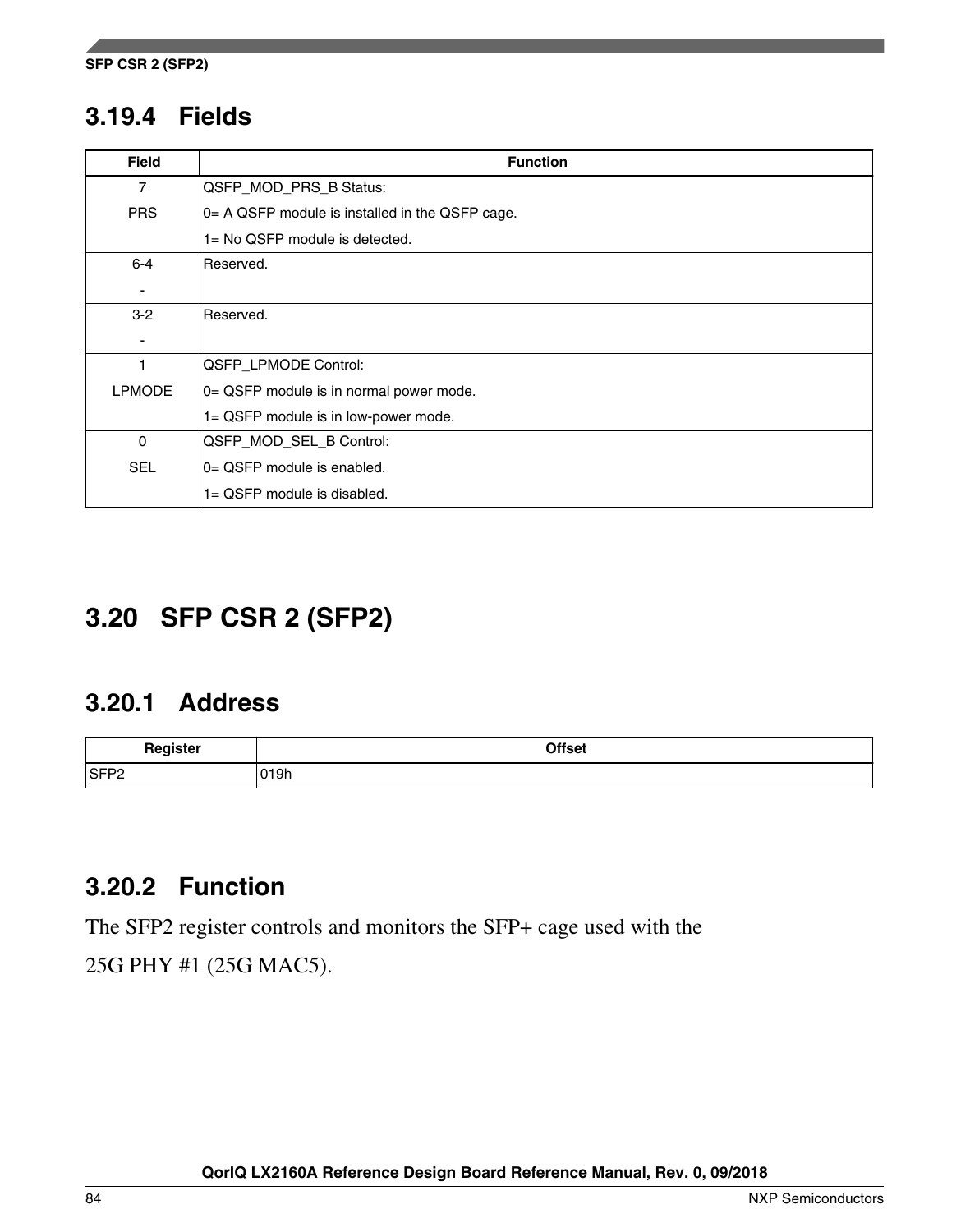### 3.19.4 Fields

| Field | Function |
|---|---|
| 7<br>PRS | QSFP_MOD_PRS_B Status:<br>0= A QSFP module is installed in the QSFP cage.<br>1= No QSFP module is detected. |
| 6-4<br>- | Reserved. |
| 3-2<br>- | Reserved. |
| 1<br>LPMODE | QSFP_LPMODE Control:<br>0= QSFP module is in normal power mode.<br>1= QSFP module is in low-power mode. |
| 0<br>SEL | QSFP_MOD_SEL_B Control:<br>0= QSFP module is enabled.<br>1= QSFP module is disabled. |

## 3.20 SFP CSR 2 (SFP2)

### 3.20.1 Address

| Register | Offset |
|---|---|
| SFP2 | 019h |

### 3.20.2 Function

The SFP2 register controls and monitors the SFP+ cage used with the 25G PHY #1 (25G MAC5).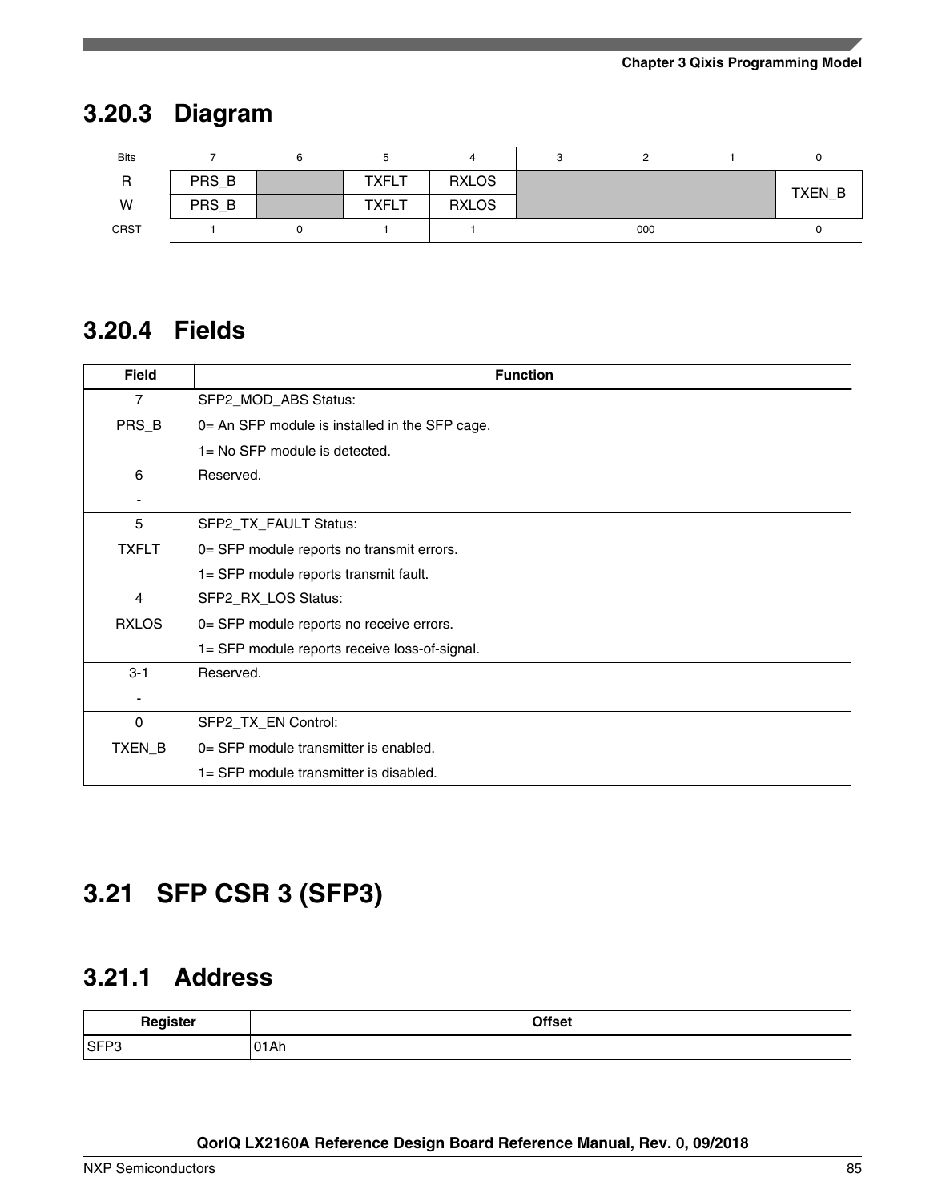## 3.20.3 Diagram

| Bits | 7 | 6 | 5 | 4 | 3 | 2 | 1 | 0 |
|---|---|---|---|---|---|---|---|---|
| R | PRS_B | | TXFLT | RXLOS | | | | TXEN_B |
| W | PRS_B | | TXFLT | RXLOS | | | | |
| CRST | 1 | 0 | 1 | 1 | 000 | | | 0 |

## 3.20.4 Fields

| Field | Function |
|---|---|
| 7<br>PRS_B | SFP2_MOD_ABS Status:<br>0= An SFP module is installed in the SFP cage.<br>1= No SFP module is detected. |
| 6<br>- | Reserved. |
| 5<br>TXFLT | SFP2_TX_FAULT Status:<br>0= SFP module reports no transmit errors.<br>1= SFP module reports transmit fault. |
| 4<br>RXLOS | SFP2_RX_LOS Status:<br>0= SFP module reports no receive errors.<br>1= SFP module reports receive loss-of-signal. |
| 3-1<br>- | Reserved. |
| 0<br>TXEN_B | SFP2_TX_EN Control:<br>0= SFP module transmitter is enabled.<br>1= SFP module transmitter is disabled. |

# 3.21 SFP CSR 3 (SFP3)

## 3.21.1 Address

| Register | Offset |
|---|---|
| SFP3 | 01Ah |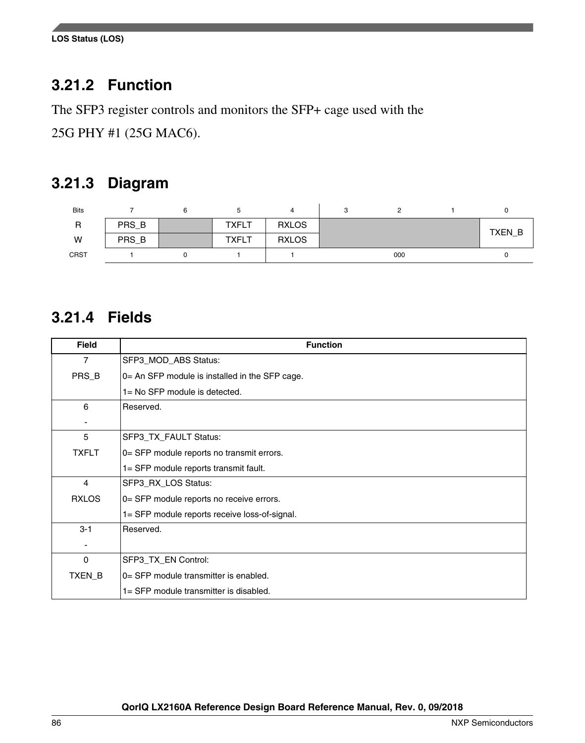### 3.21.2 Function

The SFP3 register controls and monitors the SFP+ cage used with the 25G PHY #1 (25G MAC6).

### 3.21.3 Diagram

| Bits | 7 | 6 | 5 | 4 | 3 | 2 | 1 | 0 |
|---|---|---|---|---|---|---|---|---|
| R | PRS_B | | TXFLT | RXLOS | | | | TXEN_B |
| W | PRS_B | | TXFLT | RXLOS | | | | TXEN_B |
| CRST | 1 | 0 | 1 | 1 | 000 | | | 0 |

### 3.21.4 Fields

| Field | Function |
|---|---|
| 7<br>PRS_B | SFP3_MOD_ABS Status:<br>0= An SFP module is installed in the SFP cage.<br>1= No SFP module is detected. |
| 6<br>- | Reserved. |
| 5<br>TXFLT | SFP3_TX_FAULT Status:<br>0= SFP module reports no transmit errors.<br>1= SFP module reports transmit fault. |
| 4<br>RXLOS | SFP3_RX_LOS Status:<br>0= SFP module reports no receive errors.<br>1= SFP module reports receive loss-of-signal. |
| 3-1<br>- | Reserved. |
| 0<br>TXEN_B | SFP3_TX_EN Control:<br>0= SFP module transmitter is enabled.<br>1= SFP module transmitter is disabled. |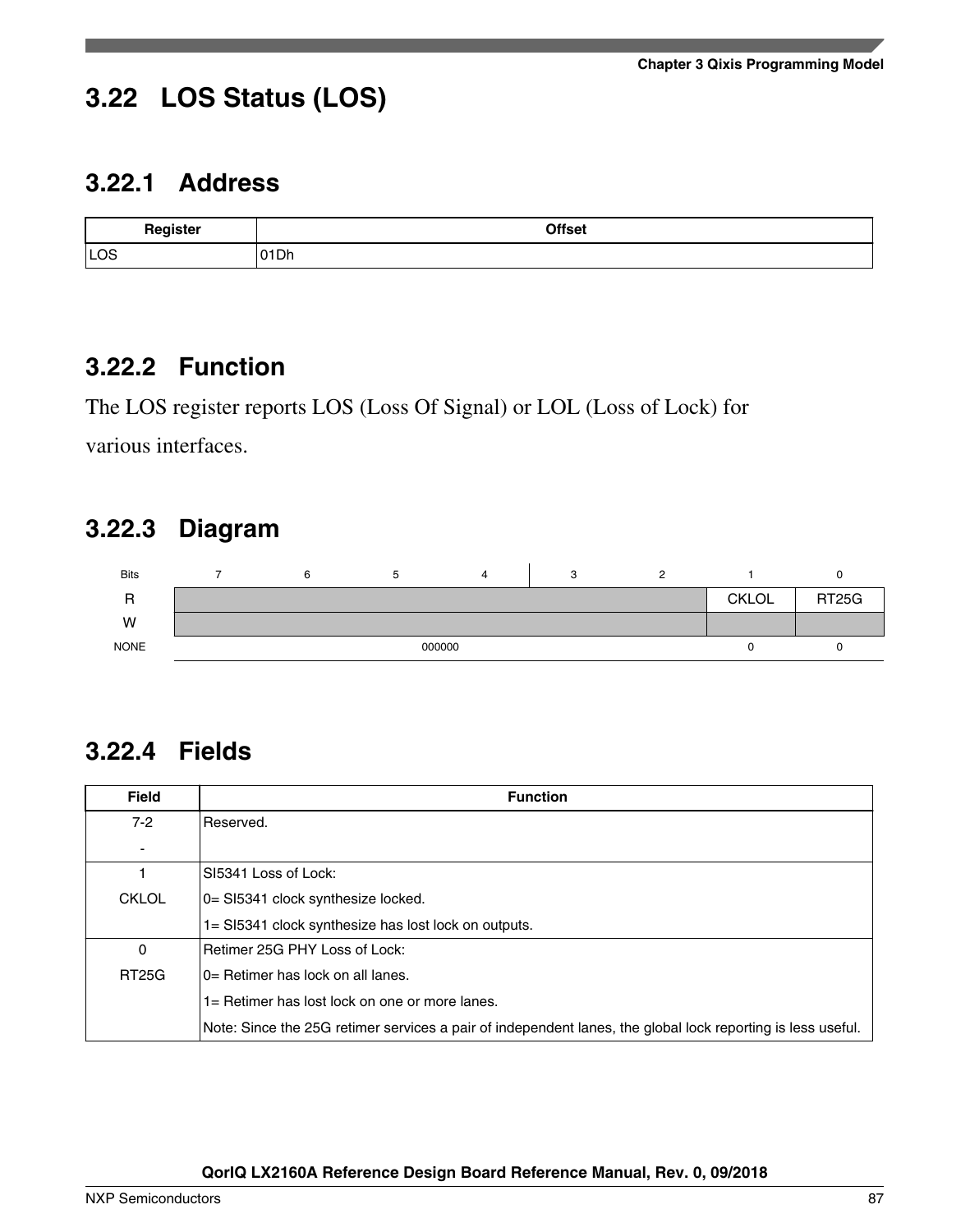## 3.22 LOS Status (LOS)

### 3.22.1 Address

| Register | Offset |
|---|---|
| LOS | 01Dh |

### 3.22.2 Function

The LOS register reports LOS (Loss Of Signal) or LOL (Loss of Lock) for various interfaces.

### 3.22.3 Diagram

| Bits | 7 | 6 | 5 | 4 | 3 | 2 | 1 | 0 |
|---|---|---|---|---|---|---|---|---|
| R | | | | | | | CKLOL | RT25G |
| W | | | | | | | | |
| NONE | 000000 | | | | | | 0 | 0 |

### 3.22.4 Fields

| Field | Function |
|---|---|
| 7-2<br>- | Reserved. |
| 1<br>CKLOL | SI5341 Loss of Lock:<br>0= SI5341 clock synthesize locked.<br>1= SI5341 clock synthesize has lost lock on outputs. |
| 0<br>RT25G | Retimer 25G PHY Loss of Lock:<br>0= Retimer has lock on all lanes.<br>1= Retimer has lost lock on one or more lanes.<br>Note: Since the 25G retimer services a pair of independent lanes, the global lock reporting is less useful. |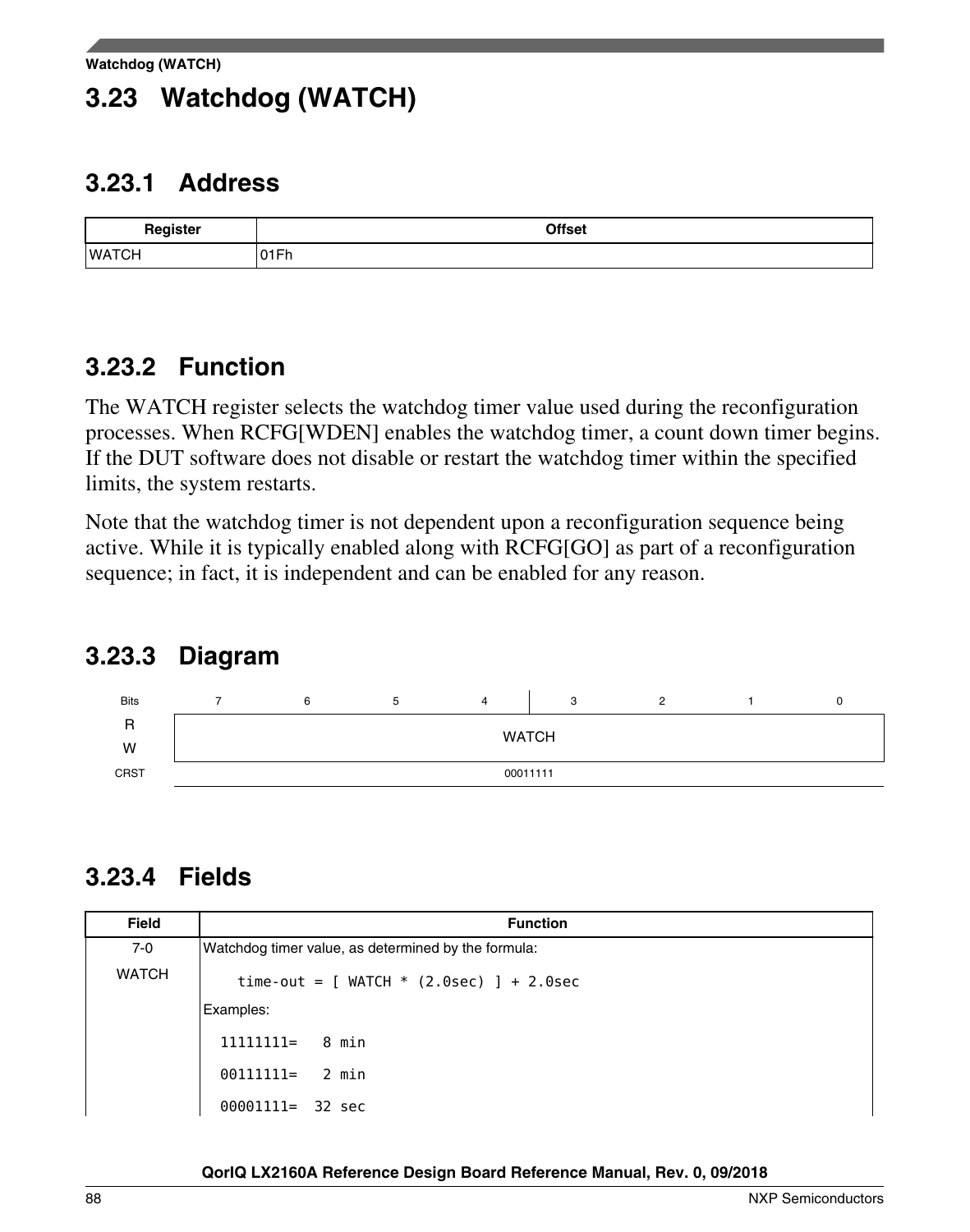# 3.23 Watchdog (WATCH)

## 3.23.1 Address

| Register | Offset |
|---|---|
| WATCH | 01Fh |

## 3.23.2 Function

The WATCH register selects the watchdog timer value used during the reconfiguration processes. When RCFG[WDEN] enables the watchdog timer, a count down timer begins. If the DUT software does not disable or restart the watchdog timer within the specified limits, the system restarts.

Note that the watchdog timer is not dependent upon a reconfiguration sequence being active. While it is typically enabled along with RCFG[GO] as part of a reconfiguration sequence; in fact, it is independent and can be enabled for any reason.

## 3.23.3 Diagram

| Bits | 7 | 6 | 5 | 4 | 3 | 2 | 1 | 0 |
|---|---|---|---|---|---|---|---|---|
| R/W | WATCH | | | | | | | |
| CRST | 00011111 | | | | | | | |

## 3.23.4 Fields

| Field | Function |
|---|---|
| 7-0<br>WATCH | Watchdog timer value, as determined by the formula:<br>`time-out = [ WATCH * (2.0sec) ] + 2.0sec`<br>Examples:<br>`11111111=   8 min`<br>`00111111=   2 min`<br>`00001111=  32 sec` |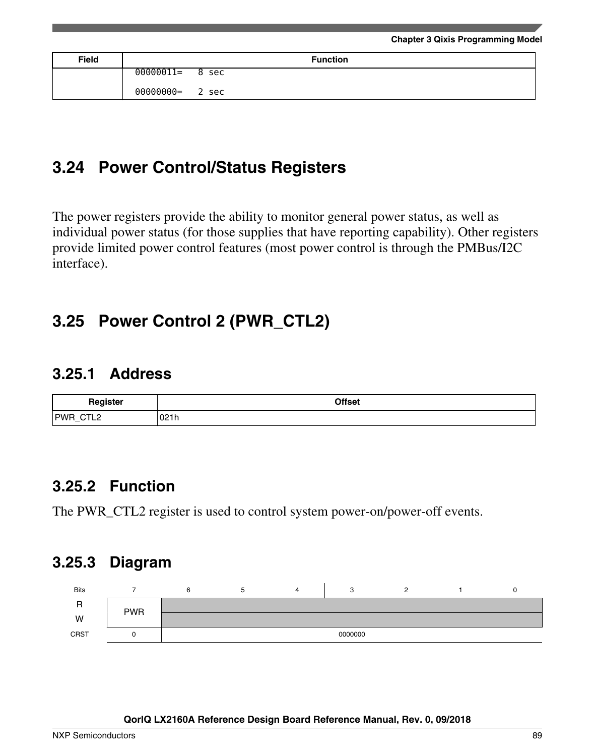| Field | Function |
|---|---|
| | 00000011= 8 sec<br><br>00000000= 2 sec |

## 3.24 Power Control/Status Registers

The power registers provide the ability to monitor general power status, as well as individual power status (for those supplies that have reporting capability). Other registers provide limited power control features (most power control is through the PMBus/I2C interface).

## 3.25 Power Control 2 (PWR_CTL2)

### 3.25.1 Address

| Register | Offset |
|---|---|
| PWR_CTL2 | 021h |

### 3.25.2 Function

The PWR_CTL2 register is used to control system power-on/power-off events.

### 3.25.3 Diagram

| Bits | 7 | 6 | 5 | 4 | 3 | 2 | 1 | 0 |
|---|---|---|---|---|---|---|---|---|
| R | PWR | | | | | | | |
| W | | | | | | | | |
| CRST | 0 | 0000000 | | | | | | |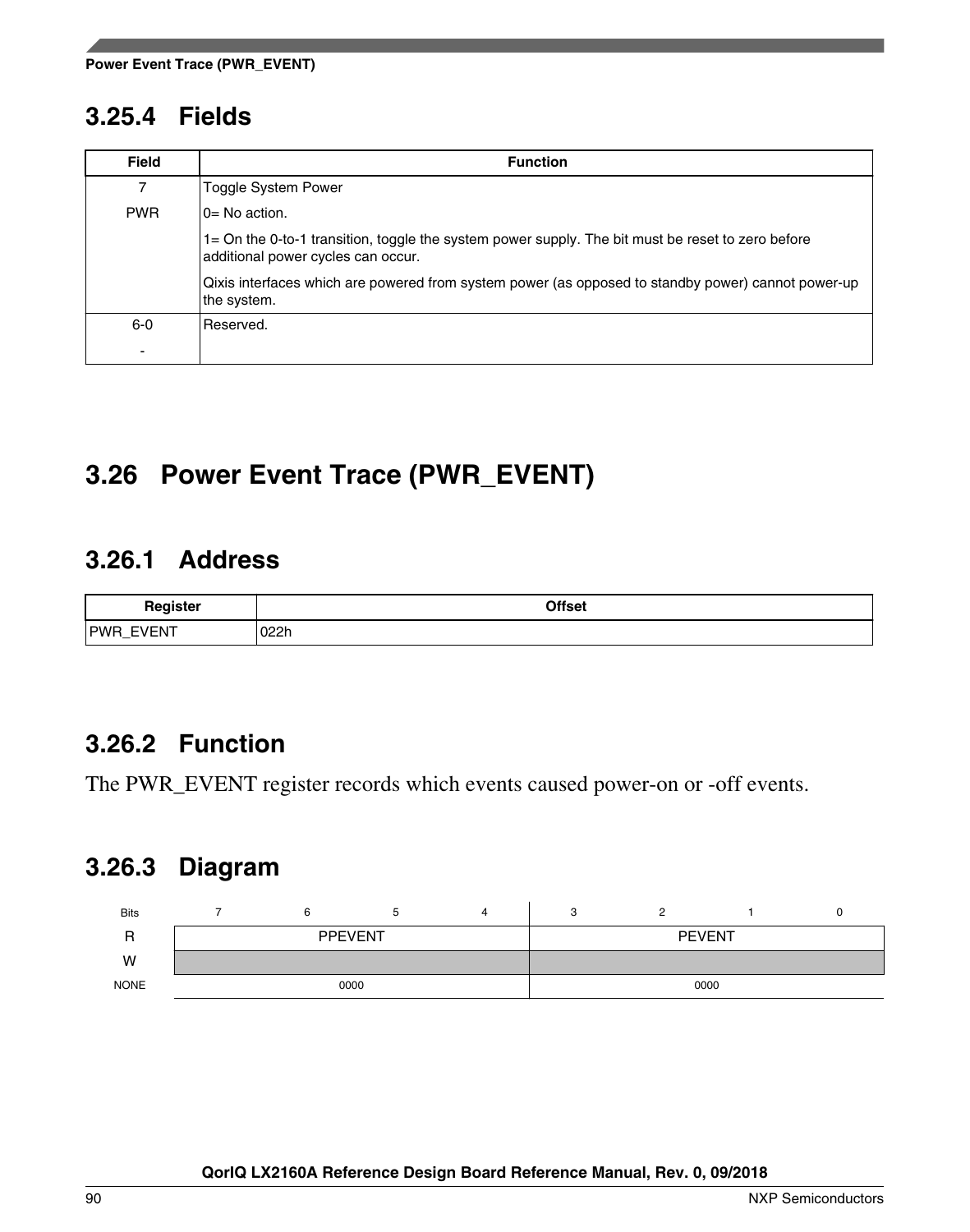### 3.25.4 Fields

| Field | Function |
|---|---|
| 7<br>PWR | Toggle System Power<br>0= No action.<br>1= On the 0-to-1 transition, toggle the system power supply. The bit must be reset to zero before additional power cycles can occur.<br>Qixis interfaces which are powered from system power (as opposed to standby power) cannot power-up the system. |
| 6-0<br>- | Reserved. |

## 3.26 Power Event Trace (PWR_EVENT)

### 3.26.1 Address

| Register | Offset |
|---|---|
| PWR_EVENT | 022h |

### 3.26.2 Function

The PWR_EVENT register records which events caused power-on or -off events.

### 3.26.3 Diagram

| Bits | 7 | 6 | 5 | 4 | 3 | 2 | 1 | 0 |
|---|---|---|---|---|---|---|---|---|
| R | PPEVENT | | | | PEVENT | | | |
| W | | | | | | | | |
| NONE | 0000 | | | | 0000 | | | |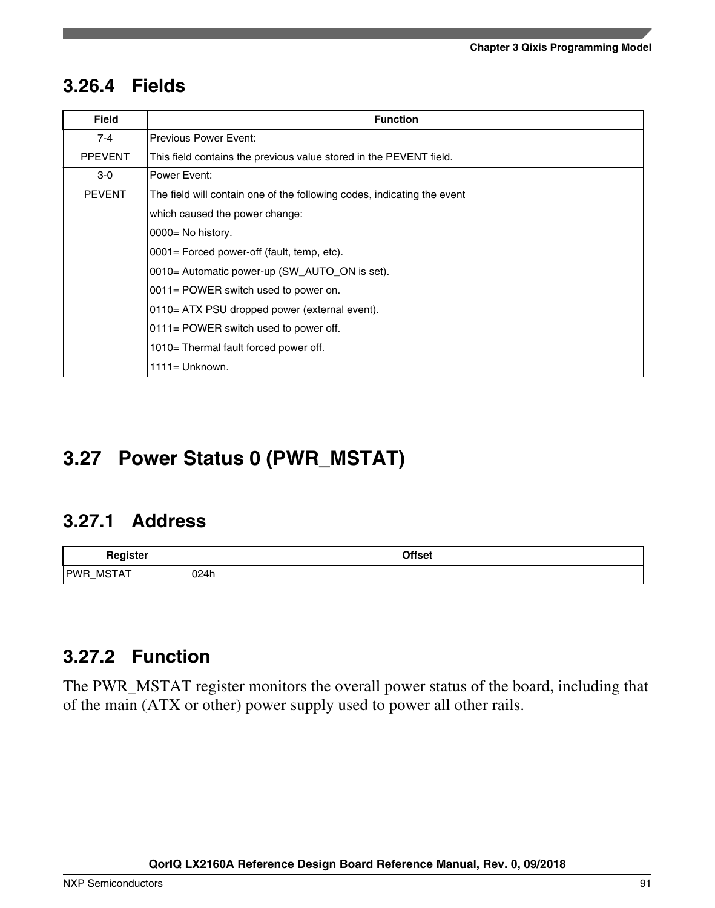### 3.26.4 Fields

| Field | Function |
|---|---|
| 7-4<br>PPEVENT | Previous Power Event:<br>This field contains the previous value stored in the PEVENT field. |
| 3-0<br>PEVENT | Power Event:<br>The field will contain one of the following codes, indicating the event<br>which caused the power change:<br>0000= No history.<br>0001= Forced power-off (fault, temp, etc).<br>0010= Automatic power-up (SW_AUTO_ON is set).<br>0011= POWER switch used to power on.<br>0110= ATX PSU dropped power (external event).<br>0111= POWER switch used to power off.<br>1010= Thermal fault forced power off.<br>1111= Unknown. |

## 3.27 Power Status 0 (PWR_MSTAT)

### 3.27.1 Address

| Register | Offset |
|---|---|
| PWR_MSTAT | 024h |

### 3.27.2 Function

The PWR_MSTAT register monitors the overall power status of the board, including that of the main (ATX or other) power supply used to power all other rails.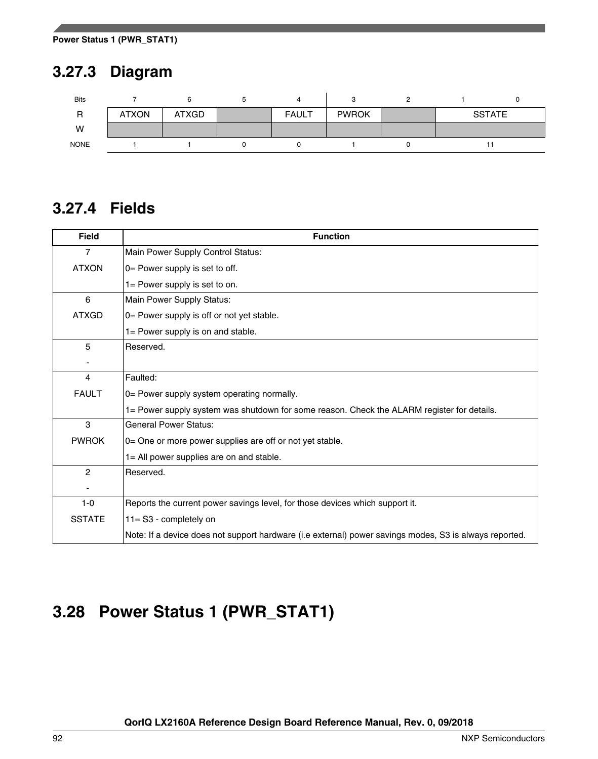## 3.27.3 Diagram

| Bits | 7 | 6 | 5 | 4 | 3 | 2 | 1 | 0 |
|---|---|---|---|---|---|---|---|---|
| R | ATXON | ATXGD | | FAULT | PWROK | | SSTATE | |
| W | | | | | | | | |
| NONE | 1 | 1 | 0 | 0 | 1 | 0 | 11 | |

## 3.27.4 Fields

| Field | Function |
|---|---|
| 7<br>ATXON | Main Power Supply Control Status:<br>0= Power supply is set to off.<br>1= Power supply is set to on. |
| 6<br>ATXGD | Main Power Supply Status:<br>0= Power supply is off or not yet stable.<br>1= Power supply is on and stable. |
| 5<br>- | Reserved. |
| 4<br>FAULT | Faulted:<br>0= Power supply system operating normally.<br>1= Power supply system was shutdown for some reason. Check the ALARM register for details. |
| 3<br>PWROK | General Power Status:<br>0= One or more power supplies are off or not yet stable.<br>1= All power supplies are on and stable. |
| 2<br>- | Reserved. |
| 1-0<br>SSTATE | Reports the current power savings level, for those devices which support it.<br>11= S3 - completely on<br>Note: If a device does not support hardware (i.e external) power savings modes, S3 is always reported. |

# 3.28 Power Status 1 (PWR_STAT1)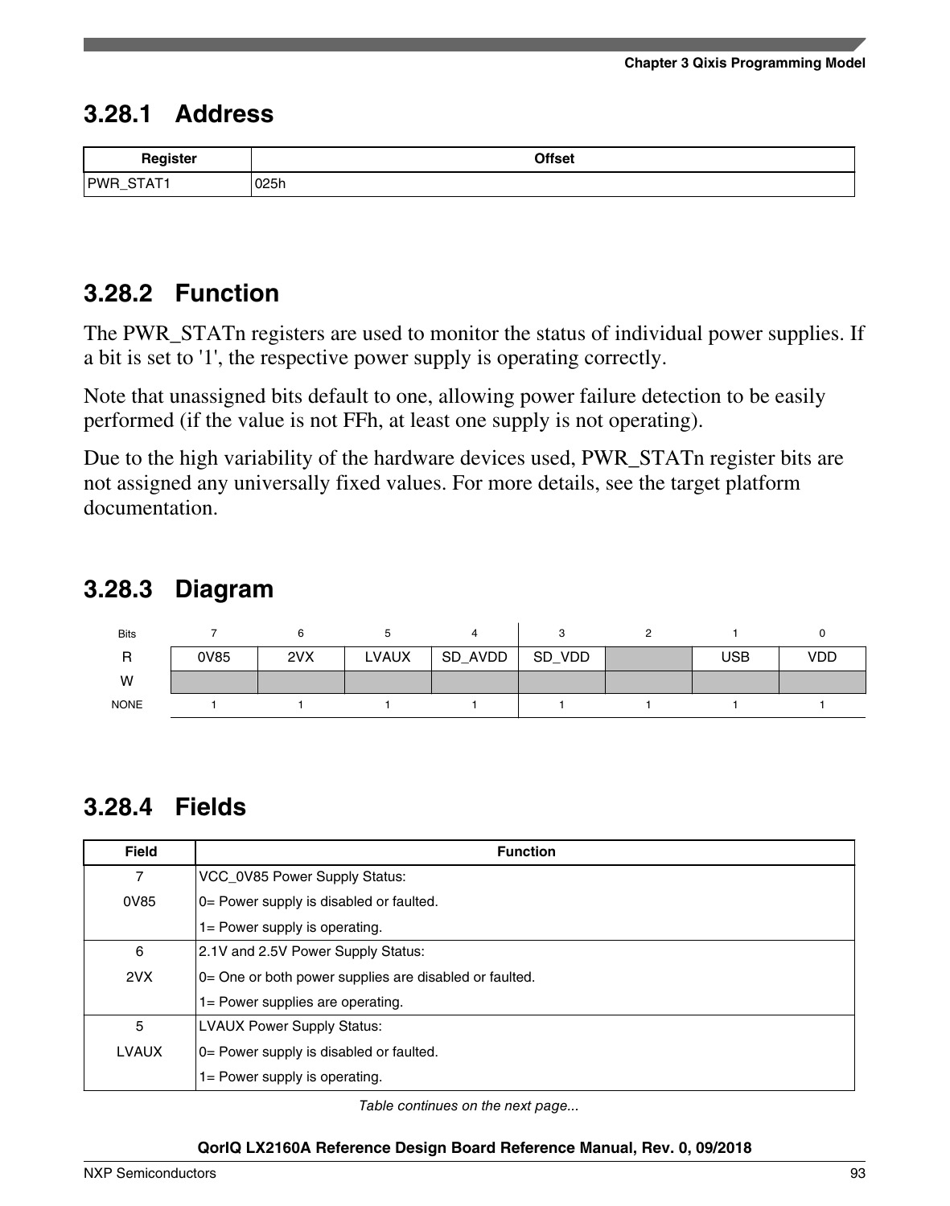### 3.28.1 Address

| Register | Offset |
|---|---|
| PWR_STAT1 | 025h |

### 3.28.2 Function

The PWR_STATn registers are used to monitor the status of individual power supplies. If a bit is set to '1', the respective power supply is operating correctly.

Note that unassigned bits default to one, allowing power failure detection to be easily performed (if the value is not FFh, at least one supply is not operating).

Due to the high variability of the hardware devices used, PWR_STATn register bits are not assigned any universally fixed values. For more details, see the target platform documentation.

### 3.28.3 Diagram

| Bits | 7 | 6 | 5 | 4 | 3 | 2 | 1 | 0 |
|---|---|---|---|---|---|---|---|---|
| R | 0V85 | 2VX | LVAUX | SD_AVDD | SD_VDD | | USB | VDD |
| W | | | | | | | | |
| NONE | 1 | 1 | 1 | 1 | 1 | 1 | 1 | 1 |

### 3.28.4 Fields

| Field | Function |
|---|---|
| 7<br>0V85 | VCC_0V85 Power Supply Status:<br>0= Power supply is disabled or faulted.<br>1= Power supply is operating. |
| 6<br>2VX | 2.1V and 2.5V Power Supply Status:<br>0= One or both power supplies are disabled or faulted.<br>1= Power supplies are operating. |
| 5<br>LVAUX | LVAUX Power Supply Status:<br>0= Power supply is disabled or faulted.<br>1= Power supply is operating. |

*Table continues on the next page...*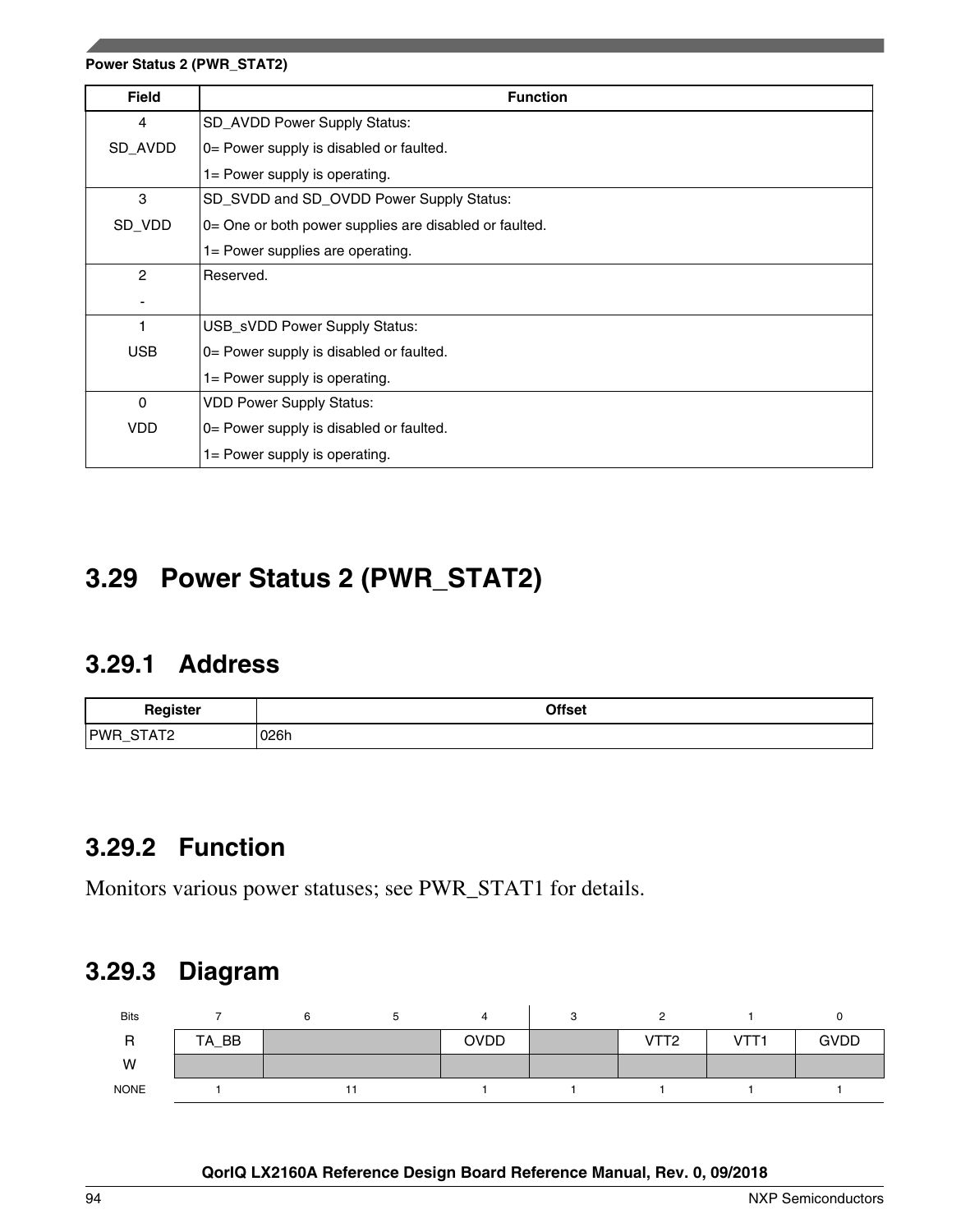| Field | Function |
|---|---|
| 4<br>SD_AVDD | SD_AVDD Power Supply Status:<br>0= Power supply is disabled or faulted.<br>1= Power supply is operating. |
| 3<br>SD_VDD | SD_SVDD and SD_OVDD Power Supply Status:<br>0= One or both power supplies are disabled or faulted.<br>1= Power supplies are operating. |
| 2<br>- | Reserved. |
| 1<br>USB | USB_sVDD Power Supply Status:<br>0= Power supply is disabled or faulted.<br>1= Power supply is operating. |
| 0<br>VDD | VDD Power Supply Status:<br>0= Power supply is disabled or faulted.<br>1= Power supply is operating. |

## 3.29 Power Status 2 (PWR_STAT2)

### 3.29.1 Address

| Register | Offset |
|---|---|
| PWR_STAT2 | 026h |

### 3.29.2 Function

Monitors various power statuses; see PWR_STAT1 for details.

### 3.29.3 Diagram

| Bits | 7 | 6 | 5 | 4 | 3 | 2 | 1 | 0 |
|---|---|---|---|---|---|---|---|---|
| R | TA_BB | | | OVDD | | VTT2 | VTT1 | GVDD |
| W | | | | | | | | |
| NONE | 1 | 11 | | 1 | 1 | 1 | 1 | 1 |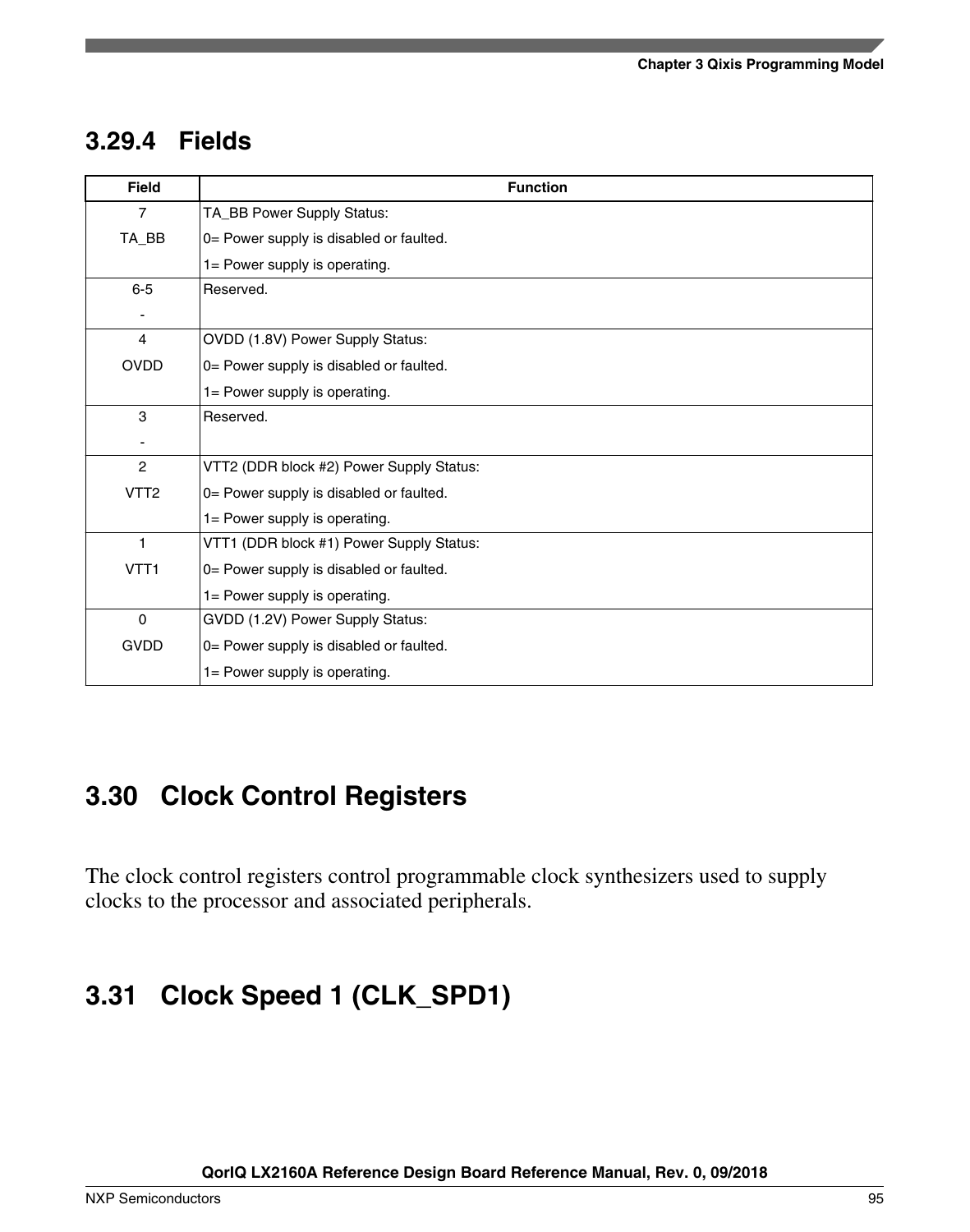### 3.29.4 Fields

| Field | Function |
|---|---|
| 7<br>TA_BB | TA_BB Power Supply Status:<br>0= Power supply is disabled or faulted.<br>1= Power supply is operating. |
| 6-5<br>- | Reserved. |
| 4<br>OVDD | OVDD (1.8V) Power Supply Status:<br>0= Power supply is disabled or faulted.<br>1= Power supply is operating. |
| 3<br>- | Reserved. |
| 2<br>VTT2 | VTT2 (DDR block #2) Power Supply Status:<br>0= Power supply is disabled or faulted.<br>1= Power supply is operating. |
| 1<br>VTT1 | VTT1 (DDR block #1) Power Supply Status:<br>0= Power supply is disabled or faulted.<br>1= Power supply is operating. |
| 0<br>GVDD | GVDD (1.2V) Power Supply Status:<br>0= Power supply is disabled or faulted.<br>1= Power supply is operating. |

## 3.30 Clock Control Registers

The clock control registers control programmable clock synthesizers used to supply clocks to the processor and associated peripherals.

## 3.31 Clock Speed 1 (CLK_SPD1)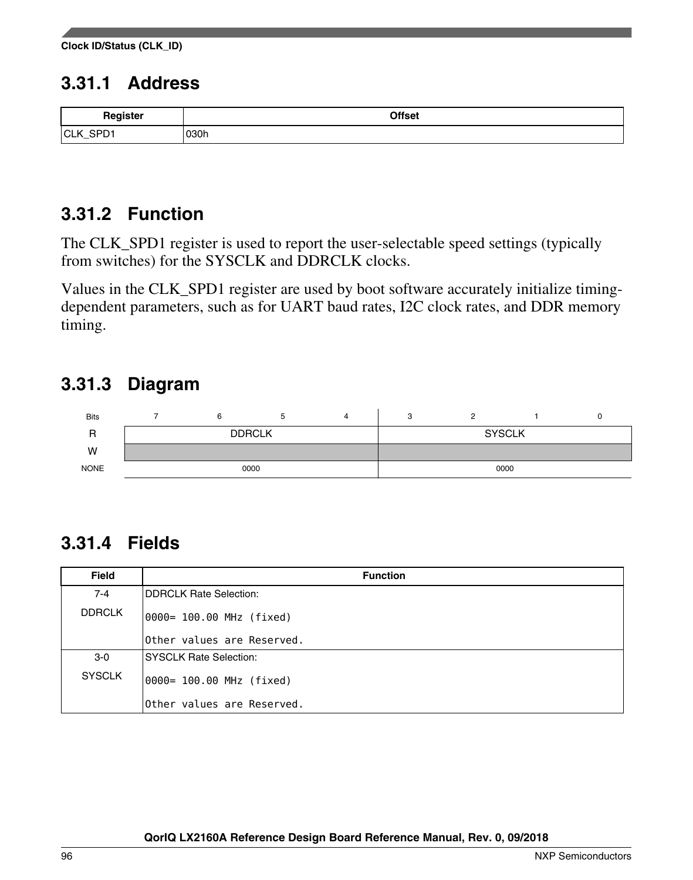## 3.31.1 Address

| Register | Offset |
|---|---|
| CLK_SPD1 | 030h |

## 3.31.2 Function

The CLK_SPD1 register is used to report the user-selectable speed settings (typically from switches) for the SYSCLK and DDRCLK clocks.

Values in the CLK_SPD1 register are used by boot software accurately initialize timing-dependent parameters, such as for UART baud rates, I2C clock rates, and DDR memory timing.

## 3.31.3 Diagram

| Bits | 7 | 6 | 5 | 4 | 3 | 2 | 1 | 0 |
|---|---|---|---|---|---|---|---|---|
| R | DDRCLK | | | | SYSCLK | | | |
| W | | | | | | | | |
| NONE | 0000 | | | | 0000 | | | |

## 3.31.4 Fields

| Field | Function |
|---|---|
| 7-4<br>DDRCLK | DDRCLK Rate Selection:<br>`0000= 100.00 MHz (fixed)`<br>`Other values are Reserved.` |
| 3-0<br>SYSCLK | SYSCLK Rate Selection:<br>`0000= 100.00 MHz (fixed)`<br>`Other values are Reserved.` |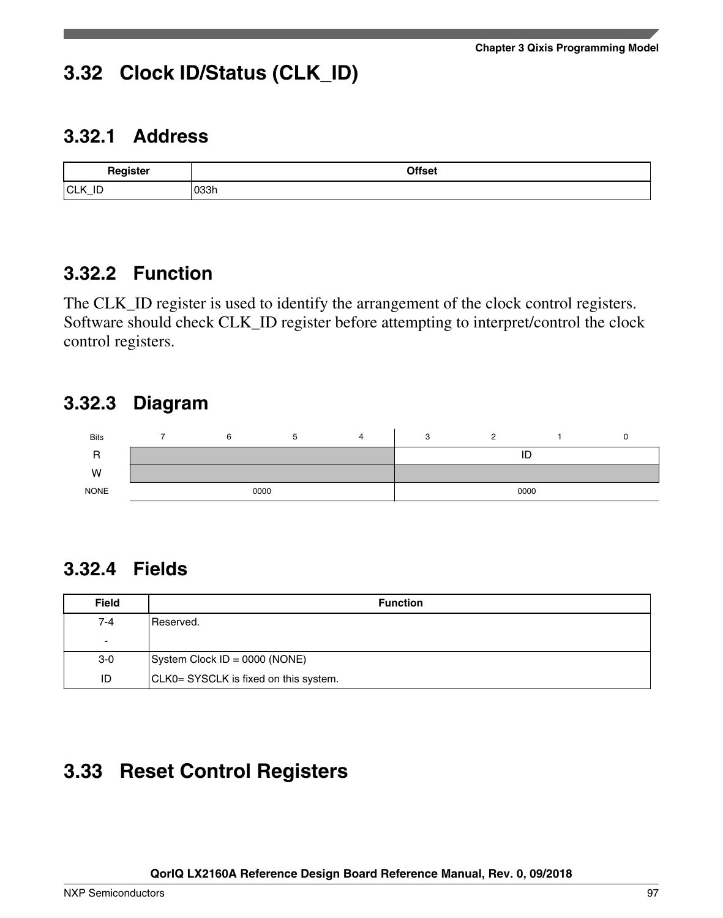## 3.32 Clock ID/Status (CLK_ID)

### 3.32.1 Address

| Register | Offset |
|---|---|
| CLK_ID | 033h |

### 3.32.2 Function

The CLK_ID register is used to identify the arrangement of the clock control registers. Software should check CLK_ID register before attempting to interpret/control the clock control registers.

### 3.32.3 Diagram

| Bits | 7 | 6 | 5 | 4 | 3 | 2 | 1 | 0 |
|---|---|---|---|---|---|---|---|---|
| R | | | | | ID | | | |
| W | | | | | | | | |
| NONE | 0000 | | | | 0000 | | | |

### 3.32.4 Fields

| Field | Function |
|---|---|
| 7-4<br>- | Reserved. |
| 3-0<br>ID | System Clock ID = 0000 (NONE)<br>CLK0= SYSCLK is fixed on this system. |

## 3.33 Reset Control Registers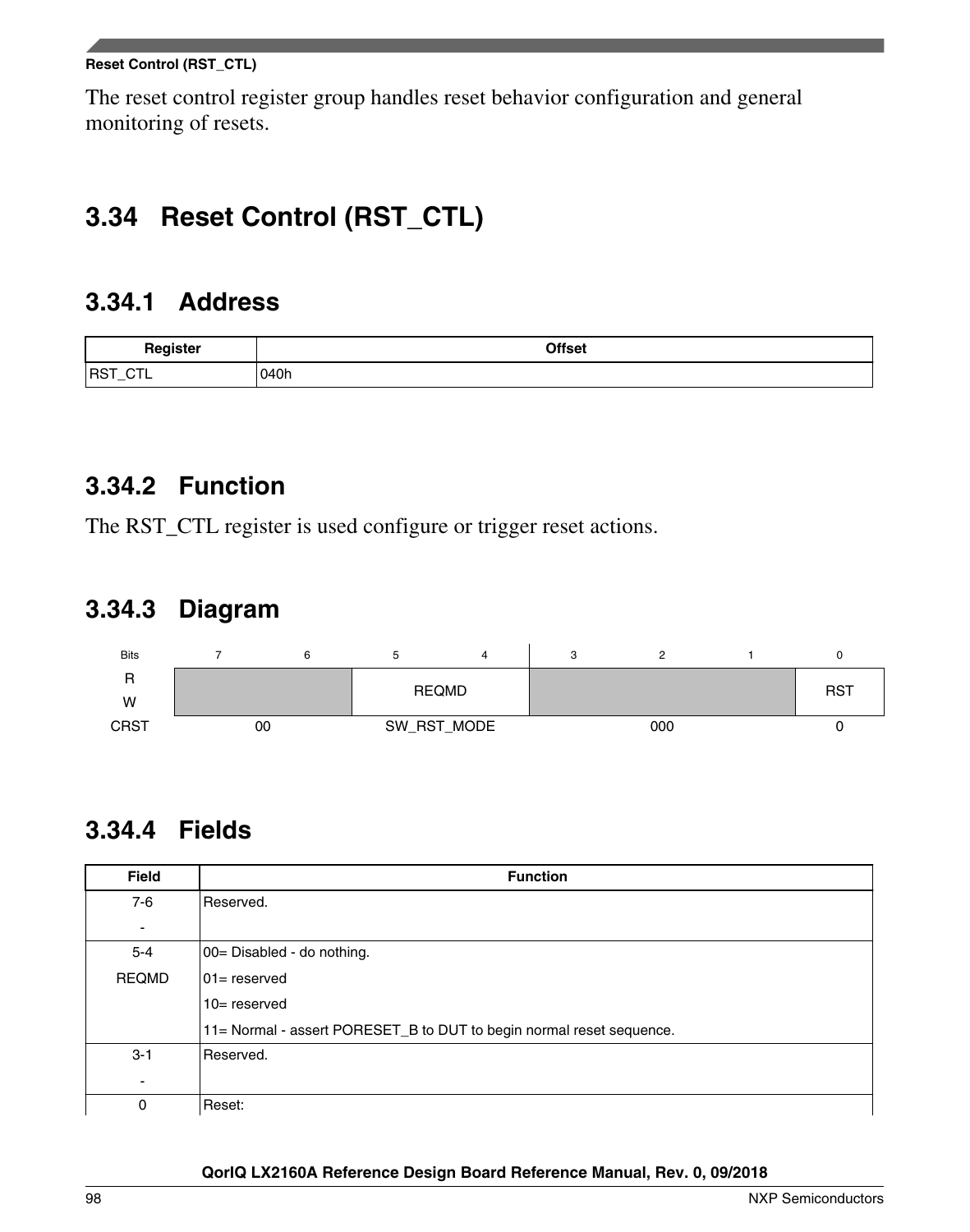The reset control register group handles reset behavior configuration and general monitoring of resets.

## 3.34 Reset Control (RST_CTL)

### 3.34.1 Address

| Register | Offset |
| --- | --- |
| RST_CTL | 040h |

### 3.34.2 Function

The RST_CTL register is used configure or trigger reset actions.

### 3.34.3 Diagram

| Bits | 7 | 6 | 5 | 4 | 3 | 2 | 1 | 0 |
| --- | --- | --- | --- | --- | --- | --- | --- | --- |
| R<br>W | | | REQMD | | | | | RST |
| CRST | 00 | | SW_RST_MODE | | 000 | | | 0 |

### 3.34.4 Fields

| Field | Function |
| --- | --- |
| 7-6<br>- | Reserved. |
| 5-4<br>REQMD | 00= Disabled - do nothing.<br>01= reserved<br>10= reserved<br>11= Normal - assert PORESET_B to DUT to begin normal reset sequence. |
| 3-1<br>- | Reserved. |
| 0 | Reset: |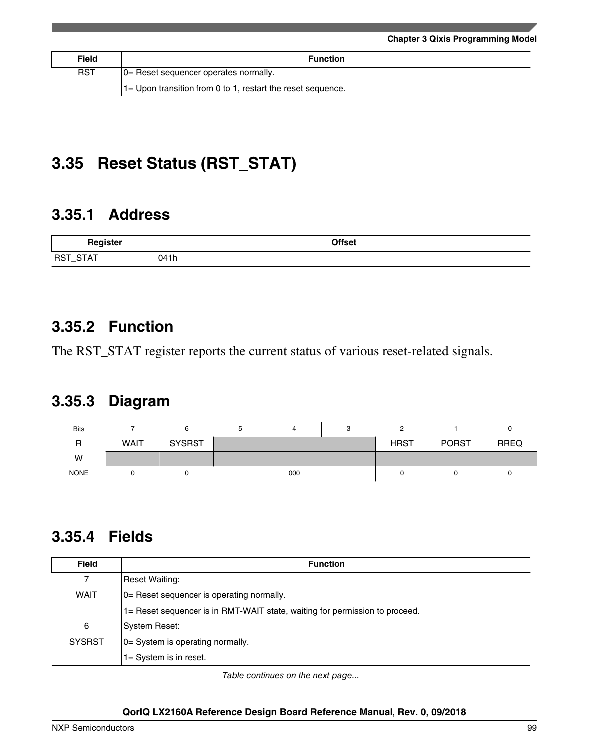| Field | Function |
|---|---|
| RST | 0= Reset sequencer operates normally.<br>1= Upon transition from 0 to 1, restart the reset sequence. |

## 3.35 Reset Status (RST_STAT)

### 3.35.1 Address

| Register | Offset |
|---|---|
| RST_STAT | 041h |

### 3.35.2 Function

The RST_STAT register reports the current status of various reset-related signals.

### 3.35.3 Diagram

| Bits | 7 | 6 | 5 | 4 | 3 | 2 | 1 | 0 |
|---|---|---|---|---|---|---|---|---|
| R | WAIT | SYSRST | | | | HRST | PORST | RREQ |
| W | | | | | | | | |
| NONE | 0 | 0 | 000 | | | 0 | 0 | 0 |

### 3.35.4 Fields

| Field | Function |
|---|---|
| 7<br>WAIT | Reset Waiting:<br>0= Reset sequencer is operating normally.<br>1= Reset sequencer is in RMT-WAIT state, waiting for permission to proceed. |
| 6<br>SYSRST | System Reset:<br>0= System is operating normally.<br>1= System is in reset. |

*Table continues on the next page...*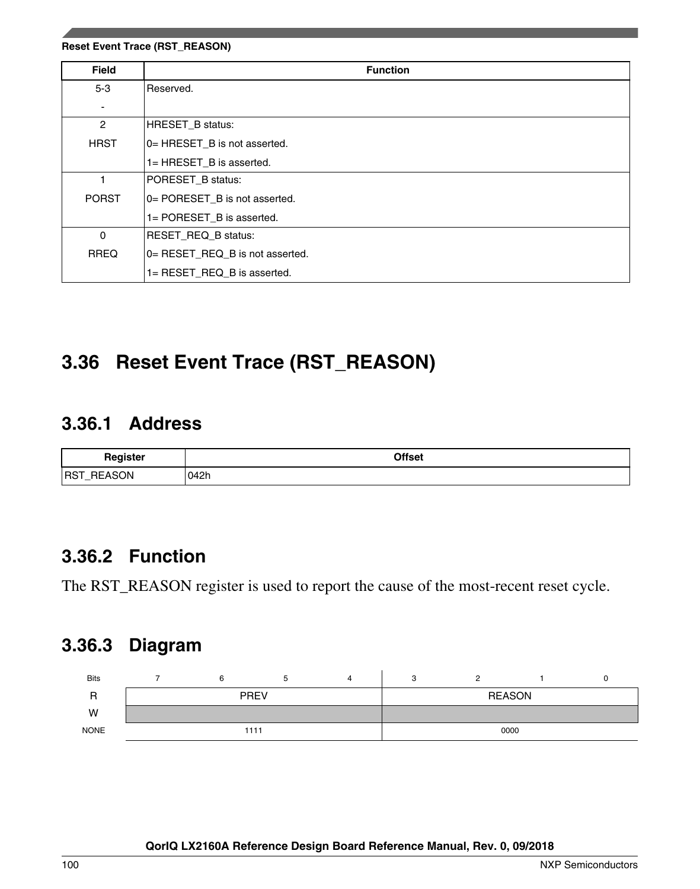| Field | Function |
|---|---|
| 5-3<br>- | Reserved. |
| 2<br>HRST | HRESET_B status:<br>0= HRESET_B is not asserted.<br>1= HRESET_B is asserted. |
| 1<br>PORST | PORESET_B status:<br>0= PORESET_B is not asserted.<br>1= PORESET_B is asserted. |
| 0<br>RREQ | RESET_REQ_B status:<br>0= RESET_REQ_B is not asserted.<br>1= RESET_REQ_B is asserted. |

## 3.36 Reset Event Trace (RST_REASON)

### 3.36.1 Address

| Register | Offset |
|---|---|
| RST_REASON | 042h |

### 3.36.2 Function

The RST_REASON register is used to report the cause of the most-recent reset cycle.

### 3.36.3 Diagram

| Bits | 7 | 6 | 5 | 4 | 3 | 2 | 1 | 0 |
|---|---|---|---|---|---|---|---|---|
| R | PREV | | | | REASON | | | |
| W | | | | | | | | |
| NONE | 1111 | | | | 0000 | | | |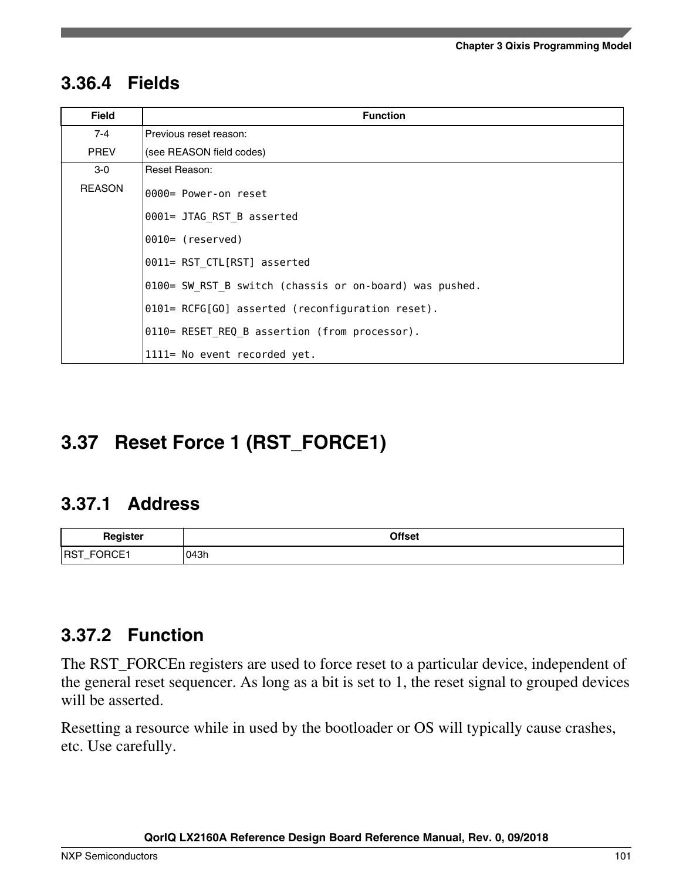### 3.36.4 Fields

| Field | Function |
| --- | --- |
| 7-4<br>PREV | Previous reset reason:<br>(see REASON field codes) |
| 3-0<br>REASON | Reset Reason:<br>`0000= Power-on reset`<br>`0001= JTAG_RST_B asserted`<br>`0010= (reserved)`<br>`0011= RST_CTL[RST] asserted`<br>`0100= SW_RST_B switch (chassis or on-board) was pushed.`<br>`0101= RCFG[GO] asserted (reconfiguration reset).`<br>`0110= RESET_REQ_B assertion (from processor).`<br>`1111= No event recorded yet.` |

## 3.37 Reset Force 1 (RST_FORCE1)

### 3.37.1 Address

| Register | Offset |
| --- | --- |
| RST_FORCE1 | 043h |

### 3.37.2 Function

The RST_FORCEn registers are used to force reset to a particular device, independent of the general reset sequencer. As long as a bit is set to 1, the reset signal to grouped devices will be asserted.

Resetting a resource while in used by the bootloader or OS will typically cause crashes, etc. Use carefully.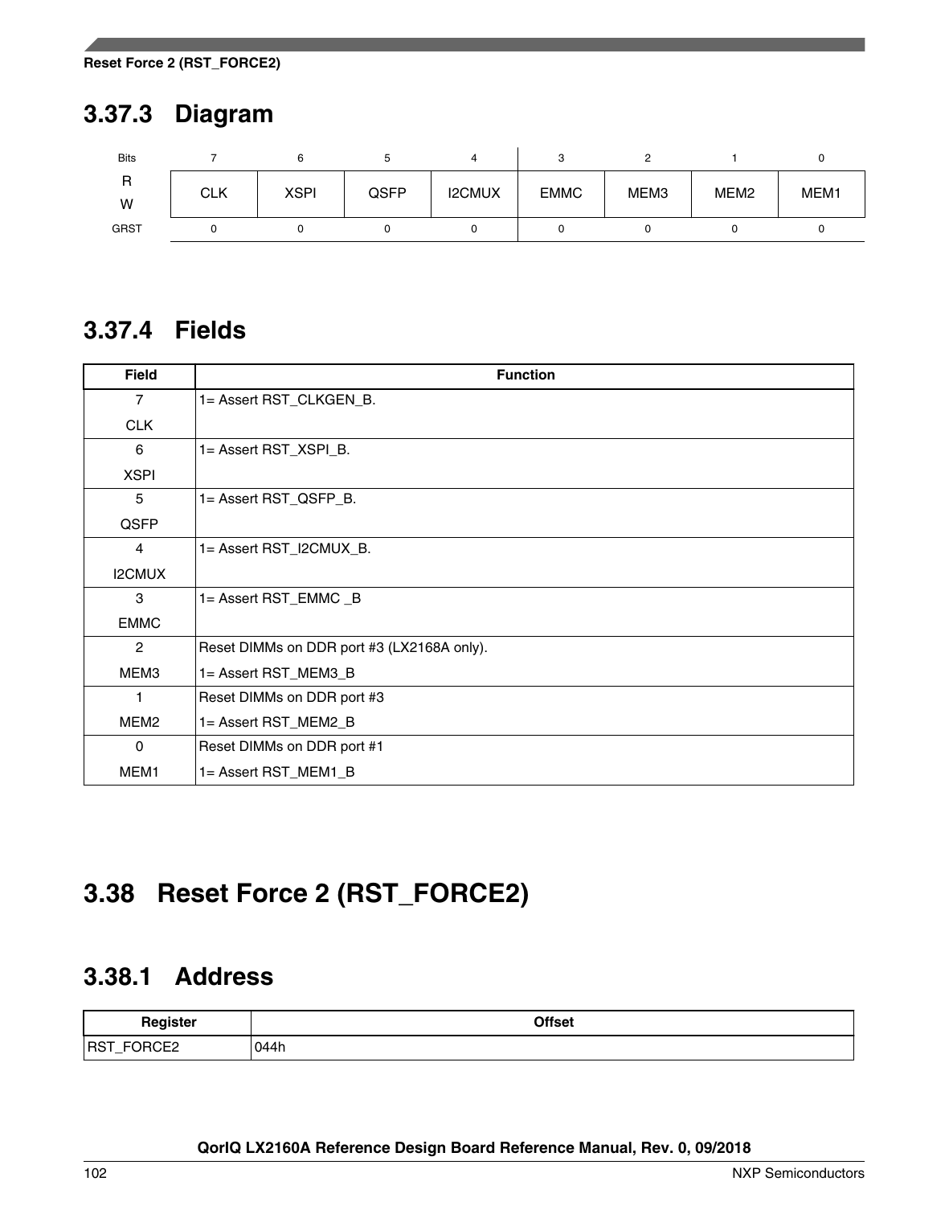## 3.37.3 Diagram

| Bits | 7 | 6 | 5 | 4 | 3 | 2 | 1 | 0 |
|---|---|---|---|---|---|---|---|---|
| R<br>W | CLK | XSPI | QSFP | I2CMUX | EMMC | MEM3 | MEM2 | MEM1 |
| GRST | 0 | 0 | 0 | 0 | 0 | 0 | 0 | 0 |

## 3.37.4 Fields

| Field | Function |
|---|---|
| 7<br>CLK | 1= Assert RST_CLKGEN_B. |
| 6<br>XSPI | 1= Assert RST_XSPI_B. |
| 5<br>QSFP | 1= Assert RST_QSFP_B. |
| 4<br>I2CMUX | 1= Assert RST_I2CMUX_B. |
| 3<br>EMMC | 1= Assert RST_EMMC _B |
| 2<br>MEM3 | Reset DIMMs on DDR port #3 (LX2168A only).<br>1= Assert RST_MEM3_B |
| 1<br>MEM2 | Reset DIMMs on DDR port #3<br>1= Assert RST_MEM2_B |
| 0<br>MEM1 | Reset DIMMs on DDR port #1<br>1= Assert RST_MEM1_B |

# 3.38 Reset Force 2 (RST_FORCE2)

## 3.38.1 Address

| Register | Offset |
|---|---|
| RST_FORCE2 | 044h |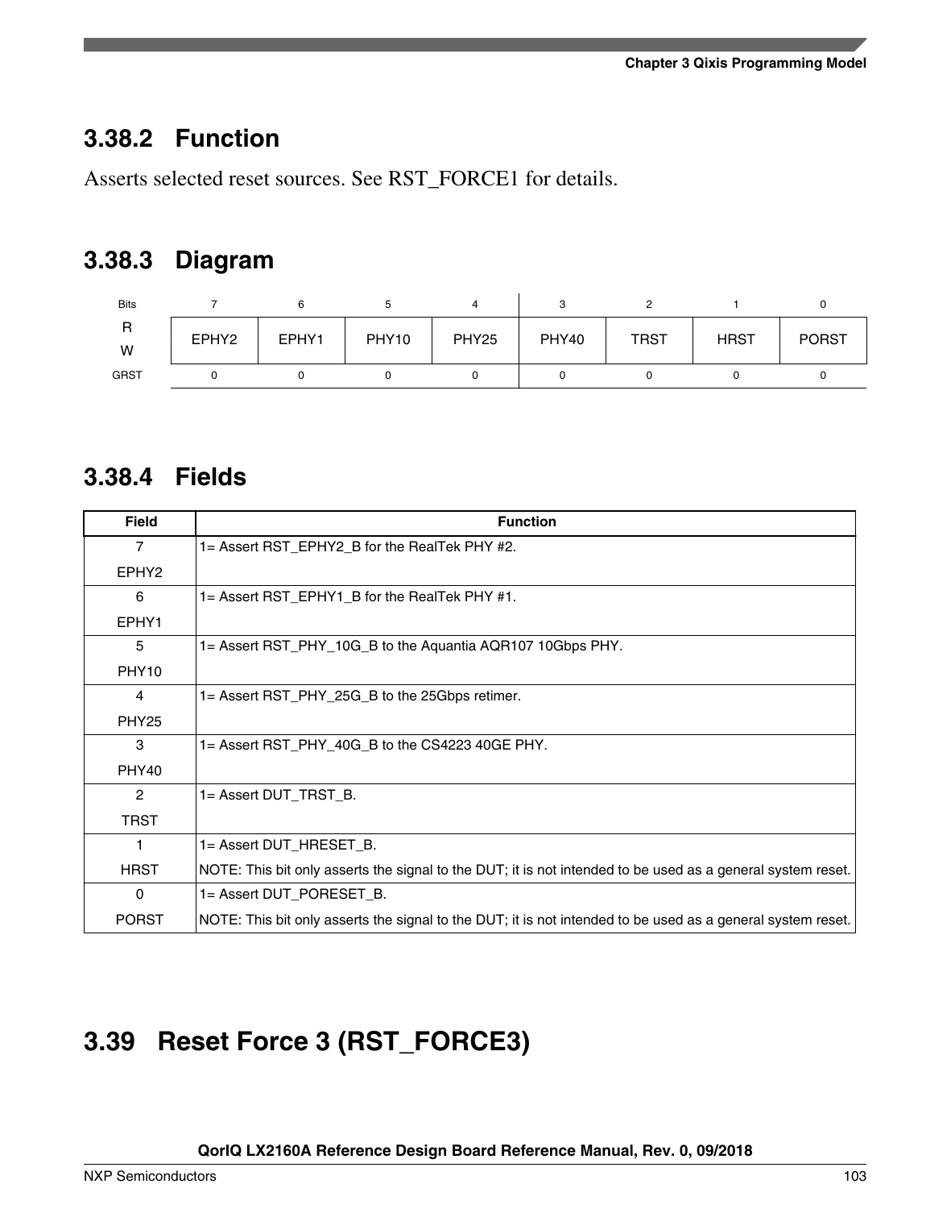### 3.38.2 Function

Asserts selected reset sources. See RST_FORCE1 for details.

### 3.38.3 Diagram

| Bits | 7 | 6 | 5 | 4 | 3 | 2 | 1 | 0 |
|---|---|---|---|---|---|---|---|---|
| R<br>W | EPHY2 | EPHY1 | PHY10 | PHY25 | PHY40 | TRST | HRST | PORST |
| GRST | 0 | 0 | 0 | 0 | 0 | 0 | 0 | 0 |

### 3.38.4 Fields

| Field | Function |
|---|---|
| 7<br>EPHY2 | 1= Assert RST_EPHY2_B for the RealTek PHY #2. |
| 6<br>EPHY1 | 1= Assert RST_EPHY1_B for the RealTek PHY #1. |
| 5<br>PHY10 | 1= Assert RST_PHY_10G_B to the Aquantia AQR107 10Gbps PHY. |
| 4<br>PHY25 | 1= Assert RST_PHY_25G_B to the 25Gbps retimer. |
| 3<br>PHY40 | 1= Assert RST_PHY_40G_B to the CS4223 40GE PHY. |
| 2<br>TRST | 1= Assert DUT_TRST_B. |
| 1<br>HRST | 1= Assert DUT_HRESET_B.<br>NOTE: This bit only asserts the signal to the DUT; it is not intended to be used as a general system reset. |
| 0<br>PORST | 1= Assert DUT_PORESET_B.<br>NOTE: This bit only asserts the signal to the DUT; it is not intended to be used as a general system reset. |

## 3.39 Reset Force 3 (RST_FORCE3)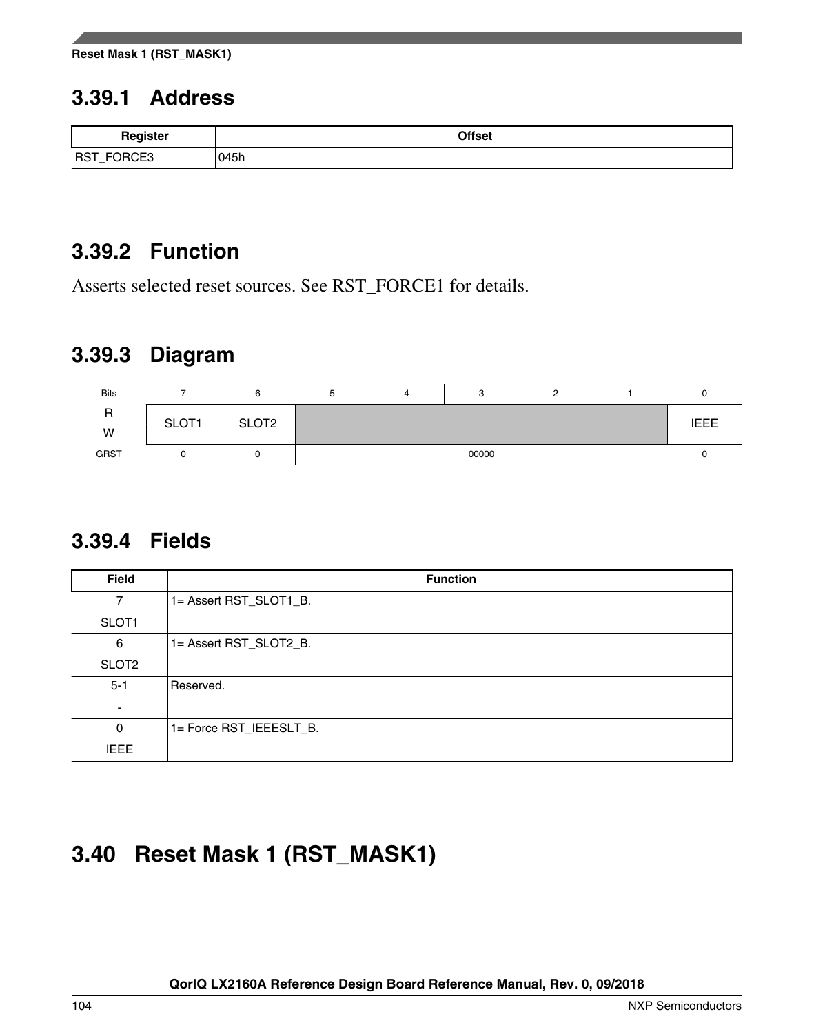### 3.39.1 Address

| Register | Offset |
|---|---|
| RST_FORCE3 | 045h |

### 3.39.2 Function

Asserts selected reset sources. See RST_FORCE1 for details.

### 3.39.3 Diagram

| Bits | 7 | 6 | 5 | 4 | 3 | 2 | 1 | 0 |
|---|---|---|---|---|---|---|---|---|
| R/W | SLOT1 | SLOT2 | | | | | | IEEE |
| GRST | 0 | 0 | 00000 | | | | | 0 |

### 3.39.4 Fields

| Field | Function |
|---|---|
| 7<br>SLOT1 | 1= Assert RST_SLOT1_B. |
| 6<br>SLOT2 | 1= Assert RST_SLOT2_B. |
| 5-1<br>- | Reserved. |
| 0<br>IEEE | 1= Force RST_IEEESLT_B. |

## 3.40 Reset Mask 1 (RST_MASK1)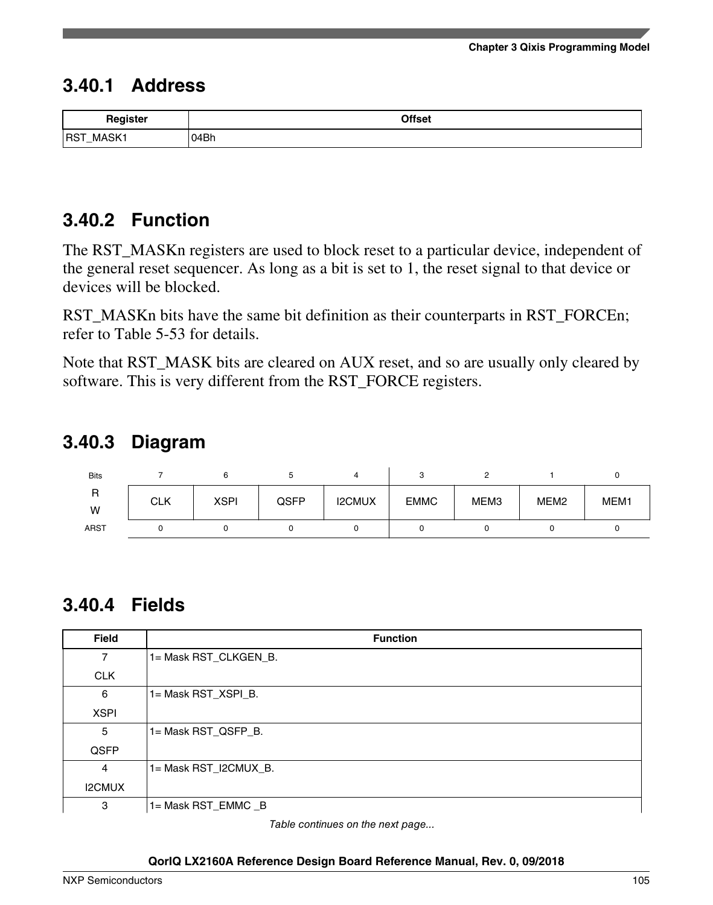### 3.40.1 Address

| Register | Offset |
| --- | --- |
| RST_MASK1 | 04Bh |

### 3.40.2 Function

The RST_MASKn registers are used to block reset to a particular device, independent of the general reset sequencer. As long as a bit is set to 1, the reset signal to that device or devices will be blocked.

RST_MASKn bits have the same bit definition as their counterparts in RST_FORCEn; refer to Table 5-53 for details.

Note that RST_MASK bits are cleared on AUX reset, and so are usually only cleared by software. This is very different from the RST_FORCE registers.

### 3.40.3 Diagram

| Bits | 7 | 6 | 5 | 4 | 3 | 2 | 1 | 0 |
| --- | --- | --- | --- | --- | --- | --- | --- | --- |
| R<br>W | CLK | XSPI | QSFP | I2CMUX | EMMC | MEM3 | MEM2 | MEM1 |
| ARST | 0 | 0 | 0 | 0 | 0 | 0 | 0 | 0 |

### 3.40.4 Fields

| Field | Function |
| --- | --- |
| 7<br>CLK | 1= Mask RST_CLKGEN_B. |
| 6<br>XSPI | 1= Mask RST_XSPI_B. |
| 5<br>QSFP | 1= Mask RST_QSFP_B. |
| 4<br>I2CMUX | 1= Mask RST_I2CMUX_B. |
| 3 | 1= Mask RST_EMMC _B |

*Table continues on the next page...*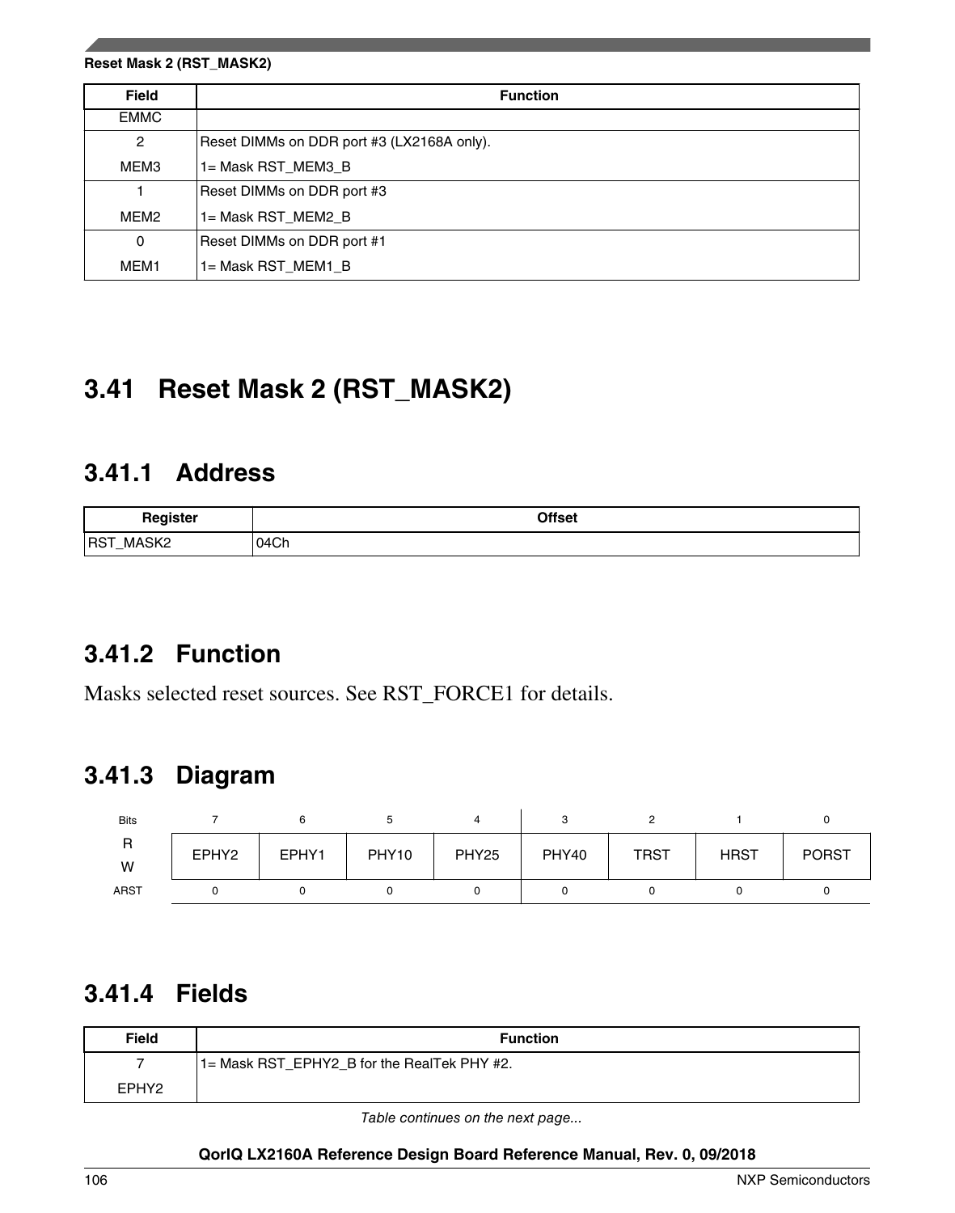| Field | Function |
| --- | --- |
| EMMC | |
| 2<br>MEM3 | Reset DIMMs on DDR port #3 (LX2168A only).<br>1= Mask RST_MEM3_B |
| 1<br>MEM2 | Reset DIMMs on DDR port #3<br>1= Mask RST_MEM2_B |
| 0<br>MEM1 | Reset DIMMs on DDR port #1<br>1= Mask RST_MEM1_B |

## 3.41 Reset Mask 2 (RST_MASK2)

### 3.41.1 Address

| Register | Offset |
| --- | --- |
| RST_MASK2 | 04Ch |

### 3.41.2 Function

Masks selected reset sources. See RST_FORCE1 for details.

### 3.41.3 Diagram

| Bits | 7 | 6 | 5 | 4 | 3 | 2 | 1 | 0 |
| --- | --- | --- | --- | --- | --- | --- | --- | --- |
| R<br>W | EPHY2 | EPHY1 | PHY10 | PHY25 | PHY40 | TRST | HRST | PORST |
| ARST | 0 | 0 | 0 | 0 | 0 | 0 | 0 | 0 |

### 3.41.4 Fields

| Field | Function |
| --- | --- |
| 7<br>EPHY2 | 1= Mask RST_EPHY2_B for the RealTek PHY #2. |

*Table continues on the next page...*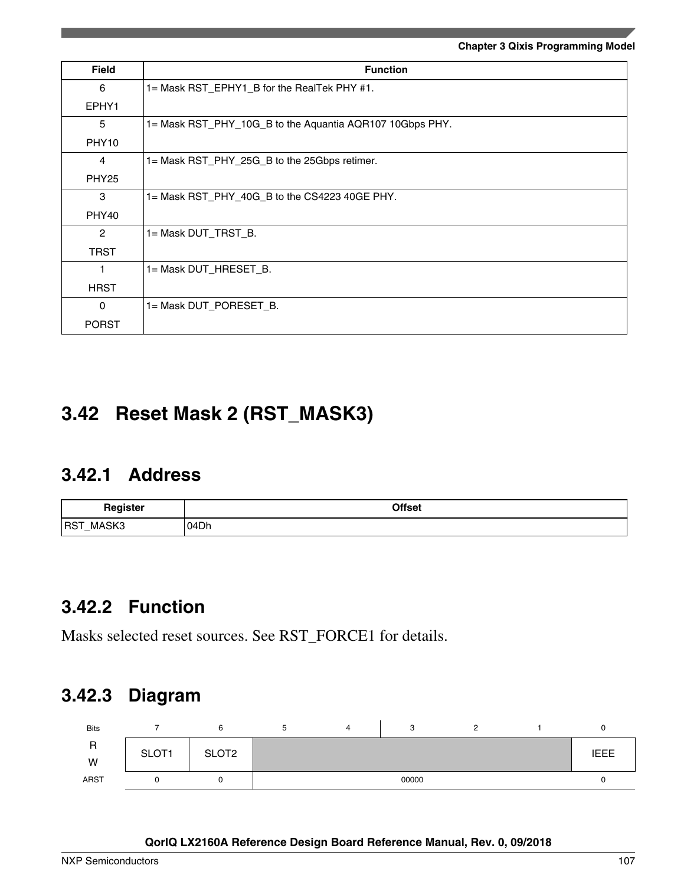| Field | Function |
|---|---|
| 6<br>EPHY1 | 1= Mask RST_EPHY1_B for the RealTek PHY #1. |
| 5<br>PHY10 | 1= Mask RST_PHY_10G_B to the Aquantia AQR107 10Gbps PHY. |
| 4<br>PHY25 | 1= Mask RST_PHY_25G_B to the 25Gbps retimer. |
| 3<br>PHY40 | 1= Mask RST_PHY_40G_B to the CS4223 40GE PHY. |
| 2<br>TRST | 1= Mask DUT_TRST_B. |
| 1<br>HRST | 1= Mask DUT_HRESET_B. |
| 0<br>PORST | 1= Mask DUT_PORESET_B. |

## 3.42 Reset Mask 2 (RST_MASK3)

### 3.42.1 Address

| Register | Offset |
|---|---|
| RST_MASK3 | 04Dh |

### 3.42.2 Function

Masks selected reset sources. See RST_FORCE1 for details.

### 3.42.3 Diagram

| Bits | 7 | 6 | 5 | 4 | 3 | 2 | 1 | 0 |
|---|---|---|---|---|---|---|---|---|
| R<br>W | SLOT1 | SLOT2 | | | | | | IEEE |
| ARST | 0 | 0 | 00000 | | | | | 0 |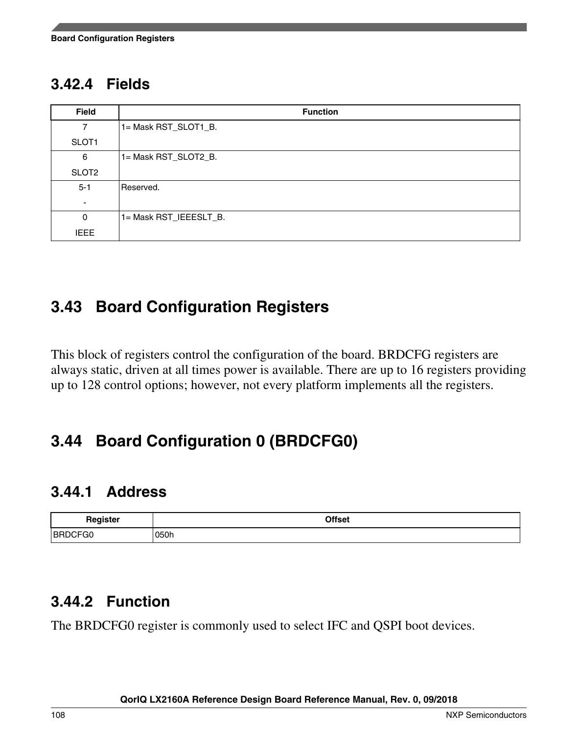### 3.42.4 Fields

| Field | Function |
|---|---|
| 7<br>SLOT1 | 1= Mask RST_SLOT1_B. |
| 6<br>SLOT2 | 1= Mask RST_SLOT2_B. |
| 5-1<br>- | Reserved. |
| 0<br>IEEE | 1= Mask RST_IEEESLT_B. |

## 3.43 Board Configuration Registers

This block of registers control the configuration of the board. BRDCFG registers are always static, driven at all times power is available. There are up to 16 registers providing up to 128 control options; however, not every platform implements all the registers.

## 3.44 Board Configuration 0 (BRDCFG0)

### 3.44.1 Address

| Register | Offset |
|---|---|
| BRDCFG0 | 050h |

### 3.44.2 Function

The BRDCFG0 register is commonly used to select IFC and QSPI boot devices.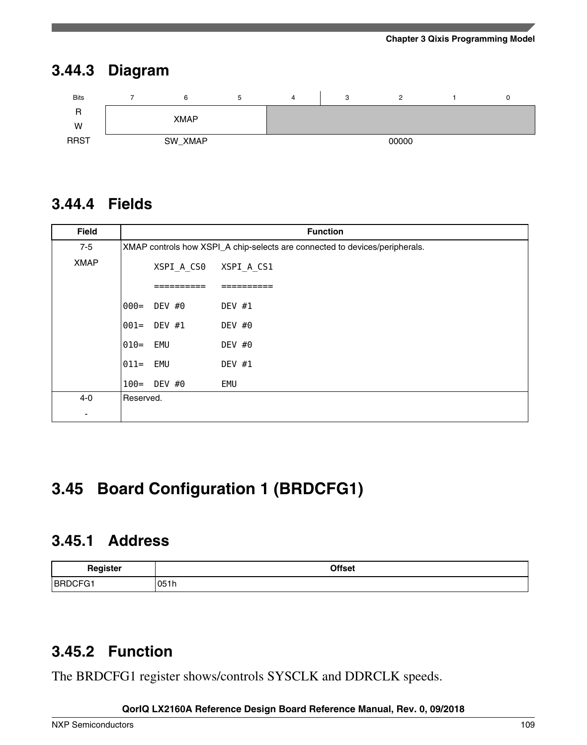### 3.44.3 Diagram

| Bits | 7 | 6 | 5 | 4 | 3 | 2 | 1 | 0 |
|---|---|---|---|---|---|---|---|---|
| R<br>W | XMAP | | | | | | | |
| RRST | SW_XMAP | | | 00000 | | | | |

### 3.44.4 Fields

| Field | Function |
|---|---|
| 7-5<br><br>XMAP | XMAP controls how XSPI_A chip-selects are connected to devices/peripherals.<br><br>`      XSPI_A_CS0   XSPI_A_CS1`<br>`      ==========   ==========`<br>`000=  DEV #0       DEV #1`<br>`001=  DEV #1       DEV #0`<br>`010=  EMU          DEV #0`<br>`011=  EMU          DEV #1`<br>`100=  DEV #0       EMU` |
| 4-0<br><br>- | Reserved. |

## 3.45 Board Configuration 1 (BRDCFG1)

### 3.45.1 Address

| Register | Offset |
|---|---|
| BRDCFG1 | 051h |

### 3.45.2 Function

The BRDCFG1 register shows/controls SYSCLK and DDRCLK speeds.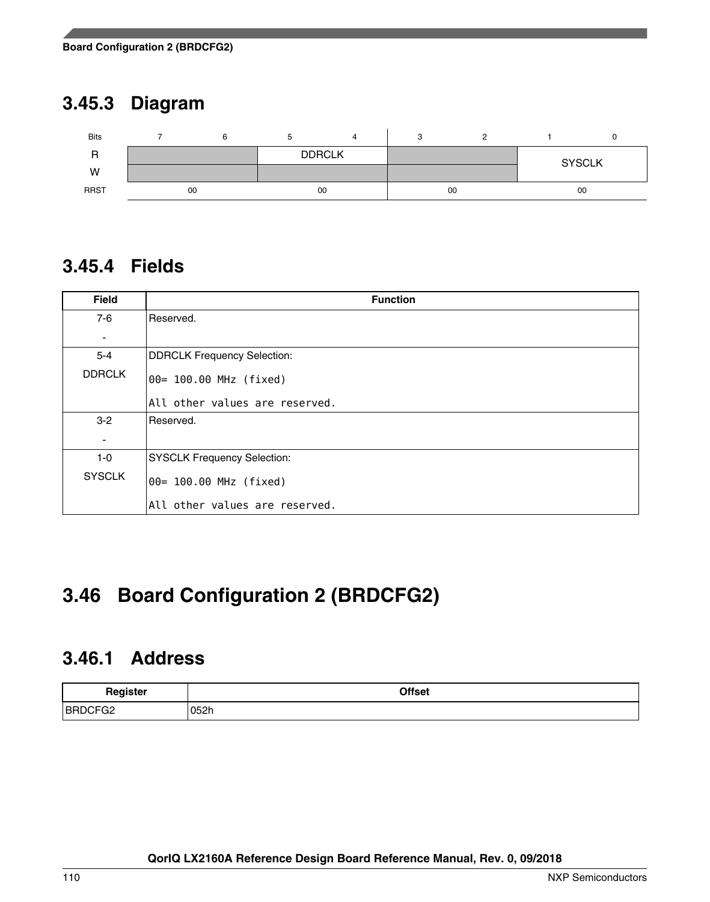## 3.45.3 Diagram

| Bits | 7 | 6 | 5 | 4 | 3 | 2 | 1 | 0 |
|---|---|---|---|---|---|---|---|---|
| R | | | DDRCLK | | | | SYSCLK | |
| W | | | | | | | | |
| RRST | 00 | | 00 | | 00 | | 00 | |

## 3.45.4 Fields

| Field | Function |
|---|---|
| 7-6<br>- | Reserved. |
| 5-4<br>DDRCLK | DDRCLK Frequency Selection:<br>`00= 100.00 MHz (fixed)`<br>`All other values are reserved.` |
| 3-2<br>- | Reserved. |
| 1-0<br>SYSCLK | SYSCLK Frequency Selection:<br>`00= 100.00 MHz (fixed)`<br>`All other values are reserved.` |

# 3.46 Board Configuration 2 (BRDCFG2)

## 3.46.1 Address

| Register | Offset |
|---|---|
| BRDCFG2 | 052h |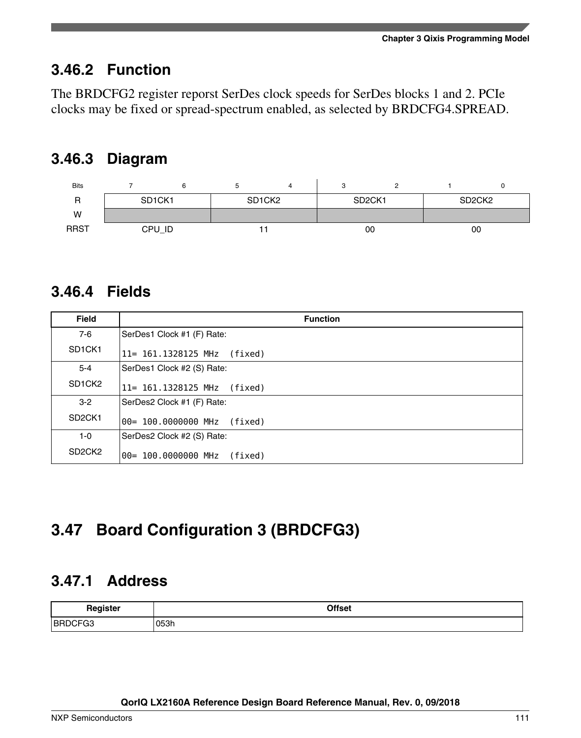### 3.46.2 Function

The BRDCFG2 register reporst SerDes clock speeds for SerDes blocks 1 and 2. PCIe clocks may be fixed or spread-spectrum enabled, as selected by BRDCFG4.SPREAD.

### 3.46.3 Diagram

| Bits | 7 | 6 | 5 | 4 | 3 | 2 | 1 | 0 |
|---|---|---|---|---|---|---|---|---|
| R | SD1CK1 | | SD1CK2 | | SD2CK1 | | SD2CK2 | |
| W | | | | | | | | |
| RRST | CPU_ID | | 11 | | 00 | | 00 | |

### 3.46.4 Fields

| Field | Function |
|---|---|
| 7-6<br>SD1CK1 | SerDes1 Clock #1 (F) Rate:<br>`11= 161.1328125 MHz  (fixed)` |
| 5-4<br>SD1CK2 | SerDes1 Clock #2 (S) Rate:<br>`11= 161.1328125 MHz  (fixed)` |
| 3-2<br>SD2CK1 | SerDes2 Clock #1 (F) Rate:<br>`00= 100.0000000 MHz  (fixed)` |
| 1-0<br>SD2CK2 | SerDes2 Clock #2 (S) Rate:<br>`00= 100.0000000 MHz  (fixed)` |

## 3.47 Board Configuration 3 (BRDCFG3)

### 3.47.1 Address

| Register | Offset |
|---|---|
| BRDCFG3 | 053h |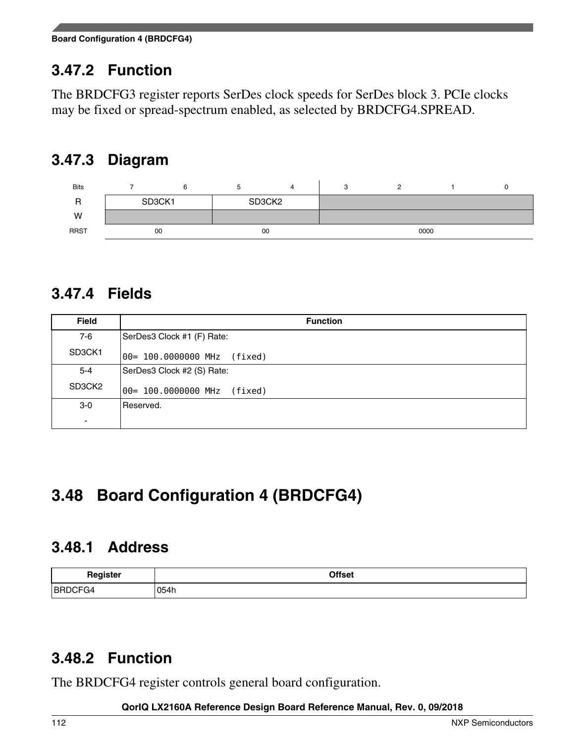### 3.47.2 Function

The BRDCFG3 register reports SerDes clock speeds for SerDes block 3. PCIe clocks may be fixed or spread-spectrum enabled, as selected by BRDCFG4.SPREAD.

### 3.47.3 Diagram

| Bits | 7 | 6 | 5 | 4 | 3 | 2 | 1 | 0 |
|---|---|---|---|---|---|---|---|---|
| R | SD3CK1 | | SD3CK2 | | | | | |
| W | | | | | | | | |
| RRST | 00 | | 00 | | 0000 | | | |

### 3.47.4 Fields

| Field | Function |
|---|---|
| 7-6<br>SD3CK1 | SerDes3 Clock #1 (F) Rate:<br>`00= 100.0000000 MHz  (fixed)` |
| 5-4<br>SD3CK2 | SerDes3 Clock #2 (S) Rate:<br>`00= 100.0000000 MHz  (fixed)` |
| 3-0<br>- | Reserved. |

## 3.48 Board Configuration 4 (BRDCFG4)

### 3.48.1 Address

| Register | Offset |
|---|---|
| BRDCFG4 | 054h |

### 3.48.2 Function

The BRDCFG4 register controls general board configuration.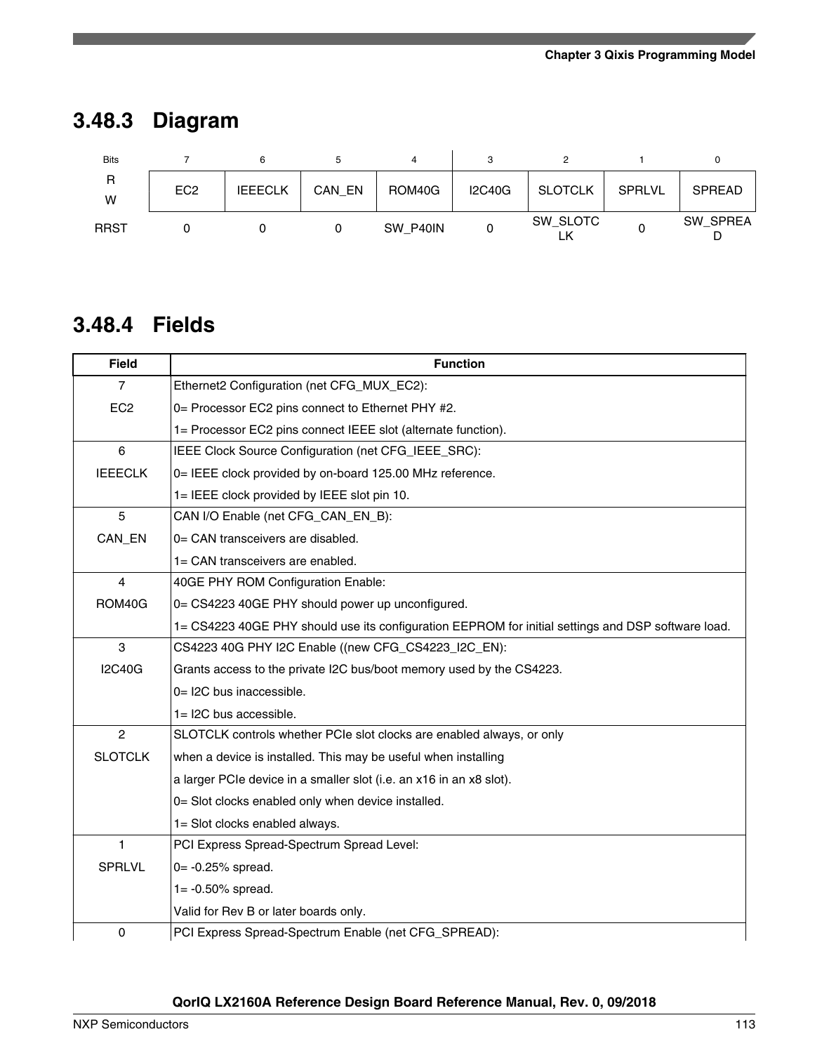## 3.48.3 Diagram

| Bits | 7 | 6 | 5 | 4 | 3 | 2 | 1 | 0 |
|---|---|---|---|---|---|---|---|---|
| R<br>W | EC2 | IEEECLK | CAN_EN | ROM40G | I2C40G | SLOTCLK | SPRLVL | SPREAD |
| RRST | 0 | 0 | 0 | SW_P40IN | 0 | SW_SLOTCLK | 0 | SW_SPREAD |

## 3.48.4 Fields

| Field | Function |
|---|---|
| 7<br>EC2 | Ethernet2 Configuration (net CFG_MUX_EC2):<br>0= Processor EC2 pins connect to Ethernet PHY #2.<br>1= Processor EC2 pins connect IEEE slot (alternate function). |
| 6<br>IEEECLK | IEEE Clock Source Configuration (net CFG_IEEE_SRC):<br>0= IEEE clock provided by on-board 125.00 MHz reference.<br>1= IEEE clock provided by IEEE slot pin 10. |
| 5<br>CAN_EN | CAN I/O Enable (net CFG_CAN_EN_B):<br>0= CAN transceivers are disabled.<br>1= CAN transceivers are enabled. |
| 4<br>ROM40G | 40GE PHY ROM Configuration Enable:<br>0= CS4223 40GE PHY should power up unconfigured.<br>1= CS4223 40GE PHY should use its configuration EEPROM for initial settings and DSP software load. |
| 3<br>I2C40G | CS4223 40G PHY I2C Enable ((new CFG_CS4223_I2C_EN):<br>Grants access to the private I2C bus/boot memory used by the CS4223.<br>0= I2C bus inaccessible.<br>1= I2C bus accessible. |
| 2<br>SLOTCLK | SLOTCLK controls whether PCIe slot clocks are enabled always, or only<br>when a device is installed. This may be useful when installing<br>a larger PCIe device in a smaller slot (i.e. an x16 in an x8 slot).<br>0= Slot clocks enabled only when device installed.<br>1= Slot clocks enabled always. |
| 1<br>SPRLVL | PCI Express Spread-Spectrum Spread Level:<br>0= -0.25% spread.<br>1= -0.50% spread.<br>Valid for Rev B or later boards only. |
| 0 | PCI Express Spread-Spectrum Enable (net CFG_SPREAD): |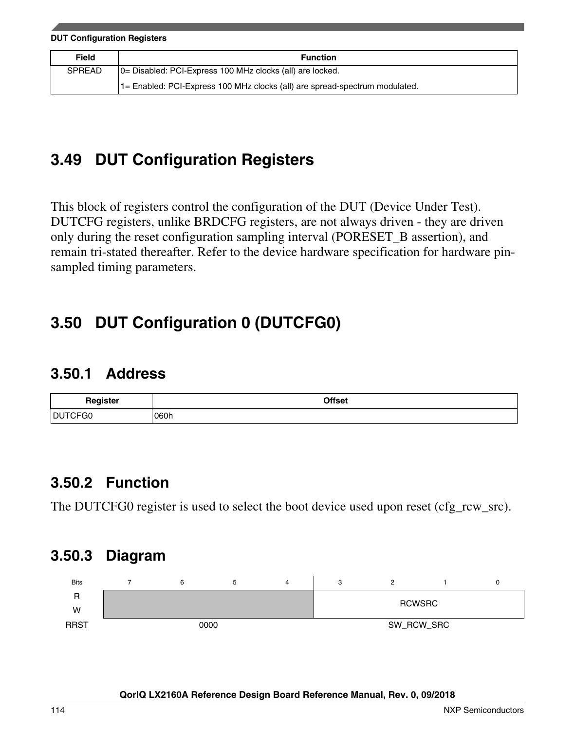| Field | Function |
|---|---|
| SPREAD | 0= Disabled: PCI-Express 100 MHz clocks (all) are locked. |
| | 1= Enabled: PCI-Express 100 MHz clocks (all) are spread-spectrum modulated. |

## 3.49 DUT Configuration Registers

This block of registers control the configuration of the DUT (Device Under Test). DUTCFG registers, unlike BRDCFG registers, are not always driven - they are driven only during the reset configuration sampling interval (PORESET_B assertion), and remain tri-stated thereafter. Refer to the device hardware specification for hardware pin-sampled timing parameters.

## 3.50 DUT Configuration 0 (DUTCFG0)

### 3.50.1 Address

| Register | Offset |
|---|---|
| DUTCFG0 | 060h |

### 3.50.2 Function

The DUTCFG0 register is used to select the boot device used upon reset (cfg_rcw_src).

### 3.50.3 Diagram

| Bits | 7 | 6 | 5 | 4 | 3 | 2 | 1 | 0 |
|---|---|---|---|---|---|---|---|---|
| R / W | | | | | RCWSRC | | | |
| RRST | 0000 | | | | SW_RCW_SRC | | | |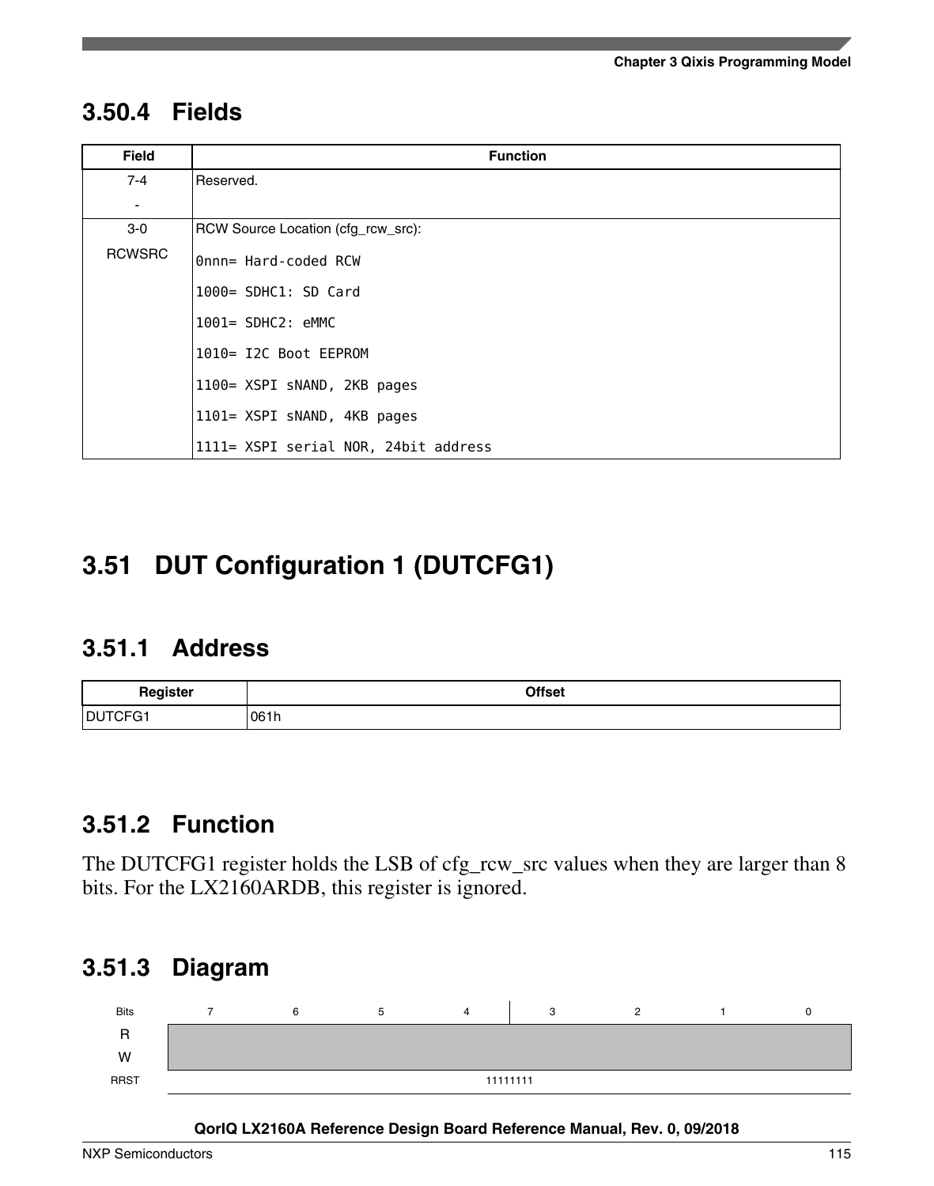### 3.50.4 Fields

| Field | Function |
|---|---|
| 7-4<br>- | Reserved. |
| 3-0<br>RCWSRC | RCW Source Location (cfg_rcw_src):<br>`0nnn= Hard-coded RCW`<br>`1000= SDHC1: SD Card`<br>`1001= SDHC2: eMMC`<br>`1010= I2C Boot EEPROM`<br>`1100= XSPI sNAND, 2KB pages`<br>`1101= XSPI sNAND, 4KB pages`<br>`1111= XSPI serial NOR, 24bit address` |

## 3.51 DUT Configuration 1 (DUTCFG1)

### 3.51.1 Address

| Register | Offset |
|---|---|
| DUTCFG1 | 061h |

### 3.51.2 Function

The DUTCFG1 register holds the LSB of cfg_rcw_src values when they are larger than 8 bits. For the LX2160ARDB, this register is ignored.

### 3.51.3 Diagram

| Bits | 7 | 6 | 5 | 4 | 3 | 2 | 1 | 0 |
|---|---|---|---|---|---|---|---|---|
| R | | | | | | | | |
| W | | | | | | | | |
| RRST | 11111111 | | | | | | | |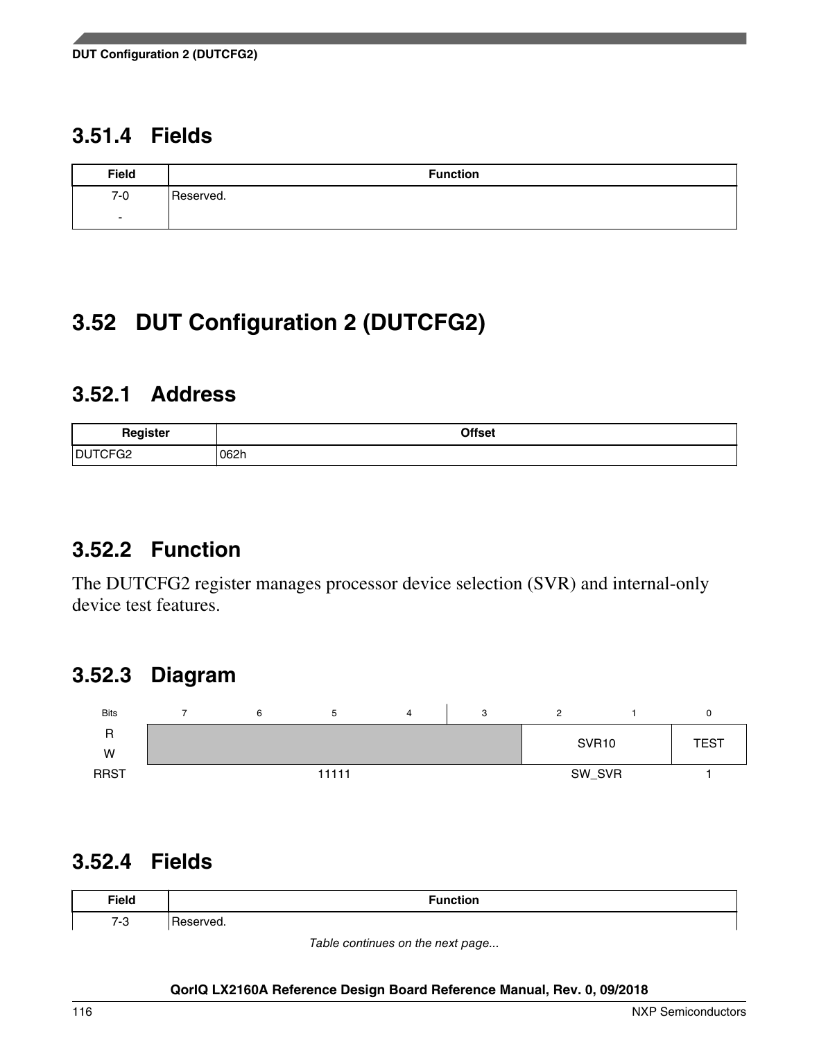### 3.51.4 Fields

| Field | Function |
|---|---|
| 7-0<br>- | Reserved. |

## 3.52 DUT Configuration 2 (DUTCFG2)

### 3.52.1 Address

| Register | Offset |
|---|---|
| DUTCFG2 | 062h |

### 3.52.2 Function

The DUTCFG2 register manages processor device selection (SVR) and internal-only device test features.

### 3.52.3 Diagram

| Bits | 7 | 6 | 5 | 4 | 3 | 2 | 1 | 0 |
|---|---|---|---|---|---|---|---|---|
| R<br>W | | | | | | SVR10 | | TEST |
| RRST | 11111 | | | | | SW_SVR | | 1 |

### 3.52.4 Fields

| Field | Function |
|---|---|
| 7-3 | Reserved. |

*Table continues on the next page...*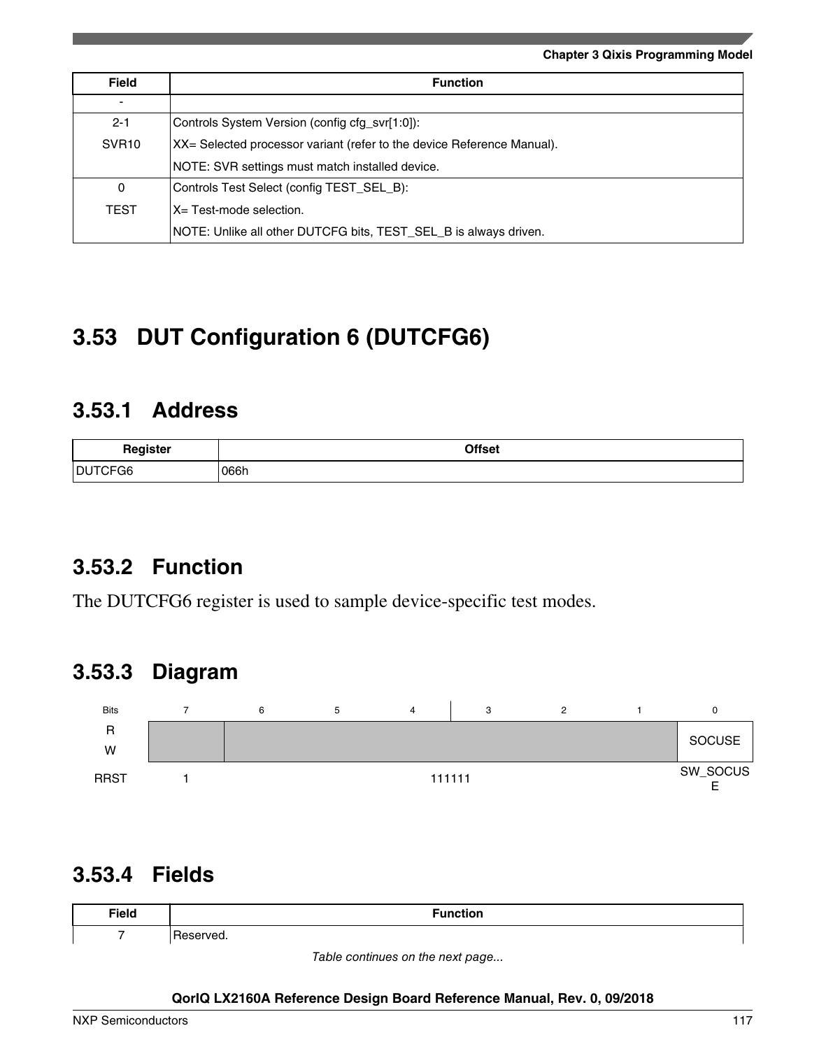| Field | Function |
|---|---|
| - | |
| 2-1<br>SVR10 | Controls System Version (config cfg_svr[1:0]):<br>XX= Selected processor variant (refer to the device Reference Manual).<br>NOTE: SVR settings must match installed device. |
| 0<br>TEST | Controls Test Select (config TEST_SEL_B):<br>X= Test-mode selection.<br>NOTE: Unlike all other DUTCFG bits, TEST_SEL_B is always driven. |

## 3.53 DUT Configuration 6 (DUTCFG6)

### 3.53.1 Address

| Register | Offset |
|---|---|
| DUTCFG6 | 066h |

### 3.53.2 Function

The DUTCFG6 register is used to sample device-specific test modes.

### 3.53.3 Diagram

| Bits | 7 | 6 | 5 | 4 | 3 | 2 | 1 | 0 |
|---|---|---|---|---|---|---|---|---|
| R<br>W | | | | | | | | SOCUSE |
| RRST | 1 | 111111 | | | | | | SW_SOCUSE |

### 3.53.4 Fields

| Field | Function |
|---|---|
| 7 | Reserved. |

*Table continues on the next page...*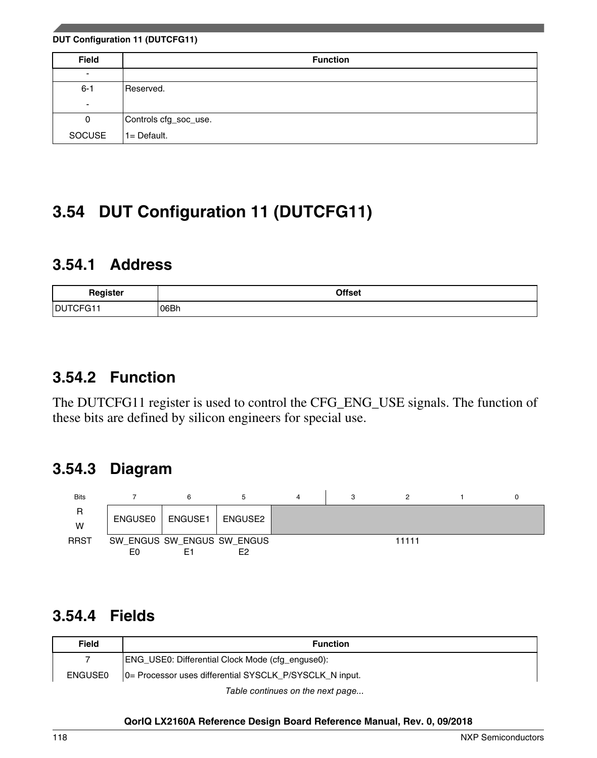| Field | Function |
|---|---|
| - | |
| 6-1<br>- | Reserved. |
| 0<br>SOCUSE | Controls cfg_soc_use.<br>1= Default. |

## 3.54 DUT Configuration 11 (DUTCFG11)

### 3.54.1 Address

| Register | Offset |
|---|---|
| DUTCFG11 | 06Bh |

### 3.54.2 Function

The DUTCFG11 register is used to control the CFG_ENG_USE signals. The function of these bits are defined by silicon engineers for special use.

### 3.54.3 Diagram

| Bits | 7 | 6 | 5 | 4 | 3 | 2 | 1 | 0 |
|---|---|---|---|---|---|---|---|---|
| R<br>W | ENGUSE0 | ENGUSE1 | ENGUSE2 | | | | | |
| RRST | SW_ENGUSE0 | SW_ENGUSE1 | SW_ENGUSE2 | 11111 | | | | |

### 3.54.4 Fields

| Field | Function |
|---|---|
| 7<br>ENGUSE0 | ENG_USE0: Differential Clock Mode (cfg_enguse0):<br>0= Processor uses differential SYSCLK_P/SYSCLK_N input. |

*Table continues on the next page...*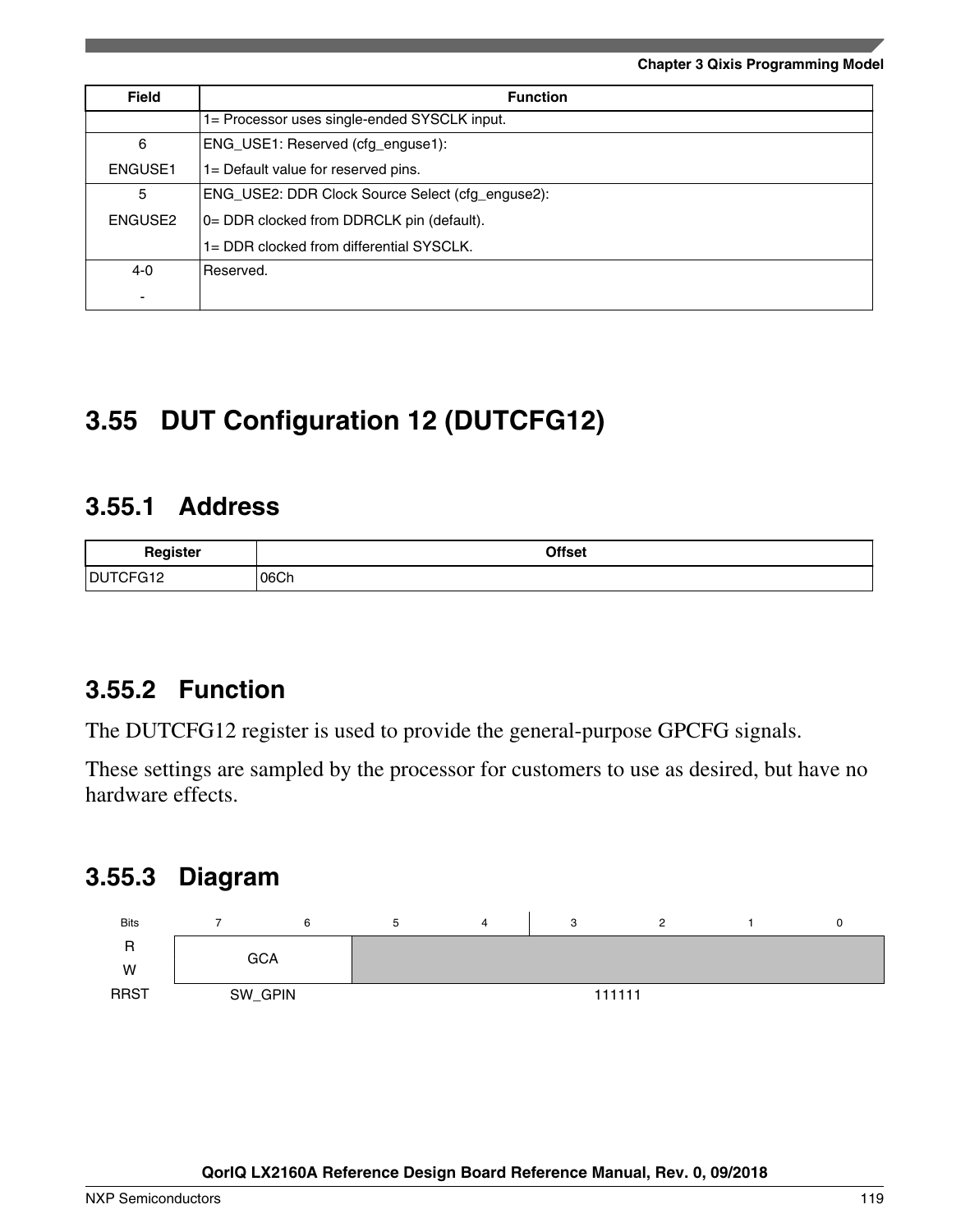| Field | Function |
|---|---|
| | 1= Processor uses single-ended SYSCLK input. |
| 6<br>ENGUSE1 | ENG_USE1: Reserved (cfg_enguse1):<br>1= Default value for reserved pins. |
| 5<br>ENGUSE2 | ENG_USE2: DDR Clock Source Select (cfg_enguse2):<br>0= DDR clocked from DDRCLK pin (default).<br>1= DDR clocked from differential SYSCLK. |
| 4-0<br>- | Reserved. |

## 3.55 DUT Configuration 12 (DUTCFG12)

### 3.55.1 Address

| Register | Offset |
|---|---|
| DUTCFG12 | 06Ch |

### 3.55.2 Function

The DUTCFG12 register is used to provide the general-purpose GPCFG signals.

These settings are sampled by the processor for customers to use as desired, but have no hardware effects.

### 3.55.3 Diagram

| Bits | 7 | 6 | 5 | 4 | 3 | 2 | 1 | 0 |
|---|---|---|---|---|---|---|---|---|
| R<br>W | GCA | | | | | | | |
| RRST | SW_GPIN | | 111111 | | | | | |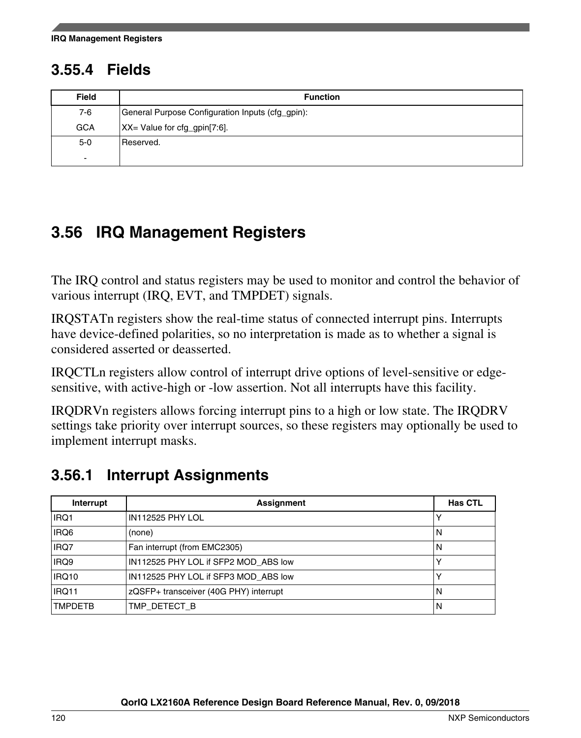### 3.55.4 Fields

| Field | Function |
|---|---|
| 7-6<br>GCA | General Purpose Configuration Inputs (cfg_gpin):<br>XX= Value for cfg_gpin[7:6]. |
| 5-0<br>- | Reserved. |

## 3.56 IRQ Management Registers

The IRQ control and status registers may be used to monitor and control the behavior of various interrupt (IRQ, EVT, and TMPDET) signals.

IRQSTATn registers show the real-time status of connected interrupt pins. Interrupts have device-defined polarities, so no interpretation is made as to whether a signal is considered asserted or deasserted.

IRQCTLn registers allow control of interrupt drive options of level-sensitive or edge-sensitive, with active-high or -low assertion. Not all interrupts have this facility.

IRQDRVn registers allows forcing interrupt pins to a high or low state. The IRQDRV settings take priority over interrupt sources, so these registers may optionally be used to implement interrupt masks.

### 3.56.1 Interrupt Assignments

| Interrupt | Assignment | Has CTL |
|---|---|---|
| IRQ1 | IN112525 PHY LOL | Y |
| IRQ6 | (none) | N |
| IRQ7 | Fan interrupt (from EMC2305) | N |
| IRQ9 | IN112525 PHY LOL if SFP2 MOD_ABS low | Y |
| IRQ10 | IN112525 PHY LOL if SFP3 MOD_ABS low | Y |
| IRQ11 | zQSFP+ transceiver (40G PHY) interrupt | N |
| TMPDETB | TMP_DETECT_B | N |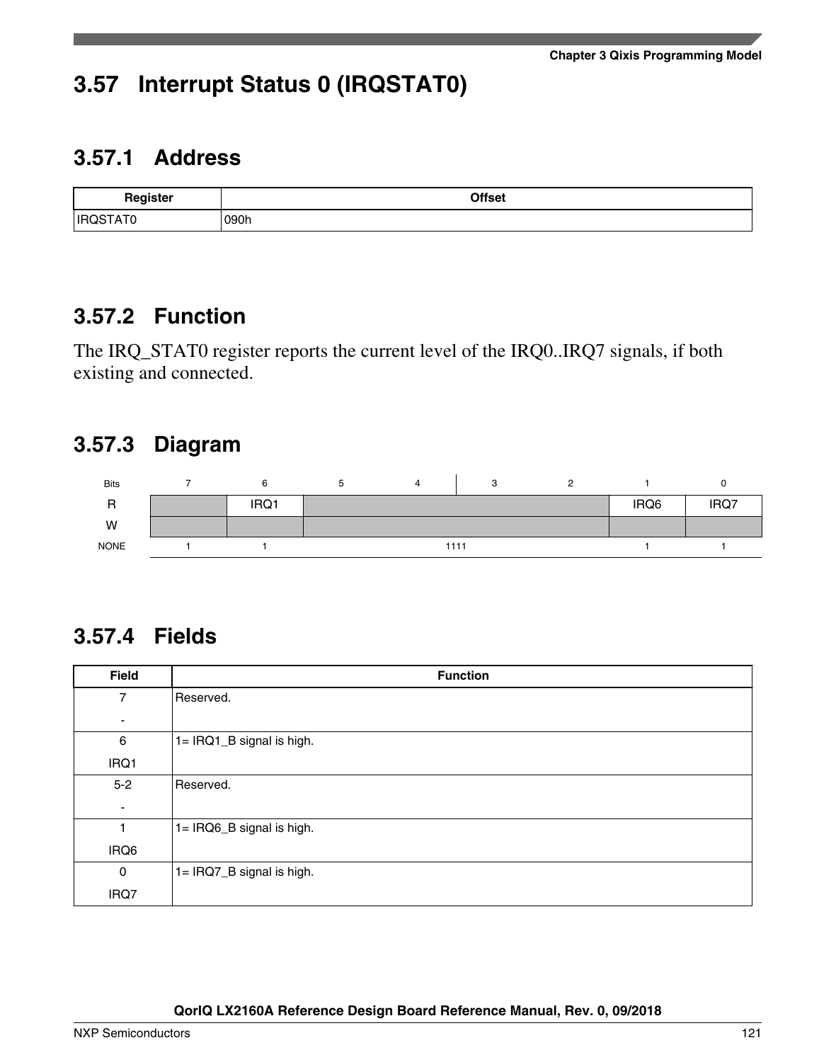## 3.57 Interrupt Status 0 (IRQSTAT0)

### 3.57.1 Address

| Register | Offset |
|---|---|
| IRQSTAT0 | 090h |

### 3.57.2 Function

The IRQ_STAT0 register reports the current level of the IRQ0..IRQ7 signals, if both existing and connected.

### 3.57.3 Diagram

| Bits | 7 | 6 | 5 | 4 | 3 | 2 | 1 | 0 |
|---|---|---|---|---|---|---|---|---|
| R | | IRQ1 | | | | | IRQ6 | IRQ7 |
| W | | | | | | | | |
| NONE | 1 | 1 | 1111 | | | | 1 | 1 |

### 3.57.4 Fields

| Field | Function |
|---|---|
| 7<br>- | Reserved. |
| 6<br>IRQ1 | 1= IRQ1_B signal is high. |
| 5-2<br>- | Reserved. |
| 1<br>IRQ6 | 1= IRQ6_B signal is high. |
| 0<br>IRQ7 | 1= IRQ7_B signal is high. |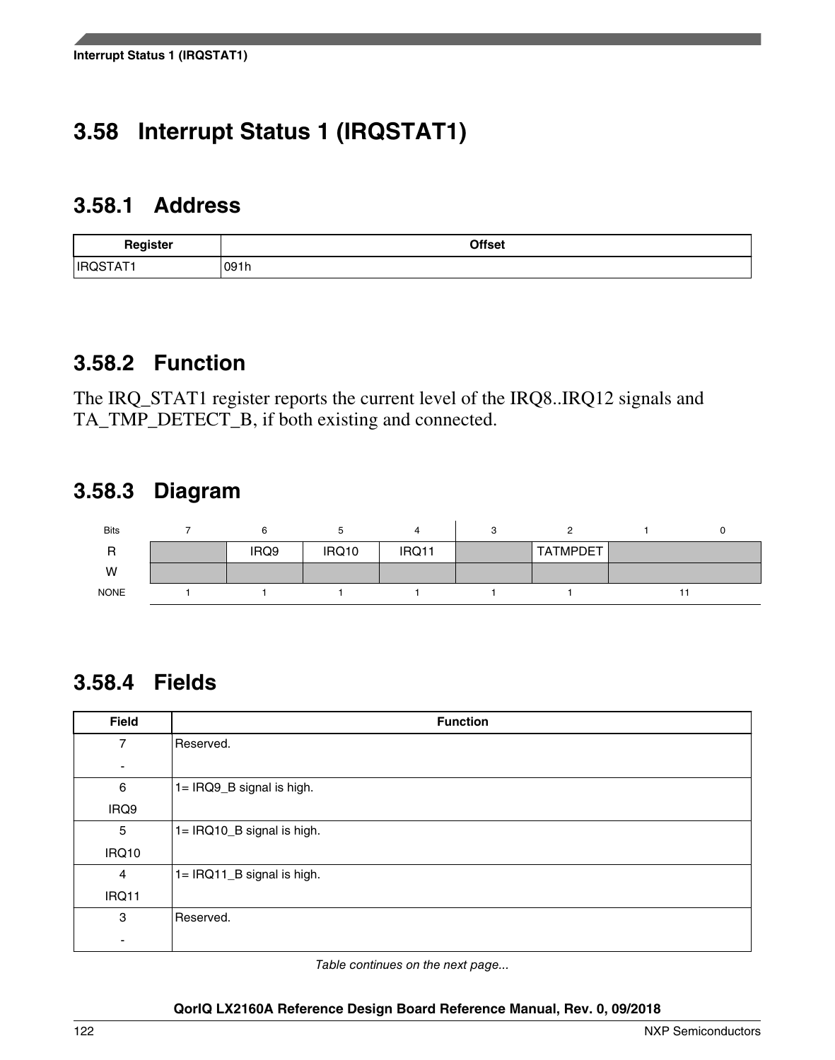# 3.58 Interrupt Status 1 (IRQSTAT1)

## 3.58.1 Address

| Register | Offset |
|---|---|
| IRQSTAT1 | 091h |

## 3.58.2 Function

The IRQ_STAT1 register reports the current level of the IRQ8..IRQ12 signals and TA_TMP_DETECT_B, if both existing and connected.

## 3.58.3 Diagram

| Bits | 7 | 6 | 5 | 4 | 3 | 2 | 1 | 0 |
|---|---|---|---|---|---|---|---|---|
| R | | IRQ9 | IRQ10 | IRQ11 | | TATMPDET | | |
| W | | | | | | | | |
| NONE | 1 | 1 | 1 | 1 | 1 | 1 | 11 | |

## 3.58.4 Fields

| Field | Function |
|---|---|
| 7<br>- | Reserved. |
| 6<br>IRQ9 | 1= IRQ9_B signal is high. |
| 5<br>IRQ10 | 1= IRQ10_B signal is high. |
| 4<br>IRQ11 | 1= IRQ11_B signal is high. |
| 3<br>- | Reserved. |

*Table continues on the next page...*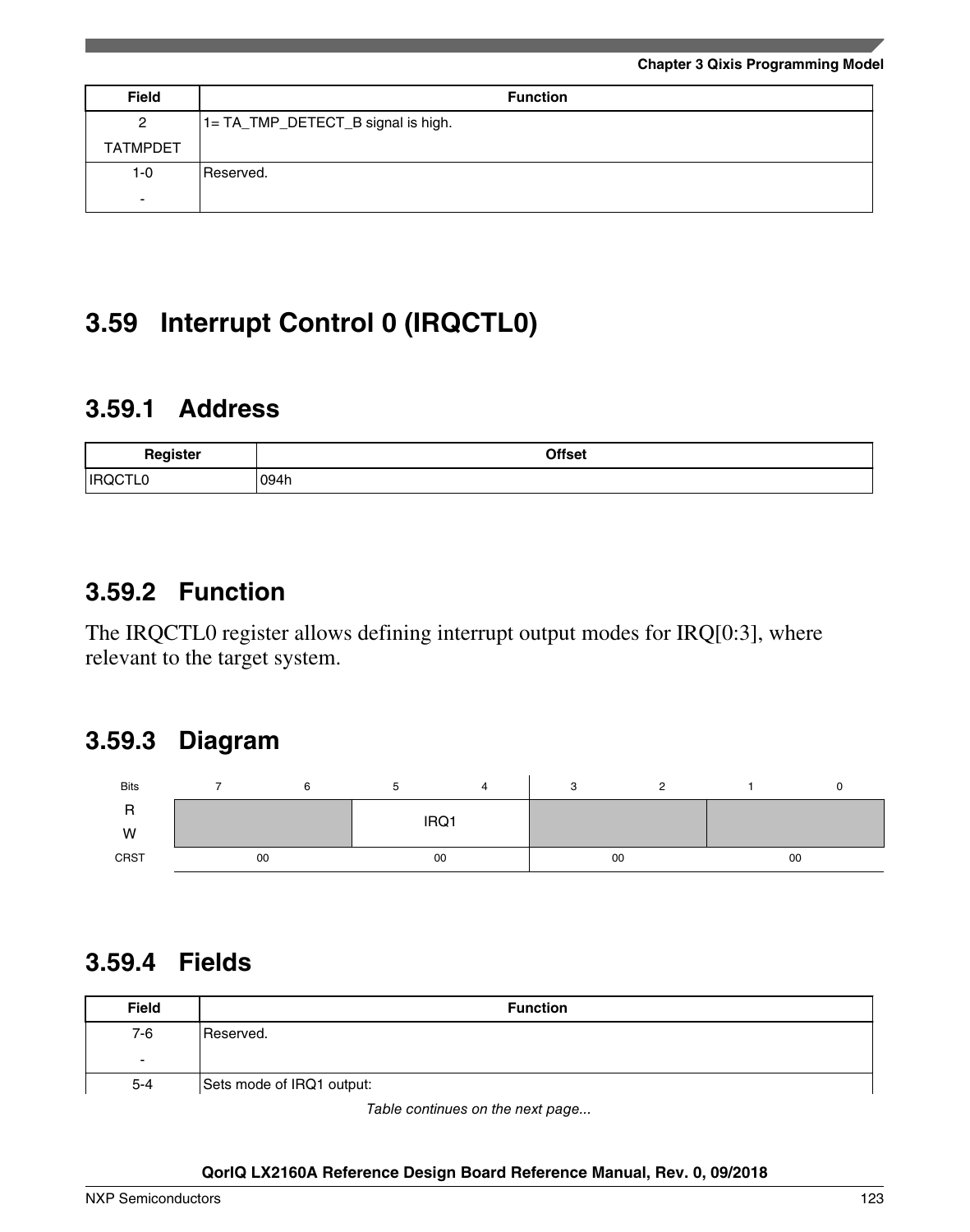| Field | Function |
|---|---|
| 2<br>TATMPDET | 1= TA_TMP_DETECT_B signal is high. |
| 1-0<br>- | Reserved. |

## 3.59 Interrupt Control 0 (IRQCTL0)

### 3.59.1 Address

| Register | Offset |
|---|---|
| IRQCTL0 | 094h |

### 3.59.2 Function

The IRQCTL0 register allows defining interrupt output modes for IRQ[0:3], where relevant to the target system.

### 3.59.3 Diagram

| Bits | 7 | 6 | 5 | 4 | 3 | 2 | 1 | 0 |
|---|---|---|---|---|---|---|---|---|
| R<br>W | | | IRQ1 | | | | | |
| CRST | 00 | | 00 | | 00 | | 00 | |

### 3.59.4 Fields

| Field | Function |
|---|---|
| 7-6<br>- | Reserved. |
| 5-4 | Sets mode of IRQ1 output: |

*Table continues on the next page...*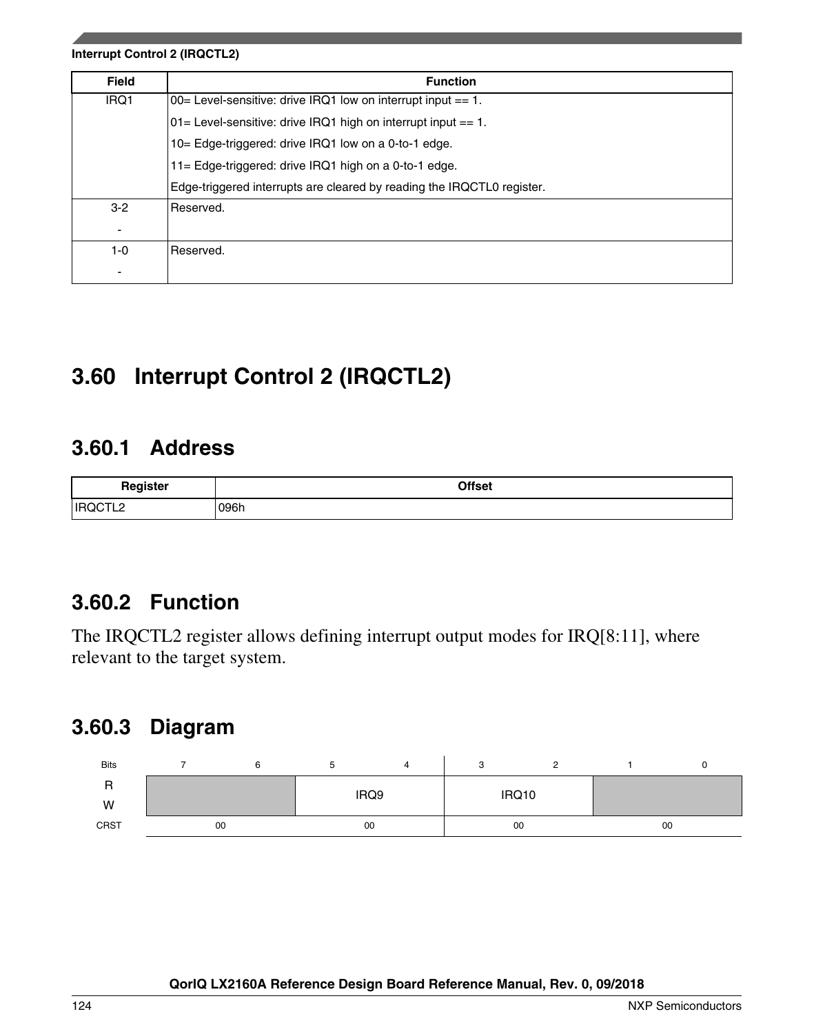| Field | Function |
|---|---|
| IRQ1 | 00= Level-sensitive: drive IRQ1 low on interrupt input == 1.<br>01= Level-sensitive: drive IRQ1 high on interrupt input == 1.<br>10= Edge-triggered: drive IRQ1 low on a 0-to-1 edge.<br>11= Edge-triggered: drive IRQ1 high on a 0-to-1 edge.<br>Edge-triggered interrupts are cleared by reading the IRQCTL0 register. |
| 3-2<br>- | Reserved. |
| 1-0<br>- | Reserved. |

## 3.60 Interrupt Control 2 (IRQCTL2)

### 3.60.1 Address

| Register | Offset |
|---|---|
| IRQCTL2 | 096h |

### 3.60.2 Function

The IRQCTL2 register allows defining interrupt output modes for IRQ[8:11], where relevant to the target system.

### 3.60.3 Diagram

| Bits | 7 | 6 | 5 | 4 | 3 | 2 | 1 | 0 |
|---|---|---|---|---|---|---|---|---|
| R<br>W | | | IRQ9 | | IRQ10 | | | |
| CRST | 00 | | 00 | | 00 | | 00 | |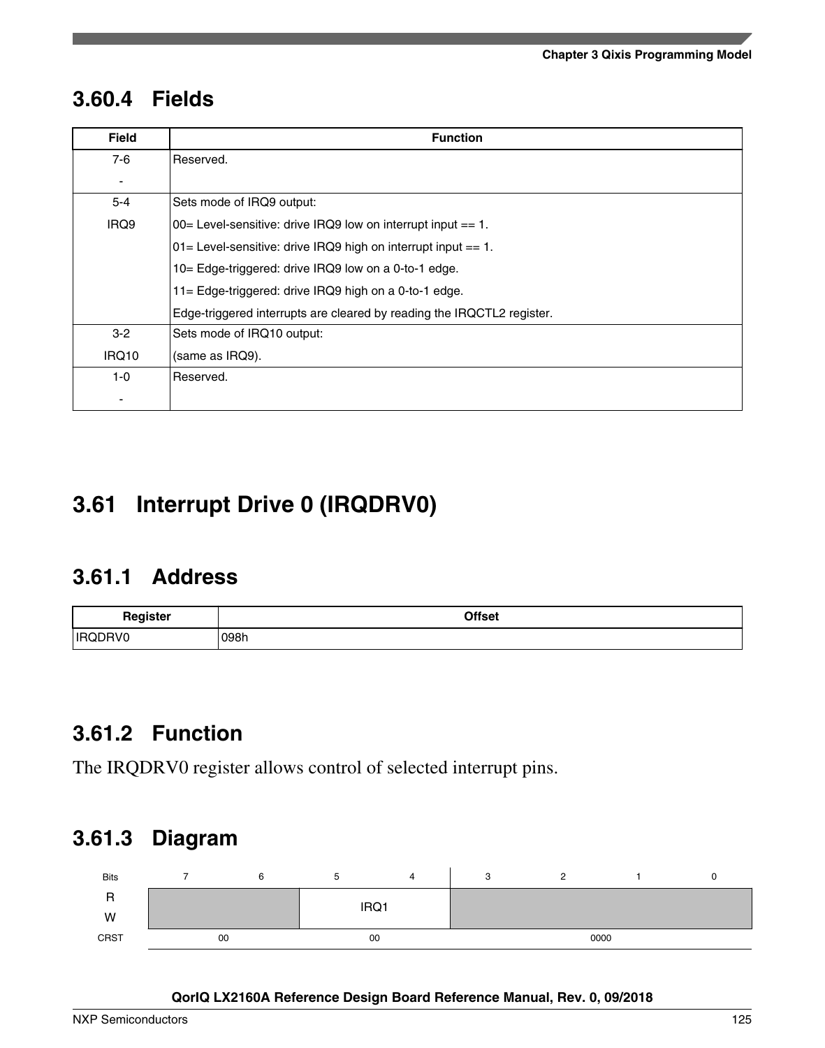## 3.60.4 Fields

| Field | Function |
|---|---|
| 7-6<br>- | Reserved. |
| 5-4<br>IRQ9 | Sets mode of IRQ9 output:<br>00= Level-sensitive: drive IRQ9 low on interrupt input == 1.<br>01= Level-sensitive: drive IRQ9 high on interrupt input == 1.<br>10= Edge-triggered: drive IRQ9 low on a 0-to-1 edge.<br>11= Edge-triggered: drive IRQ9 high on a 0-to-1 edge.<br>Edge-triggered interrupts are cleared by reading the IRQCTL2 register. |
| 3-2<br>IRQ10 | Sets mode of IRQ10 output:<br>(same as IRQ9). |
| 1-0<br>- | Reserved. |

# 3.61 Interrupt Drive 0 (IRQDRV0)

## 3.61.1 Address

| Register | Offset |
|---|---|
| IRQDRV0 | 098h |

## 3.61.2 Function

The IRQDRV0 register allows control of selected interrupt pins.

## 3.61.3 Diagram

| Bits | 7 | 6 | 5 | 4 | 3 | 2 | 1 | 0 |
|---|---|---|---|---|---|---|---|---|
| R<br>W | | | IRQ1 | | | | | |
| CRST | 00 | | 00 | | 0000 | | | |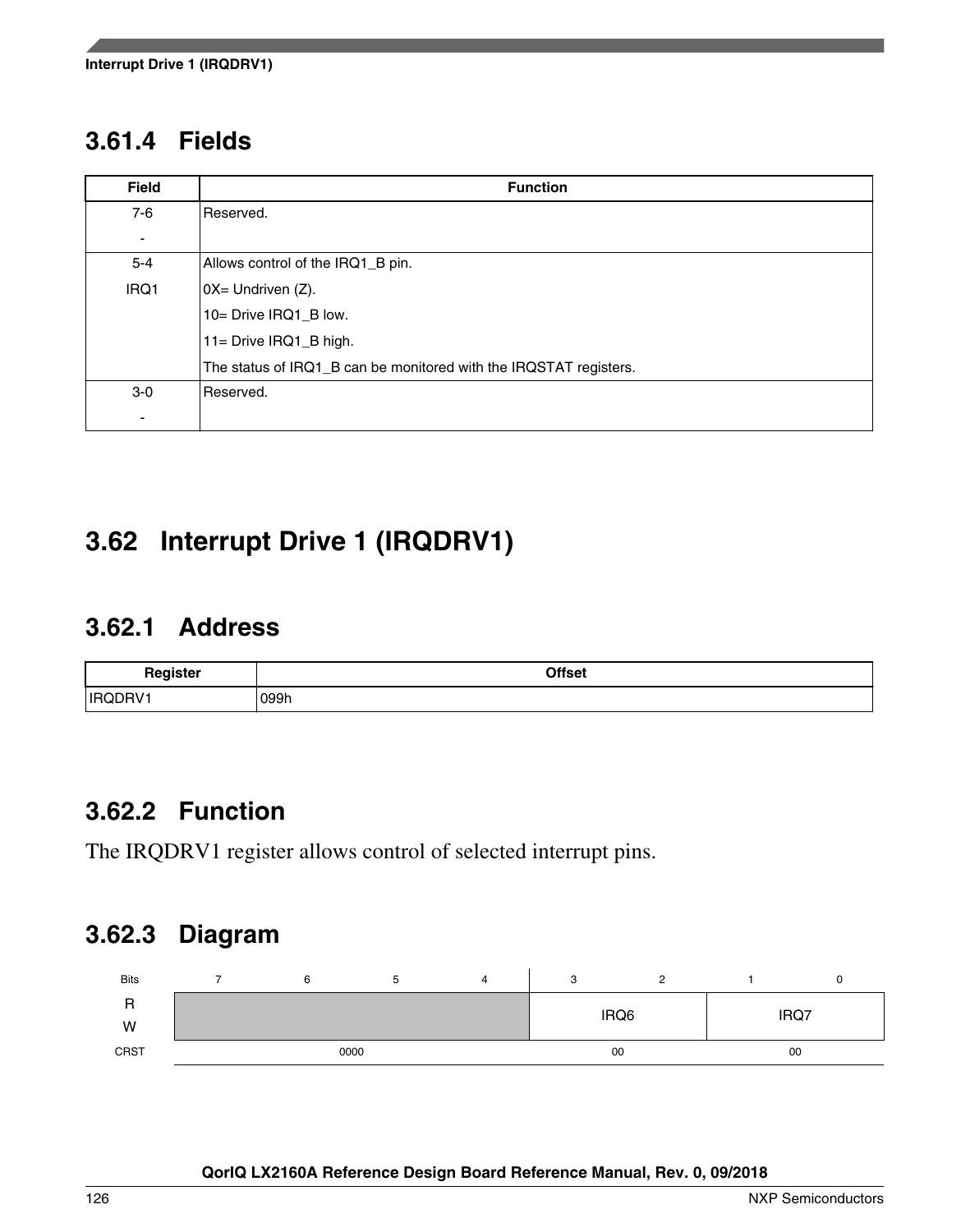### 3.61.4 Fields

| Field | Function |
|---|---|
| 7-6<br>- | Reserved. |
| 5-4<br>IRQ1 | Allows control of the IRQ1_B pin.<br>0X= Undriven (Z).<br>10= Drive IRQ1_B low.<br>11= Drive IRQ1_B high.<br>The status of IRQ1_B can be monitored with the IRQSTAT registers. |
| 3-0<br>- | Reserved. |

## 3.62 Interrupt Drive 1 (IRQDRV1)

### 3.62.1 Address

| Register | Offset |
|---|---|
| IRQDRV1 | 099h |

### 3.62.2 Function

The IRQDRV1 register allows control of selected interrupt pins.

### 3.62.3 Diagram

| Bits | 7 | 6 | 5 | 4 | 3 | 2 | 1 | 0 |
|---|---|---|---|---|---|---|---|---|
| R<br>W | | | | | IRQ6 | | IRQ7 | |
| CRST | 0000 | | | | 00 | | 00 | |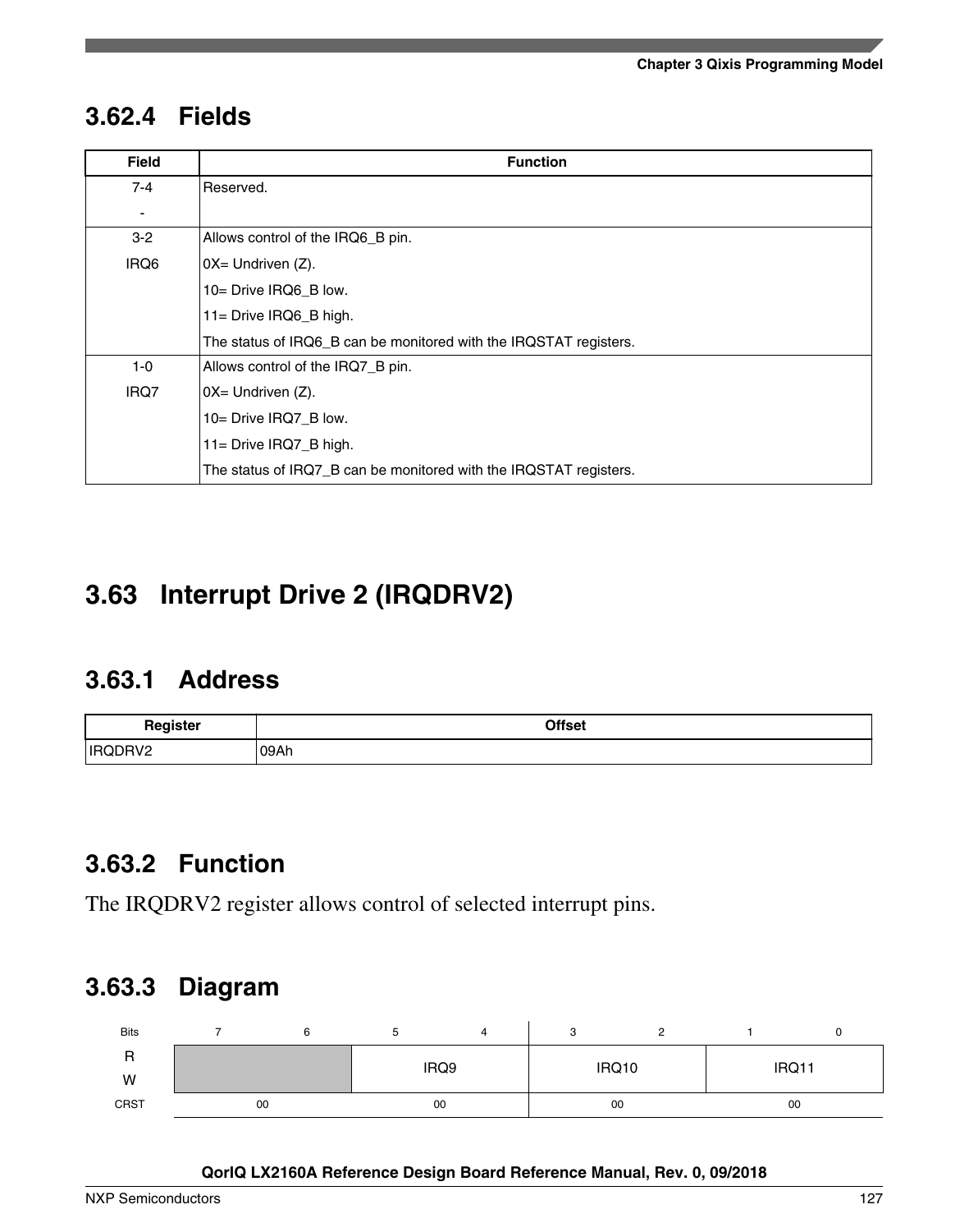### 3.62.4 Fields

| Field | Function |
|---|---|
| 7-4<br>- | Reserved. |
| 3-2<br>IRQ6 | Allows control of the IRQ6_B pin.<br>0X= Undriven (Z).<br>10= Drive IRQ6_B low.<br>11= Drive IRQ6_B high.<br>The status of IRQ6_B can be monitored with the IRQSTAT registers. |
| 1-0<br>IRQ7 | Allows control of the IRQ7_B pin.<br>0X= Undriven (Z).<br>10= Drive IRQ7_B low.<br>11= Drive IRQ7_B high.<br>The status of IRQ7_B can be monitored with the IRQSTAT registers. |

## 3.63 Interrupt Drive 2 (IRQDRV2)

### 3.63.1 Address

| Register | Offset |
|---|---|
| IRQDRV2 | 09Ah |

### 3.63.2 Function

The IRQDRV2 register allows control of selected interrupt pins.

### 3.63.3 Diagram

| Bits | 7 | 6 | 5 | 4 | 3 | 2 | 1 | 0 |
|---|---|---|---|---|---|---|---|---|
| R<br>W | | | IRQ9 | | IRQ10 | | IRQ11 | |
| CRST | 00 | | 00 | | 00 | | 00 | |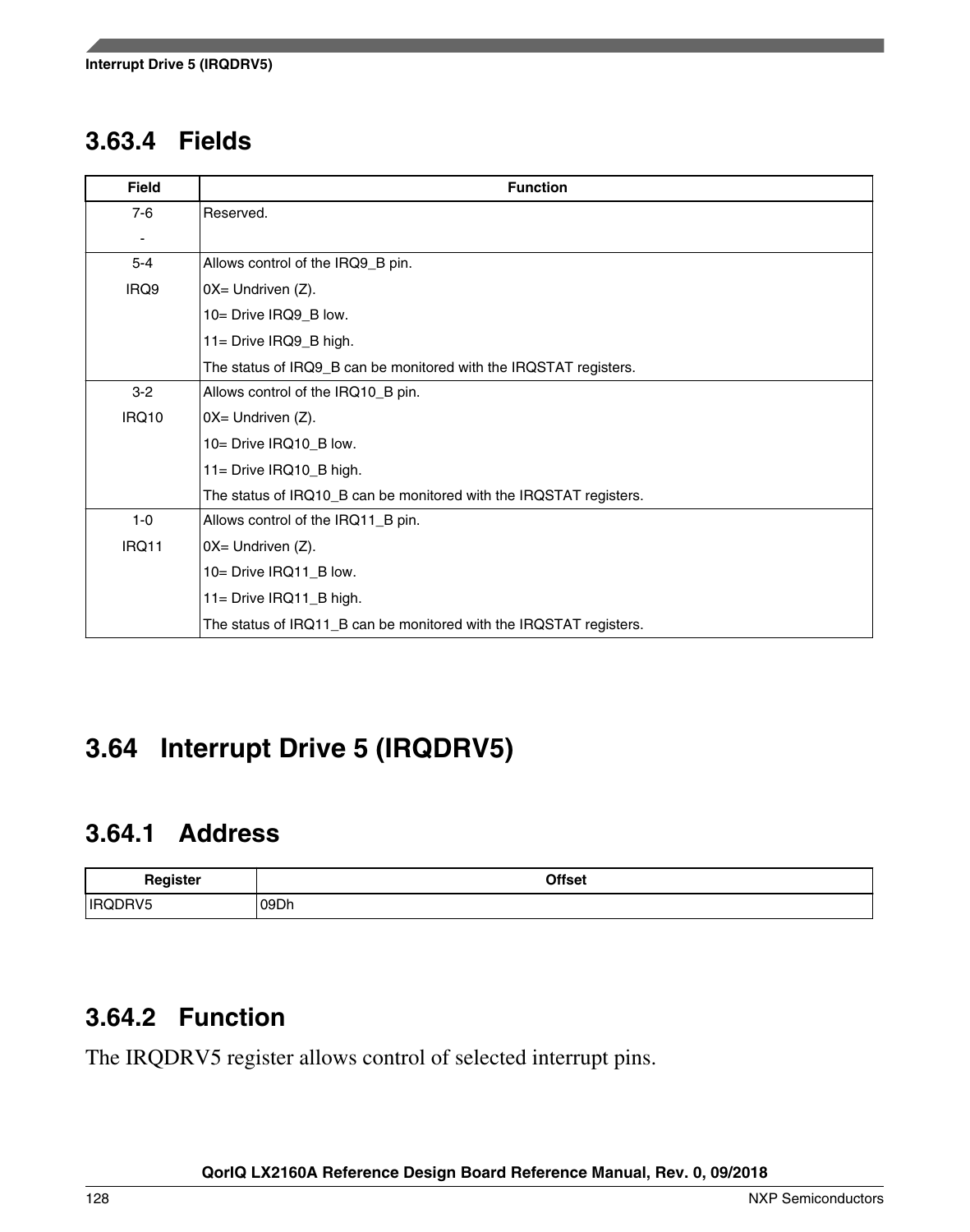### 3.63.4 Fields

| Field | Function |
|---|---|
| 7-6<br>- | Reserved. |
| 5-4<br>IRQ9 | Allows control of the IRQ9_B pin.<br>0X= Undriven (Z).<br>10= Drive IRQ9_B low.<br>11= Drive IRQ9_B high.<br>The status of IRQ9_B can be monitored with the IRQSTAT registers. |
| 3-2<br>IRQ10 | Allows control of the IRQ10_B pin.<br>0X= Undriven (Z).<br>10= Drive IRQ10_B low.<br>11= Drive IRQ10_B high.<br>The status of IRQ10_B can be monitored with the IRQSTAT registers. |
| 1-0<br>IRQ11 | Allows control of the IRQ11_B pin.<br>0X= Undriven (Z).<br>10= Drive IRQ11_B low.<br>11= Drive IRQ11_B high.<br>The status of IRQ11_B can be monitored with the IRQSTAT registers. |

## 3.64 Interrupt Drive 5 (IRQDRV5)

### 3.64.1 Address

| Register | Offset |
|---|---|
| IRQDRV5 | 09Dh |

### 3.64.2 Function

The IRQDRV5 register allows control of selected interrupt pins.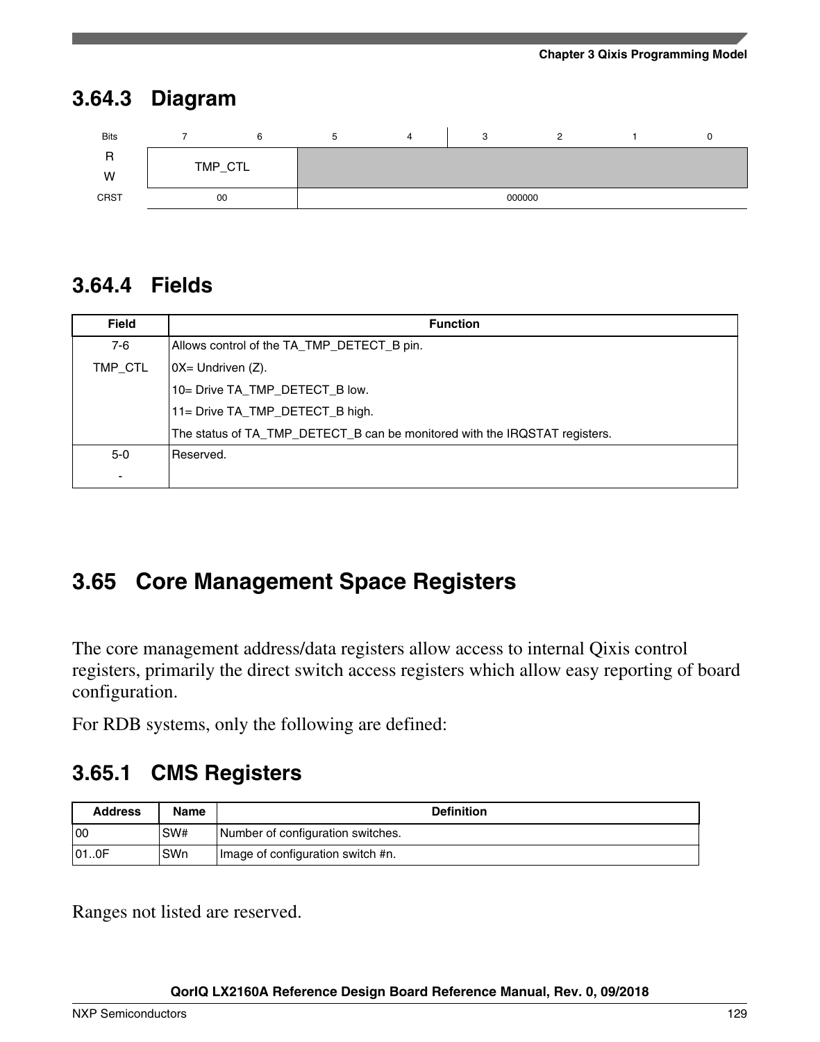## 3.64.3 Diagram

| Bits | 7 | 6 | 5 | 4 | 3 | 2 | 1 | 0 |
|---|---|---|---|---|---|---|---|---|
| R/W | TMP_CTL | | | | | | | |
| CRST | 00 | | 000000 | | | | | |

## 3.64.4 Fields

| Field | Function |
|---|---|
| 7-6<br>TMP_CTL | Allows control of the TA_TMP_DETECT_B pin.<br>0X= Undriven (Z).<br>10= Drive TA_TMP_DETECT_B low.<br>11= Drive TA_TMP_DETECT_B high.<br>The status of TA_TMP_DETECT_B can be monitored with the IRQSTAT registers. |
| 5-0<br>- | Reserved. |

# 3.65 Core Management Space Registers

The core management address/data registers allow access to internal Qixis control registers, primarily the direct switch access registers which allow easy reporting of board configuration.

For RDB systems, only the following are defined:

## 3.65.1 CMS Registers

| Address | Name | Definition |
|---|---|---|
| 00 | SW# | Number of configuration switches. |
| 01..0F | SWn | Image of configuration switch #n. |

Ranges not listed are reserved.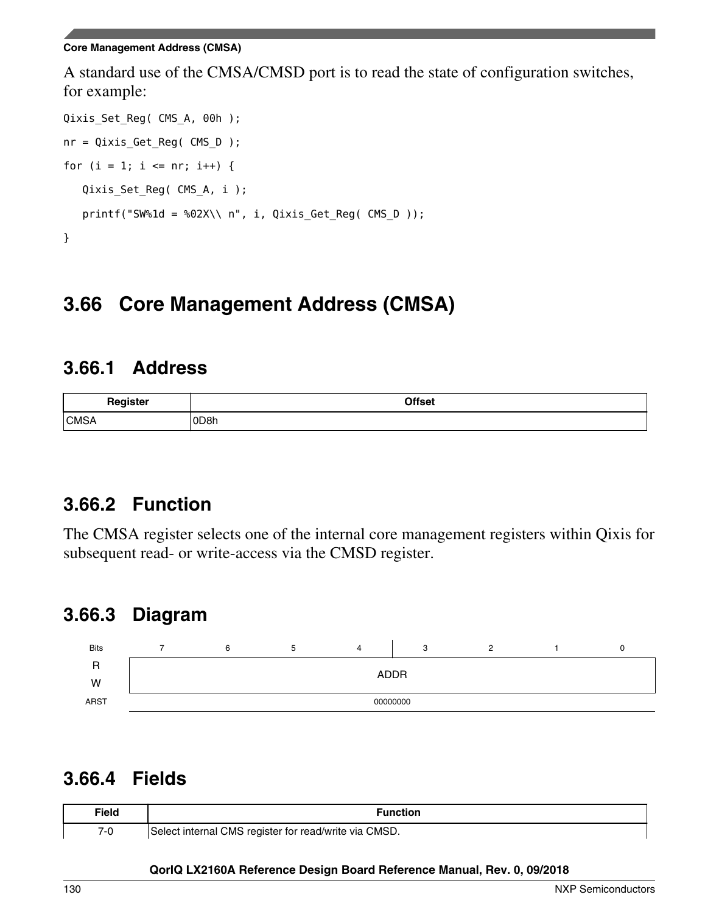A standard use of the CMSA/CMSD port is to read the state of configuration switches, for example:

```
Qixis_Set_Reg( CMS_A, 00h );

nr = Qixis_Get_Reg( CMS_D );

for (i = 1; i <= nr; i++) {

   Qixis_Set_Reg( CMS_A, i );

   printf("SW%1d = %02X\\ n", i, Qixis_Get_Reg( CMS_D ));

}
```

## 3.66 Core Management Address (CMSA)

### 3.66.1 Address

| Register | Offset |
|---|---|
| CMSA | 0D8h |

### 3.66.2 Function

The CMSA register selects one of the internal core management registers within Qixis for subsequent read- or write-access via the CMSD register.

### 3.66.3 Diagram

| Bits | 7 | 6 | 5 | 4 | 3 | 2 | 1 | 0 |
|---|---|---|---|---|---|---|---|---|
| R/W | ADDR | | | | | | | |
| ARST | 00000000 | | | | | | | |

### 3.66.4 Fields

| Field | Function |
|---|---|
| 7-0 | Select internal CMS register for read/write via CMSD. |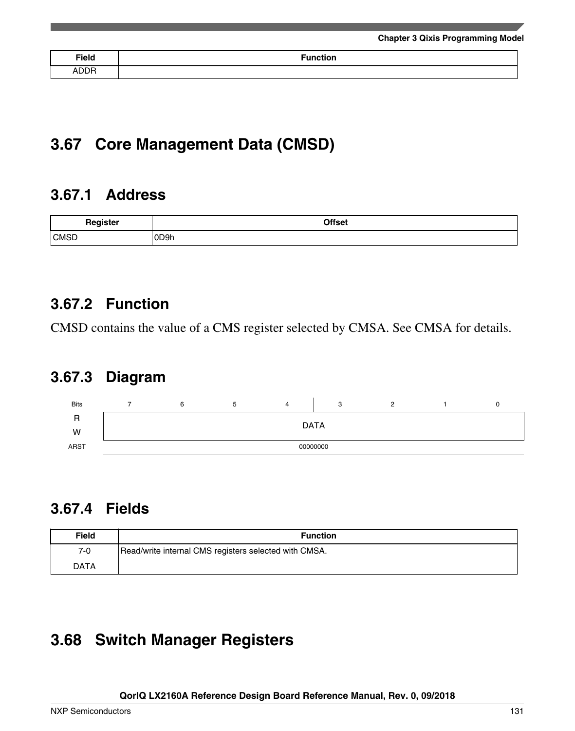| Field | Function |
|---|---|
| ADDR | |

## 3.67 Core Management Data (CMSD)

### 3.67.1 Address

| Register | Offset |
|---|---|
| CMSD | 0D9h |

### 3.67.2 Function

CMSD contains the value of a CMS register selected by CMSA. See CMSA for details.

### 3.67.3 Diagram

| Bits | 7 | 6 | 5 | 4 | 3 | 2 | 1 | 0 |
|---|---|---|---|---|---|---|---|---|
| R<br>W | DATA | | | | | | | |
| ARST | 00000000 | | | | | | | |

### 3.67.4 Fields

| Field | Function |
|---|---|
| 7-0<br>DATA | Read/write internal CMS registers selected with CMSA. |

## 3.68 Switch Manager Registers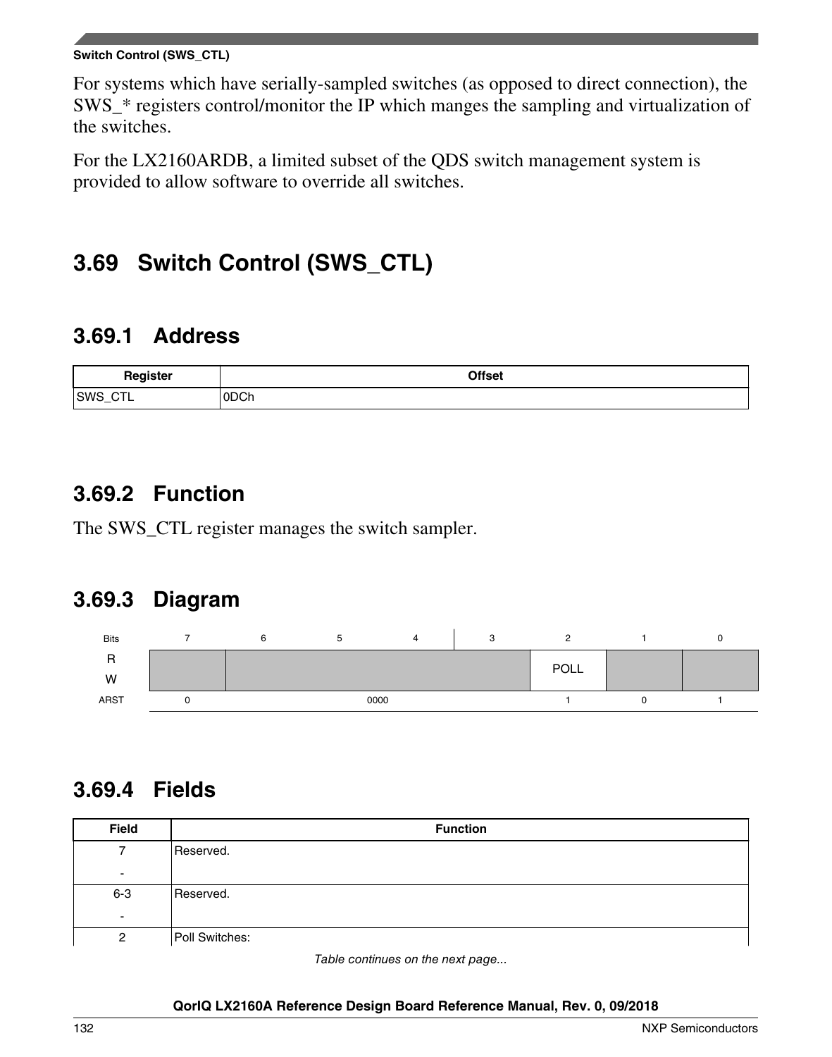For systems which have serially-sampled switches (as opposed to direct connection), the SWS_* registers control/monitor the IP which manges the sampling and virtualization of the switches.

For the LX2160ARDB, a limited subset of the QDS switch management system is provided to allow software to override all switches.

## 3.69 Switch Control (SWS_CTL)

### 3.69.1 Address

| Register | Offset |
|---|---|
| SWS_CTL | 0DCh |

### 3.69.2 Function

The SWS_CTL register manages the switch sampler.

### 3.69.3 Diagram

| Bits | 7 | 6 | 5 | 4 | 3 | 2 | 1 | 0 |
|---|---|---|---|---|---|---|---|---|
| R/W | | | | | | POLL | | |
| ARST | 0 | 0000 | | | | 1 | 0 | 1 |

### 3.69.4 Fields

| Field | Function |
|---|---|
| 7<br>- | Reserved. |
| 6-3<br>- | Reserved. |
| 2 | Poll Switches: |

*Table continues on the next page...*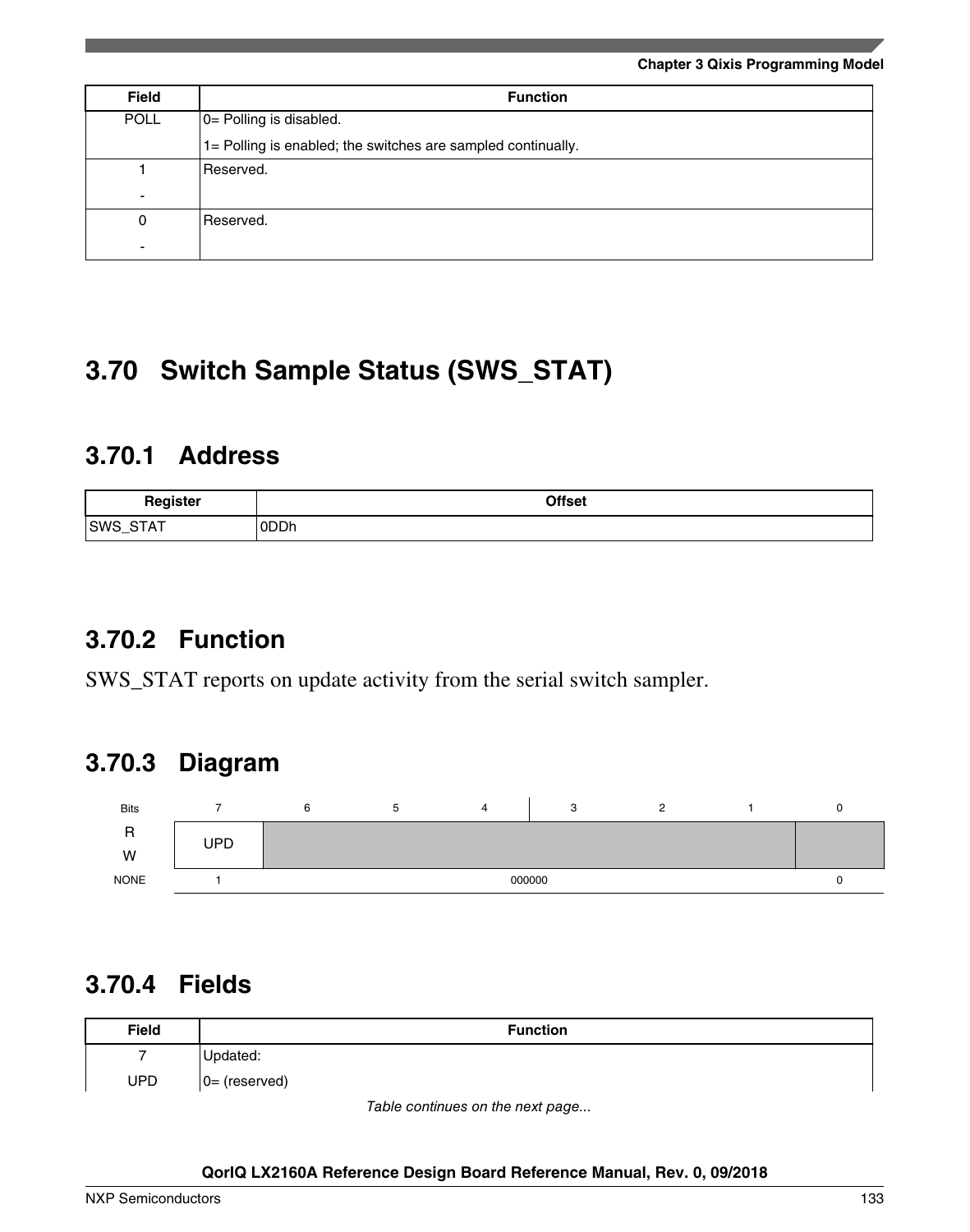| Field | Function |
|---|---|
| POLL | 0= Polling is disabled.<br>1= Polling is enabled; the switches are sampled continually. |
| 1<br>- | Reserved. |
| 0<br>- | Reserved. |

## 3.70 Switch Sample Status (SWS_STAT)

### 3.70.1 Address

| Register | Offset |
|---|---|
| SWS_STAT | 0DDh |

### 3.70.2 Function

SWS_STAT reports on update activity from the serial switch sampler.

### 3.70.3 Diagram

| Bits | 7 | 6 | 5 | 4 | 3 | 2 | 1 | 0 |
|---|---|---|---|---|---|---|---|---|
| R<br>W | UPD | | | | | | | |
| NONE | 1 | 000000 | | | | | | 0 |

### 3.70.4 Fields

| Field | Function |
|---|---|
| 7<br>UPD | Updated:<br>0= (reserved) |

*Table continues on the next page...*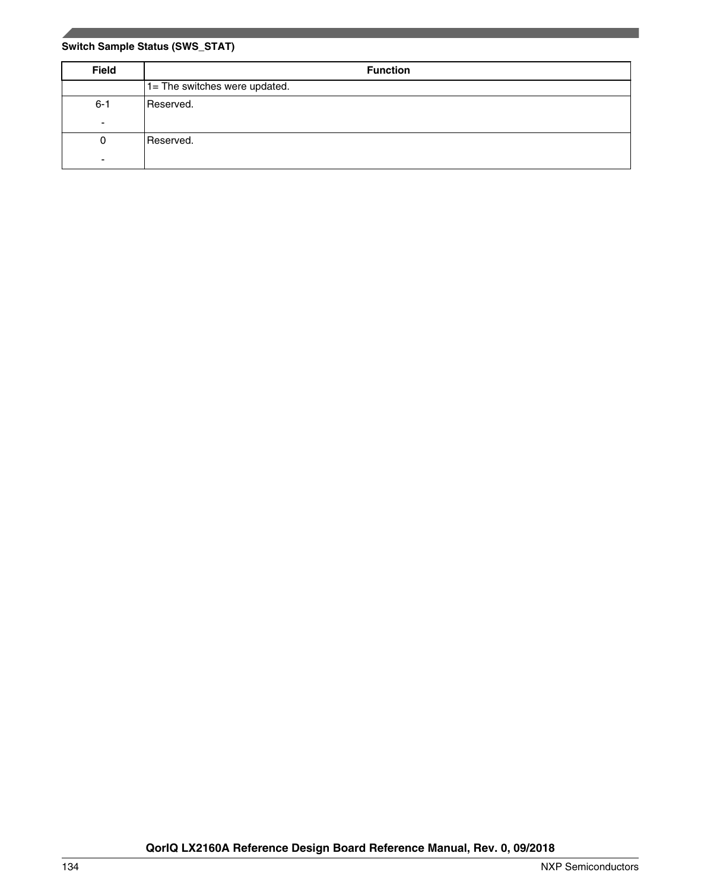**Switch Sample Status (SWS_STAT)**

| Field | Function |
|---|---|
| | 1= The switches were updated. |
| 6-1<br>- | Reserved. |
| 0<br>- | Reserved. |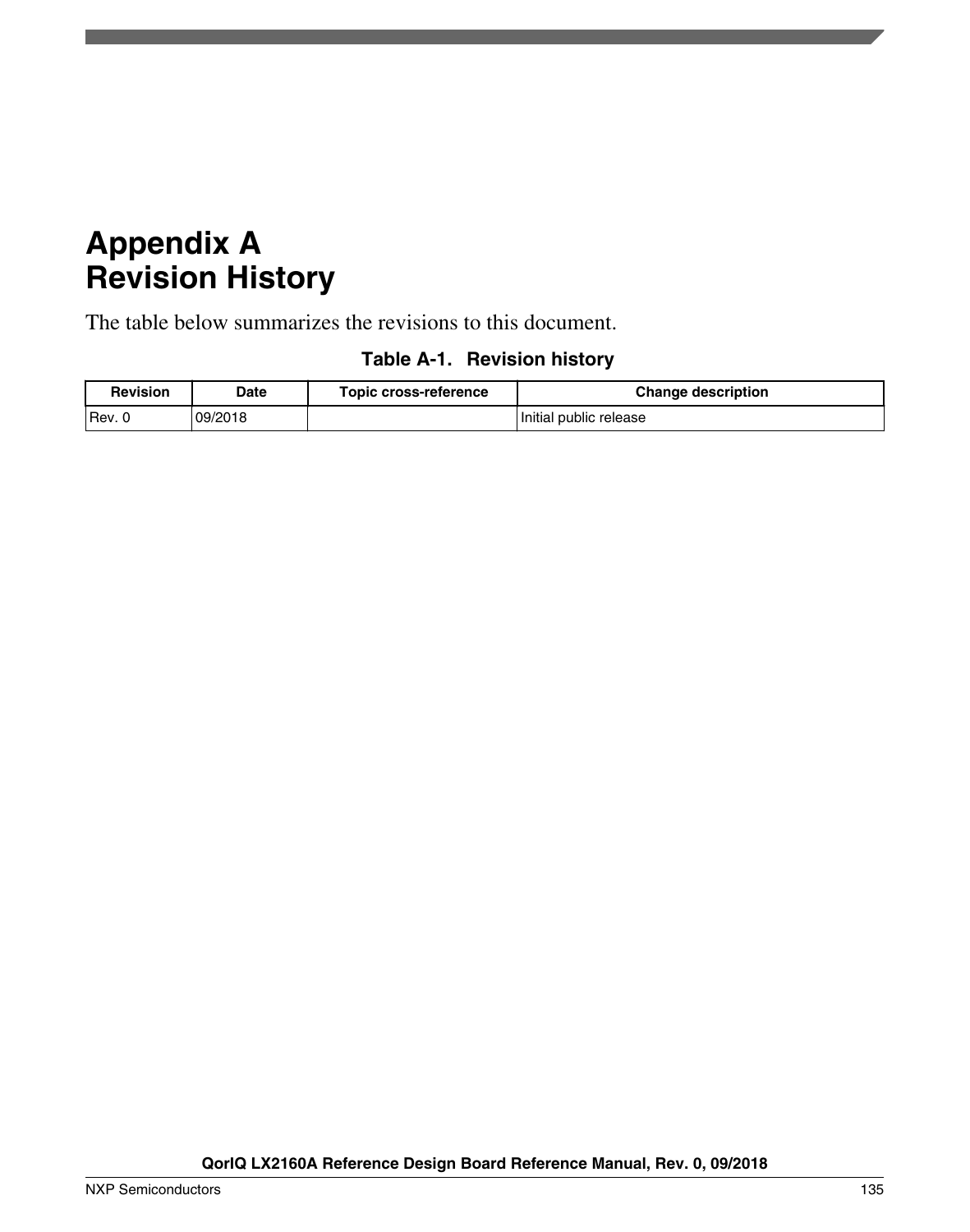# Appendix A
# Revision History

The table below summarizes the revisions to this document.

**Table A-1. Revision history**

| Revision | Date | Topic cross-reference | Change description |
|---|---|---|---|
| Rev. 0 | 09/2018 | | Initial public release |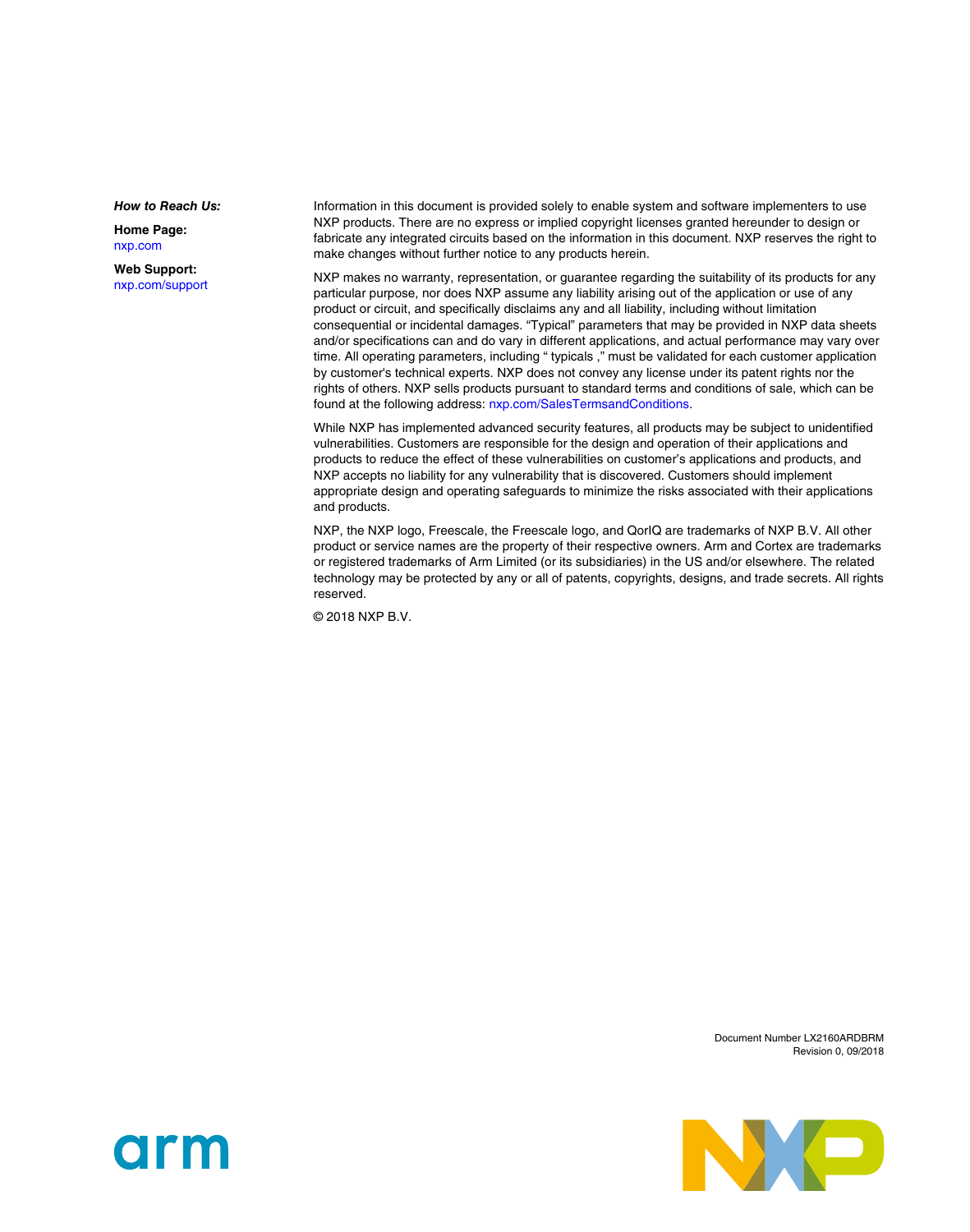***How to Reach Us:***

**Home Page:**
nxp.com

**Web Support:**
nxp.com/support

Information in this document is provided solely to enable system and software implementers to use NXP products. There are no express or implied copyright licenses granted hereunder to design or fabricate any integrated circuits based on the information in this document. NXP reserves the right to make changes without further notice to any products herein.

NXP makes no warranty, representation, or guarantee regarding the suitability of its products for any particular purpose, nor does NXP assume any liability arising out of the application or use of any product or circuit, and specifically disclaims any and all liability, including without limitation consequential or incidental damages. “Typical” parameters that may be provided in NXP data sheets and/or specifications can and do vary in different applications, and actual performance may vary over time. All operating parameters, including “ typicals ,” must be validated for each customer application by customer's technical experts. NXP does not convey any license under its patent rights nor the rights of others. NXP sells products pursuant to standard terms and conditions of sale, which can be found at the following address: nxp.com/SalesTermsandConditions.

While NXP has implemented advanced security features, all products may be subject to unidentified vulnerabilities. Customers are responsible for the design and operation of their applications and products to reduce the effect of these vulnerabilities on customer’s applications and products, and NXP accepts no liability for any vulnerability that is discovered. Customers should implement appropriate design and operating safeguards to minimize the risks associated with their applications and products.

NXP, the NXP logo, Freescale, the Freescale logo, and QorIQ are trademarks of NXP B.V. All other product or service names are the property of their respective owners. Arm and Cortex are trademarks or registered trademarks of Arm Limited (or its subsidiaries) in the US and/or elsewhere. The related technology may be protected by any or all of patents, copyrights, designs, and trade secrets. All rights reserved.

© 2018 NXP B.V.

Document Number LX2160ARDBRM
Revision 0, 09/2018